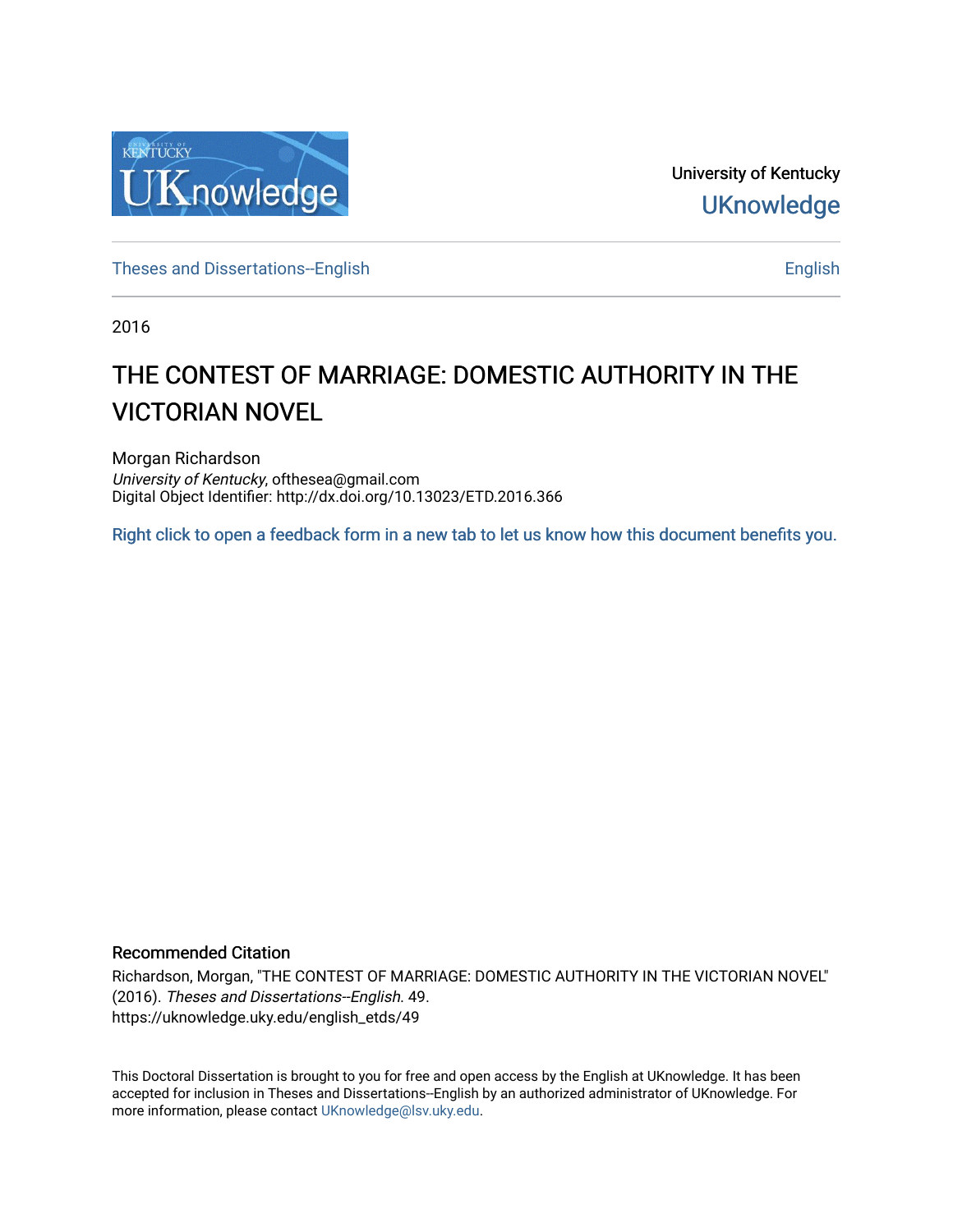University of Kentucky
UKnowledge

Theses and Dissertations--English

English

2016

# THE CONTEST OF MARRIAGE: DOMESTIC AUTHORITY IN THE VICTORIAN NOVEL

Morgan Richardson
*University of Kentucky*, ofthesea@gmail.com
Digital Object Identifier: http://dx.doi.org/10.13023/ETD.2016.366

Right click to open a feedback form in a new tab to let us know how this document benefits you.

## Recommended Citation

Richardson, Morgan, "THE CONTEST OF MARRIAGE: DOMESTIC AUTHORITY IN THE VICTORIAN NOVEL" (2016). *Theses and Dissertations--English*. 49.
https://uknowledge.uky.edu/english_etds/49

This Doctoral Dissertation is brought to you for free and open access by the English at UKnowledge. It has been accepted for inclusion in Theses and Dissertations--English by an authorized administrator of UKnowledge. For more information, please contact UKnowledge@lsv.uky.edu.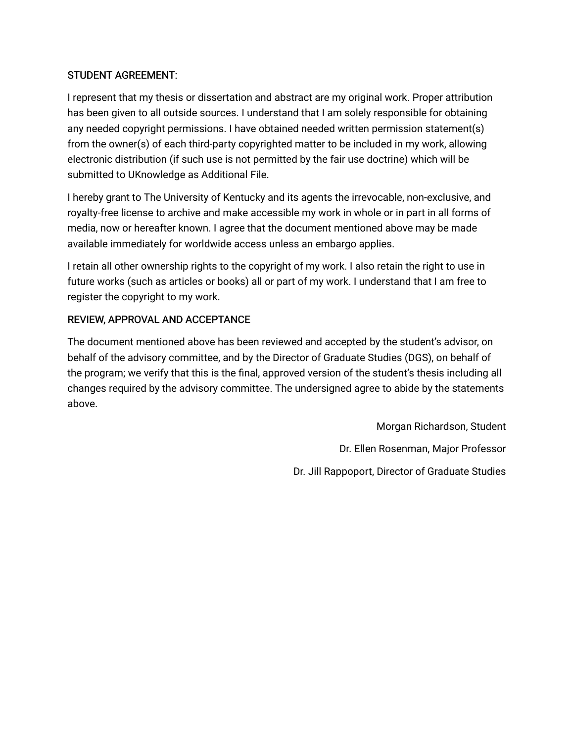STUDENT AGREEMENT:

I represent that my thesis or dissertation and abstract are my original work. Proper attribution has been given to all outside sources. I understand that I am solely responsible for obtaining any needed copyright permissions. I have obtained needed written permission statement(s) from the owner(s) of each third-party copyrighted matter to be included in my work, allowing electronic distribution (if such use is not permitted by the fair use doctrine) which will be submitted to UKnowledge as Additional File.

I hereby grant to The University of Kentucky and its agents the irrevocable, non-exclusive, and royalty-free license to archive and make accessible my work in whole or in part in all forms of media, now or hereafter known. I agree that the document mentioned above may be made available immediately for worldwide access unless an embargo applies.

I retain all other ownership rights to the copyright of my work. I also retain the right to use in future works (such as articles or books) all or part of my work. I understand that I am free to register the copyright to my work.

REVIEW, APPROVAL AND ACCEPTANCE

The document mentioned above has been reviewed and accepted by the student's advisor, on behalf of the advisory committee, and by the Director of Graduate Studies (DGS), on behalf of the program; we verify that this is the final, approved version of the student's thesis including all changes required by the advisory committee. The undersigned agree to abide by the statements above.

Morgan Richardson, Student

Dr. Ellen Rosenman, Major Professor

Dr. Jill Rappoport, Director of Graduate Studies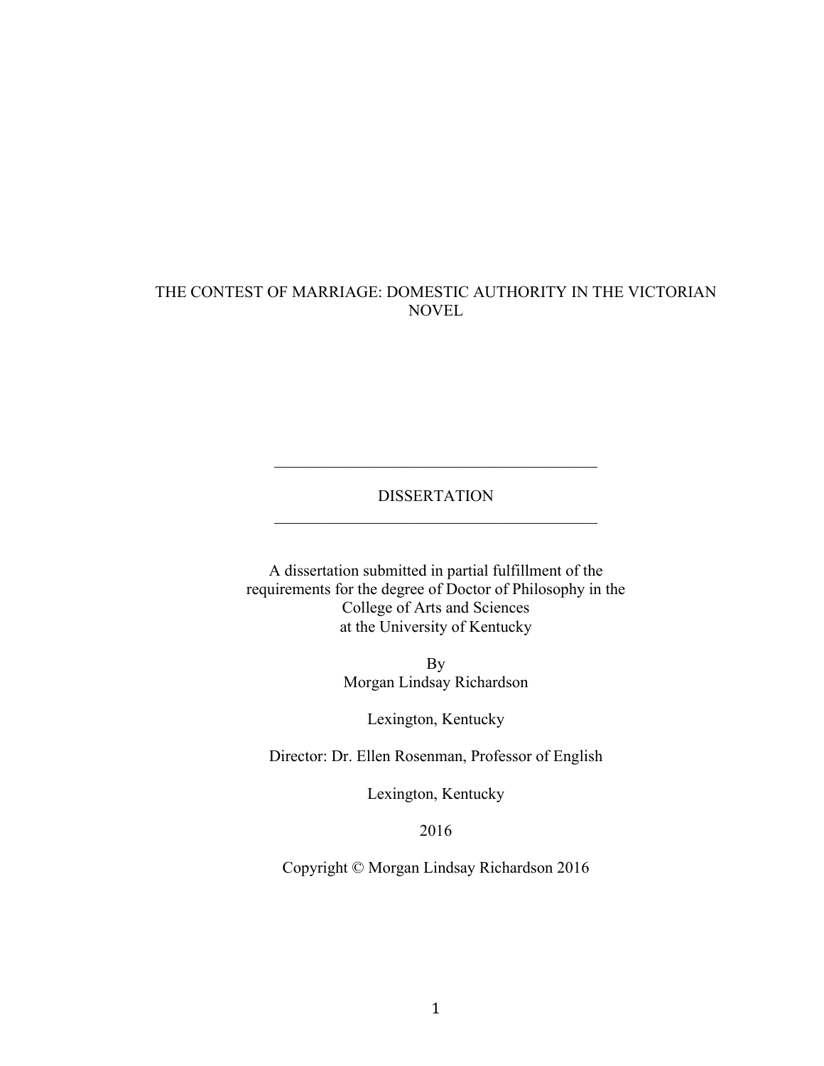# THE CONTEST OF MARRIAGE: DOMESTIC AUTHORITY IN THE VICTORIAN NOVEL

---

DISSERTATION

---

A dissertation submitted in partial fulfillment of the requirements for the degree of Doctor of Philosophy in the College of Arts and Sciences at the University of Kentucky

By
Morgan Lindsay Richardson

Lexington, Kentucky

Director: Dr. Ellen Rosenman, Professor of English

Lexington, Kentucky

2016

Copyright © Morgan Lindsay Richardson 2016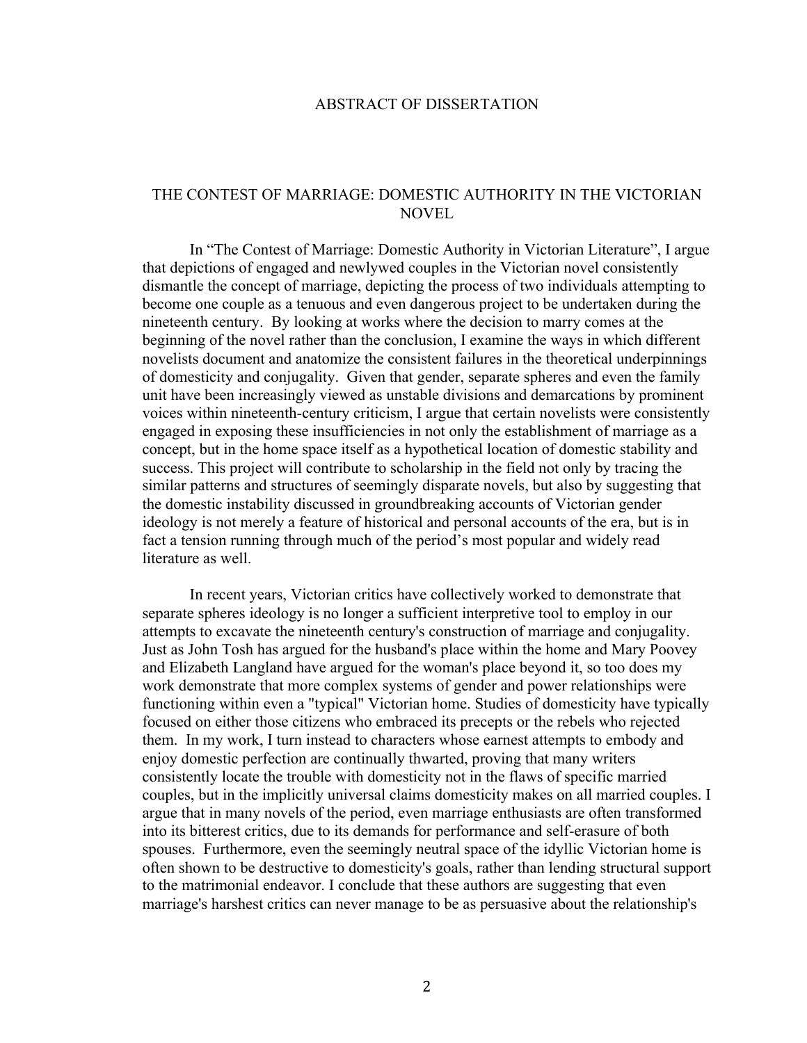# ABSTRACT OF DISSERTATION

## THE CONTEST OF MARRIAGE: DOMESTIC AUTHORITY IN THE VICTORIAN NOVEL

In "The Contest of Marriage: Domestic Authority in Victorian Literature", I argue that depictions of engaged and newlywed couples in the Victorian novel consistently dismantle the concept of marriage, depicting the process of two individuals attempting to become one couple as a tenuous and even dangerous project to be undertaken during the nineteenth century. By looking at works where the decision to marry comes at the beginning of the novel rather than the conclusion, I examine the ways in which different novelists document and anatomize the consistent failures in the theoretical underpinnings of domesticity and conjugality. Given that gender, separate spheres and even the family unit have been increasingly viewed as unstable divisions and demarcations by prominent voices within nineteenth-century criticism, I argue that certain novelists were consistently engaged in exposing these insufficiencies in not only the establishment of marriage as a concept, but in the home space itself as a hypothetical location of domestic stability and success. This project will contribute to scholarship in the field not only by tracing the similar patterns and structures of seemingly disparate novels, but also by suggesting that the domestic instability discussed in groundbreaking accounts of Victorian gender ideology is not merely a feature of historical and personal accounts of the era, but is in fact a tension running through much of the period's most popular and widely read literature as well.

In recent years, Victorian critics have collectively worked to demonstrate that separate spheres ideology is no longer a sufficient interpretive tool to employ in our attempts to excavate the nineteenth century's construction of marriage and conjugality. Just as John Tosh has argued for the husband's place within the home and Mary Poovey and Elizabeth Langland have argued for the woman's place beyond it, so too does my work demonstrate that more complex systems of gender and power relationships were functioning within even a "typical" Victorian home. Studies of domesticity have typically focused on either those citizens who embraced its precepts or the rebels who rejected them. In my work, I turn instead to characters whose earnest attempts to embody and enjoy domestic perfection are continually thwarted, proving that many writers consistently locate the trouble with domesticity not in the flaws of specific married couples, but in the implicitly universal claims domesticity makes on all married couples. I argue that in many novels of the period, even marriage enthusiasts are often transformed into its bitterest critics, due to its demands for performance and self-erasure of both spouses. Furthermore, even the seemingly neutral space of the idyllic Victorian home is often shown to be destructive to domesticity's goals, rather than lending structural support to the matrimonial endeavor. I conclude that these authors are suggesting that even marriage's harshest critics can never manage to be as persuasive about the relationship's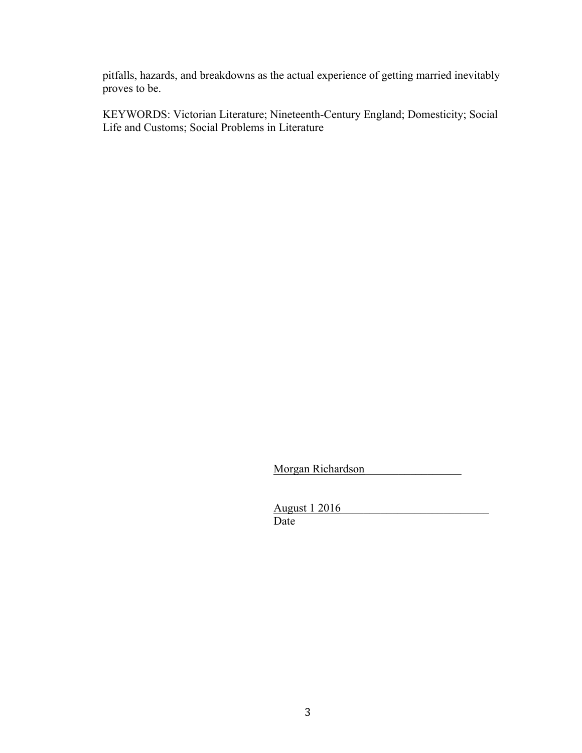pitfalls, hazards, and breakdowns as the actual experience of getting married inevitably proves to be.

KEYWORDS: Victorian Literature; Nineteenth-Century England; Domesticity; Social Life and Customs; Social Problems in Literature

Morgan Richardson

August 1 2016
Date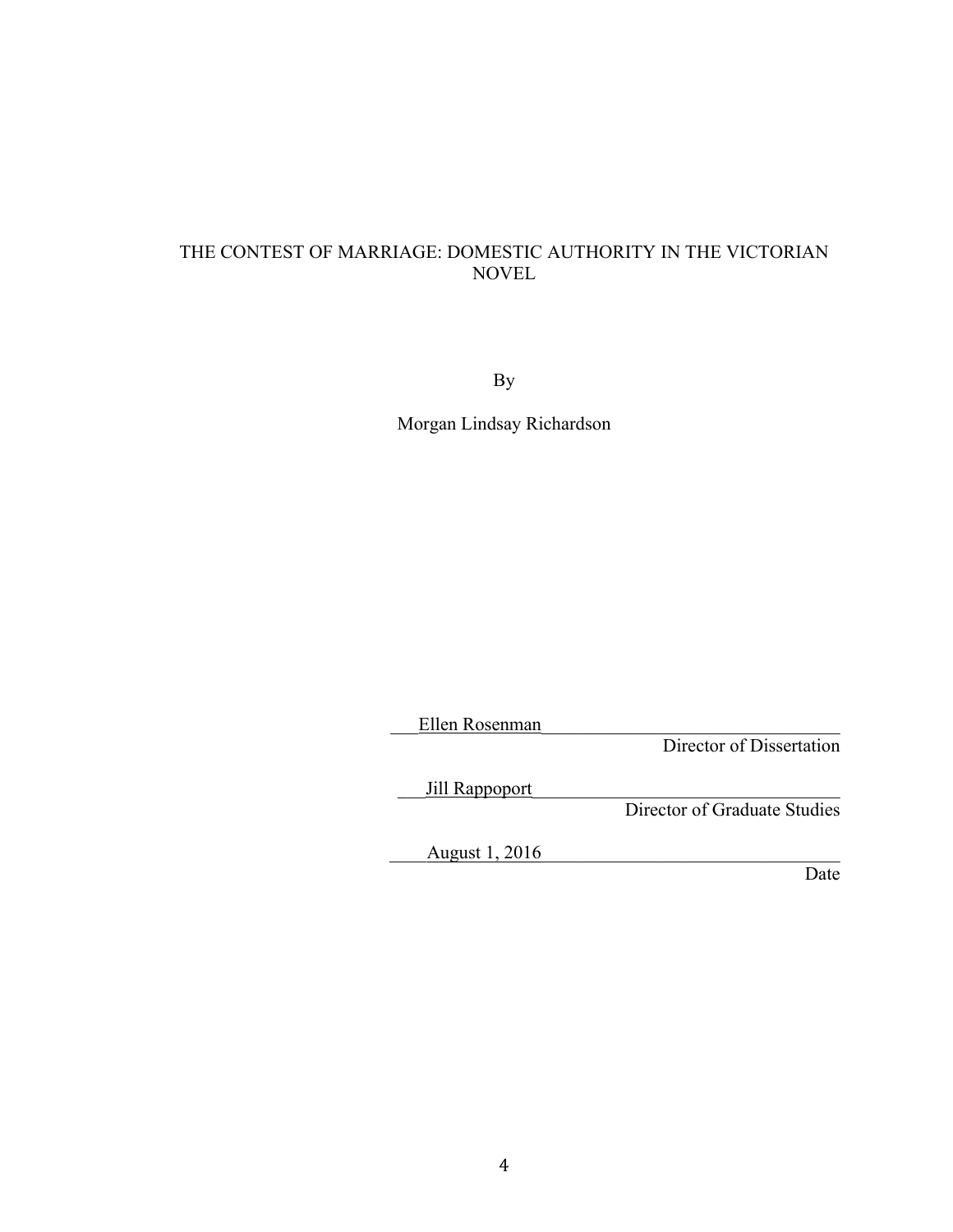THE CONTEST OF MARRIAGE: DOMESTIC AUTHORITY IN THE VICTORIAN NOVEL

By

Morgan Lindsay Richardson

Ellen Rosenman
Director of Dissertation

Jill Rappoport
Director of Graduate Studies

August 1, 2016
Date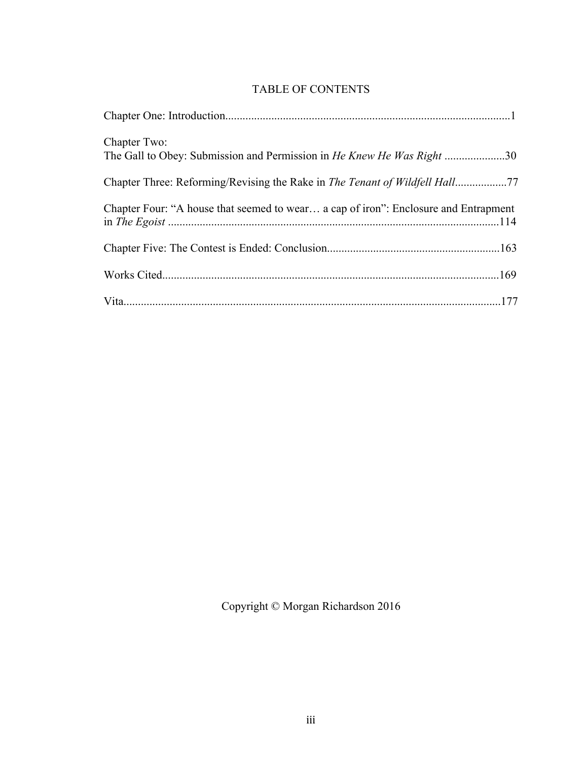# TABLE OF CONTENTS

Chapter One: Introduction....................................................................................................1

Chapter Two:
The Gall to Obey: Submission and Permission in *He Knew He Was Right* .....................30

Chapter Three: Reforming/Revising the Rake in *The Tenant of Wildfell Hall*.................77

Chapter Four: "A house that seemed to wear… a cap of iron": Enclosure and Entrapment in *The Egoist* ..................................................................................................................114

Chapter Five: The Contest is Ended: Conclusion............................................................163

Works Cited.....................................................................................................................169

Vita..................................................................................................................................177

Copyright © Morgan Richardson 2016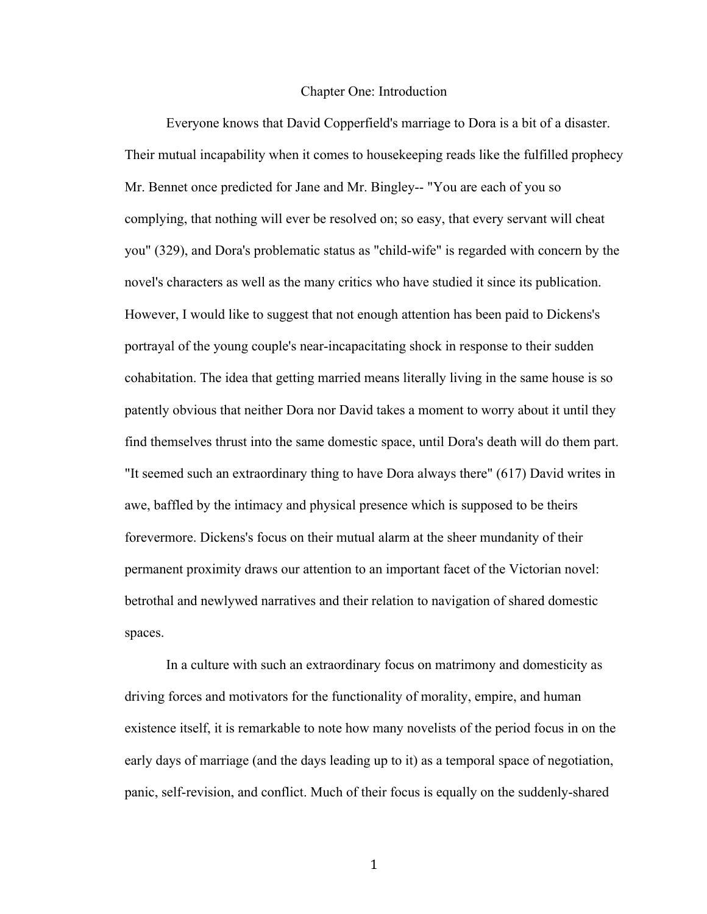# Chapter One: Introduction

Everyone knows that David Copperfield's marriage to Dora is a bit of a disaster. Their mutual incapability when it comes to housekeeping reads like the fulfilled prophecy Mr. Bennet once predicted for Jane and Mr. Bingley-- "You are each of you so complying, that nothing will ever be resolved on; so easy, that every servant will cheat you" (329), and Dora's problematic status as "child-wife" is regarded with concern by the novel's characters as well as the many critics who have studied it since its publication. However, I would like to suggest that not enough attention has been paid to Dickens's portrayal of the young couple's near-incapacitating shock in response to their sudden cohabitation. The idea that getting married means literally living in the same house is so patently obvious that neither Dora nor David takes a moment to worry about it until they find themselves thrust into the same domestic space, until Dora's death will do them part. "It seemed such an extraordinary thing to have Dora always there" (617) David writes in awe, baffled by the intimacy and physical presence which is supposed to be theirs forevermore. Dickens's focus on their mutual alarm at the sheer mundanity of their permanent proximity draws our attention to an important facet of the Victorian novel: betrothal and newlywed narratives and their relation to navigation of shared domestic spaces.

In a culture with such an extraordinary focus on matrimony and domesticity as driving forces and motivators for the functionality of morality, empire, and human existence itself, it is remarkable to note how many novelists of the period focus in on the early days of marriage (and the days leading up to it) as a temporal space of negotiation, panic, self-revision, and conflict. Much of their focus is equally on the suddenly-shared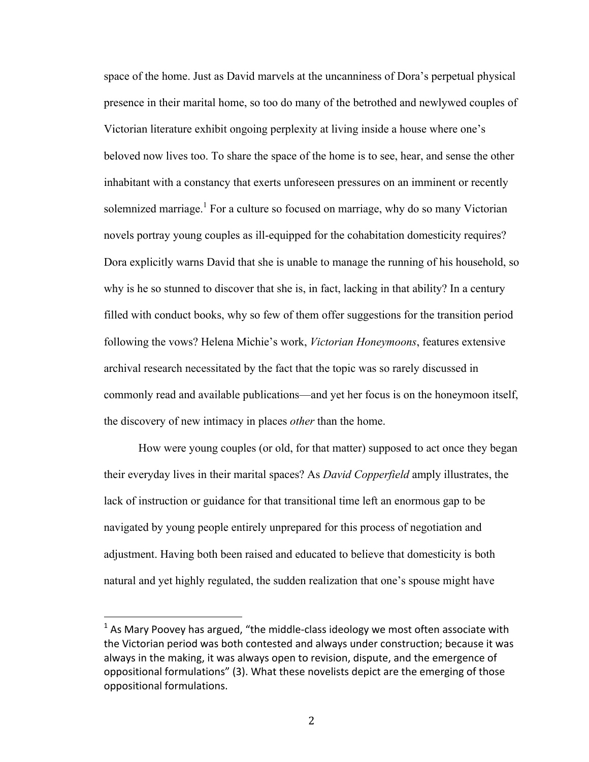space of the home. Just as David marvels at the uncanniness of Dora's perpetual physical presence in their marital home, so too do many of the betrothed and newlywed couples of Victorian literature exhibit ongoing perplexity at living inside a house where one's beloved now lives too. To share the space of the home is to see, hear, and sense the other inhabitant with a constancy that exerts unforeseen pressures on an imminent or recently solemnized marriage.[1] For a culture so focused on marriage, why do so many Victorian novels portray young couples as ill-equipped for the cohabitation domesticity requires? Dora explicitly warns David that she is unable to manage the running of his household, so why is he so stunned to discover that she is, in fact, lacking in that ability? In a century filled with conduct books, why so few of them offer suggestions for the transition period following the vows? Helena Michie's work, *Victorian Honeymoons*, features extensive archival research necessitated by the fact that the topic was so rarely discussed in commonly read and available publications—and yet her focus is on the honeymoon itself, the discovery of new intimacy in places *other* than the home.

How were young couples (or old, for that matter) supposed to act once they began their everyday lives in their marital spaces? As *David Copperfield* amply illustrates, the lack of instruction or guidance for that transitional time left an enormous gap to be navigated by young people entirely unprepared for this process of negotiation and adjustment. Having both been raised and educated to believe that domesticity is both natural and yet highly regulated, the sudden realization that one's spouse might have

[1] As Mary Poovey has argued, "the middle-class ideology we most often associate with the Victorian period was both contested and always under construction; because it was always in the making, it was always open to revision, dispute, and the emergence of oppositional formulations" (3). What these novelists depict are the emerging of those oppositional formulations.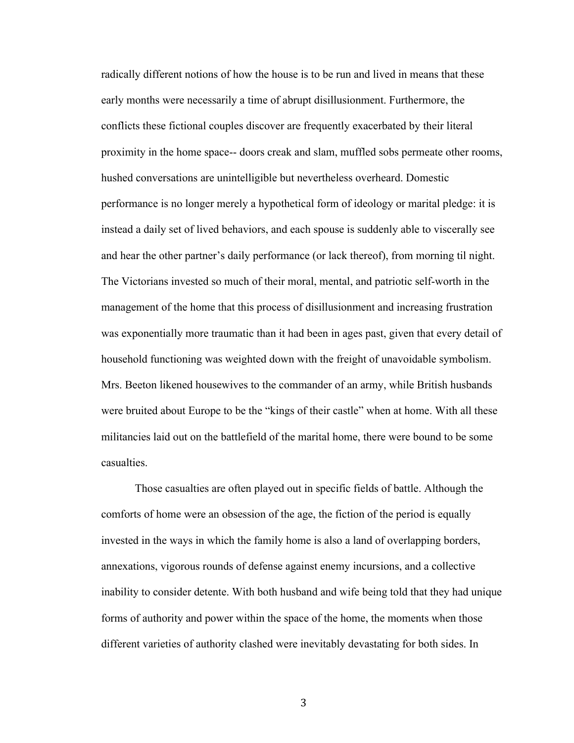radically different notions of how the house is to be run and lived in means that these early months were necessarily a time of abrupt disillusionment. Furthermore, the conflicts these fictional couples discover are frequently exacerbated by their literal proximity in the home space-- doors creak and slam, muffled sobs permeate other rooms, hushed conversations are unintelligible but nevertheless overheard. Domestic performance is no longer merely a hypothetical form of ideology or marital pledge: it is instead a daily set of lived behaviors, and each spouse is suddenly able to viscerally see and hear the other partner's daily performance (or lack thereof), from morning til night. The Victorians invested so much of their moral, mental, and patriotic self-worth in the management of the home that this process of disillusionment and increasing frustration was exponentially more traumatic than it had been in ages past, given that every detail of household functioning was weighted down with the freight of unavoidable symbolism. Mrs. Beeton likened housewives to the commander of an army, while British husbands were bruited about Europe to be the "kings of their castle" when at home. With all these militancies laid out on the battlefield of the marital home, there were bound to be some casualties.

Those casualties are often played out in specific fields of battle. Although the comforts of home were an obsession of the age, the fiction of the period is equally invested in the ways in which the family home is also a land of overlapping borders, annexations, vigorous rounds of defense against enemy incursions, and a collective inability to consider detente. With both husband and wife being told that they had unique forms of authority and power within the space of the home, the moments when those different varieties of authority clashed were inevitably devastating for both sides. In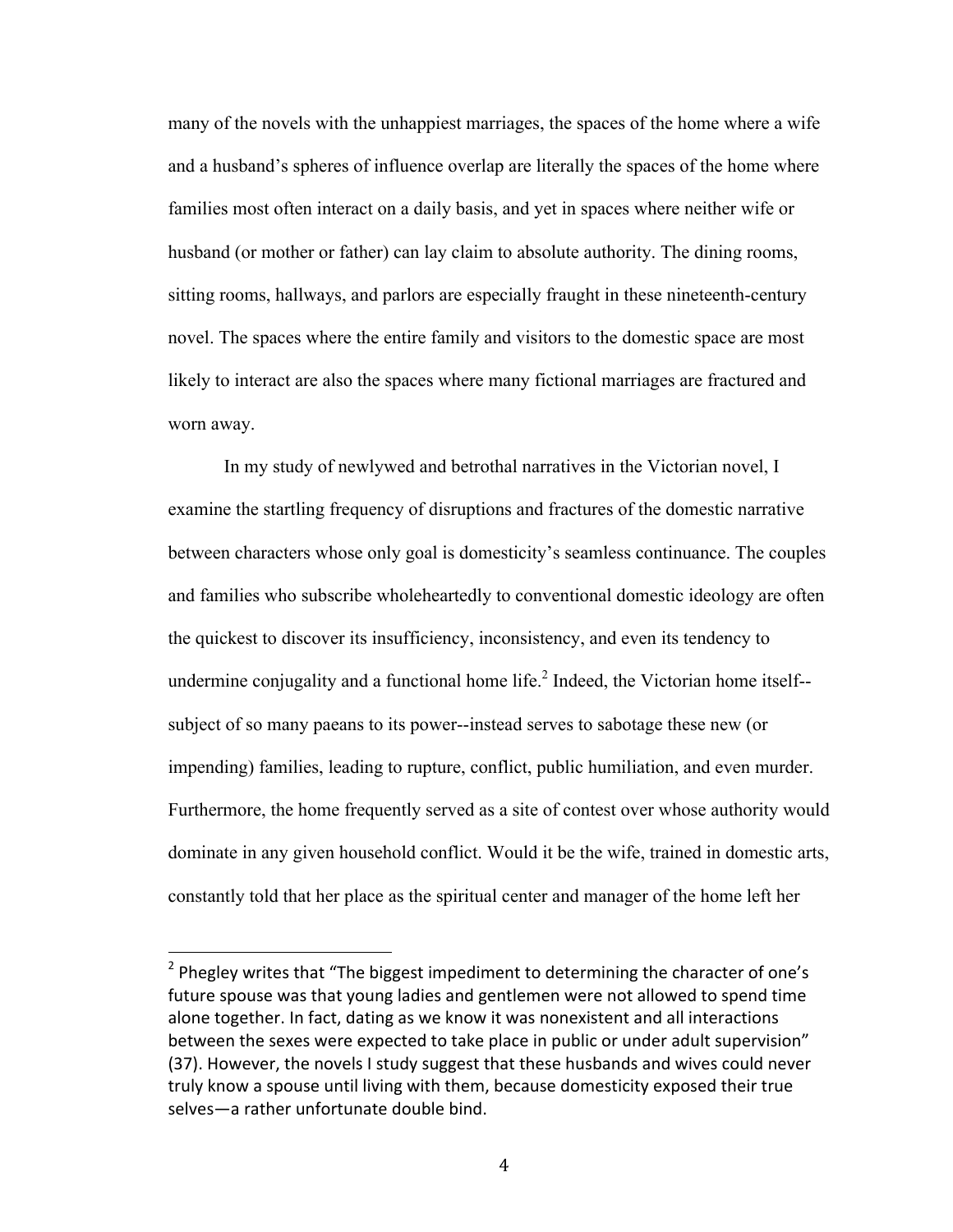many of the novels with the unhappiest marriages, the spaces of the home where a wife and a husband's spheres of influence overlap are literally the spaces of the home where families most often interact on a daily basis, and yet in spaces where neither wife or husband (or mother or father) can lay claim to absolute authority. The dining rooms, sitting rooms, hallways, and parlors are especially fraught in these nineteenth-century novel. The spaces where the entire family and visitors to the domestic space are most likely to interact are also the spaces where many fictional marriages are fractured and worn away.

In my study of newlywed and betrothal narratives in the Victorian novel, I examine the startling frequency of disruptions and fractures of the domestic narrative between characters whose only goal is domesticity's seamless continuance. The couples and families who subscribe wholeheartedly to conventional domestic ideology are often the quickest to discover its insufficiency, inconsistency, and even its tendency to undermine conjugality and a functional home life.[2] Indeed, the Victorian home itself--subject of so many paeans to its power--instead serves to sabotage these new (or impending) families, leading to rupture, conflict, public humiliation, and even murder. Furthermore, the home frequently served as a site of contest over whose authority would dominate in any given household conflict. Would it be the wife, trained in domestic arts, constantly told that her place as the spiritual center and manager of the home left her

[2] Phegley writes that "The biggest impediment to determining the character of one's future spouse was that young ladies and gentlemen were not allowed to spend time alone together. In fact, dating as we know it was nonexistent and all interactions between the sexes were expected to take place in public or under adult supervision" (37). However, the novels I study suggest that these husbands and wives could never truly know a spouse until living with them, because domesticity exposed their true selves—a rather unfortunate double bind.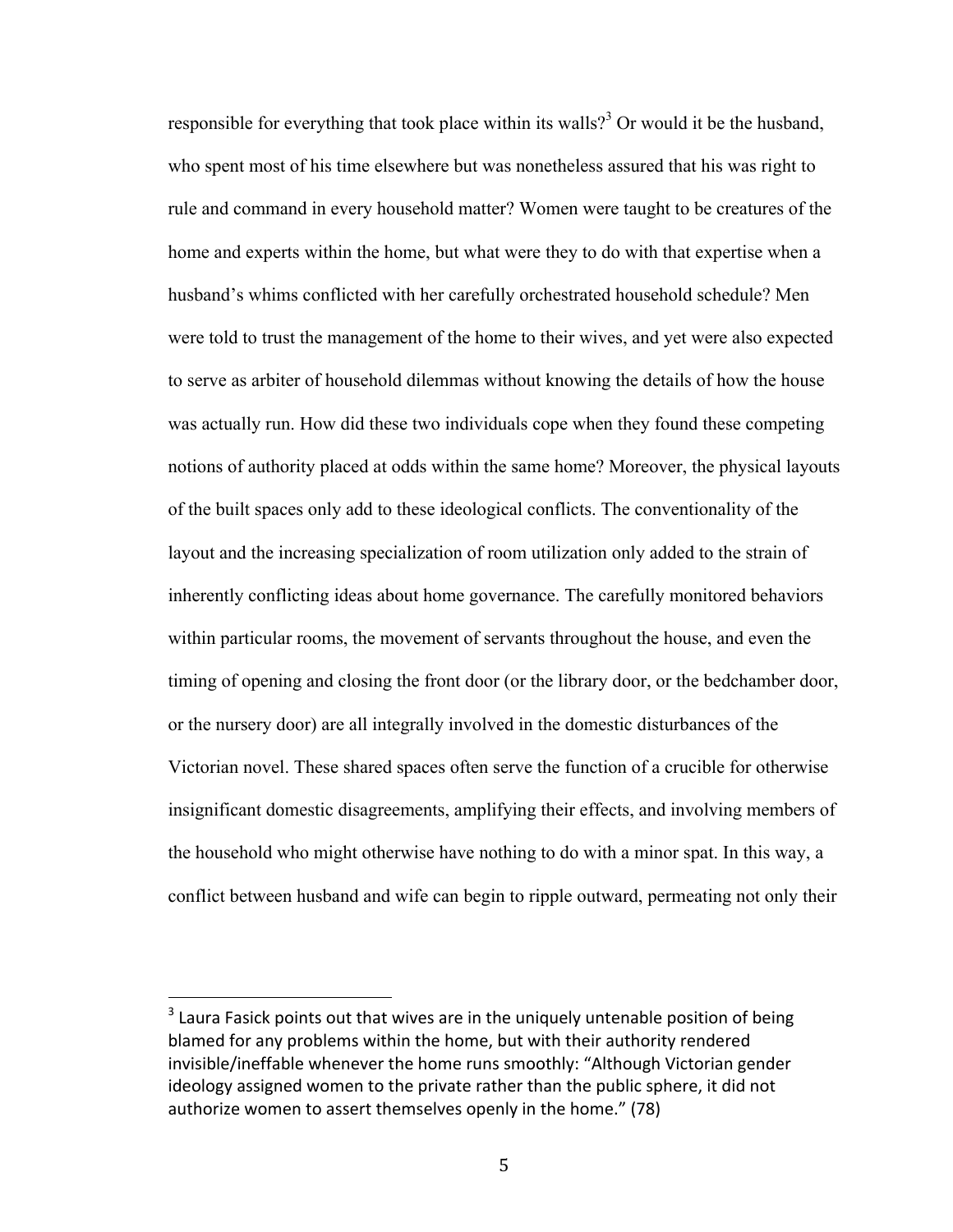responsible for everything that took place within its walls?[3] Or would it be the husband, who spent most of his time elsewhere but was nonetheless assured that his was right to rule and command in every household matter? Women were taught to be creatures of the home and experts within the home, but what were they to do with that expertise when a husband's whims conflicted with her carefully orchestrated household schedule? Men were told to trust the management of the home to their wives, and yet were also expected to serve as arbiter of household dilemmas without knowing the details of how the house was actually run. How did these two individuals cope when they found these competing notions of authority placed at odds within the same home? Moreover, the physical layouts of the built spaces only add to these ideological conflicts. The conventionality of the layout and the increasing specialization of room utilization only added to the strain of inherently conflicting ideas about home governance. The carefully monitored behaviors within particular rooms, the movement of servants throughout the house, and even the timing of opening and closing the front door (or the library door, or the bedchamber door, or the nursery door) are all integrally involved in the domestic disturbances of the Victorian novel. These shared spaces often serve the function of a crucible for otherwise insignificant domestic disagreements, amplifying their effects, and involving members of the household who might otherwise have nothing to do with a minor spat. In this way, a conflict between husband and wife can begin to ripple outward, permeating not only their

[3] Laura Fasick points out that wives are in the uniquely untenable position of being blamed for any problems within the home, but with their authority rendered invisible/ineffable whenever the home runs smoothly: "Although Victorian gender ideology assigned women to the private rather than the public sphere, it did not authorize women to assert themselves openly in the home." (78)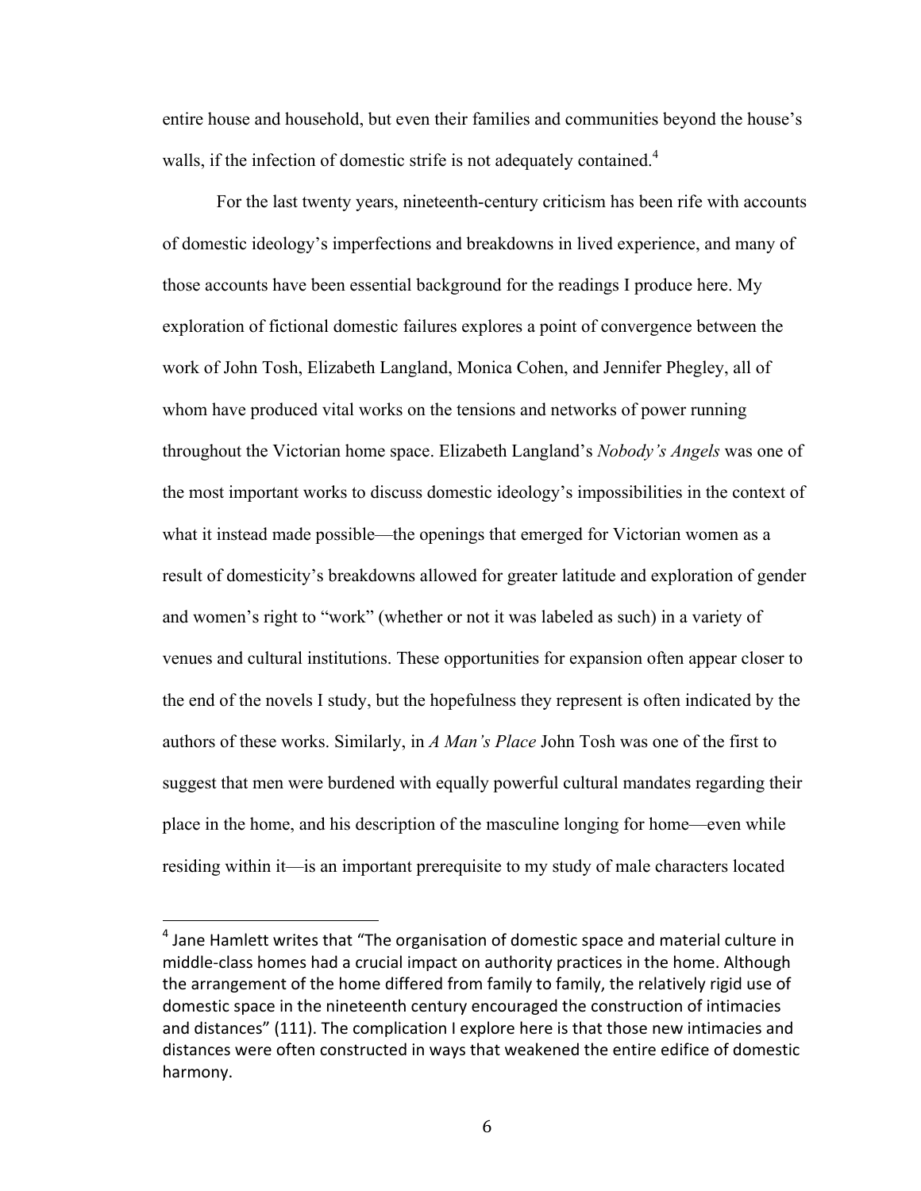entire house and household, but even their families and communities beyond the house's walls, if the infection of domestic strife is not adequately contained.[4]

For the last twenty years, nineteenth-century criticism has been rife with accounts of domestic ideology's imperfections and breakdowns in lived experience, and many of those accounts have been essential background for the readings I produce here. My exploration of fictional domestic failures explores a point of convergence between the work of John Tosh, Elizabeth Langland, Monica Cohen, and Jennifer Phegley, all of whom have produced vital works on the tensions and networks of power running throughout the Victorian home space. Elizabeth Langland's *Nobody's Angels* was one of the most important works to discuss domestic ideology's impossibilities in the context of what it instead made possible—the openings that emerged for Victorian women as a result of domesticity's breakdowns allowed for greater latitude and exploration of gender and women's right to "work" (whether or not it was labeled as such) in a variety of venues and cultural institutions. These opportunities for expansion often appear closer to the end of the novels I study, but the hopefulness they represent is often indicated by the authors of these works. Similarly, in *A Man's Place* John Tosh was one of the first to suggest that men were burdened with equally powerful cultural mandates regarding their place in the home, and his description of the masculine longing for home—even while residing within it—is an important prerequisite to my study of male characters located

[4] Jane Hamlett writes that "The organisation of domestic space and material culture in middle-class homes had a crucial impact on authority practices in the home. Although the arrangement of the home differed from family to family, the relatively rigid use of domestic space in the nineteenth century encouraged the construction of intimacies and distances" (111). The complication I explore here is that those new intimacies and distances were often constructed in ways that weakened the entire edifice of domestic harmony.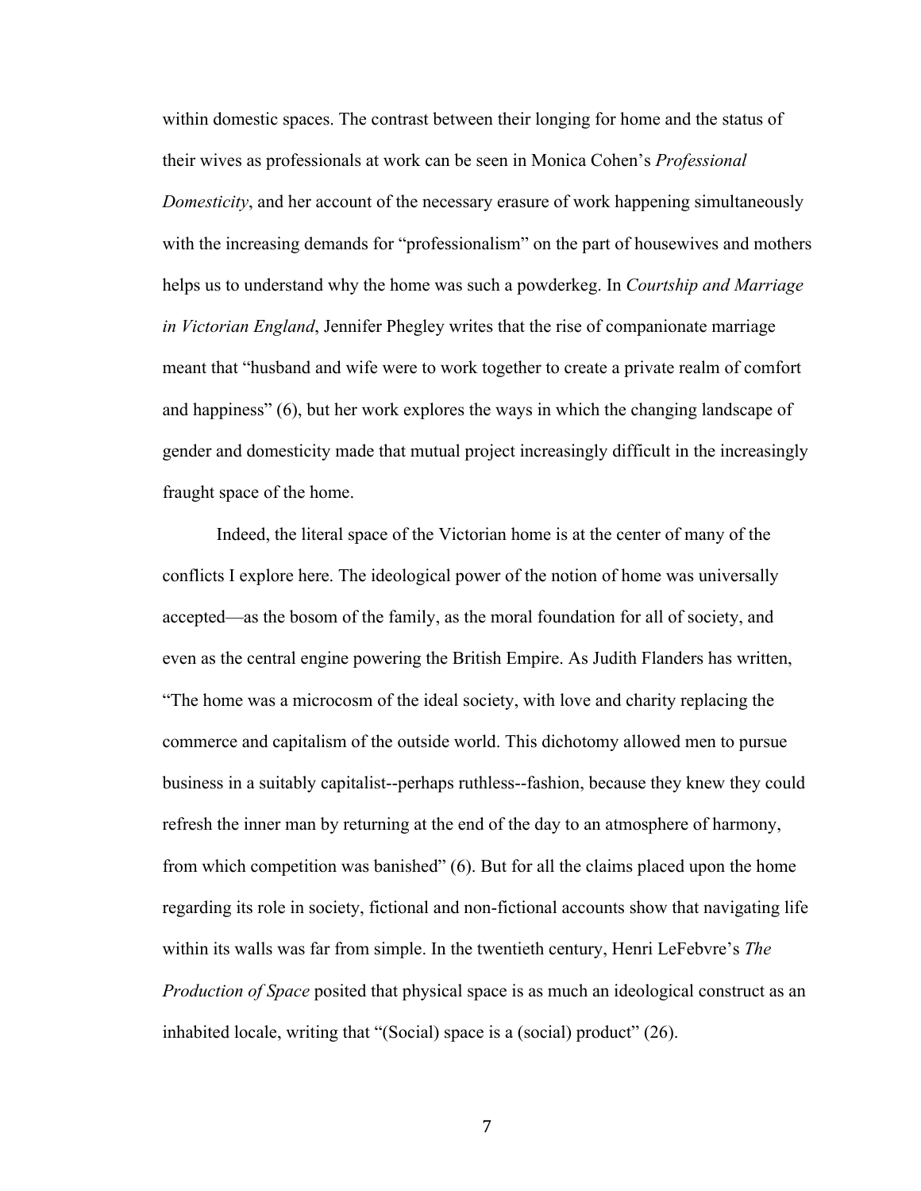within domestic spaces. The contrast between their longing for home and the status of their wives as professionals at work can be seen in Monica Cohen's *Professional Domesticity*, and her account of the necessary erasure of work happening simultaneously with the increasing demands for "professionalism" on the part of housewives and mothers helps us to understand why the home was such a powderkeg. In *Courtship and Marriage in Victorian England*, Jennifer Phegley writes that the rise of companionate marriage meant that "husband and wife were to work together to create a private realm of comfort and happiness" (6), but her work explores the ways in which the changing landscape of gender and domesticity made that mutual project increasingly difficult in the increasingly fraught space of the home.

Indeed, the literal space of the Victorian home is at the center of many of the conflicts I explore here. The ideological power of the notion of home was universally accepted—as the bosom of the family, as the moral foundation for all of society, and even as the central engine powering the British Empire. As Judith Flanders has written, "The home was a microcosm of the ideal society, with love and charity replacing the commerce and capitalism of the outside world. This dichotomy allowed men to pursue business in a suitably capitalist--perhaps ruthless--fashion, because they knew they could refresh the inner man by returning at the end of the day to an atmosphere of harmony, from which competition was banished" (6). But for all the claims placed upon the home regarding its role in society, fictional and non-fictional accounts show that navigating life within its walls was far from simple. In the twentieth century, Henri LeFebvre's *The Production of Space* posited that physical space is as much an ideological construct as an inhabited locale, writing that "(Social) space is a (social) product" (26).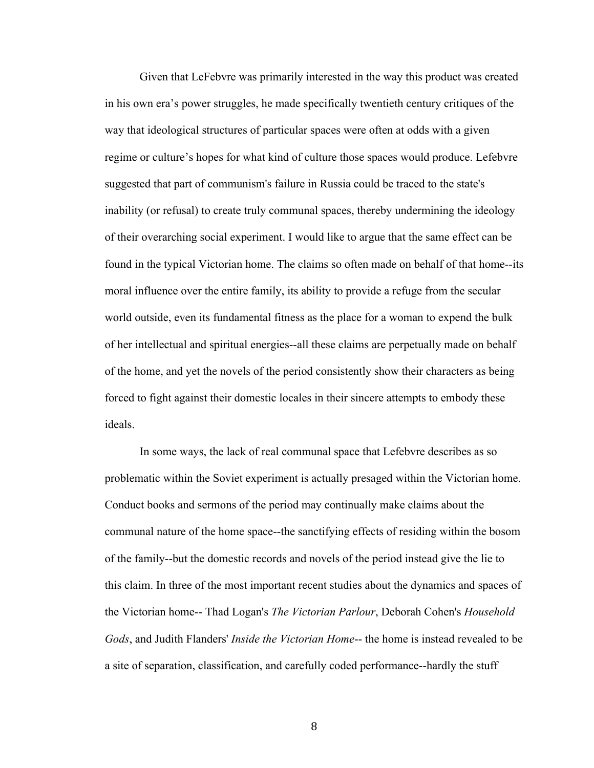Given that LeFebvre was primarily interested in the way this product was created in his own era's power struggles, he made specifically twentieth century critiques of the way that ideological structures of particular spaces were often at odds with a given regime or culture's hopes for what kind of culture those spaces would produce. Lefebvre suggested that part of communism's failure in Russia could be traced to the state's inability (or refusal) to create truly communal spaces, thereby undermining the ideology of their overarching social experiment. I would like to argue that the same effect can be found in the typical Victorian home. The claims so often made on behalf of that home--its moral influence over the entire family, its ability to provide a refuge from the secular world outside, even its fundamental fitness as the place for a woman to expend the bulk of her intellectual and spiritual energies--all these claims are perpetually made on behalf of the home, and yet the novels of the period consistently show their characters as being forced to fight against their domestic locales in their sincere attempts to embody these ideals.

In some ways, the lack of real communal space that Lefebvre describes as so problematic within the Soviet experiment is actually presaged within the Victorian home. Conduct books and sermons of the period may continually make claims about the communal nature of the home space--the sanctifying effects of residing within the bosom of the family--but the domestic records and novels of the period instead give the lie to this claim. In three of the most important recent studies about the dynamics and spaces of the Victorian home-- Thad Logan's *The Victorian Parlour*, Deborah Cohen's *Household Gods*, and Judith Flanders' *Inside the Victorian Home*-- the home is instead revealed to be a site of separation, classification, and carefully coded performance--hardly the stuff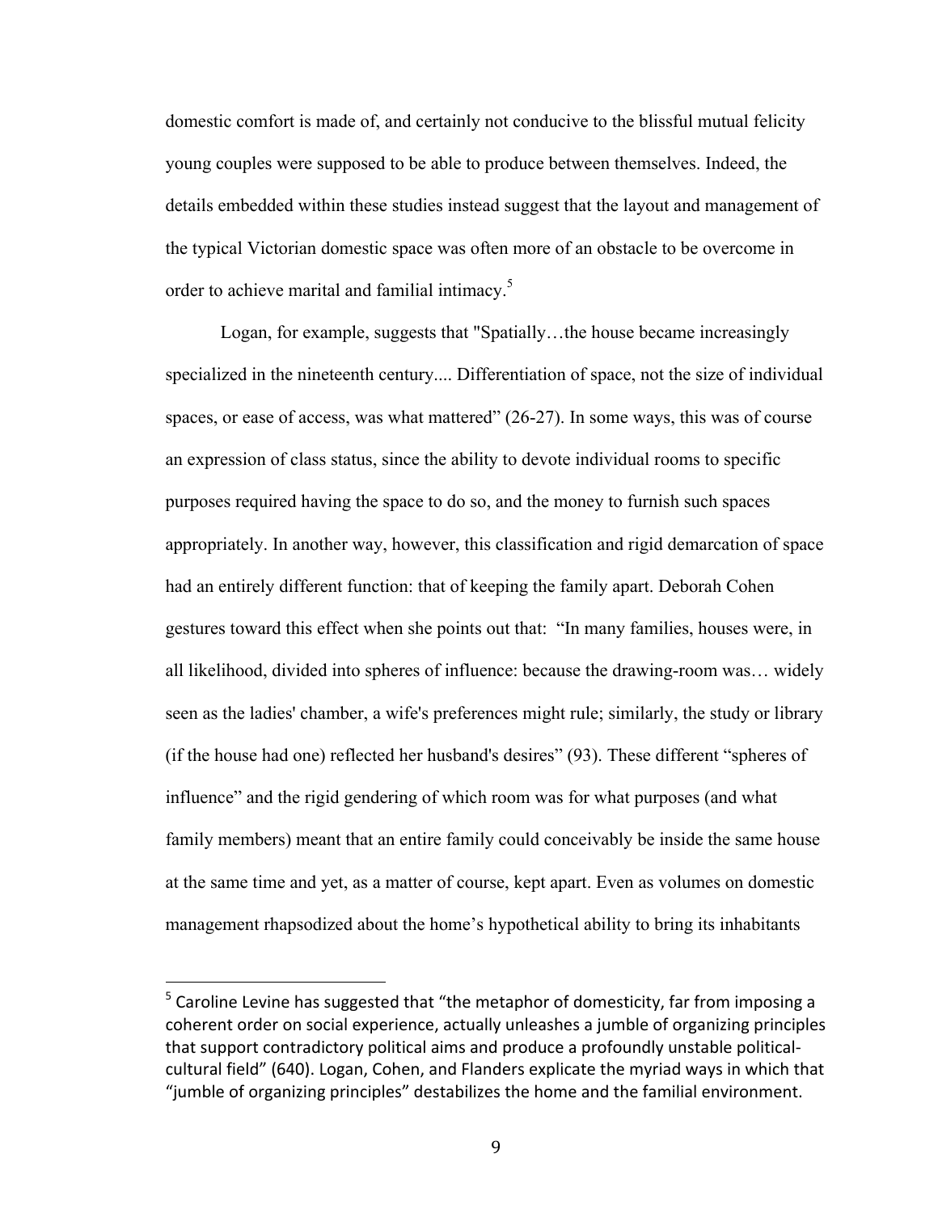domestic comfort is made of, and certainly not conducive to the blissful mutual felicity young couples were supposed to be able to produce between themselves. Indeed, the details embedded within these studies instead suggest that the layout and management of the typical Victorian domestic space was often more of an obstacle to be overcome in order to achieve marital and familial intimacy.[5]

Logan, for example, suggests that "Spatially…the house became increasingly specialized in the nineteenth century.... Differentiation of space, not the size of individual spaces, or ease of access, was what mattered" (26-27). In some ways, this was of course an expression of class status, since the ability to devote individual rooms to specific purposes required having the space to do so, and the money to furnish such spaces appropriately. In another way, however, this classification and rigid demarcation of space had an entirely different function: that of keeping the family apart. Deborah Cohen gestures toward this effect when she points out that: "In many families, houses were, in all likelihood, divided into spheres of influence: because the drawing-room was… widely seen as the ladies' chamber, a wife's preferences might rule; similarly, the study or library (if the house had one) reflected her husband's desires" (93). These different "spheres of influence" and the rigid gendering of which room was for what purposes (and what family members) meant that an entire family could conceivably be inside the same house at the same time and yet, as a matter of course, kept apart. Even as volumes on domestic management rhapsodized about the home's hypothetical ability to bring its inhabitants

---

[5] Caroline Levine has suggested that "the metaphor of domesticity, far from imposing a coherent order on social experience, actually unleashes a jumble of organizing principles that support contradictory political aims and produce a profoundly unstable political-cultural field" (640). Logan, Cohen, and Flanders explicate the myriad ways in which that "jumble of organizing principles" destabilizes the home and the familial environment.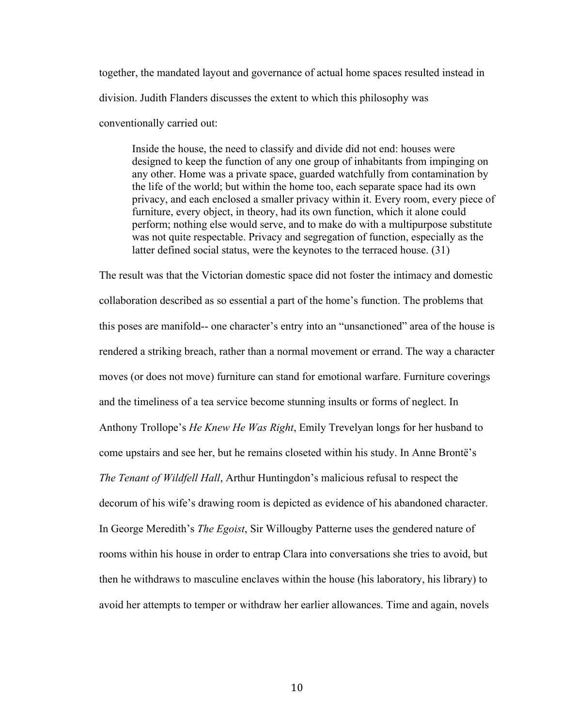together, the mandated layout and governance of actual home spaces resulted instead in division. Judith Flanders discusses the extent to which this philosophy was conventionally carried out:

> Inside the house, the need to classify and divide did not end: houses were designed to keep the function of any one group of inhabitants from impinging on any other. Home was a private space, guarded watchfully from contamination by the life of the world; but within the home too, each separate space had its own privacy, and each enclosed a smaller privacy within it. Every room, every piece of furniture, every object, in theory, had its own function, which it alone could perform; nothing else would serve, and to make do with a multipurpose substitute was not quite respectable. Privacy and segregation of function, especially as the latter defined social status, were the keynotes to the terraced house. (31)

The result was that the Victorian domestic space did not foster the intimacy and domestic collaboration described as so essential a part of the home's function. The problems that this poses are manifold-- one character's entry into an "unsanctioned" area of the house is rendered a striking breach, rather than a normal movement or errand. The way a character moves (or does not move) furniture can stand for emotional warfare. Furniture coverings and the timeliness of a tea service become stunning insults or forms of neglect. In Anthony Trollope's *He Knew He Was Right*, Emily Trevelyan longs for her husband to come upstairs and see her, but he remains closeted within his study. In Anne Brontë's *The Tenant of Wildfell Hall*, Arthur Huntingdon's malicious refusal to respect the decorum of his wife's drawing room is depicted as evidence of his abandoned character. In George Meredith's *The Egoist*, Sir Willougby Patterne uses the gendered nature of rooms within his house in order to entrap Clara into conversations she tries to avoid, but then he withdraws to masculine enclaves within the house (his laboratory, his library) to avoid her attempts to temper or withdraw her earlier allowances. Time and again, novels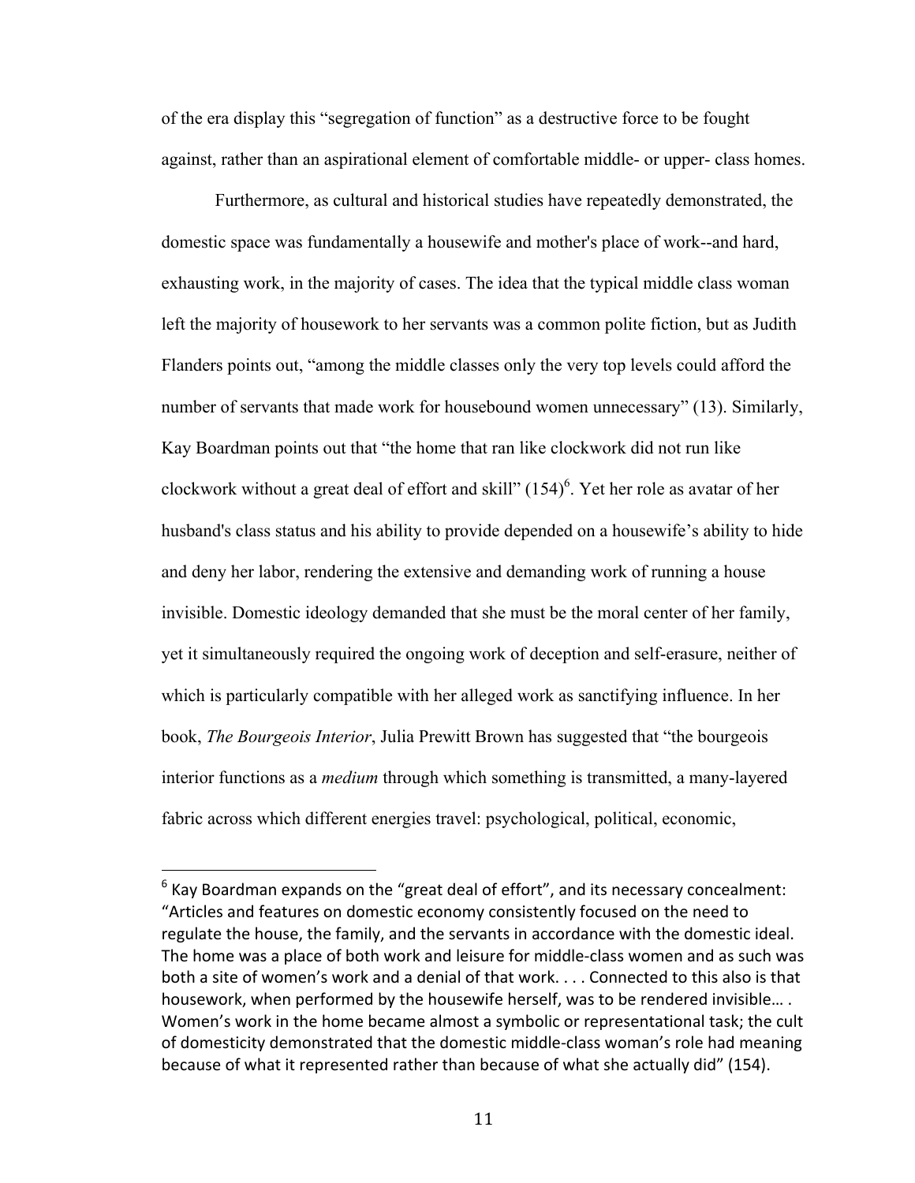of the era display this "segregation of function" as a destructive force to be fought against, rather than an aspirational element of comfortable middle- or upper- class homes.

Furthermore, as cultural and historical studies have repeatedly demonstrated, the domestic space was fundamentally a housewife and mother's place of work--and hard, exhausting work, in the majority of cases. The idea that the typical middle class woman left the majority of housework to her servants was a common polite fiction, but as Judith Flanders points out, "among the middle classes only the very top levels could afford the number of servants that made work for housebound women unnecessary" (13). Similarly, Kay Boardman points out that "the home that ran like clockwork did not run like clockwork without a great deal of effort and skill" (154)[6]. Yet her role as avatar of her husband's class status and his ability to provide depended on a housewife's ability to hide and deny her labor, rendering the extensive and demanding work of running a house invisible. Domestic ideology demanded that she must be the moral center of her family, yet it simultaneously required the ongoing work of deception and self-erasure, neither of which is particularly compatible with her alleged work as sanctifying influence. In her book, *The Bourgeois Interior*, Julia Prewitt Brown has suggested that "the bourgeois interior functions as a *medium* through which something is transmitted, a many-layered fabric across which different energies travel: psychological, political, economic,

---

[6] Kay Boardman expands on the "great deal of effort", and its necessary concealment: "Articles and features on domestic economy consistently focused on the need to regulate the house, the family, and the servants in accordance with the domestic ideal. The home was a place of both work and leisure for middle-class women and as such was both a site of women's work and a denial of that work. . . . Connected to this also is that housework, when performed by the housewife herself, was to be rendered invisible… . Women's work in the home became almost a symbolic or representational task; the cult of domesticity demonstrated that the domestic middle-class woman's role had meaning because of what it represented rather than because of what she actually did" (154).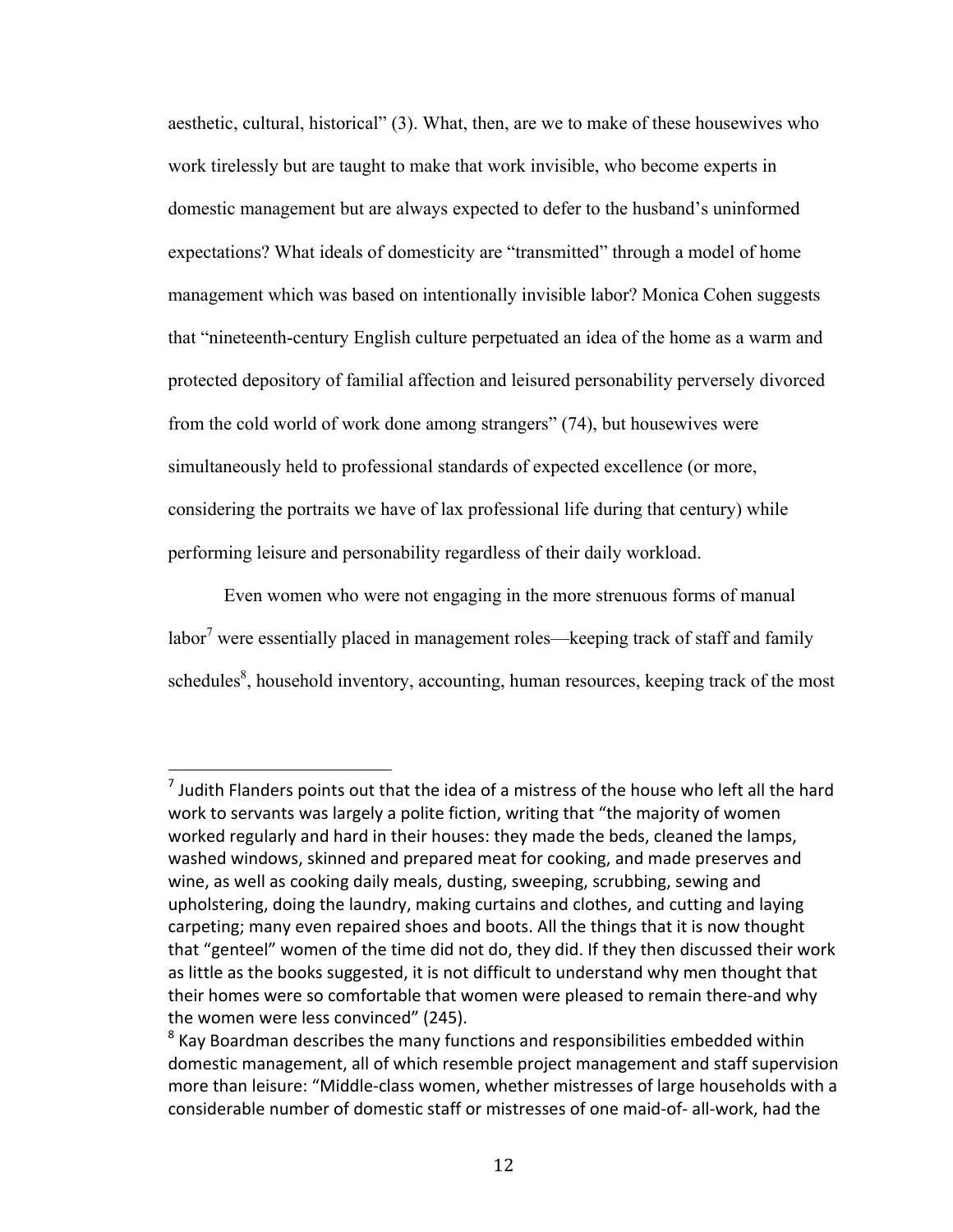aesthetic, cultural, historical" (3). What, then, are we to make of these housewives who work tirelessly but are taught to make that work invisible, who become experts in domestic management but are always expected to defer to the husband's uninformed expectations? What ideals of domesticity are "transmitted" through a model of home management which was based on intentionally invisible labor? Monica Cohen suggests that "nineteenth-century English culture perpetuated an idea of the home as a warm and protected depository of familial affection and leisured personability perversely divorced from the cold world of work done among strangers" (74), but housewives were simultaneously held to professional standards of expected excellence (or more, considering the portraits we have of lax professional life during that century) while performing leisure and personability regardless of their daily workload.

Even women who were not engaging in the more strenuous forms of manual labor[7] were essentially placed in management roles—keeping track of staff and family schedules[8], household inventory, accounting, human resources, keeping track of the most

---

[7] Judith Flanders points out that the idea of a mistress of the house who left all the hard work to servants was largely a polite fiction, writing that "the majority of women worked regularly and hard in their houses: they made the beds, cleaned the lamps, washed windows, skinned and prepared meat for cooking, and made preserves and wine, as well as cooking daily meals, dusting, sweeping, scrubbing, sewing and upholstering, doing the laundry, making curtains and clothes, and cutting and laying carpeting; many even repaired shoes and boots. All the things that it is now thought that "genteel" women of the time did not do, they did. If they then discussed their work as little as the books suggested, it is not difficult to understand why men thought that their homes were so comfortable that women were pleased to remain there-and why the women were less convinced" (245).

[8] Kay Boardman describes the many functions and responsibilities embedded within domestic management, all of which resemble project management and staff supervision more than leisure: "Middle-class women, whether mistresses of large households with a considerable number of domestic staff or mistresses of one maid-of- all-work, had the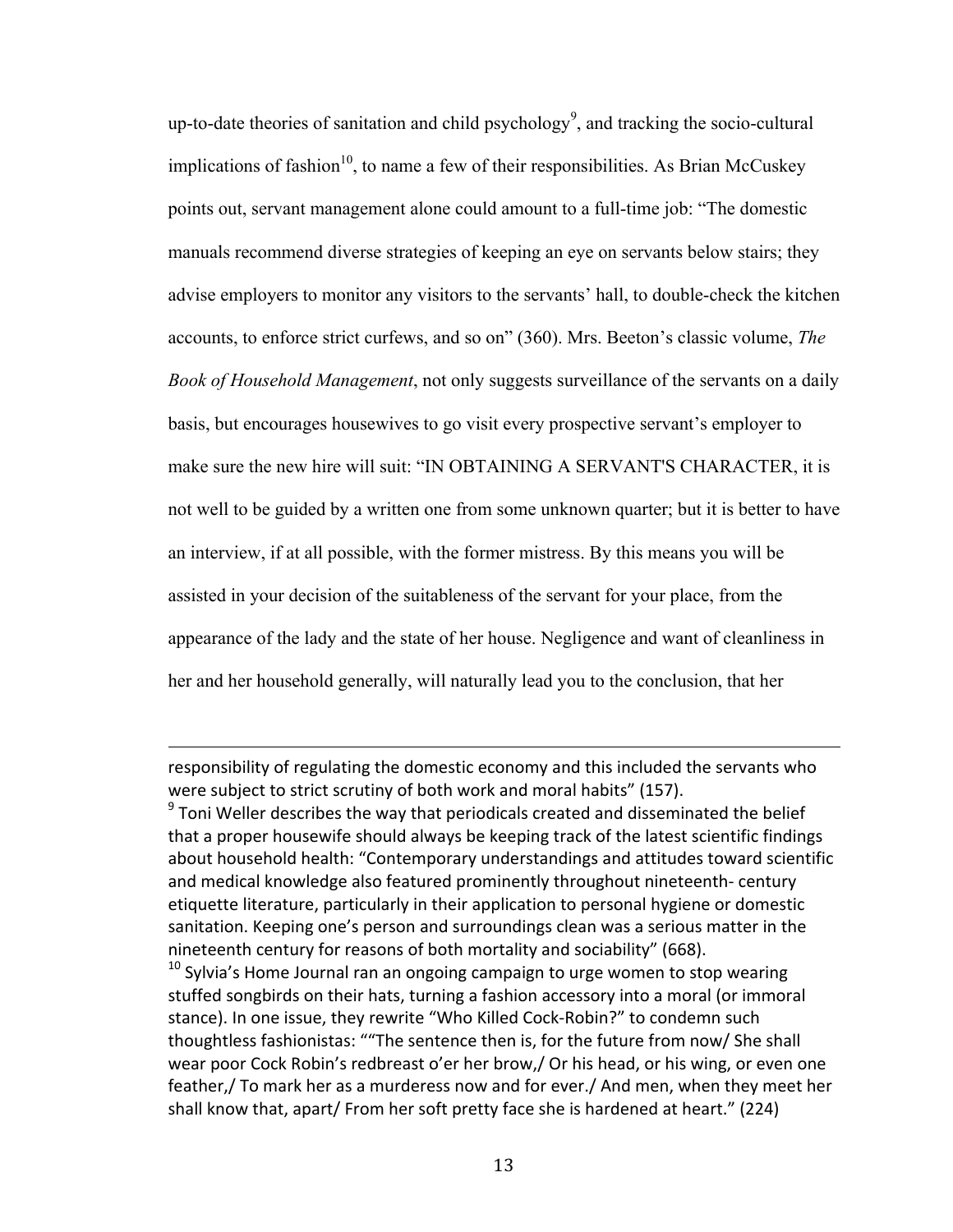up-to-date theories of sanitation and child psychology[9], and tracking the socio-cultural implications of fashion[10], to name a few of their responsibilities. As Brian McCuskey points out, servant management alone could amount to a full-time job: "The domestic manuals recommend diverse strategies of keeping an eye on servants below stairs; they advise employers to monitor any visitors to the servants' hall, to double-check the kitchen accounts, to enforce strict curfews, and so on" (360). Mrs. Beeton's classic volume, *The Book of Household Management*, not only suggests surveillance of the servants on a daily basis, but encourages housewives to go visit every prospective servant's employer to make sure the new hire will suit: "IN OBTAINING A SERVANT'S CHARACTER, it is not well to be guided by a written one from some unknown quarter; but it is better to have an interview, if at all possible, with the former mistress. By this means you will be assisted in your decision of the suitableness of the servant for your place, from the appearance of the lady and the state of her house. Negligence and want of cleanliness in her and her household generally, will naturally lead you to the conclusion, that her

---

responsibility of regulating the domestic economy and this included the servants who were subject to strict scrutiny of both work and moral habits" (157).

[9] Toni Weller describes the way that periodicals created and disseminated the belief that a proper housewife should always be keeping track of the latest scientific findings about household health: "Contemporary understandings and attitudes toward scientific and medical knowledge also featured prominently throughout nineteenth- century etiquette literature, particularly in their application to personal hygiene or domestic sanitation. Keeping one's person and surroundings clean was a serious matter in the nineteenth century for reasons of both mortality and sociability" (668).

[10] Sylvia's Home Journal ran an ongoing campaign to urge women to stop wearing stuffed songbirds on their hats, turning a fashion accessory into a moral (or immoral stance). In one issue, they rewrite "Who Killed Cock-Robin?" to condemn such thoughtless fashionistas: ""The sentence then is, for the future from now/ She shall wear poor Cock Robin's redbreast o'er her brow,/ Or his head, or his wing, or even one feather,/ To mark her as a murderess now and for ever./ And men, when they meet her shall know that, apart/ From her soft pretty face she is hardened at heart." (224)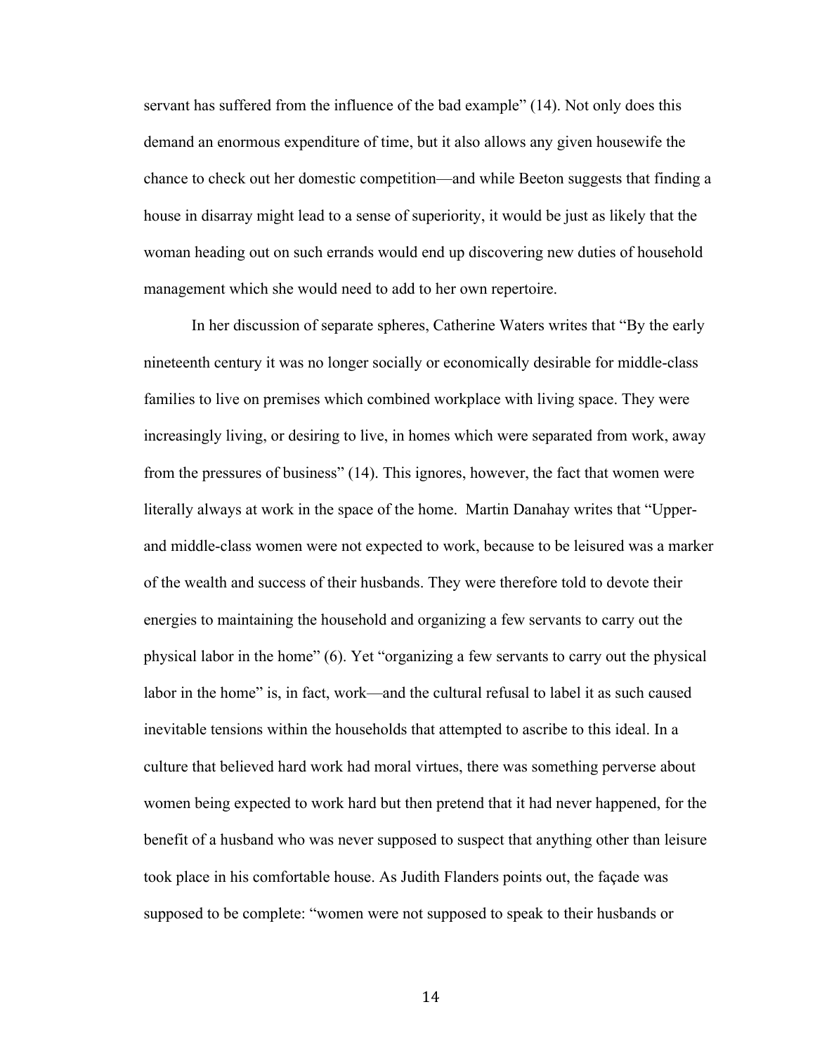servant has suffered from the influence of the bad example" (14). Not only does this demand an enormous expenditure of time, but it also allows any given housewife the chance to check out her domestic competition—and while Beeton suggests that finding a house in disarray might lead to a sense of superiority, it would be just as likely that the woman heading out on such errands would end up discovering new duties of household management which she would need to add to her own repertoire.

In her discussion of separate spheres, Catherine Waters writes that "By the early nineteenth century it was no longer socially or economically desirable for middle-class families to live on premises which combined workplace with living space. They were increasingly living, or desiring to live, in homes which were separated from work, away from the pressures of business" (14). This ignores, however, the fact that women were literally always at work in the space of the home. Martin Danahay writes that "Upper- and middle-class women were not expected to work, because to be leisured was a marker of the wealth and success of their husbands. They were therefore told to devote their energies to maintaining the household and organizing a few servants to carry out the physical labor in the home" (6). Yet "organizing a few servants to carry out the physical labor in the home" is, in fact, work—and the cultural refusal to label it as such caused inevitable tensions within the households that attempted to ascribe to this ideal. In a culture that believed hard work had moral virtues, there was something perverse about women being expected to work hard but then pretend that it had never happened, for the benefit of a husband who was never supposed to suspect that anything other than leisure took place in his comfortable house. As Judith Flanders points out, the façade was supposed to be complete: "women were not supposed to speak to their husbands or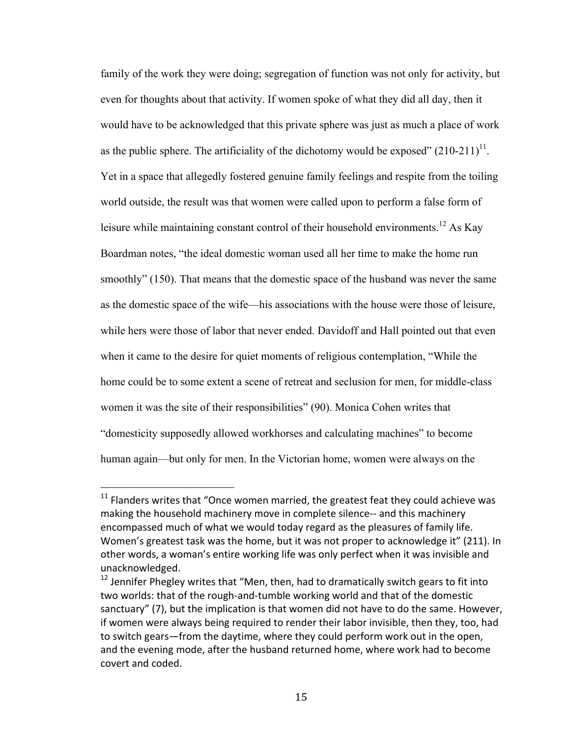family of the work they were doing; segregation of function was not only for activity, but even for thoughts about that activity. If women spoke of what they did all day, then it would have to be acknowledged that this private sphere was just as much a place of work as the public sphere. The artificiality of the dichotomy would be exposed" (210-211)[11]. Yet in a space that allegedly fostered genuine family feelings and respite from the toiling world outside, the result was that women were called upon to perform a false form of leisure while maintaining constant control of their household environments.[12] As Kay Boardman notes, "the ideal domestic woman used all her time to make the home run smoothly" (150). That means that the domestic space of the husband was never the same as the domestic space of the wife—his associations with the house were those of leisure, while hers were those of labor that never ended. Davidoff and Hall pointed out that even when it came to the desire for quiet moments of religious contemplation, "While the home could be to some extent a scene of retreat and seclusion for men, for middle-class women it was the site of their responsibilities" (90). Monica Cohen writes that "domesticity supposedly allowed workhorses and calculating machines" to become human again—but only for men. In the Victorian home, women were always on the

---

[11] Flanders writes that "Once women married, the greatest feat they could achieve was making the household machinery move in complete silence-- and this machinery encompassed much of what we would today regard as the pleasures of family life. Women's greatest task was the home, but it was not proper to acknowledge it" (211). In other words, a woman's entire working life was only perfect when it was invisible and unacknowledged.

[12] Jennifer Phegley writes that "Men, then, had to dramatically switch gears to fit into two worlds: that of the rough-and-tumble working world and that of the domestic sanctuary" (7), but the implication is that women did not have to do the same. However, if women were always being required to render their labor invisible, then they, too, had to switch gears—from the daytime, where they could perform work out in the open, and the evening mode, after the husband returned home, where work had to become covert and coded.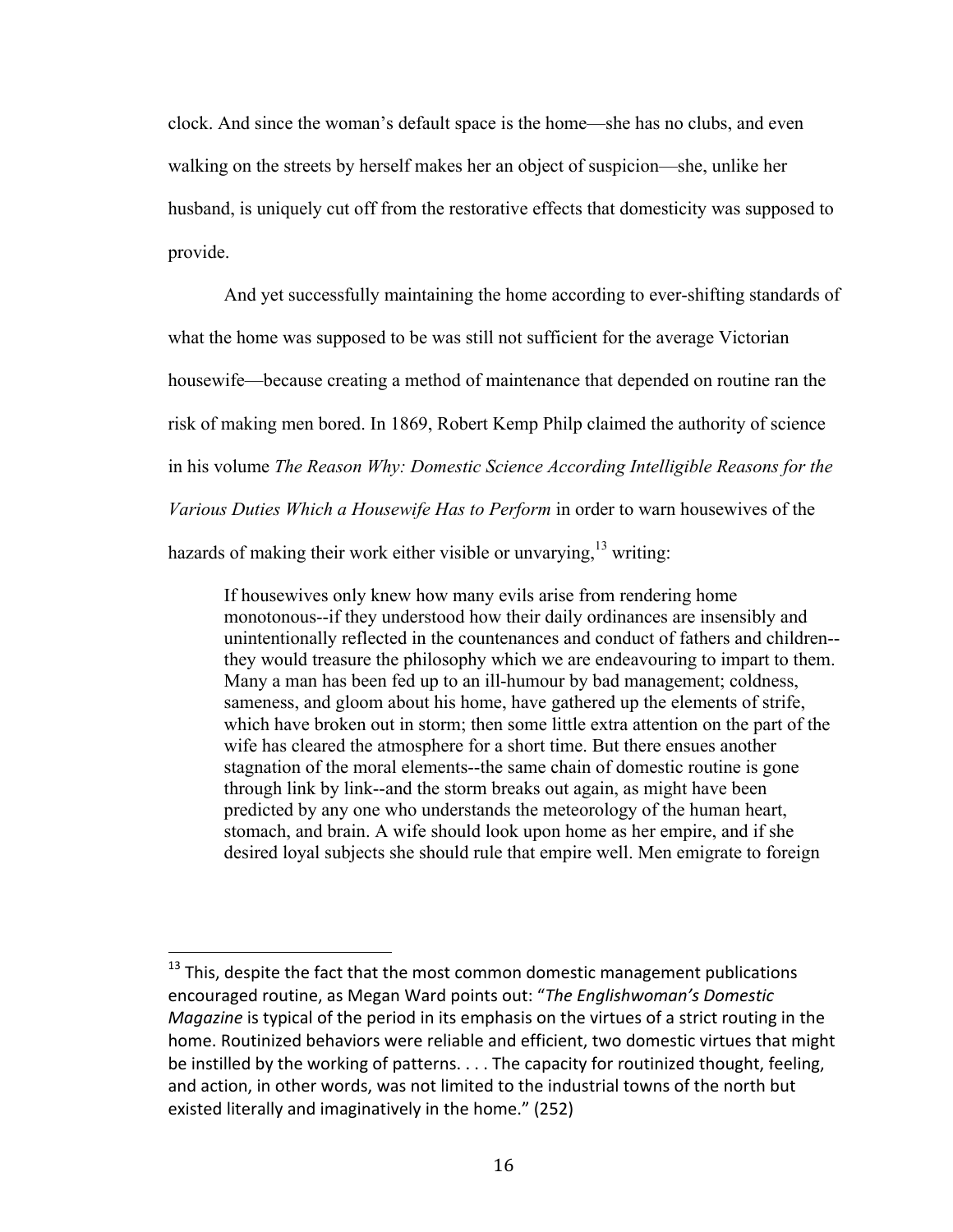clock. And since the woman's default space is the home—she has no clubs, and even walking on the streets by herself makes her an object of suspicion—she, unlike her husband, is uniquely cut off from the restorative effects that domesticity was supposed to provide.

And yet successfully maintaining the home according to ever-shifting standards of what the home was supposed to be was still not sufficient for the average Victorian housewife—because creating a method of maintenance that depended on routine ran the risk of making men bored. In 1869, Robert Kemp Philp claimed the authority of science in his volume *The Reason Why: Domestic Science According Intelligible Reasons for the Various Duties Which a Housewife Has to Perform* in order to warn housewives of the hazards of making their work either visible or unvarying,[13] writing:

> If housewives only knew how many evils arise from rendering home monotonous--if they understood how their daily ordinances are insensibly and unintentionally reflected in the countenances and conduct of fathers and children--they would treasure the philosophy which we are endeavouring to impart to them. Many a man has been fed up to an ill-humour by bad management; coldness, sameness, and gloom about his home, have gathered up the elements of strife, which have broken out in storm; then some little extra attention on the part of the wife has cleared the atmosphere for a short time. But there ensues another stagnation of the moral elements--the same chain of domestic routine is gone through link by link--and the storm breaks out again, as might have been predicted by any one who understands the meteorology of the human heart, stomach, and brain. A wife should look upon home as her empire, and if she desired loyal subjects she should rule that empire well. Men emigrate to foreign

---

[13] This, despite the fact that the most common domestic management publications encouraged routine, as Megan Ward points out: "*The Englishwoman's Domestic Magazine* is typical of the period in its emphasis on the virtues of a strict routing in the home. Routinized behaviors were reliable and efficient, two domestic virtues that might be instilled by the working of patterns. . . . The capacity for routinized thought, feeling, and action, in other words, was not limited to the industrial towns of the north but existed literally and imaginatively in the home." (252)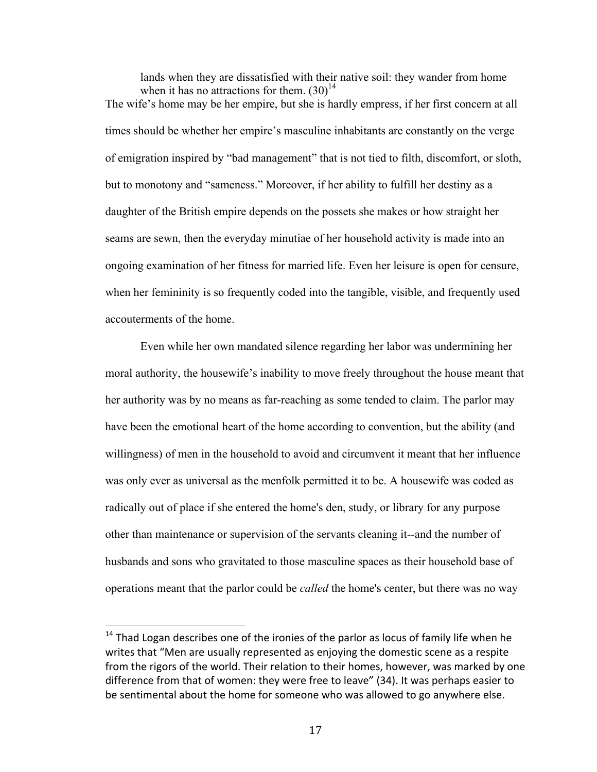> lands when they are dissatisfied with their native soil: they wander from home when it has no attractions for them. (30)[14]

The wife's home may be her empire, but she is hardly empress, if her first concern at all times should be whether her empire's masculine inhabitants are constantly on the verge of emigration inspired by "bad management" that is not tied to filth, discomfort, or sloth, but to monotony and "sameness." Moreover, if her ability to fulfill her destiny as a daughter of the British empire depends on the possets she makes or how straight her seams are sewn, then the everyday minutiae of her household activity is made into an ongoing examination of her fitness for married life. Even her leisure is open for censure, when her femininity is so frequently coded into the tangible, visible, and frequently used accouterments of the home.

Even while her own mandated silence regarding her labor was undermining her moral authority, the housewife's inability to move freely throughout the house meant that her authority was by no means as far-reaching as some tended to claim. The parlor may have been the emotional heart of the home according to convention, but the ability (and willingness) of men in the household to avoid and circumvent it meant that her influence was only ever as universal as the menfolk permitted it to be. A housewife was coded as radically out of place if she entered the home's den, study, or library for any purpose other than maintenance or supervision of the servants cleaning it--and the number of husbands and sons who gravitated to those masculine spaces as their household base of operations meant that the parlor could be *called* the home's center, but there was no way

[14] Thad Logan describes one of the ironies of the parlor as locus of family life when he writes that "Men are usually represented as enjoying the domestic scene as a respite from the rigors of the world. Their relation to their homes, however, was marked by one difference from that of women: they were free to leave" (34). It was perhaps easier to be sentimental about the home for someone who was allowed to go anywhere else.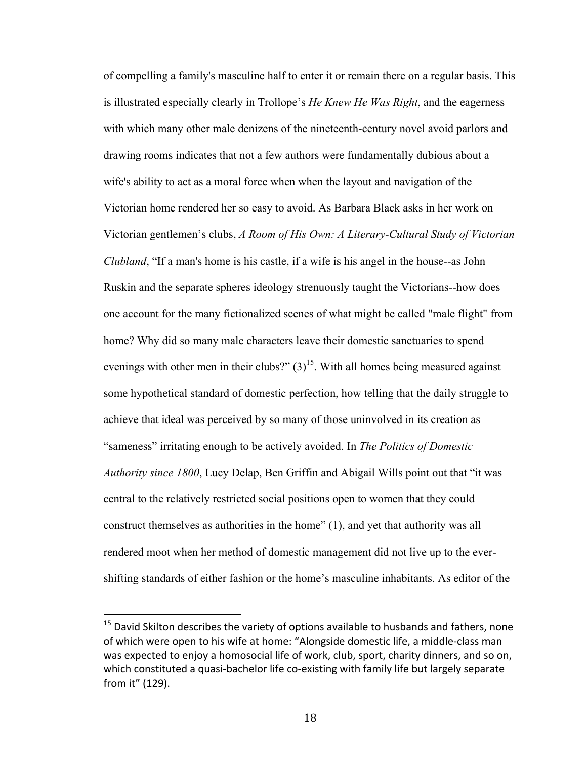of compelling a family's masculine half to enter it or remain there on a regular basis. This is illustrated especially clearly in Trollope's *He Knew He Was Right*, and the eagerness with which many other male denizens of the nineteenth-century novel avoid parlors and drawing rooms indicates that not a few authors were fundamentally dubious about a wife's ability to act as a moral force when when the layout and navigation of the Victorian home rendered her so easy to avoid. As Barbara Black asks in her work on Victorian gentlemen's clubs, *A Room of His Own: A Literary-Cultural Study of Victorian Clubland*, "If a man's home is his castle, if a wife is his angel in the house--as John Ruskin and the separate spheres ideology strenuously taught the Victorians--how does one account for the many fictionalized scenes of what might be called "male flight" from home? Why did so many male characters leave their domestic sanctuaries to spend evenings with other men in their clubs?" (3)[15]. With all homes being measured against some hypothetical standard of domestic perfection, how telling that the daily struggle to achieve that ideal was perceived by so many of those uninvolved in its creation as "sameness" irritating enough to be actively avoided. In *The Politics of Domestic Authority since 1800*, Lucy Delap, Ben Griffin and Abigail Wills point out that "it was central to the relatively restricted social positions open to women that they could construct themselves as authorities in the home" (1), and yet that authority was all rendered moot when her method of domestic management did not live up to the ever-shifting standards of either fashion or the home's masculine inhabitants. As editor of the

[15] David Skilton describes the variety of options available to husbands and fathers, none of which were open to his wife at home: "Alongside domestic life, a middle-class man was expected to enjoy a homosocial life of work, club, sport, charity dinners, and so on, which constituted a quasi-bachelor life co-existing with family life but largely separate from it" (129).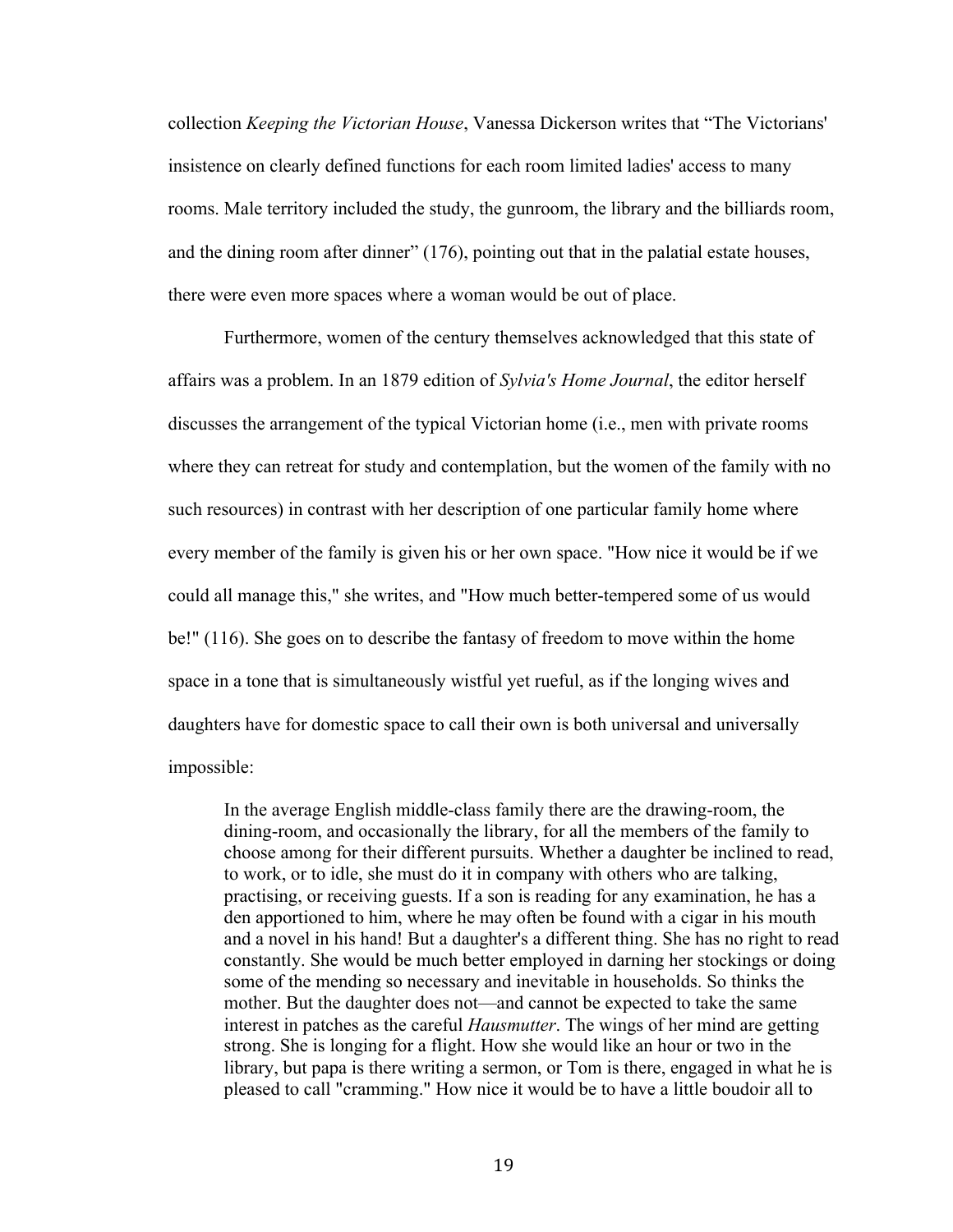collection *Keeping the Victorian House*, Vanessa Dickerson writes that "The Victorians' insistence on clearly defined functions for each room limited ladies' access to many rooms. Male territory included the study, the gunroom, the library and the billiards room, and the dining room after dinner" (176), pointing out that in the palatial estate houses, there were even more spaces where a woman would be out of place.

Furthermore, women of the century themselves acknowledged that this state of affairs was a problem. In an 1879 edition of *Sylvia's Home Journal*, the editor herself discusses the arrangement of the typical Victorian home (i.e., men with private rooms where they can retreat for study and contemplation, but the women of the family with no such resources) in contrast with her description of one particular family home where every member of the family is given his or her own space. "How nice it would be if we could all manage this," she writes, and "How much better-tempered some of us would be!" (116). She goes on to describe the fantasy of freedom to move within the home space in a tone that is simultaneously wistful yet rueful, as if the longing wives and daughters have for domestic space to call their own is both universal and universally impossible:

> In the average English middle-class family there are the drawing-room, the dining-room, and occasionally the library, for all the members of the family to choose among for their different pursuits. Whether a daughter be inclined to read, to work, or to idle, she must do it in company with others who are talking, practising, or receiving guests. If a son is reading for any examination, he has a den apportioned to him, where he may often be found with a cigar in his mouth and a novel in his hand! But a daughter's a different thing. She has no right to read constantly. She would be much better employed in darning her stockings or doing some of the mending so necessary and inevitable in households. So thinks the mother. But the daughter does not—and cannot be expected to take the same interest in patches as the careful *Hausmutter*. The wings of her mind are getting strong. She is longing for a flight. How she would like an hour or two in the library, but papa is there writing a sermon, or Tom is there, engaged in what he is pleased to call "cramming." How nice it would be to have a little boudoir all to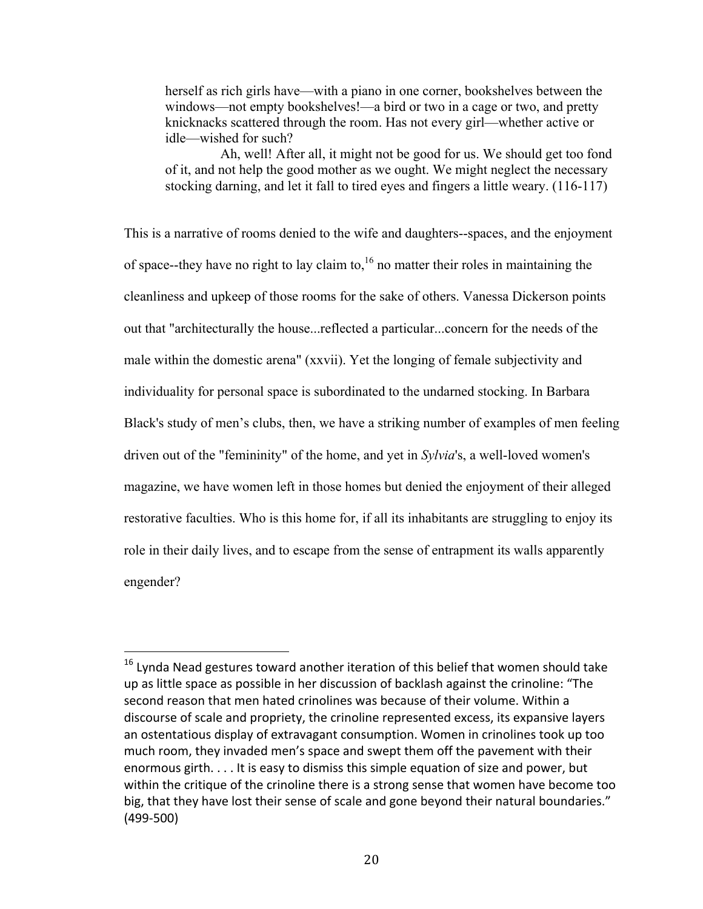> herself as rich girls have—with a piano in one corner, bookshelves between the windows—not empty bookshelves!—a bird or two in a cage or two, and pretty knicknacks scattered through the room. Has not every girl—whether active or idle—wished for such?
>
> Ah, well! After all, it might not be good for us. We should get too fond of it, and not help the good mother as we ought. We might neglect the necessary stocking darning, and let it fall to tired eyes and fingers a little weary. (116-117)

This is a narrative of rooms denied to the wife and daughters--spaces, and the enjoyment of space--they have no right to lay claim to,[16] no matter their roles in maintaining the cleanliness and upkeep of those rooms for the sake of others. Vanessa Dickerson points out that "architecturally the house...reflected a particular...concern for the needs of the male within the domestic arena" (xxvii). Yet the longing of female subjectivity and individuality for personal space is subordinated to the undarned stocking. In Barbara Black's study of men's clubs, then, we have a striking number of examples of men feeling driven out of the "femininity" of the home, and yet in *Sylvia*'s, a well-loved women's magazine, we have women left in those homes but denied the enjoyment of their alleged restorative faculties. Who is this home for, if all its inhabitants are struggling to enjoy its role in their daily lives, and to escape from the sense of entrapment its walls apparently engender?

---

[16] Lynda Nead gestures toward another iteration of this belief that women should take up as little space as possible in her discussion of backlash against the crinoline: "The second reason that men hated crinolines was because of their volume. Within a discourse of scale and propriety, the crinoline represented excess, its expansive layers an ostentatious display of extravagant consumption. Women in crinolines took up too much room, they invaded men's space and swept them off the pavement with their enormous girth. . . . It is easy to dismiss this simple equation of size and power, but within the critique of the crinoline there is a strong sense that women have become too big, that they have lost their sense of scale and gone beyond their natural boundaries." (499-500)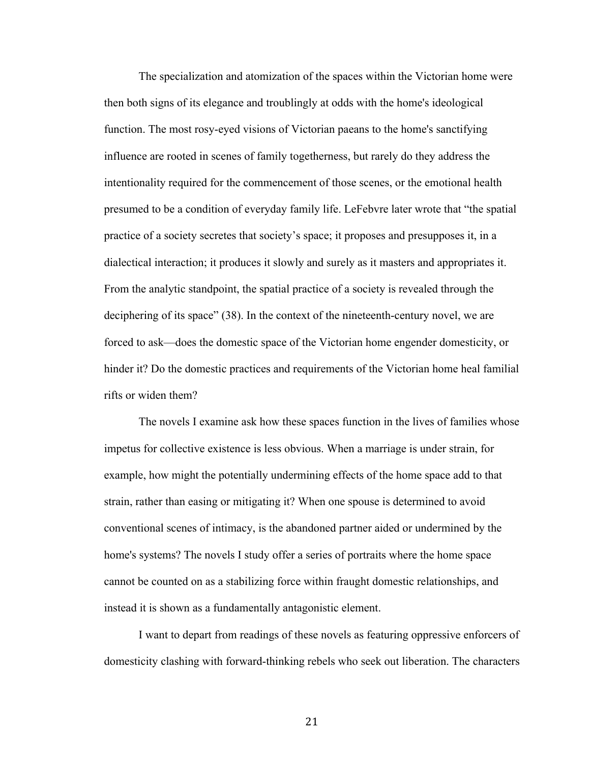The specialization and atomization of the spaces within the Victorian home were then both signs of its elegance and troublingly at odds with the home's ideological function. The most rosy-eyed visions of Victorian paeans to the home's sanctifying influence are rooted in scenes of family togetherness, but rarely do they address the intentionality required for the commencement of those scenes, or the emotional health presumed to be a condition of everyday family life. LeFebvre later wrote that "the spatial practice of a society secretes that society's space; it proposes and presupposes it, in a dialectical interaction; it produces it slowly and surely as it masters and appropriates it. From the analytic standpoint, the spatial practice of a society is revealed through the deciphering of its space" (38). In the context of the nineteenth-century novel, we are forced to ask—does the domestic space of the Victorian home engender domesticity, or hinder it? Do the domestic practices and requirements of the Victorian home heal familial rifts or widen them?

The novels I examine ask how these spaces function in the lives of families whose impetus for collective existence is less obvious. When a marriage is under strain, for example, how might the potentially undermining effects of the home space add to that strain, rather than easing or mitigating it? When one spouse is determined to avoid conventional scenes of intimacy, is the abandoned partner aided or undermined by the home's systems? The novels I study offer a series of portraits where the home space cannot be counted on as a stabilizing force within fraught domestic relationships, and instead it is shown as a fundamentally antagonistic element.

I want to depart from readings of these novels as featuring oppressive enforcers of domesticity clashing with forward-thinking rebels who seek out liberation. The characters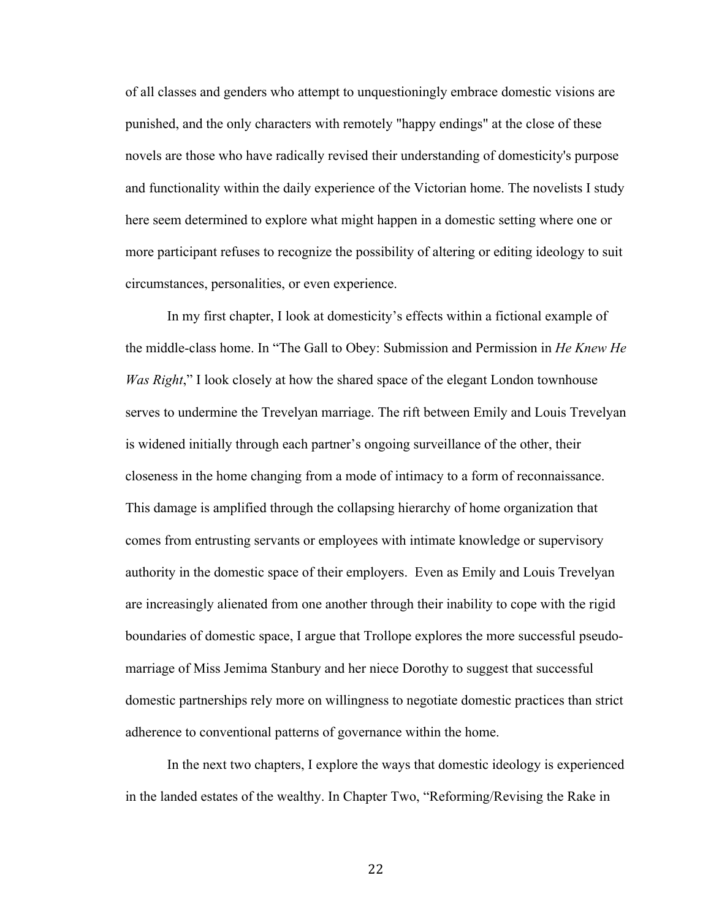of all classes and genders who attempt to unquestioningly embrace domestic visions are punished, and the only characters with remotely "happy endings" at the close of these novels are those who have radically revised their understanding of domesticity's purpose and functionality within the daily experience of the Victorian home. The novelists I study here seem determined to explore what might happen in a domestic setting where one or more participant refuses to recognize the possibility of altering or editing ideology to suit circumstances, personalities, or even experience.

In my first chapter, I look at domesticity's effects within a fictional example of the middle-class home. In "The Gall to Obey: Submission and Permission in *He Knew He Was Right*," I look closely at how the shared space of the elegant London townhouse serves to undermine the Trevelyan marriage. The rift between Emily and Louis Trevelyan is widened initially through each partner's ongoing surveillance of the other, their closeness in the home changing from a mode of intimacy to a form of reconnaissance. This damage is amplified through the collapsing hierarchy of home organization that comes from entrusting servants or employees with intimate knowledge or supervisory authority in the domestic space of their employers. Even as Emily and Louis Trevelyan are increasingly alienated from one another through their inability to cope with the rigid boundaries of domestic space, I argue that Trollope explores the more successful pseudo-marriage of Miss Jemima Stanbury and her niece Dorothy to suggest that successful domestic partnerships rely more on willingness to negotiate domestic practices than strict adherence to conventional patterns of governance within the home.

In the next two chapters, I explore the ways that domestic ideology is experienced in the landed estates of the wealthy. In Chapter Two, "Reforming/Revising the Rake in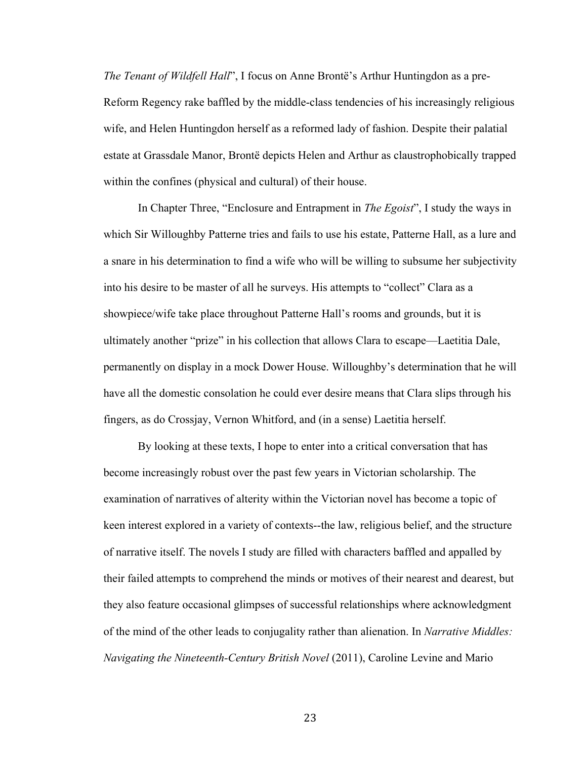*The Tenant of Wildfell Hall*", I focus on Anne Brontë's Arthur Huntingdon as a pre-Reform Regency rake baffled by the middle-class tendencies of his increasingly religious wife, and Helen Huntingdon herself as a reformed lady of fashion. Despite their palatial estate at Grassdale Manor, Brontë depicts Helen and Arthur as claustrophobically trapped within the confines (physical and cultural) of their house.

In Chapter Three, "Enclosure and Entrapment in *The Egoist*", I study the ways in which Sir Willoughby Patterne tries and fails to use his estate, Patterne Hall, as a lure and a snare in his determination to find a wife who will be willing to subsume her subjectivity into his desire to be master of all he surveys. His attempts to "collect" Clara as a showpiece/wife take place throughout Patterne Hall's rooms and grounds, but it is ultimately another "prize" in his collection that allows Clara to escape—Laetitia Dale, permanently on display in a mock Dower House. Willoughby's determination that he will have all the domestic consolation he could ever desire means that Clara slips through his fingers, as do Crossjay, Vernon Whitford, and (in a sense) Laetitia herself.

By looking at these texts, I hope to enter into a critical conversation that has become increasingly robust over the past few years in Victorian scholarship. The examination of narratives of alterity within the Victorian novel has become a topic of keen interest explored in a variety of contexts--the law, religious belief, and the structure of narrative itself. The novels I study are filled with characters baffled and appalled by their failed attempts to comprehend the minds or motives of their nearest and dearest, but they also feature occasional glimpses of successful relationships where acknowledgment of the mind of the other leads to conjugality rather than alienation. In *Narrative Middles: Navigating the Nineteenth-Century British Novel* (2011), Caroline Levine and Mario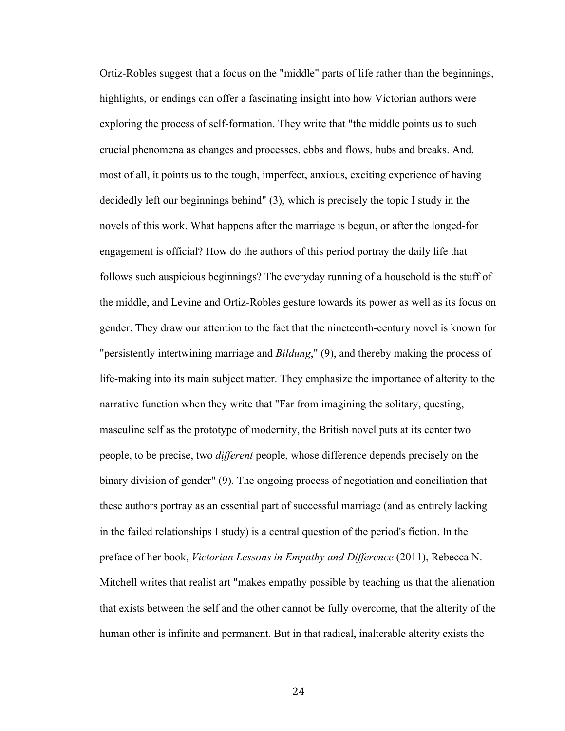Ortiz-Robles suggest that a focus on the "middle" parts of life rather than the beginnings, highlights, or endings can offer a fascinating insight into how Victorian authors were exploring the process of self-formation. They write that "the middle points us to such crucial phenomena as changes and processes, ebbs and flows, hubs and breaks. And, most of all, it points us to the tough, imperfect, anxious, exciting experience of having decidedly left our beginnings behind" (3), which is precisely the topic I study in the novels of this work. What happens after the marriage is begun, or after the longed-for engagement is official? How do the authors of this period portray the daily life that follows such auspicious beginnings? The everyday running of a household is the stuff of the middle, and Levine and Ortiz-Robles gesture towards its power as well as its focus on gender. They draw our attention to the fact that the nineteenth-century novel is known for "persistently intertwining marriage and *Bildung*," (9), and thereby making the process of life-making into its main subject matter. They emphasize the importance of alterity to the narrative function when they write that "Far from imagining the solitary, questing, masculine self as the prototype of modernity, the British novel puts at its center two people, to be precise, two *different* people, whose difference depends precisely on the binary division of gender" (9). The ongoing process of negotiation and conciliation that these authors portray as an essential part of successful marriage (and as entirely lacking in the failed relationships I study) is a central question of the period's fiction. In the preface of her book, *Victorian Lessons in Empathy and Difference* (2011), Rebecca N. Mitchell writes that realist art "makes empathy possible by teaching us that the alienation that exists between the self and the other cannot be fully overcome, that the alterity of the human other is infinite and permanent. But in that radical, inalterable alterity exists the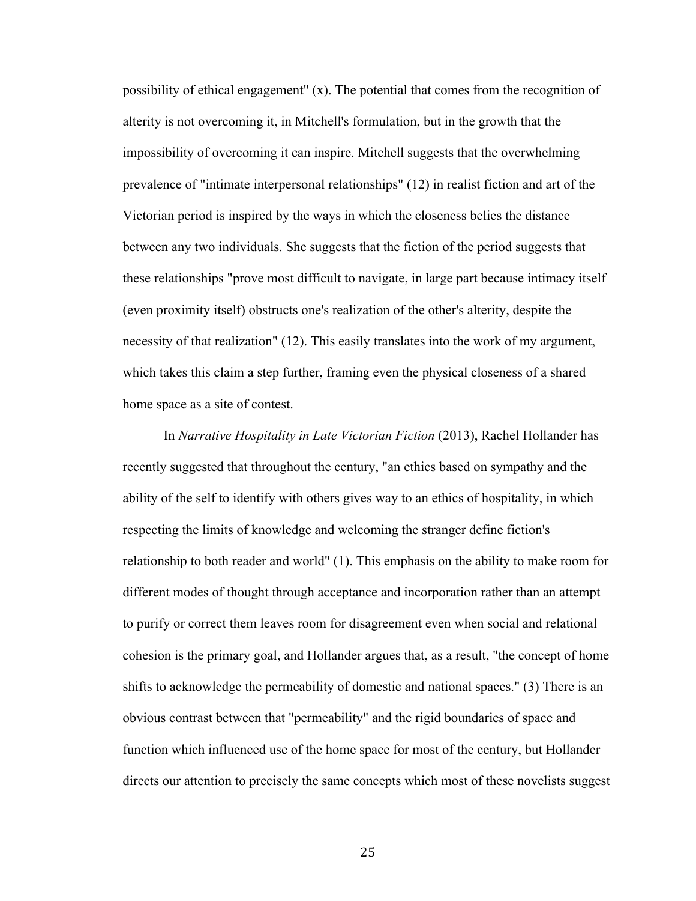possibility of ethical engagement" (x). The potential that comes from the recognition of alterity is not overcoming it, in Mitchell's formulation, but in the growth that the impossibility of overcoming it can inspire. Mitchell suggests that the overwhelming prevalence of "intimate interpersonal relationships" (12) in realist fiction and art of the Victorian period is inspired by the ways in which the closeness belies the distance between any two individuals. She suggests that the fiction of the period suggests that these relationships "prove most difficult to navigate, in large part because intimacy itself (even proximity itself) obstructs one's realization of the other's alterity, despite the necessity of that realization" (12). This easily translates into the work of my argument, which takes this claim a step further, framing even the physical closeness of a shared home space as a site of contest.

In *Narrative Hospitality in Late Victorian Fiction* (2013), Rachel Hollander has recently suggested that throughout the century, "an ethics based on sympathy and the ability of the self to identify with others gives way to an ethics of hospitality, in which respecting the limits of knowledge and welcoming the stranger define fiction's relationship to both reader and world" (1). This emphasis on the ability to make room for different modes of thought through acceptance and incorporation rather than an attempt to purify or correct them leaves room for disagreement even when social and relational cohesion is the primary goal, and Hollander argues that, as a result, "the concept of home shifts to acknowledge the permeability of domestic and national spaces." (3) There is an obvious contrast between that "permeability" and the rigid boundaries of space and function which influenced use of the home space for most of the century, but Hollander directs our attention to precisely the same concepts which most of these novelists suggest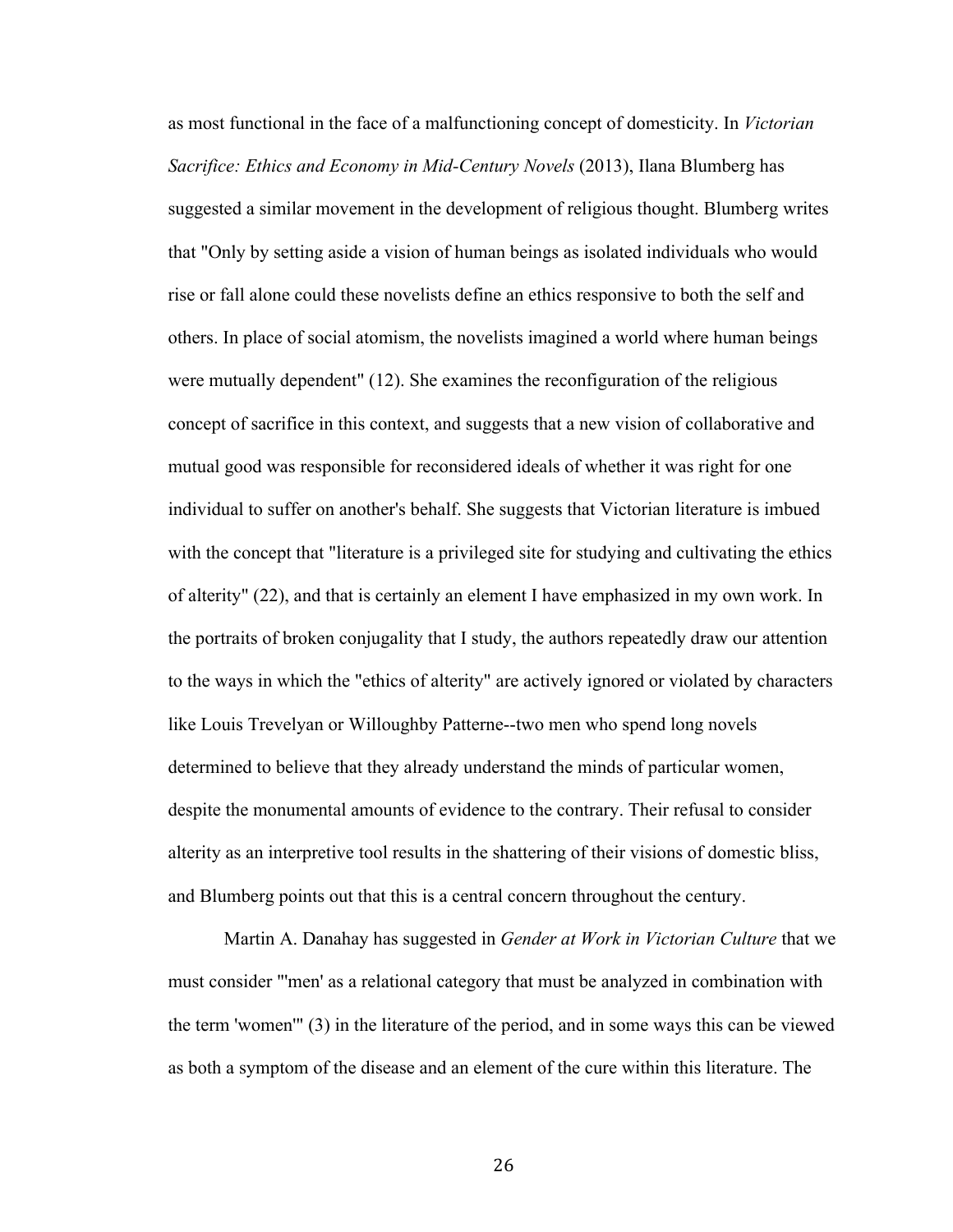as most functional in the face of a malfunctioning concept of domesticity. In *Victorian Sacrifice: Ethics and Economy in Mid-Century Novels* (2013), Ilana Blumberg has suggested a similar movement in the development of religious thought. Blumberg writes that "Only by setting aside a vision of human beings as isolated individuals who would rise or fall alone could these novelists define an ethics responsive to both the self and others. In place of social atomism, the novelists imagined a world where human beings were mutually dependent" (12). She examines the reconfiguration of the religious concept of sacrifice in this context, and suggests that a new vision of collaborative and mutual good was responsible for reconsidered ideals of whether it was right for one individual to suffer on another's behalf. She suggests that Victorian literature is imbued with the concept that "literature is a privileged site for studying and cultivating the ethics of alterity" (22), and that is certainly an element I have emphasized in my own work. In the portraits of broken conjugality that I study, the authors repeatedly draw our attention to the ways in which the "ethics of alterity" are actively ignored or violated by characters like Louis Trevelyan or Willoughby Patterne--two men who spend long novels determined to believe that they already understand the minds of particular women, despite the monumental amounts of evidence to the contrary. Their refusal to consider alterity as an interpretive tool results in the shattering of their visions of domestic bliss, and Blumberg points out that this is a central concern throughout the century.

Martin A. Danahay has suggested in *Gender at Work in Victorian Culture* that we must consider "'men' as a relational category that must be analyzed in combination with the term 'women'" (3) in the literature of the period, and in some ways this can be viewed as both a symptom of the disease and an element of the cure within this literature. The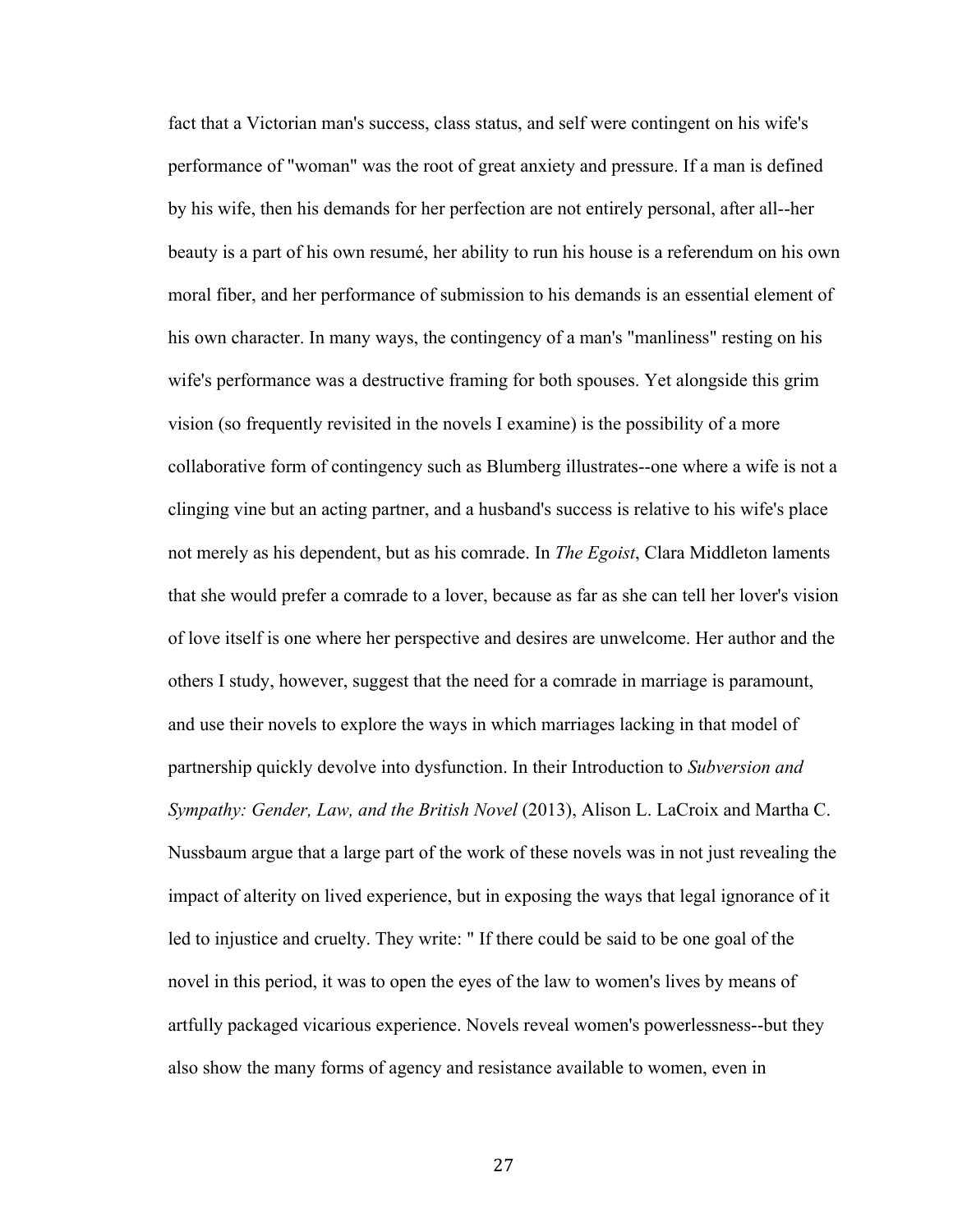fact that a Victorian man's success, class status, and self were contingent on his wife's performance of "woman" was the root of great anxiety and pressure. If a man is defined by his wife, then his demands for her perfection are not entirely personal, after all--her beauty is a part of his own resumé, her ability to run his house is a referendum on his own moral fiber, and her performance of submission to his demands is an essential element of his own character. In many ways, the contingency of a man's "manliness" resting on his wife's performance was a destructive framing for both spouses. Yet alongside this grim vision (so frequently revisited in the novels I examine) is the possibility of a more collaborative form of contingency such as Blumberg illustrates--one where a wife is not a clinging vine but an acting partner, and a husband's success is relative to his wife's place not merely as his dependent, but as his comrade. In *The Egoist*, Clara Middleton laments that she would prefer a comrade to a lover, because as far as she can tell her lover's vision of love itself is one where her perspective and desires are unwelcome. Her author and the others I study, however, suggest that the need for a comrade in marriage is paramount, and use their novels to explore the ways in which marriages lacking in that model of partnership quickly devolve into dysfunction. In their Introduction to *Subversion and Sympathy: Gender, Law, and the British Novel* (2013), Alison L. LaCroix and Martha C. Nussbaum argue that a large part of the work of these novels was in not just revealing the impact of alterity on lived experience, but in exposing the ways that legal ignorance of it led to injustice and cruelty. They write: " If there could be said to be one goal of the novel in this period, it was to open the eyes of the law to women's lives by means of artfully packaged vicarious experience. Novels reveal women's powerlessness--but they also show the many forms of agency and resistance available to women, even in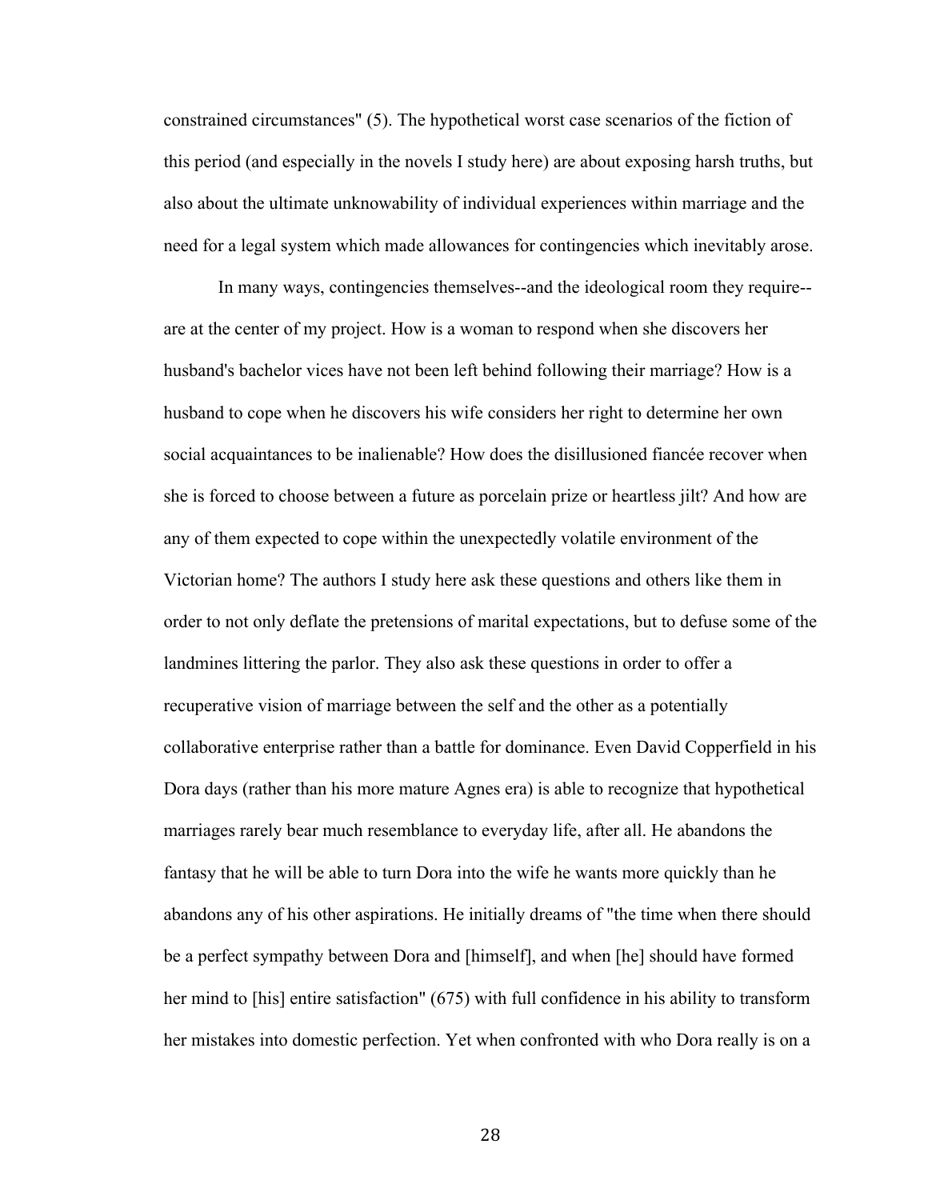constrained circumstances" (5). The hypothetical worst case scenarios of the fiction of this period (and especially in the novels I study here) are about exposing harsh truths, but also about the ultimate unknowability of individual experiences within marriage and the need for a legal system which made allowances for contingencies which inevitably arose.

In many ways, contingencies themselves--and the ideological room they require--are at the center of my project. How is a woman to respond when she discovers her husband's bachelor vices have not been left behind following their marriage? How is a husband to cope when he discovers his wife considers her right to determine her own social acquaintances to be inalienable? How does the disillusioned fiancée recover when she is forced to choose between a future as porcelain prize or heartless jilt? And how are any of them expected to cope within the unexpectedly volatile environment of the Victorian home? The authors I study here ask these questions and others like them in order to not only deflate the pretensions of marital expectations, but to defuse some of the landmines littering the parlor. They also ask these questions in order to offer a recuperative vision of marriage between the self and the other as a potentially collaborative enterprise rather than a battle for dominance. Even David Copperfield in his Dora days (rather than his more mature Agnes era) is able to recognize that hypothetical marriages rarely bear much resemblance to everyday life, after all. He abandons the fantasy that he will be able to turn Dora into the wife he wants more quickly than he abandons any of his other aspirations. He initially dreams of "the time when there should be a perfect sympathy between Dora and [himself], and when [he] should have formed her mind to [his] entire satisfaction" (675) with full confidence in his ability to transform her mistakes into domestic perfection. Yet when confronted with who Dora really is on a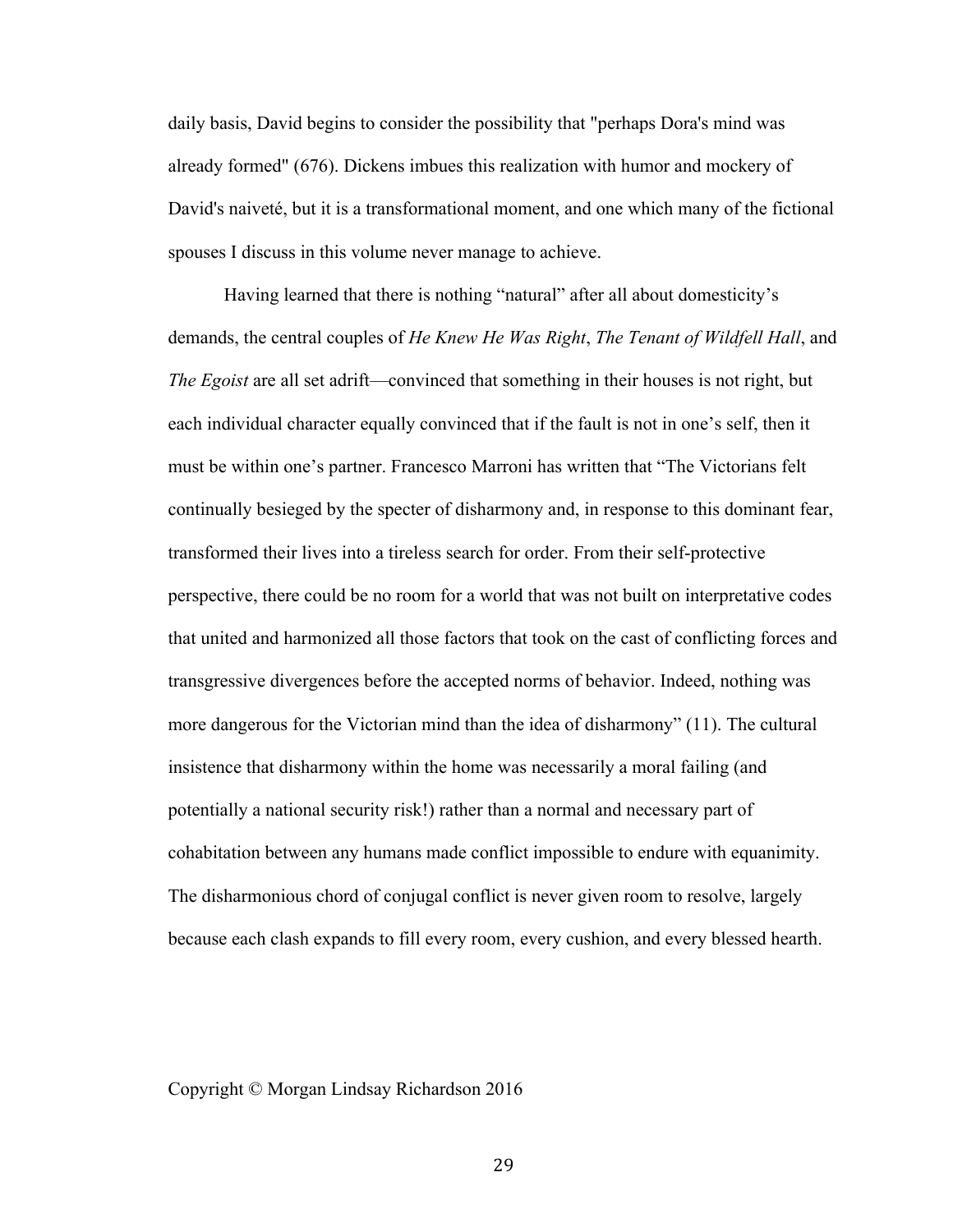daily basis, David begins to consider the possibility that "perhaps Dora's mind was already formed" (676). Dickens imbues this realization with humor and mockery of David's naiveté, but it is a transformational moment, and one which many of the fictional spouses I discuss in this volume never manage to achieve.

Having learned that there is nothing "natural" after all about domesticity's demands, the central couples of *He Knew He Was Right*, *The Tenant of Wildfell Hall*, and *The Egoist* are all set adrift—convinced that something in their houses is not right, but each individual character equally convinced that if the fault is not in one's self, then it must be within one's partner. Francesco Marroni has written that "The Victorians felt continually besieged by the specter of disharmony and, in response to this dominant fear, transformed their lives into a tireless search for order. From their self-protective perspective, there could be no room for a world that was not built on interpretative codes that united and harmonized all those factors that took on the cast of conflicting forces and transgressive divergences before the accepted norms of behavior. Indeed, nothing was more dangerous for the Victorian mind than the idea of disharmony" (11). The cultural insistence that disharmony within the home was necessarily a moral failing (and potentially a national security risk!) rather than a normal and necessary part of cohabitation between any humans made conflict impossible to endure with equanimity. The disharmonious chord of conjugal conflict is never given room to resolve, largely because each clash expands to fill every room, every cushion, and every blessed hearth.

Copyright © Morgan Lindsay Richardson 2016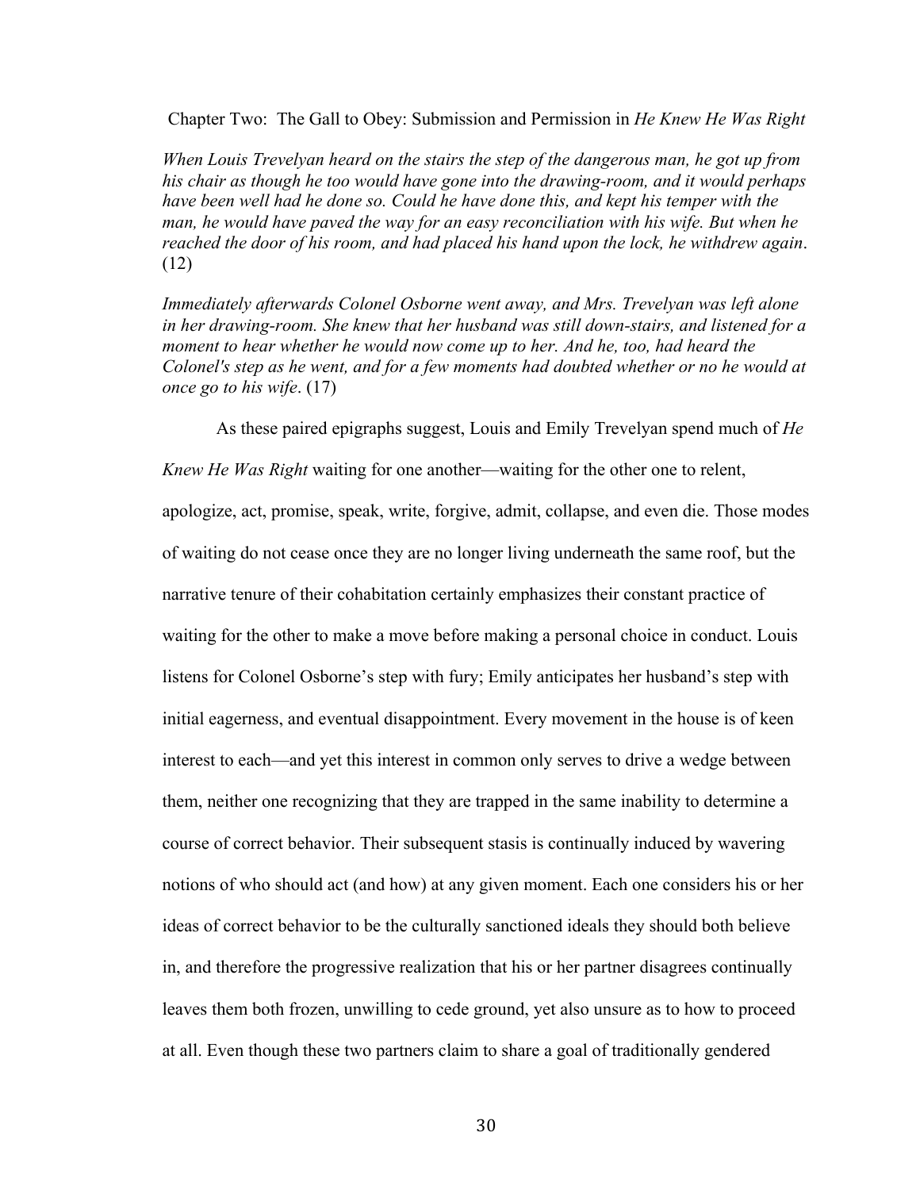## Chapter Two: The Gall to Obey: Submission and Permission in *He Knew He Was Right*

*When Louis Trevelyan heard on the stairs the step of the dangerous man, he got up from his chair as though he too would have gone into the drawing-room, and it would perhaps have been well had he done so. Could he have done this, and kept his temper with the man, he would have paved the way for an easy reconciliation with his wife. But when he reached the door of his room, and had placed his hand upon the lock, he withdrew again*. (12)

*Immediately afterwards Colonel Osborne went away, and Mrs. Trevelyan was left alone in her drawing-room. She knew that her husband was still down-stairs, and listened for a moment to hear whether he would now come up to her. And he, too, had heard the Colonel's step as he went, and for a few moments had doubted whether or no he would at once go to his wife*. (17)

As these paired epigraphs suggest, Louis and Emily Trevelyan spend much of *He Knew He Was Right* waiting for one another—waiting for the other one to relent, apologize, act, promise, speak, write, forgive, admit, collapse, and even die. Those modes of waiting do not cease once they are no longer living underneath the same roof, but the narrative tenure of their cohabitation certainly emphasizes their constant practice of waiting for the other to make a move before making a personal choice in conduct. Louis listens for Colonel Osborne's step with fury; Emily anticipates her husband's step with initial eagerness, and eventual disappointment. Every movement in the house is of keen interest to each—and yet this interest in common only serves to drive a wedge between them, neither one recognizing that they are trapped in the same inability to determine a course of correct behavior. Their subsequent stasis is continually induced by wavering notions of who should act (and how) at any given moment. Each one considers his or her ideas of correct behavior to be the culturally sanctioned ideals they should both believe in, and therefore the progressive realization that his or her partner disagrees continually leaves them both frozen, unwilling to cede ground, yet also unsure as to how to proceed at all. Even though these two partners claim to share a goal of traditionally gendered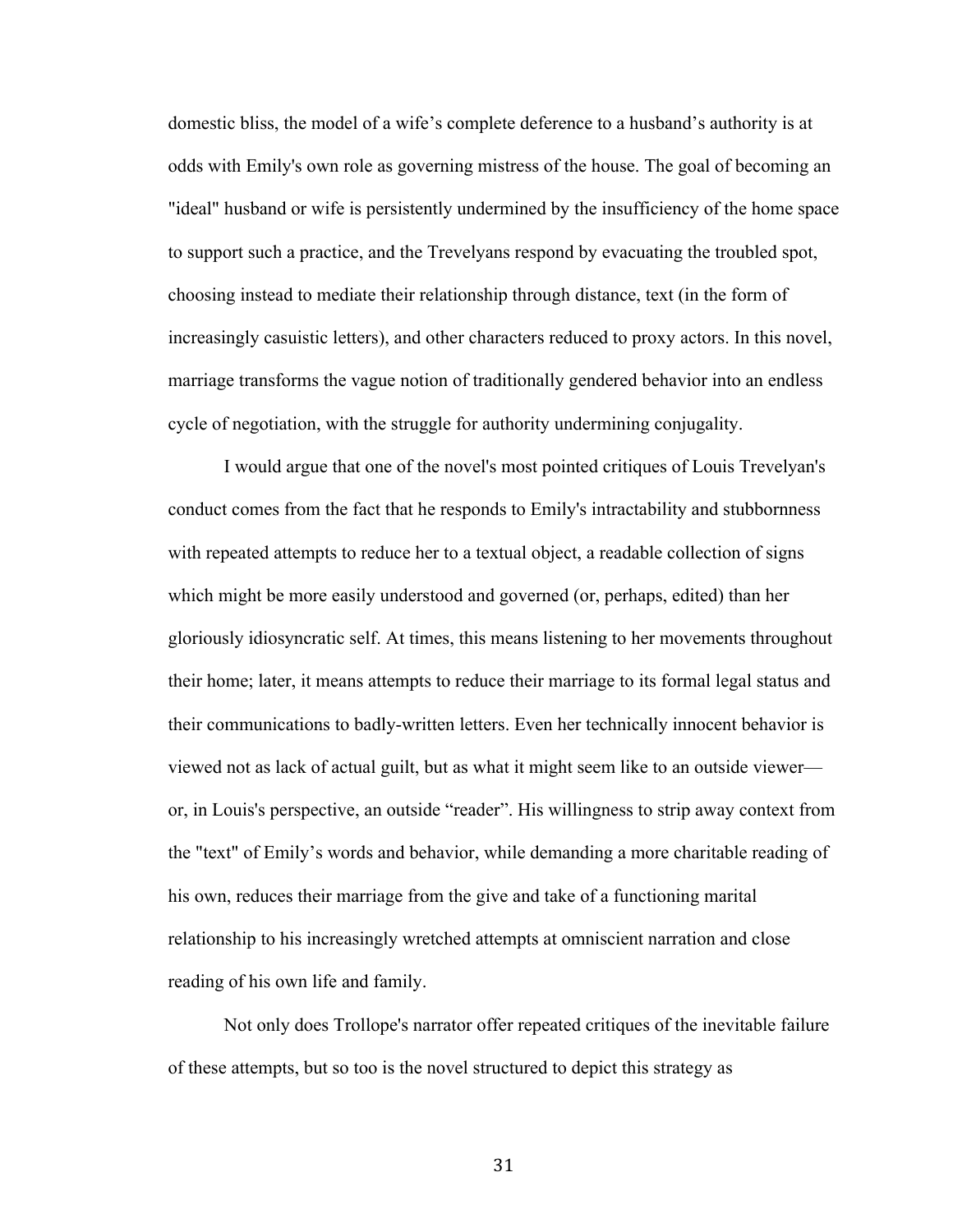domestic bliss, the model of a wife's complete deference to a husband's authority is at odds with Emily's own role as governing mistress of the house. The goal of becoming an "ideal" husband or wife is persistently undermined by the insufficiency of the home space to support such a practice, and the Trevelyans respond by evacuating the troubled spot, choosing instead to mediate their relationship through distance, text (in the form of increasingly casuistic letters), and other characters reduced to proxy actors. In this novel, marriage transforms the vague notion of traditionally gendered behavior into an endless cycle of negotiation, with the struggle for authority undermining conjugality.

I would argue that one of the novel's most pointed critiques of Louis Trevelyan's conduct comes from the fact that he responds to Emily's intractability and stubbornness with repeated attempts to reduce her to a textual object, a readable collection of signs which might be more easily understood and governed (or, perhaps, edited) than her gloriously idiosyncratic self. At times, this means listening to her movements throughout their home; later, it means attempts to reduce their marriage to its formal legal status and their communications to badly-written letters. Even her technically innocent behavior is viewed not as lack of actual guilt, but as what it might seem like to an outside viewer—or, in Louis's perspective, an outside "reader". His willingness to strip away context from the "text" of Emily's words and behavior, while demanding a more charitable reading of his own, reduces their marriage from the give and take of a functioning marital relationship to his increasingly wretched attempts at omniscient narration and close reading of his own life and family.

Not only does Trollope's narrator offer repeated critiques of the inevitable failure of these attempts, but so too is the novel structured to depict this strategy as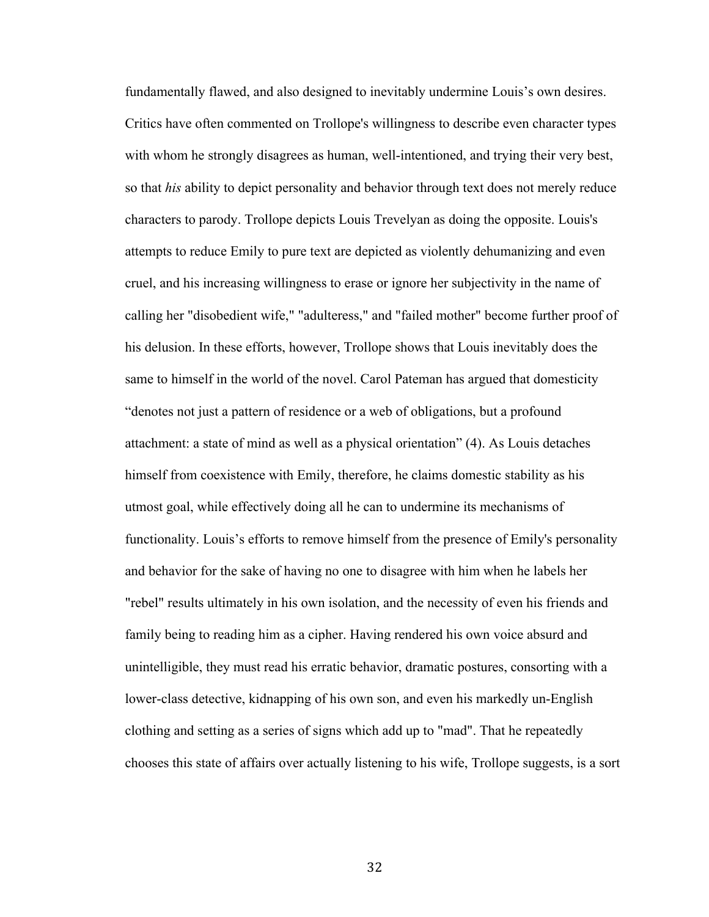fundamentally flawed, and also designed to inevitably undermine Louis's own desires. Critics have often commented on Trollope's willingness to describe even character types with whom he strongly disagrees as human, well-intentioned, and trying their very best, so that *his* ability to depict personality and behavior through text does not merely reduce characters to parody. Trollope depicts Louis Trevelyan as doing the opposite. Louis's attempts to reduce Emily to pure text are depicted as violently dehumanizing and even cruel, and his increasing willingness to erase or ignore her subjectivity in the name of calling her "disobedient wife," "adulteress," and "failed mother" become further proof of his delusion. In these efforts, however, Trollope shows that Louis inevitably does the same to himself in the world of the novel. Carol Pateman has argued that domesticity "denotes not just a pattern of residence or a web of obligations, but a profound attachment: a state of mind as well as a physical orientation" (4). As Louis detaches himself from coexistence with Emily, therefore, he claims domestic stability as his utmost goal, while effectively doing all he can to undermine its mechanisms of functionality. Louis's efforts to remove himself from the presence of Emily's personality and behavior for the sake of having no one to disagree with him when he labels her "rebel" results ultimately in his own isolation, and the necessity of even his friends and family being to reading him as a cipher. Having rendered his own voice absurd and unintelligible, they must read his erratic behavior, dramatic postures, consorting with a lower-class detective, kidnapping of his own son, and even his markedly un-English clothing and setting as a series of signs which add up to "mad". That he repeatedly chooses this state of affairs over actually listening to his wife, Trollope suggests, is a sort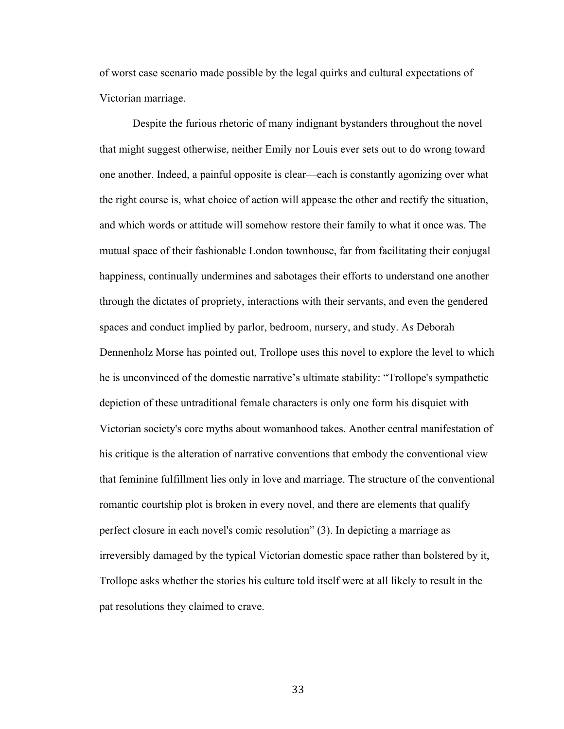of worst case scenario made possible by the legal quirks and cultural expectations of Victorian marriage.

Despite the furious rhetoric of many indignant bystanders throughout the novel that might suggest otherwise, neither Emily nor Louis ever sets out to do wrong toward one another. Indeed, a painful opposite is clear—each is constantly agonizing over what the right course is, what choice of action will appease the other and rectify the situation, and which words or attitude will somehow restore their family to what it once was. The mutual space of their fashionable London townhouse, far from facilitating their conjugal happiness, continually undermines and sabotages their efforts to understand one another through the dictates of propriety, interactions with their servants, and even the gendered spaces and conduct implied by parlor, bedroom, nursery, and study. As Deborah Dennenholz Morse has pointed out, Trollope uses this novel to explore the level to which he is unconvinced of the domestic narrative's ultimate stability: "Trollope's sympathetic depiction of these untraditional female characters is only one form his disquiet with Victorian society's core myths about womanhood takes. Another central manifestation of his critique is the alteration of narrative conventions that embody the conventional view that feminine fulfillment lies only in love and marriage. The structure of the conventional romantic courtship plot is broken in every novel, and there are elements that qualify perfect closure in each novel's comic resolution" (3). In depicting a marriage as irreversibly damaged by the typical Victorian domestic space rather than bolstered by it, Trollope asks whether the stories his culture told itself were at all likely to result in the pat resolutions they claimed to crave.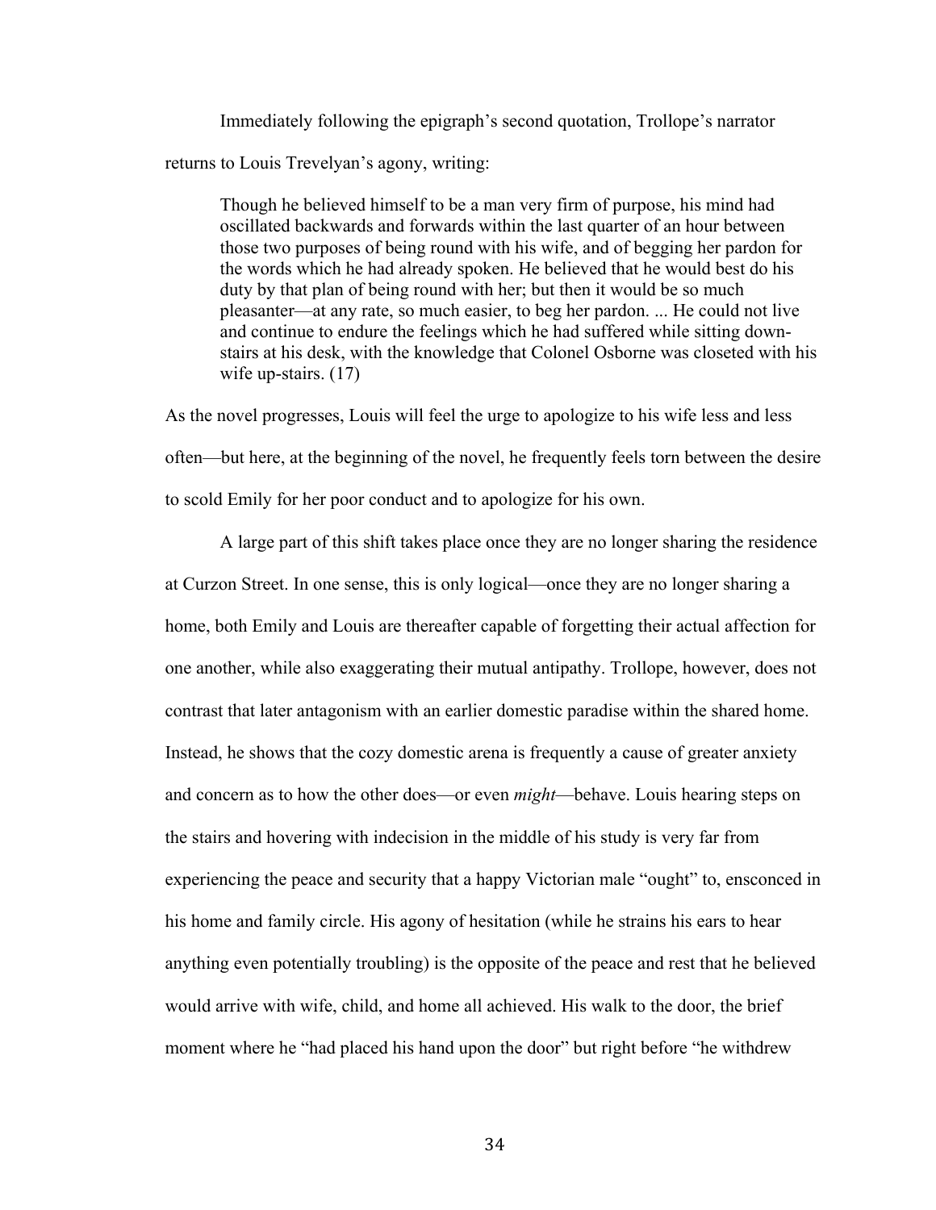Immediately following the epigraph's second quotation, Trollope's narrator returns to Louis Trevelyan's agony, writing:

> Though he believed himself to be a man very firm of purpose, his mind had oscillated backwards and forwards within the last quarter of an hour between those two purposes of being round with his wife, and of begging her pardon for the words which he had already spoken. He believed that he would best do his duty by that plan of being round with her; but then it would be so much pleasanter—at any rate, so much easier, to beg her pardon. ... He could not live and continue to endure the feelings which he had suffered while sitting down-stairs at his desk, with the knowledge that Colonel Osborne was closeted with his wife up-stairs. (17)

As the novel progresses, Louis will feel the urge to apologize to his wife less and less often—but here, at the beginning of the novel, he frequently feels torn between the desire to scold Emily for her poor conduct and to apologize for his own.

A large part of this shift takes place once they are no longer sharing the residence at Curzon Street. In one sense, this is only logical—once they are no longer sharing a home, both Emily and Louis are thereafter capable of forgetting their actual affection for one another, while also exaggerating their mutual antipathy. Trollope, however, does not contrast that later antagonism with an earlier domestic paradise within the shared home. Instead, he shows that the cozy domestic arena is frequently a cause of greater anxiety and concern as to how the other does—or even *might*—behave. Louis hearing steps on the stairs and hovering with indecision in the middle of his study is very far from experiencing the peace and security that a happy Victorian male "ought" to, ensconced in his home and family circle. His agony of hesitation (while he strains his ears to hear anything even potentially troubling) is the opposite of the peace and rest that he believed would arrive with wife, child, and home all achieved. His walk to the door, the brief moment where he "had placed his hand upon the door" but right before "he withdrew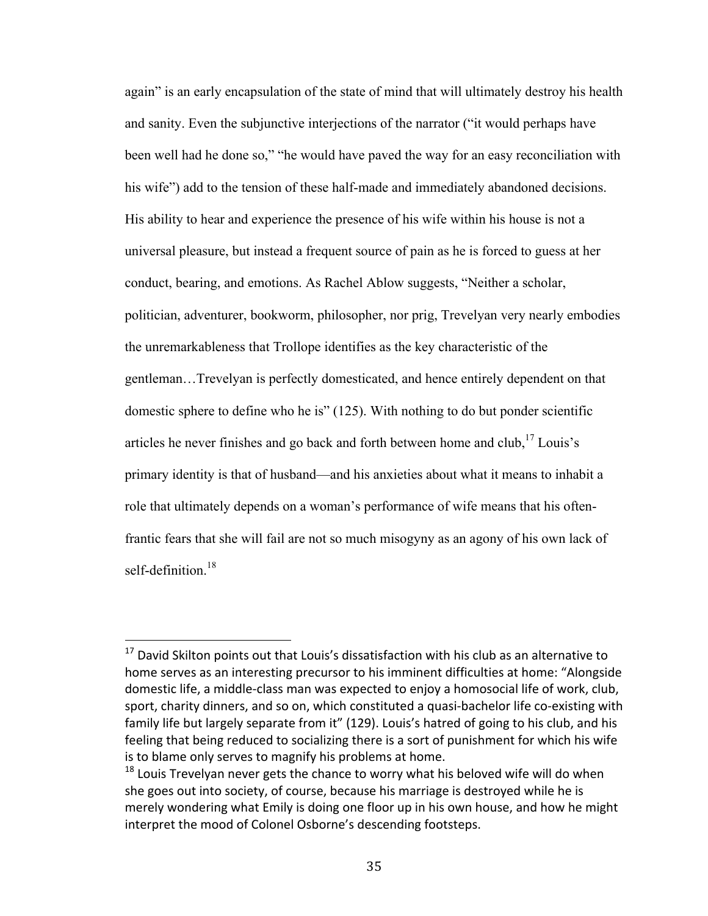again" is an early encapsulation of the state of mind that will ultimately destroy his health and sanity. Even the subjunctive interjections of the narrator ("it would perhaps have been well had he done so," "he would have paved the way for an easy reconciliation with his wife") add to the tension of these half-made and immediately abandoned decisions. His ability to hear and experience the presence of his wife within his house is not a universal pleasure, but instead a frequent source of pain as he is forced to guess at her conduct, bearing, and emotions. As Rachel Ablow suggests, "Neither a scholar, politician, adventurer, bookworm, philosopher, nor prig, Trevelyan very nearly embodies the unremarkableness that Trollope identifies as the key characteristic of the gentleman…Trevelyan is perfectly domesticated, and hence entirely dependent on that domestic sphere to define who he is" (125). With nothing to do but ponder scientific articles he never finishes and go back and forth between home and club,[17] Louis's primary identity is that of husband—and his anxieties about what it means to inhabit a role that ultimately depends on a woman's performance of wife means that his often-frantic fears that she will fail are not so much misogyny as an agony of his own lack of self-definition.[18]

---

[17] David Skilton points out that Louis's dissatisfaction with his club as an alternative to home serves as an interesting precursor to his imminent difficulties at home: "Alongside domestic life, a middle-class man was expected to enjoy a homosocial life of work, club, sport, charity dinners, and so on, which constituted a quasi-bachelor life co-existing with family life but largely separate from it" (129). Louis's hatred of going to his club, and his feeling that being reduced to socializing there is a sort of punishment for which his wife is to blame only serves to magnify his problems at home.

[18] Louis Trevelyan never gets the chance to worry what his beloved wife will do when she goes out into society, of course, because his marriage is destroyed while he is merely wondering what Emily is doing one floor up in his own house, and how he might interpret the mood of Colonel Osborne's descending footsteps.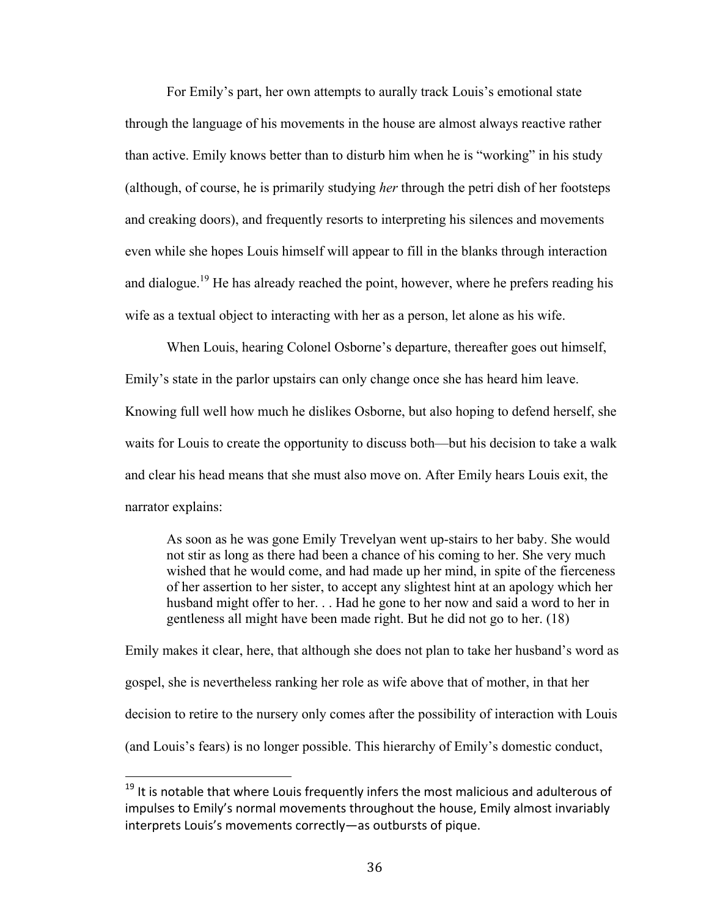For Emily's part, her own attempts to aurally track Louis's emotional state through the language of his movements in the house are almost always reactive rather than active. Emily knows better than to disturb him when he is "working" in his study (although, of course, he is primarily studying *her* through the petri dish of her footsteps and creaking doors), and frequently resorts to interpreting his silences and movements even while she hopes Louis himself will appear to fill in the blanks through interaction and dialogue.[19] He has already reached the point, however, where he prefers reading his wife as a textual object to interacting with her as a person, let alone as his wife.

When Louis, hearing Colonel Osborne's departure, thereafter goes out himself, Emily's state in the parlor upstairs can only change once she has heard him leave. Knowing full well how much he dislikes Osborne, but also hoping to defend herself, she waits for Louis to create the opportunity to discuss both—but his decision to take a walk and clear his head means that she must also move on. After Emily hears Louis exit, the narrator explains:

> As soon as he was gone Emily Trevelyan went up-stairs to her baby. She would not stir as long as there had been a chance of his coming to her. She very much wished that he would come, and had made up her mind, in spite of the fierceness of her assertion to her sister, to accept any slightest hint at an apology which her husband might offer to her. . . Had he gone to her now and said a word to her in gentleness all might have been made right. But he did not go to her. (18)

Emily makes it clear, here, that although she does not plan to take her husband's word as gospel, she is nevertheless ranking her role as wife above that of mother, in that her decision to retire to the nursery only comes after the possibility of interaction with Louis (and Louis's fears) is no longer possible. This hierarchy of Emily's domestic conduct,

[19] It is notable that where Louis frequently infers the most malicious and adulterous of impulses to Emily's normal movements throughout the house, Emily almost invariably interprets Louis's movements correctly—as outbursts of pique.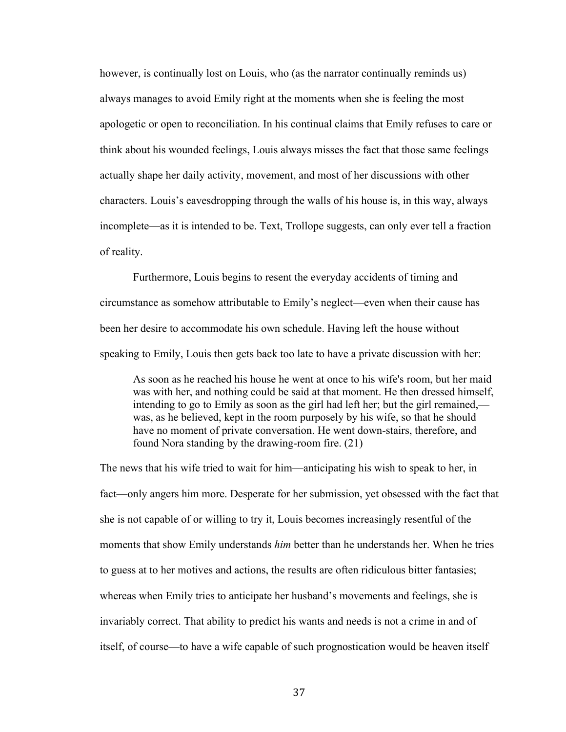however, is continually lost on Louis, who (as the narrator continually reminds us) always manages to avoid Emily right at the moments when she is feeling the most apologetic or open to reconciliation. In his continual claims that Emily refuses to care or think about his wounded feelings, Louis always misses the fact that those same feelings actually shape her daily activity, movement, and most of her discussions with other characters. Louis's eavesdropping through the walls of his house is, in this way, always incomplete—as it is intended to be. Text, Trollope suggests, can only ever tell a fraction of reality.

Furthermore, Louis begins to resent the everyday accidents of timing and circumstance as somehow attributable to Emily's neglect—even when their cause has been her desire to accommodate his own schedule. Having left the house without speaking to Emily, Louis then gets back too late to have a private discussion with her:

> As soon as he reached his house he went at once to his wife's room, but her maid was with her, and nothing could be said at that moment. He then dressed himself, intending to go to Emily as soon as the girl had left her; but the girl remained,—was, as he believed, kept in the room purposely by his wife, so that he should have no moment of private conversation. He went down-stairs, therefore, and found Nora standing by the drawing-room fire. (21)

The news that his wife tried to wait for him—anticipating his wish to speak to her, in fact—only angers him more. Desperate for her submission, yet obsessed with the fact that she is not capable of or willing to try it, Louis becomes increasingly resentful of the moments that show Emily understands *him* better than he understands her. When he tries to guess at to her motives and actions, the results are often ridiculous bitter fantasies; whereas when Emily tries to anticipate her husband's movements and feelings, she is invariably correct. That ability to predict his wants and needs is not a crime in and of itself, of course—to have a wife capable of such prognostication would be heaven itself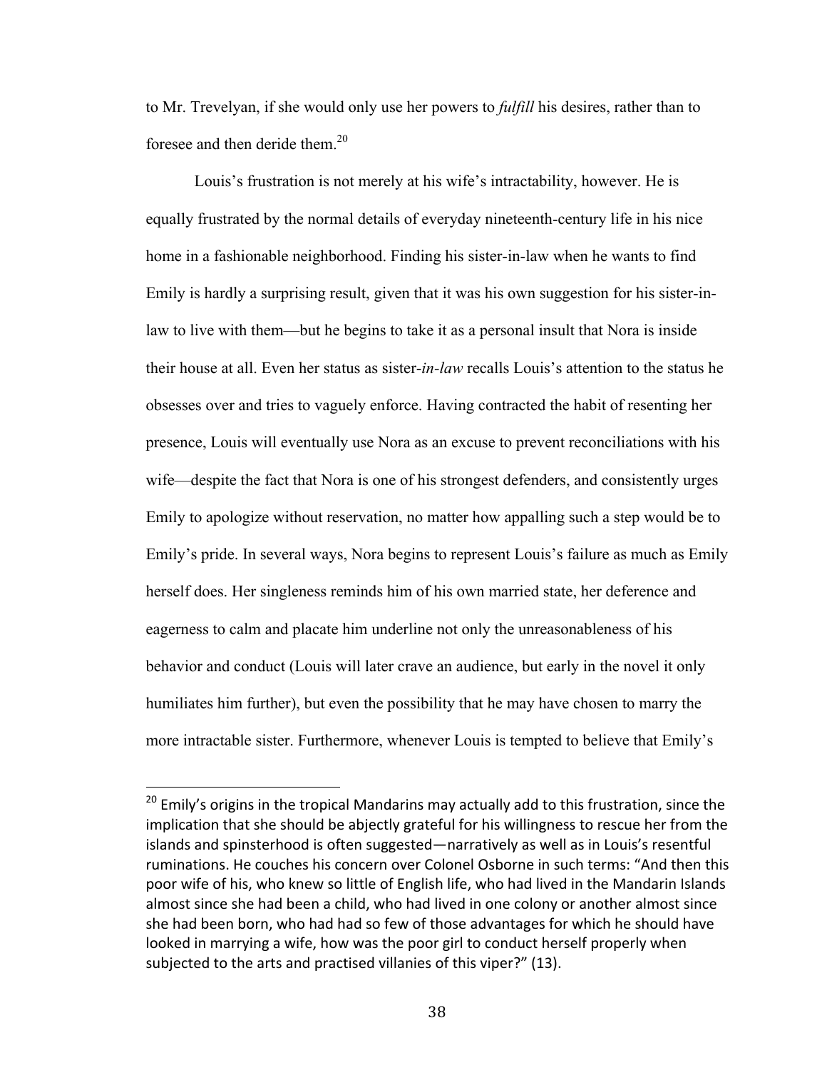to Mr. Trevelyan, if she would only use her powers to *fulfill* his desires, rather than to foresee and then deride them.[20]

Louis's frustration is not merely at his wife's intractability, however. He is equally frustrated by the normal details of everyday nineteenth-century life in his nice home in a fashionable neighborhood. Finding his sister-in-law when he wants to find Emily is hardly a surprising result, given that it was his own suggestion for his sister-in-law to live with them—but he begins to take it as a personal insult that Nora is inside their house at all. Even her status as sister-*in-law* recalls Louis's attention to the status he obsesses over and tries to vaguely enforce. Having contracted the habit of resenting her presence, Louis will eventually use Nora as an excuse to prevent reconciliations with his wife—despite the fact that Nora is one of his strongest defenders, and consistently urges Emily to apologize without reservation, no matter how appalling such a step would be to Emily's pride. In several ways, Nora begins to represent Louis's failure as much as Emily herself does. Her singleness reminds him of his own married state, her deference and eagerness to calm and placate him underline not only the unreasonableness of his behavior and conduct (Louis will later crave an audience, but early in the novel it only humiliates him further), but even the possibility that he may have chosen to marry the more intractable sister. Furthermore, whenever Louis is tempted to believe that Emily's

[20] Emily's origins in the tropical Mandarins may actually add to this frustration, since the implication that she should be abjectly grateful for his willingness to rescue her from the islands and spinsterhood is often suggested—narratively as well as in Louis's resentful ruminations. He couches his concern over Colonel Osborne in such terms: "And then this poor wife of his, who knew so little of English life, who had lived in the Mandarin Islands almost since she had been a child, who had lived in one colony or another almost since she had been born, who had had so few of those advantages for which he should have looked in marrying a wife, how was the poor girl to conduct herself properly when subjected to the arts and practised villanies of this viper?" (13).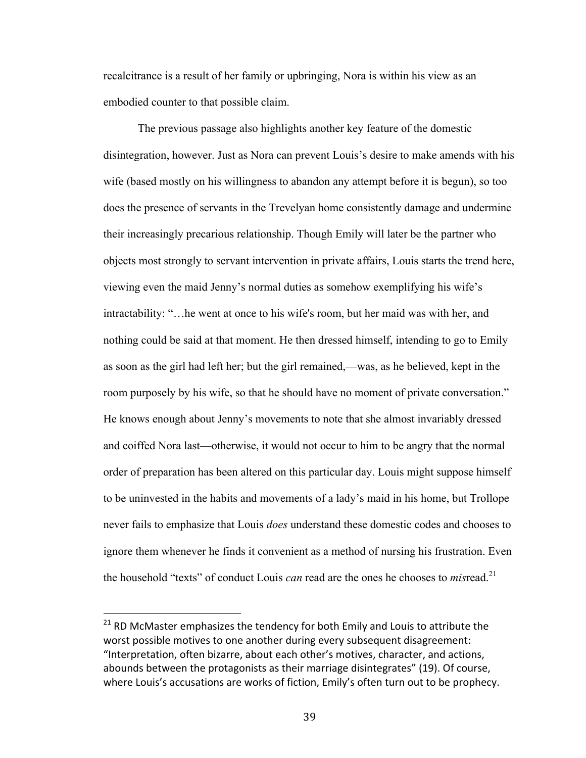recalcitrance is a result of her family or upbringing, Nora is within his view as an embodied counter to that possible claim.

The previous passage also highlights another key feature of the domestic disintegration, however. Just as Nora can prevent Louis's desire to make amends with his wife (based mostly on his willingness to abandon any attempt before it is begun), so too does the presence of servants in the Trevelyan home consistently damage and undermine their increasingly precarious relationship. Though Emily will later be the partner who objects most strongly to servant intervention in private affairs, Louis starts the trend here, viewing even the maid Jenny's normal duties as somehow exemplifying his wife's intractability: "…he went at once to his wife's room, but her maid was with her, and nothing could be said at that moment. He then dressed himself, intending to go to Emily as soon as the girl had left her; but the girl remained,—was, as he believed, kept in the room purposely by his wife, so that he should have no moment of private conversation." He knows enough about Jenny's movements to note that she almost invariably dressed and coiffed Nora last—otherwise, it would not occur to him to be angry that the normal order of preparation has been altered on this particular day. Louis might suppose himself to be uninvested in the habits and movements of a lady's maid in his home, but Trollope never fails to emphasize that Louis *does* understand these domestic codes and chooses to ignore them whenever he finds it convenient as a method of nursing his frustration. Even the household "texts" of conduct Louis *can* read are the ones he chooses to *mis*read.[21]

[21] RD McMaster emphasizes the tendency for both Emily and Louis to attribute the worst possible motives to one another during every subsequent disagreement: "Interpretation, often bizarre, about each other's motives, character, and actions, abounds between the protagonists as their marriage disintegrates" (19). Of course, where Louis's accusations are works of fiction, Emily's often turn out to be prophecy.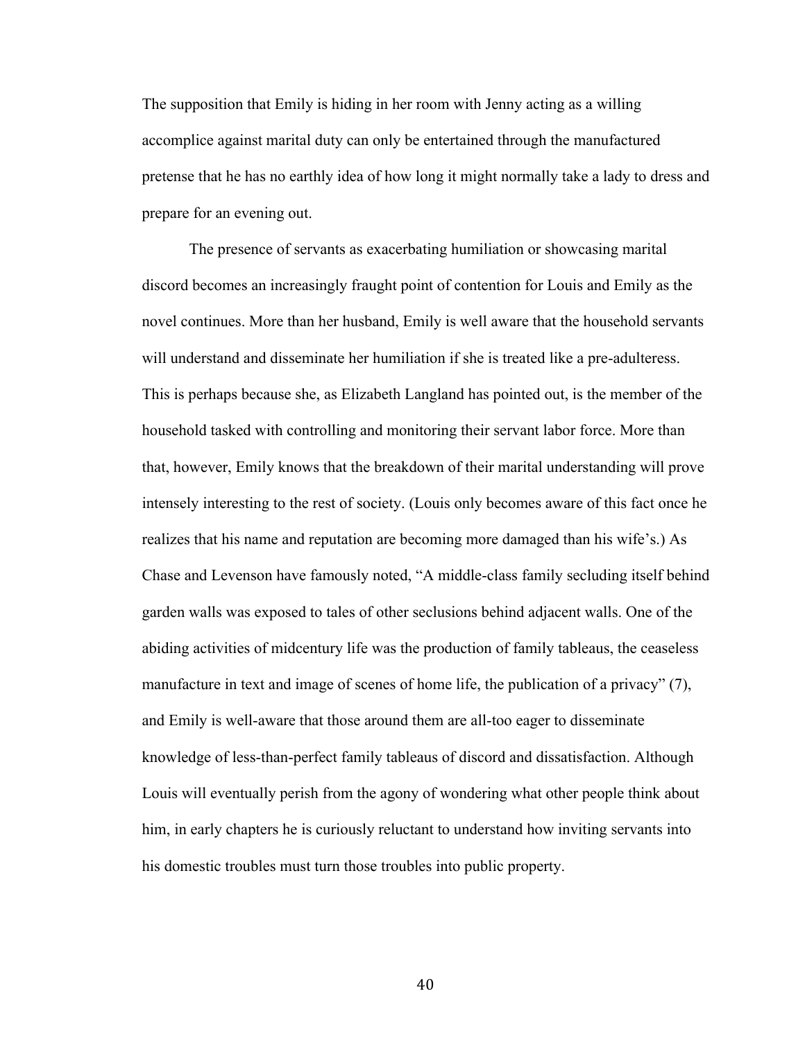The supposition that Emily is hiding in her room with Jenny acting as a willing accomplice against marital duty can only be entertained through the manufactured pretense that he has no earthly idea of how long it might normally take a lady to dress and prepare for an evening out.

The presence of servants as exacerbating humiliation or showcasing marital discord becomes an increasingly fraught point of contention for Louis and Emily as the novel continues. More than her husband, Emily is well aware that the household servants will understand and disseminate her humiliation if she is treated like a pre-adulteress. This is perhaps because she, as Elizabeth Langland has pointed out, is the member of the household tasked with controlling and monitoring their servant labor force. More than that, however, Emily knows that the breakdown of their marital understanding will prove intensely interesting to the rest of society. (Louis only becomes aware of this fact once he realizes that his name and reputation are becoming more damaged than his wife's.) As Chase and Levenson have famously noted, "A middle-class family secluding itself behind garden walls was exposed to tales of other seclusions behind adjacent walls. One of the abiding activities of midcentury life was the production of family tableaus, the ceaseless manufacture in text and image of scenes of home life, the publication of a privacy" (7), and Emily is well-aware that those around them are all-too eager to disseminate knowledge of less-than-perfect family tableaus of discord and dissatisfaction. Although Louis will eventually perish from the agony of wondering what other people think about him, in early chapters he is curiously reluctant to understand how inviting servants into his domestic troubles must turn those troubles into public property.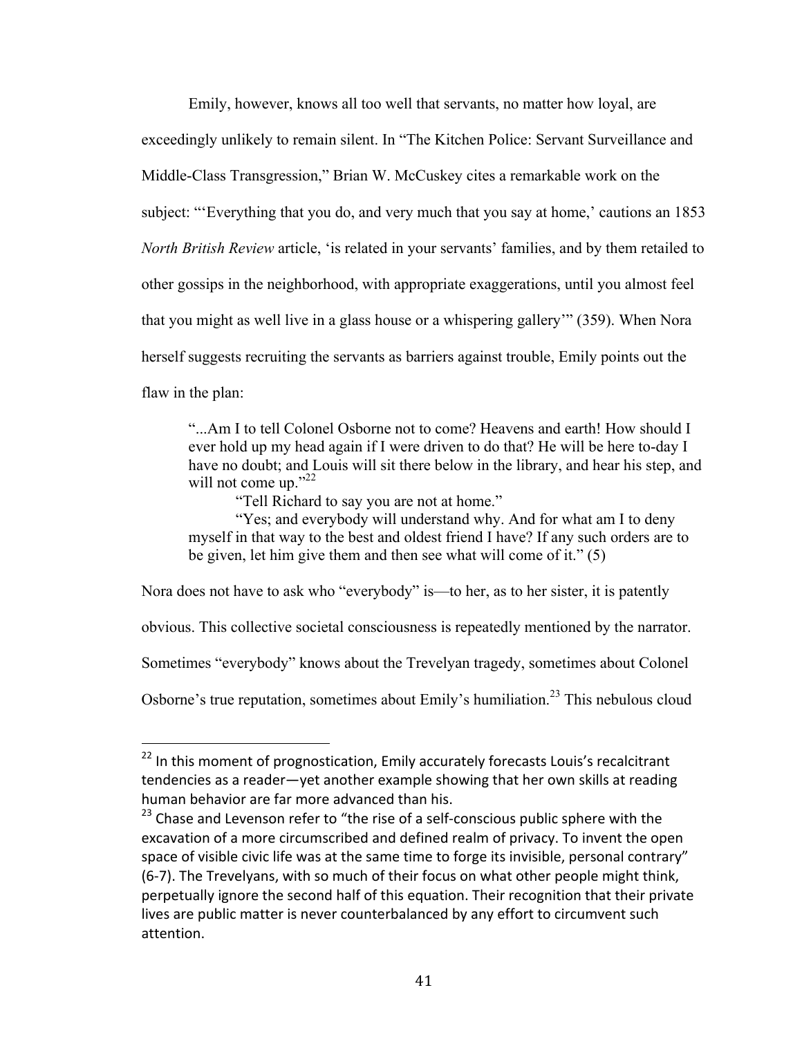Emily, however, knows all too well that servants, no matter how loyal, are exceedingly unlikely to remain silent. In "The Kitchen Police: Servant Surveillance and Middle-Class Transgression," Brian W. McCuskey cites a remarkable work on the subject: "'Everything that you do, and very much that you say at home,' cautions an 1853 *North British Review* article, 'is related in your servants' families, and by them retailed to other gossips in the neighborhood, with appropriate exaggerations, until you almost feel that you might as well live in a glass house or a whispering gallery'" (359). When Nora herself suggests recruiting the servants as barriers against trouble, Emily points out the flaw in the plan:

> "...Am I to tell Colonel Osborne not to come? Heavens and earth! How should I ever hold up my head again if I were driven to do that? He will be here to-day I have no doubt; and Louis will sit there below in the library, and hear his step, and will not come up."[22]
>
> "Tell Richard to say you are not at home."
>
> "Yes; and everybody will understand why. And for what am I to deny myself in that way to the best and oldest friend I have? If any such orders are to be given, let him give them and then see what will come of it." (5)

Nora does not have to ask who "everybody" is—to her, as to her sister, it is patently obvious. This collective societal consciousness is repeatedly mentioned by the narrator. Sometimes "everybody" knows about the Trevelyan tragedy, sometimes about Colonel Osborne's true reputation, sometimes about Emily's humiliation.[23] This nebulous cloud

---

[22] In this moment of prognostication, Emily accurately forecasts Louis's recalcitrant tendencies as a reader—yet another example showing that her own skills at reading human behavior are far more advanced than his.

[23] Chase and Levenson refer to "the rise of a self-conscious public sphere with the excavation of a more circumscribed and defined realm of privacy. To invent the open space of visible civic life was at the same time to forge its invisible, personal contrary" (6-7). The Trevelyans, with so much of their focus on what other people might think, perpetually ignore the second half of this equation. Their recognition that their private lives are public matter is never counterbalanced by any effort to circumvent such attention.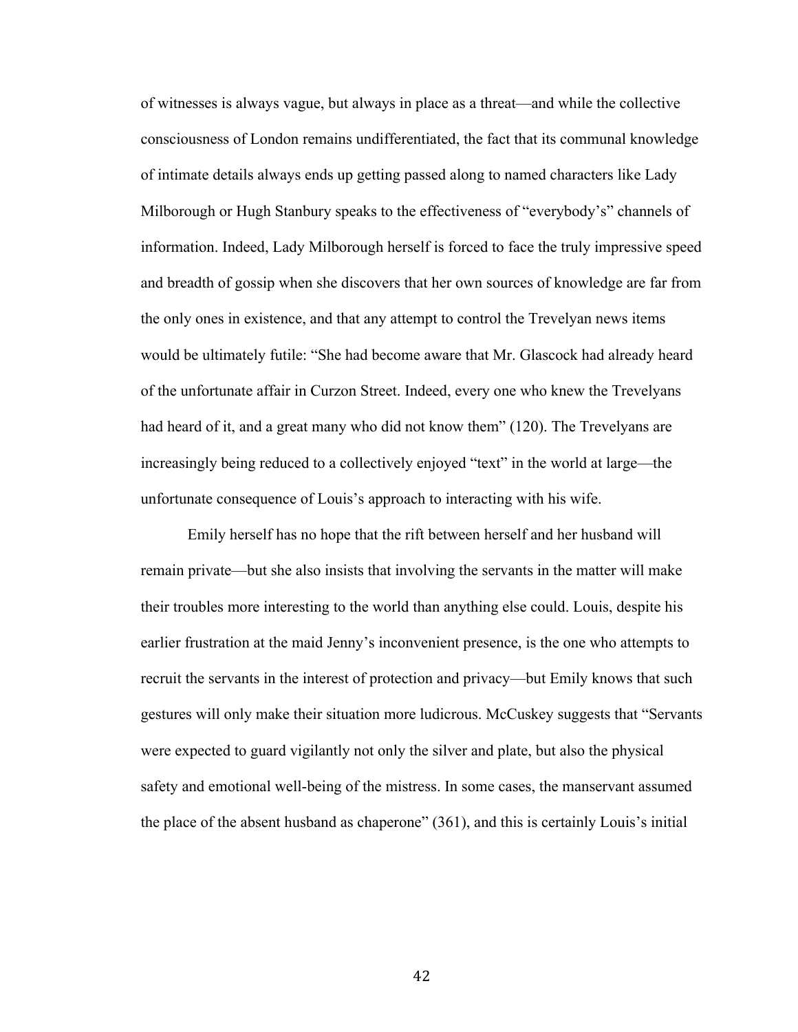of witnesses is always vague, but always in place as a threat—and while the collective consciousness of London remains undifferentiated, the fact that its communal knowledge of intimate details always ends up getting passed along to named characters like Lady Milborough or Hugh Stanbury speaks to the effectiveness of "everybody's" channels of information. Indeed, Lady Milborough herself is forced to face the truly impressive speed and breadth of gossip when she discovers that her own sources of knowledge are far from the only ones in existence, and that any attempt to control the Trevelyan news items would be ultimately futile: "She had become aware that Mr. Glascock had already heard of the unfortunate affair in Curzon Street. Indeed, every one who knew the Trevelyans had heard of it, and a great many who did not know them" (120). The Trevelyans are increasingly being reduced to a collectively enjoyed "text" in the world at large—the unfortunate consequence of Louis's approach to interacting with his wife.

Emily herself has no hope that the rift between herself and her husband will remain private—but she also insists that involving the servants in the matter will make their troubles more interesting to the world than anything else could. Louis, despite his earlier frustration at the maid Jenny's inconvenient presence, is the one who attempts to recruit the servants in the interest of protection and privacy—but Emily knows that such gestures will only make their situation more ludicrous. McCuskey suggests that "Servants were expected to guard vigilantly not only the silver and plate, but also the physical safety and emotional well-being of the mistress. In some cases, the manservant assumed the place of the absent husband as chaperone" (361), and this is certainly Louis's initial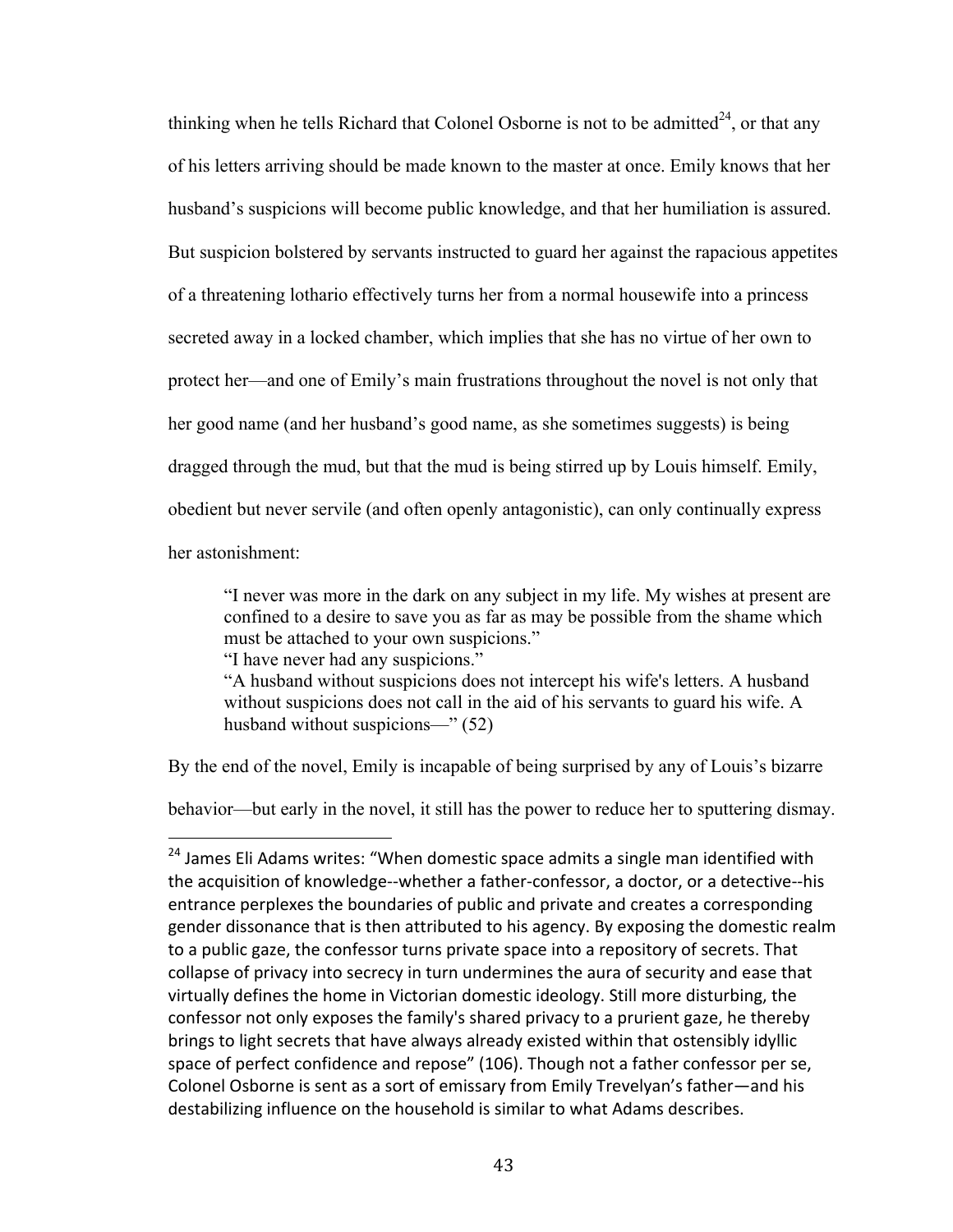thinking when he tells Richard that Colonel Osborne is not to be admitted[24], or that any of his letters arriving should be made known to the master at once. Emily knows that her husband's suspicions will become public knowledge, and that her humiliation is assured. But suspicion bolstered by servants instructed to guard her against the rapacious appetites of a threatening lothario effectively turns her from a normal housewife into a princess secreted away in a locked chamber, which implies that she has no virtue of her own to protect her—and one of Emily's main frustrations throughout the novel is not only that her good name (and her husband's good name, as she sometimes suggests) is being dragged through the mud, but that the mud is being stirred up by Louis himself. Emily, obedient but never servile (and often openly antagonistic), can only continually express her astonishment:

> "I never was more in the dark on any subject in my life. My wishes at present are confined to a desire to save you as far as may be possible from the shame which must be attached to your own suspicions."
> "I have never had any suspicions."
> "A husband without suspicions does not intercept his wife's letters. A husband without suspicions does not call in the aid of his servants to guard his wife. A husband without suspicions—" (52)

By the end of the novel, Emily is incapable of being surprised by any of Louis's bizarre behavior—but early in the novel, it still has the power to reduce her to sputtering dismay.

[24] James Eli Adams writes: "When domestic space admits a single man identified with the acquisition of knowledge--whether a father-confessor, a doctor, or a detective--his entrance perplexes the boundaries of public and private and creates a corresponding gender dissonance that is then attributed to his agency. By exposing the domestic realm to a public gaze, the confessor turns private space into a repository of secrets. That collapse of privacy into secrecy in turn undermines the aura of security and ease that virtually defines the home in Victorian domestic ideology. Still more disturbing, the confessor not only exposes the family's shared privacy to a prurient gaze, he thereby brings to light secrets that have always already existed within that ostensibly idyllic space of perfect confidence and repose" (106). Though not a father confessor per se, Colonel Osborne is sent as a sort of emissary from Emily Trevelyan's father—and his destabilizing influence on the household is similar to what Adams describes.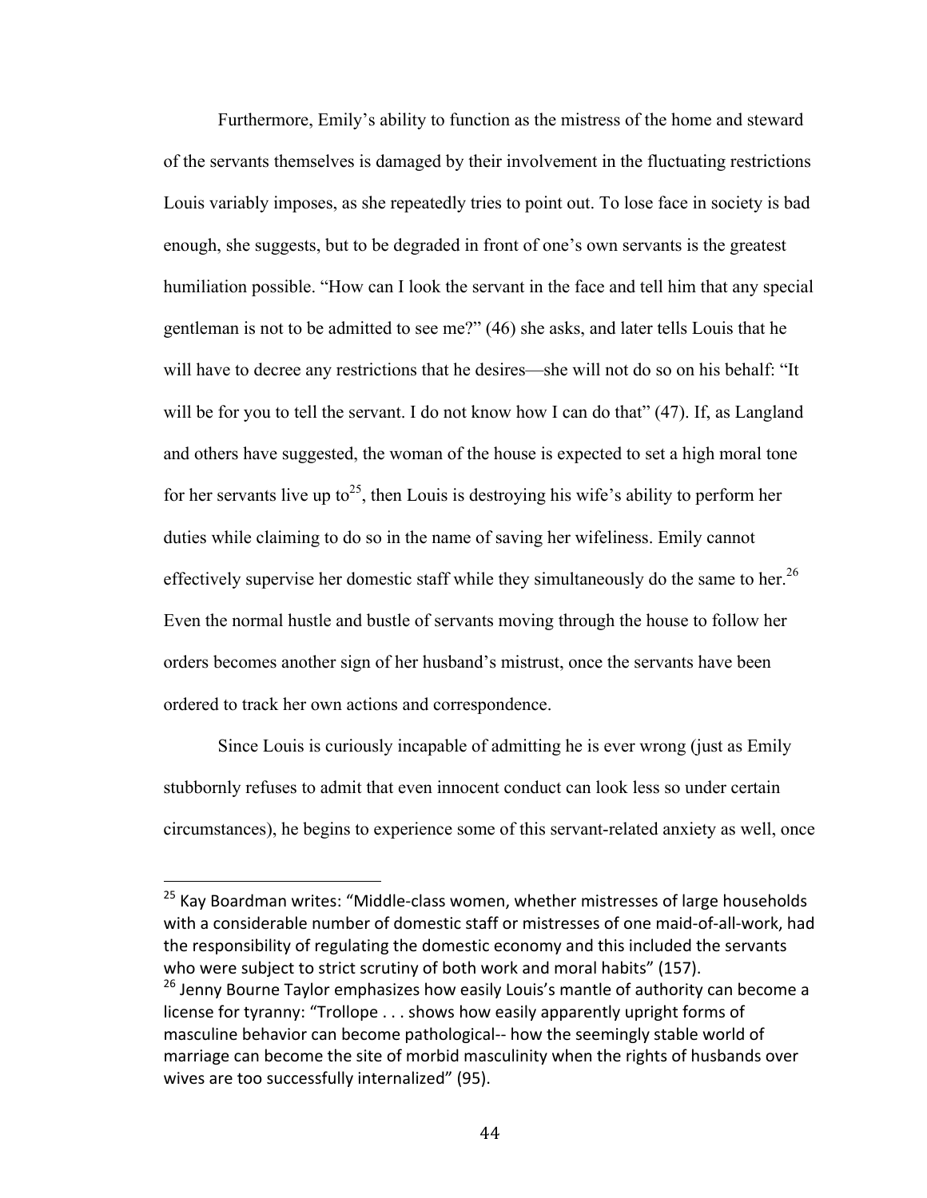Furthermore, Emily's ability to function as the mistress of the home and steward of the servants themselves is damaged by their involvement in the fluctuating restrictions Louis variably imposes, as she repeatedly tries to point out. To lose face in society is bad enough, she suggests, but to be degraded in front of one's own servants is the greatest humiliation possible. "How can I look the servant in the face and tell him that any special gentleman is not to be admitted to see me?" (46) she asks, and later tells Louis that he will have to decree any restrictions that he desires—she will not do so on his behalf: "It will be for you to tell the servant. I do not know how I can do that" (47). If, as Langland and others have suggested, the woman of the house is expected to set a high moral tone for her servants live up to[25], then Louis is destroying his wife's ability to perform her duties while claiming to do so in the name of saving her wifeliness. Emily cannot effectively supervise her domestic staff while they simultaneously do the same to her.[26] Even the normal hustle and bustle of servants moving through the house to follow her orders becomes another sign of her husband's mistrust, once the servants have been ordered to track her own actions and correspondence.

Since Louis is curiously incapable of admitting he is ever wrong (just as Emily stubbornly refuses to admit that even innocent conduct can look less so under certain circumstances), he begins to experience some of this servant-related anxiety as well, once

---

[25] Kay Boardman writes: "Middle-class women, whether mistresses of large households with a considerable number of domestic staff or mistresses of one maid-of-all-work, had the responsibility of regulating the domestic economy and this included the servants who were subject to strict scrutiny of both work and moral habits" (157).

[26] Jenny Bourne Taylor emphasizes how easily Louis's mantle of authority can become a license for tyranny: "Trollope . . . shows how easily apparently upright forms of masculine behavior can become pathological-- how the seemingly stable world of marriage can become the site of morbid masculinity when the rights of husbands over wives are too successfully internalized" (95).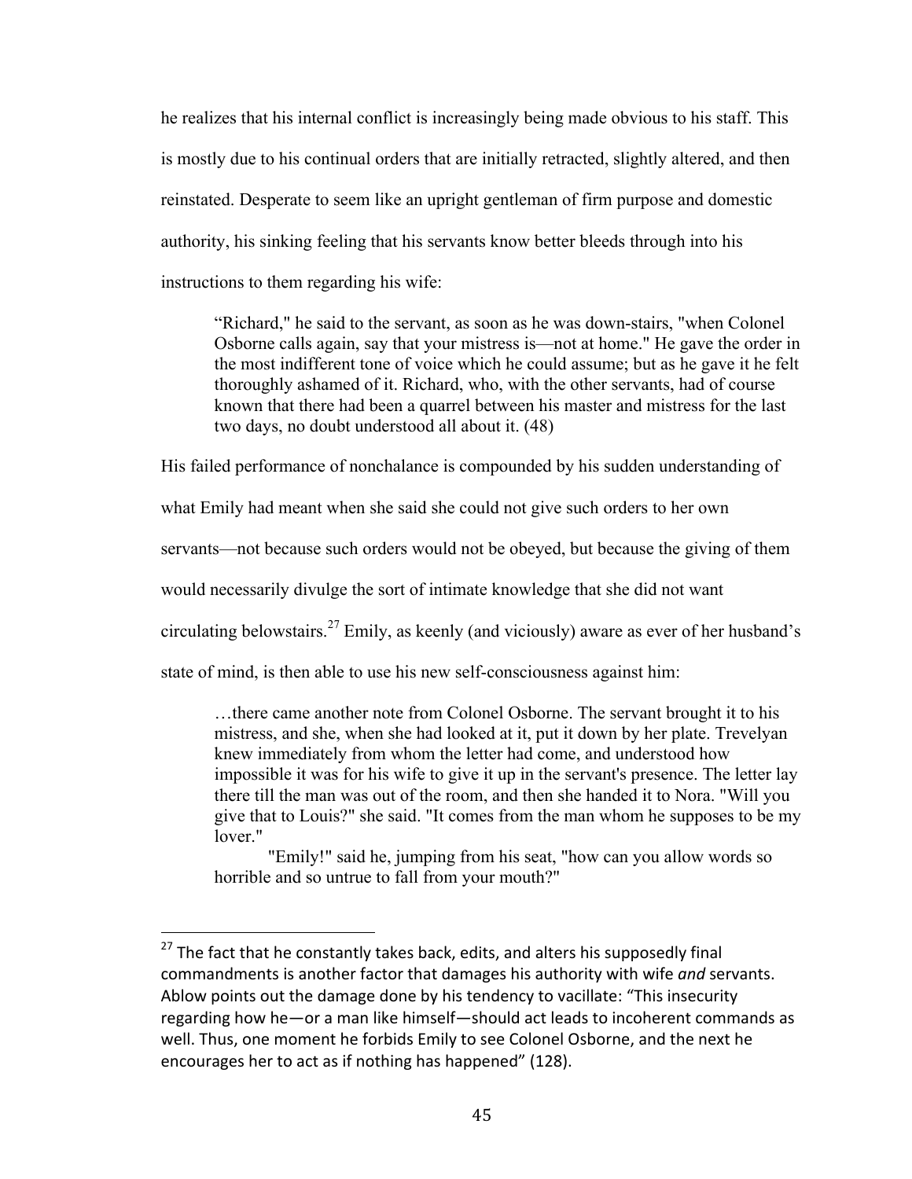he realizes that his internal conflict is increasingly being made obvious to his staff. This is mostly due to his continual orders that are initially retracted, slightly altered, and then reinstated. Desperate to seem like an upright gentleman of firm purpose and domestic authority, his sinking feeling that his servants know better bleeds through into his instructions to them regarding his wife:

> "Richard," he said to the servant, as soon as he was down-stairs, "when Colonel Osborne calls again, say that your mistress is—not at home." He gave the order in the most indifferent tone of voice which he could assume; but as he gave it he felt thoroughly ashamed of it. Richard, who, with the other servants, had of course known that there had been a quarrel between his master and mistress for the last two days, no doubt understood all about it. (48)

His failed performance of nonchalance is compounded by his sudden understanding of what Emily had meant when she said she could not give such orders to her own servants—not because such orders would not be obeyed, but because the giving of them would necessarily divulge the sort of intimate knowledge that she did not want circulating belowstairs.[27] Emily, as keenly (and viciously) aware as ever of her husband's state of mind, is then able to use his new self-consciousness against him:

> …there came another note from Colonel Osborne. The servant brought it to his mistress, and she, when she had looked at it, put it down by her plate. Trevelyan knew immediately from whom the letter had come, and understood how impossible it was for his wife to give it up in the servant's presence. The letter lay there till the man was out of the room, and then she handed it to Nora. "Will you give that to Louis?" she said. "It comes from the man whom he supposes to be my lover."
>
> "Emily!" said he, jumping from his seat, "how can you allow words so horrible and so untrue to fall from your mouth?"

[27] The fact that he constantly takes back, edits, and alters his supposedly final commandments is another factor that damages his authority with wife *and* servants. Ablow points out the damage done by his tendency to vacillate: "This insecurity regarding how he—or a man like himself—should act leads to incoherent commands as well. Thus, one moment he forbids Emily to see Colonel Osborne, and the next he encourages her to act as if nothing has happened" (128).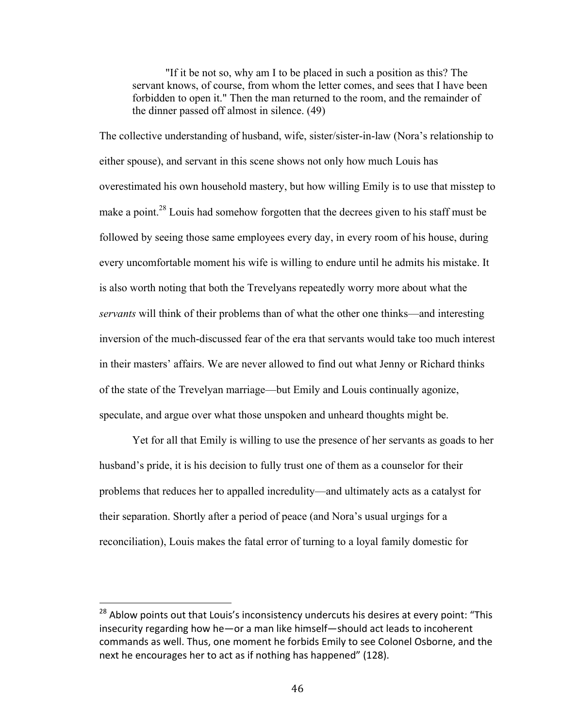> "If it be not so, why am I to be placed in such a position as this? The servant knows, of course, from whom the letter comes, and sees that I have been forbidden to open it." Then the man returned to the room, and the remainder of the dinner passed off almost in silence. (49)

The collective understanding of husband, wife, sister/sister-in-law (Nora's relationship to either spouse), and servant in this scene shows not only how much Louis has overestimated his own household mastery, but how willing Emily is to use that misstep to make a point.[28] Louis had somehow forgotten that the decrees given to his staff must be followed by seeing those same employees every day, in every room of his house, during every uncomfortable moment his wife is willing to endure until he admits his mistake. It is also worth noting that both the Trevelyans repeatedly worry more about what the *servants* will think of their problems than of what the other one thinks—and interesting inversion of the much-discussed fear of the era that servants would take too much interest in their masters' affairs. We are never allowed to find out what Jenny or Richard thinks of the state of the Trevelyan marriage—but Emily and Louis continually agonize, speculate, and argue over what those unspoken and unheard thoughts might be.

Yet for all that Emily is willing to use the presence of her servants as goads to her husband's pride, it is his decision to fully trust one of them as a counselor for their problems that reduces her to appalled incredulity—and ultimately acts as a catalyst for their separation. Shortly after a period of peace (and Nora's usual urgings for a reconciliation), Louis makes the fatal error of turning to a loyal family domestic for

[28] Ablow points out that Louis's inconsistency undercuts his desires at every point: "This insecurity regarding how he—or a man like himself—should act leads to incoherent commands as well. Thus, one moment he forbids Emily to see Colonel Osborne, and the next he encourages her to act as if nothing has happened" (128).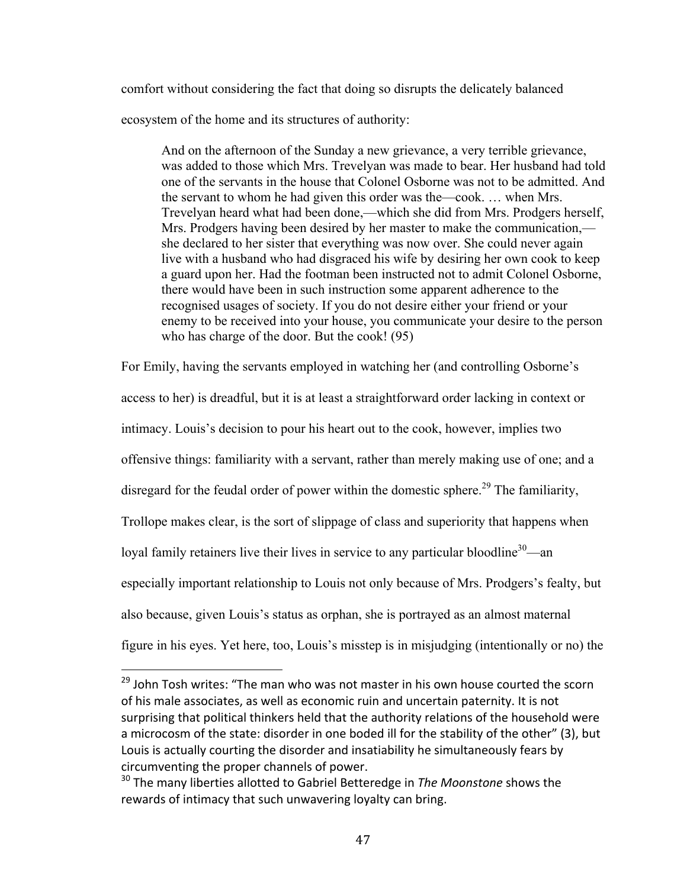comfort without considering the fact that doing so disrupts the delicately balanced ecosystem of the home and its structures of authority:

> And on the afternoon of the Sunday a new grievance, a very terrible grievance, was added to those which Mrs. Trevelyan was made to bear. Her husband had told one of the servants in the house that Colonel Osborne was not to be admitted. And the servant to whom he had given this order was the—cook. … when Mrs. Trevelyan heard what had been done,—which she did from Mrs. Prodgers herself, Mrs. Prodgers having been desired by her master to make the communication,—she declared to her sister that everything was now over. She could never again live with a husband who had disgraced his wife by desiring her own cook to keep a guard upon her. Had the footman been instructed not to admit Colonel Osborne, there would have been in such instruction some apparent adherence to the recognised usages of society. If you do not desire either your friend or your enemy to be received into your house, you communicate your desire to the person who has charge of the door. But the cook! (95)

For Emily, having the servants employed in watching her (and controlling Osborne's access to her) is dreadful, but it is at least a straightforward order lacking in context or intimacy. Louis's decision to pour his heart out to the cook, however, implies two offensive things: familiarity with a servant, rather than merely making use of one; and a disregard for the feudal order of power within the domestic sphere.[29] The familiarity, Trollope makes clear, is the sort of slippage of class and superiority that happens when loyal family retainers live their lives in service to any particular bloodline[30]—an especially important relationship to Louis not only because of Mrs. Prodgers's fealty, but also because, given Louis's status as orphan, she is portrayed as an almost maternal figure in his eyes. Yet here, too, Louis's misstep is in misjudging (intentionally or no) the

---

[29] John Tosh writes: "The man who was not master in his own house courted the scorn of his male associates, as well as economic ruin and uncertain paternity. It is not surprising that political thinkers held that the authority relations of the household were a microcosm of the state: disorder in one boded ill for the stability of the other" (3), but Louis is actually courting the disorder and insatiability he simultaneously fears by circumventing the proper channels of power.

[30] The many liberties allotted to Gabriel Betteredge in *The Moonstone* shows the rewards of intimacy that such unwavering loyalty can bring.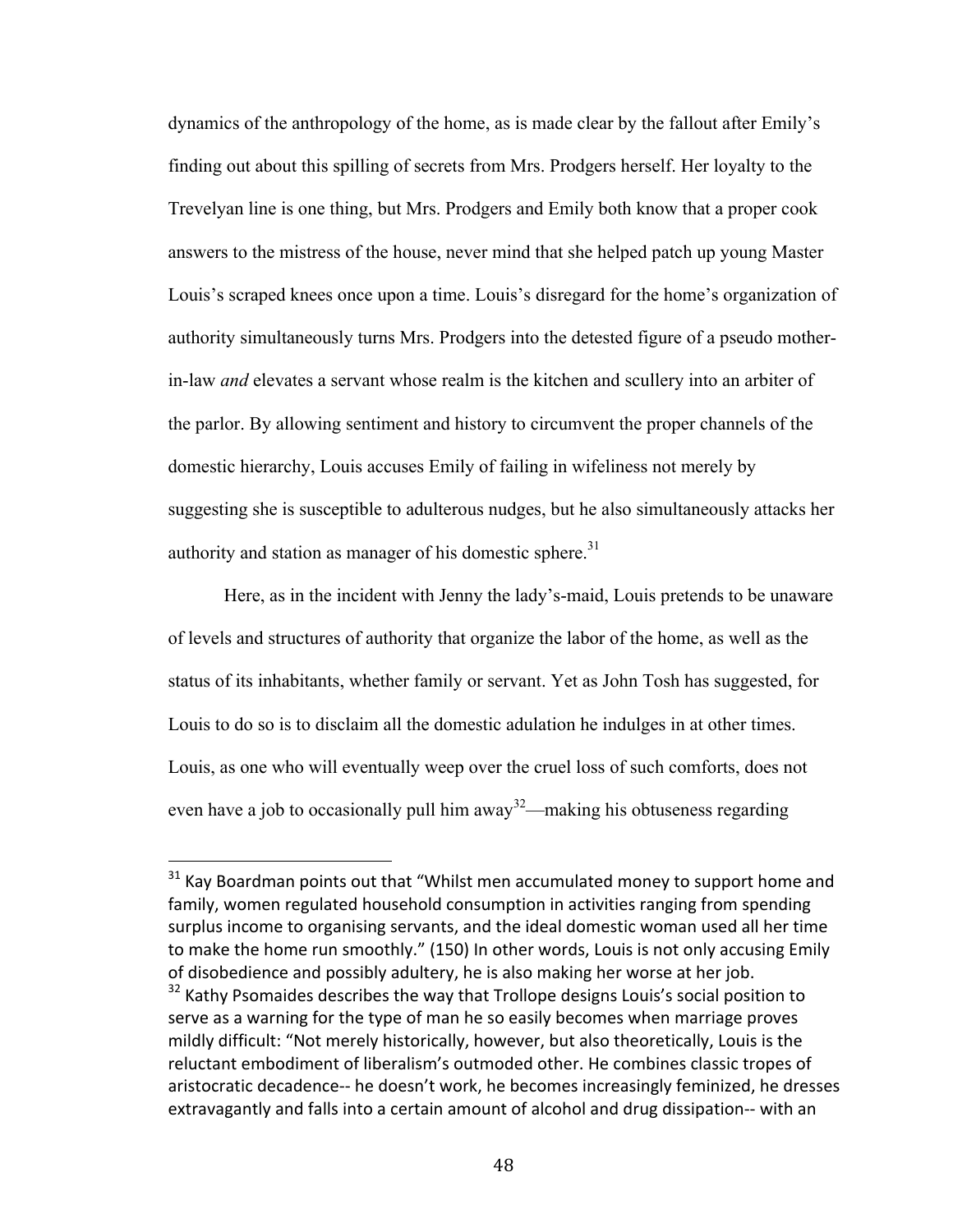dynamics of the anthropology of the home, as is made clear by the fallout after Emily's finding out about this spilling of secrets from Mrs. Prodgers herself. Her loyalty to the Trevelyan line is one thing, but Mrs. Prodgers and Emily both know that a proper cook answers to the mistress of the house, never mind that she helped patch up young Master Louis's scraped knees once upon a time. Louis's disregard for the home's organization of authority simultaneously turns Mrs. Prodgers into the detested figure of a pseudo mother-in-law *and* elevates a servant whose realm is the kitchen and scullery into an arbiter of the parlor. By allowing sentiment and history to circumvent the proper channels of the domestic hierarchy, Louis accuses Emily of failing in wifeliness not merely by suggesting she is susceptible to adulterous nudges, but he also simultaneously attacks her authority and station as manager of his domestic sphere.[31]

Here, as in the incident with Jenny the lady's-maid, Louis pretends to be unaware of levels and structures of authority that organize the labor of the home, as well as the status of its inhabitants, whether family or servant. Yet as John Tosh has suggested, for Louis to do so is to disclaim all the domestic adulation he indulges in at other times. Louis, as one who will eventually weep over the cruel loss of such comforts, does not even have a job to occasionally pull him away[32]—making his obtuseness regarding

---

[31] Kay Boardman points out that "Whilst men accumulated money to support home and family, women regulated household consumption in activities ranging from spending surplus income to organising servants, and the ideal domestic woman used all her time to make the home run smoothly." (150) In other words, Louis is not only accusing Emily of disobedience and possibly adultery, he is also making her worse at her job.

[32] Kathy Psomaides describes the way that Trollope designs Louis's social position to serve as a warning for the type of man he so easily becomes when marriage proves mildly difficult: "Not merely historically, however, but also theoretically, Louis is the reluctant embodiment of liberalism's outmoded other. He combines classic tropes of aristocratic decadence-- he doesn't work, he becomes increasingly feminized, he dresses extravagantly and falls into a certain amount of alcohol and drug dissipation-- with an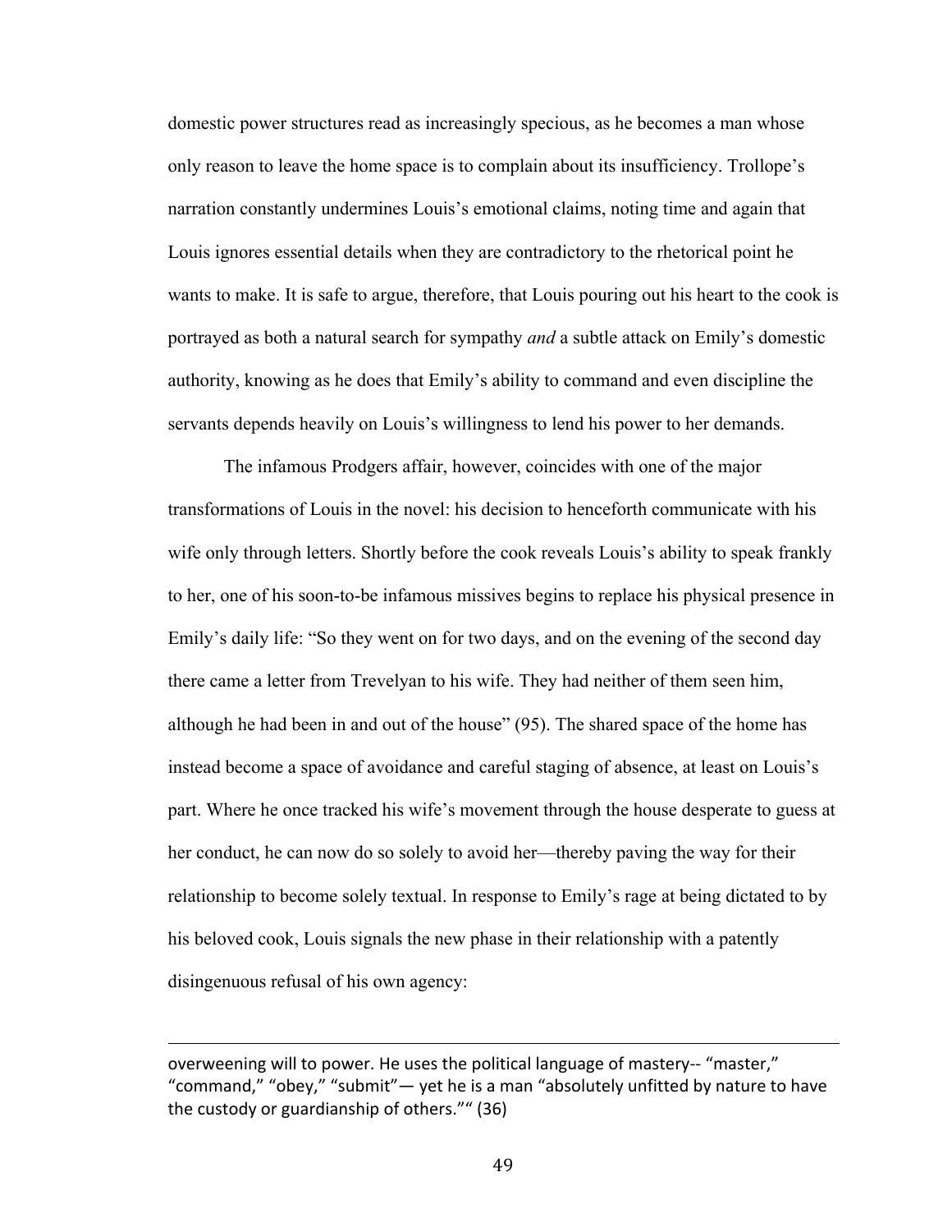domestic power structures read as increasingly specious, as he becomes a man whose only reason to leave the home space is to complain about its insufficiency. Trollope's narration constantly undermines Louis's emotional claims, noting time and again that Louis ignores essential details when they are contradictory to the rhetorical point he wants to make. It is safe to argue, therefore, that Louis pouring out his heart to the cook is portrayed as both a natural search for sympathy *and* a subtle attack on Emily's domestic authority, knowing as he does that Emily's ability to command and even discipline the servants depends heavily on Louis's willingness to lend his power to her demands.

The infamous Prodgers affair, however, coincides with one of the major transformations of Louis in the novel: his decision to henceforth communicate with his wife only through letters. Shortly before the cook reveals Louis's ability to speak frankly to her, one of his soon-to-be infamous missives begins to replace his physical presence in Emily's daily life: "So they went on for two days, and on the evening of the second day there came a letter from Trevelyan to his wife. They had neither of them seen him, although he had been in and out of the house" (95). The shared space of the home has instead become a space of avoidance and careful staging of absence, at least on Louis's part. Where he once tracked his wife's movement through the house desperate to guess at her conduct, he can now do so solely to avoid her—thereby paving the way for their relationship to become solely textual. In response to Emily's rage at being dictated to by his beloved cook, Louis signals the new phase in their relationship with a patently disingenuous refusal of his own agency:

---

overweening will to power. He uses the political language of mastery-- "master," "command," "obey," "submit"— yet he is a man "absolutely unfitted by nature to have the custody or guardianship of others."" (36)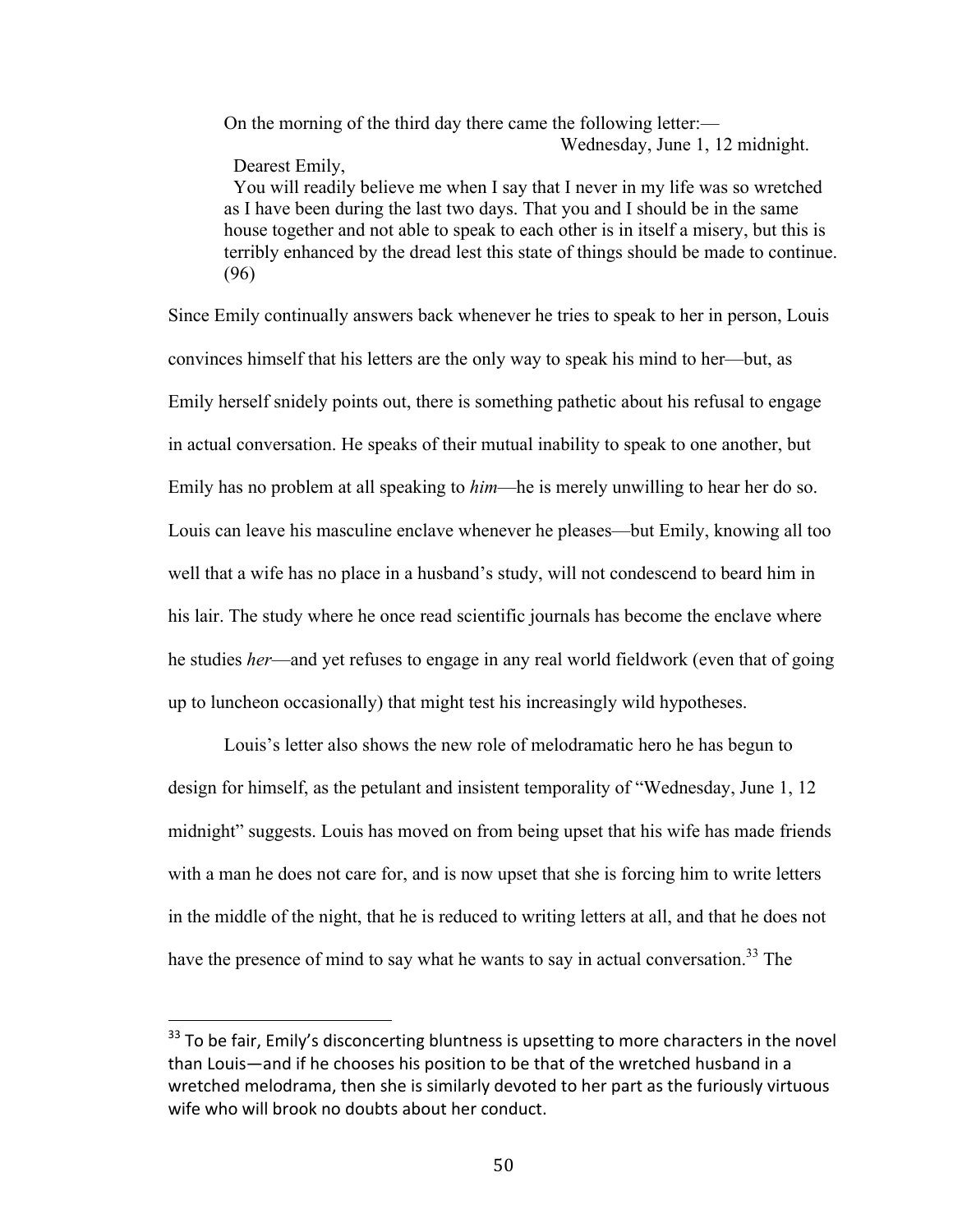> On the morning of the third day there came the following letter:—
>
> Wednesday, June 1, 12 midnight.
>
> Dearest Emily,
>
> You will readily believe me when I say that I never in my life was so wretched as I have been during the last two days. That you and I should be in the same house together and not able to speak to each other is in itself a misery, but this is terribly enhanced by the dread lest this state of things should be made to continue. (96)

Since Emily continually answers back whenever he tries to speak to her in person, Louis convinces himself that his letters are the only way to speak his mind to her—but, as Emily herself snidely points out, there is something pathetic about his refusal to engage in actual conversation. He speaks of their mutual inability to speak to one another, but Emily has no problem at all speaking to *him*—he is merely unwilling to hear her do so. Louis can leave his masculine enclave whenever he pleases—but Emily, knowing all too well that a wife has no place in a husband's study, will not condescend to beard him in his lair. The study where he once read scientific journals has become the enclave where he studies *her*—and yet refuses to engage in any real world fieldwork (even that of going up to luncheon occasionally) that might test his increasingly wild hypotheses.

Louis's letter also shows the new role of melodramatic hero he has begun to design for himself, as the petulant and insistent temporality of "Wednesday, June 1, 12 midnight" suggests. Louis has moved on from being upset that his wife has made friends with a man he does not care for, and is now upset that she is forcing him to write letters in the middle of the night, that he is reduced to writing letters at all, and that he does not have the presence of mind to say what he wants to say in actual conversation.[33] The

[33] To be fair, Emily's disconcerting bluntness is upsetting to more characters in the novel than Louis—and if he chooses his position to be that of the wretched husband in a wretched melodrama, then she is similarly devoted to her part as the furiously virtuous wife who will brook no doubts about her conduct.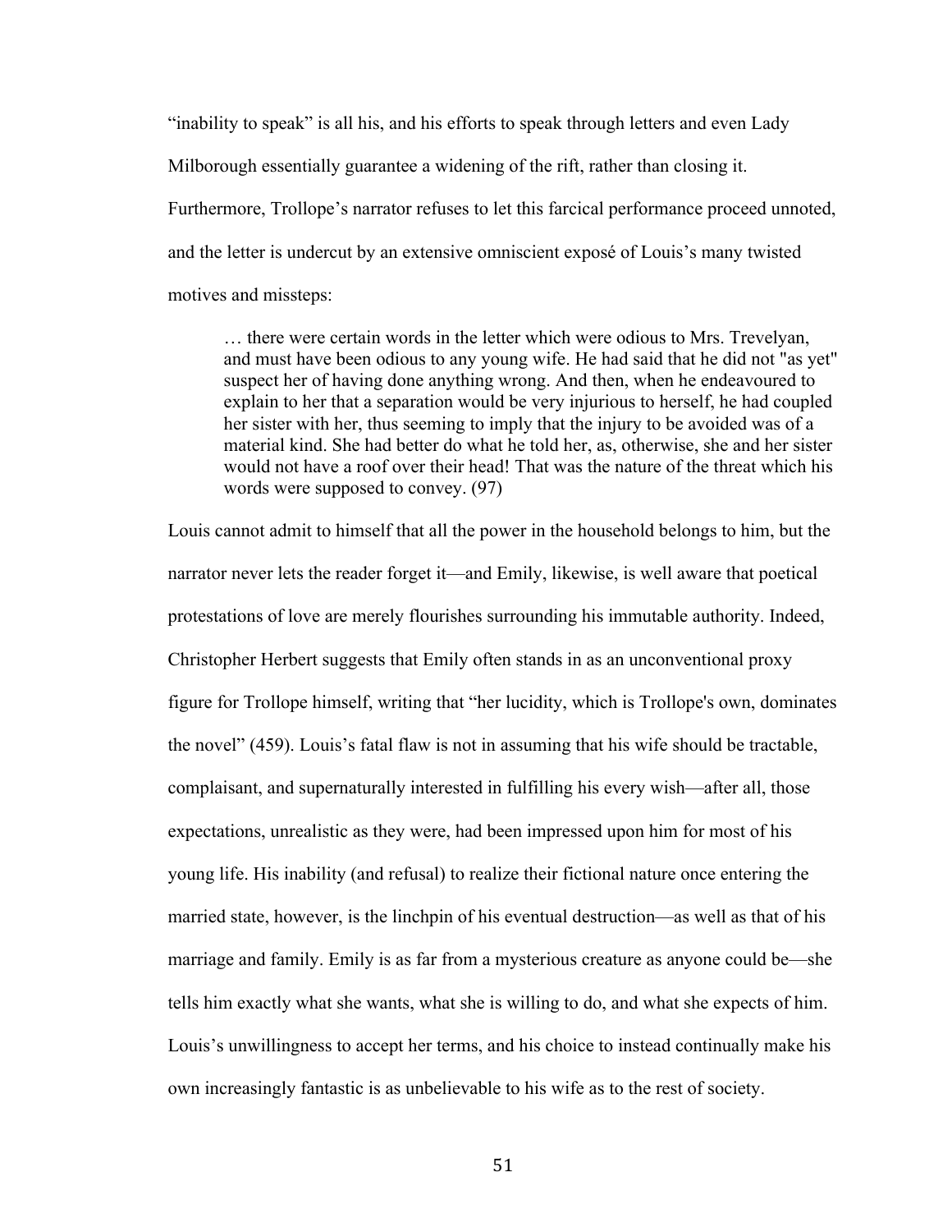"inability to speak" is all his, and his efforts to speak through letters and even Lady Milborough essentially guarantee a widening of the rift, rather than closing it. Furthermore, Trollope's narrator refuses to let this farcical performance proceed unnoted, and the letter is undercut by an extensive omniscient exposé of Louis's many twisted motives and missteps:

> … there were certain words in the letter which were odious to Mrs. Trevelyan, and must have been odious to any young wife. He had said that he did not "as yet" suspect her of having done anything wrong. And then, when he endeavoured to explain to her that a separation would be very injurious to herself, he had coupled her sister with her, thus seeming to imply that the injury to be avoided was of a material kind. She had better do what he told her, as, otherwise, she and her sister would not have a roof over their head! That was the nature of the threat which his words were supposed to convey. (97)

Louis cannot admit to himself that all the power in the household belongs to him, but the narrator never lets the reader forget it—and Emily, likewise, is well aware that poetical protestations of love are merely flourishes surrounding his immutable authority. Indeed, Christopher Herbert suggests that Emily often stands in as an unconventional proxy figure for Trollope himself, writing that "her lucidity, which is Trollope's own, dominates the novel" (459). Louis's fatal flaw is not in assuming that his wife should be tractable, complaisant, and supernaturally interested in fulfilling his every wish—after all, those expectations, unrealistic as they were, had been impressed upon him for most of his young life. His inability (and refusal) to realize their fictional nature once entering the married state, however, is the linchpin of his eventual destruction—as well as that of his marriage and family. Emily is as far from a mysterious creature as anyone could be—she tells him exactly what she wants, what she is willing to do, and what she expects of him. Louis's unwillingness to accept her terms, and his choice to instead continually make his own increasingly fantastic is as unbelievable to his wife as to the rest of society.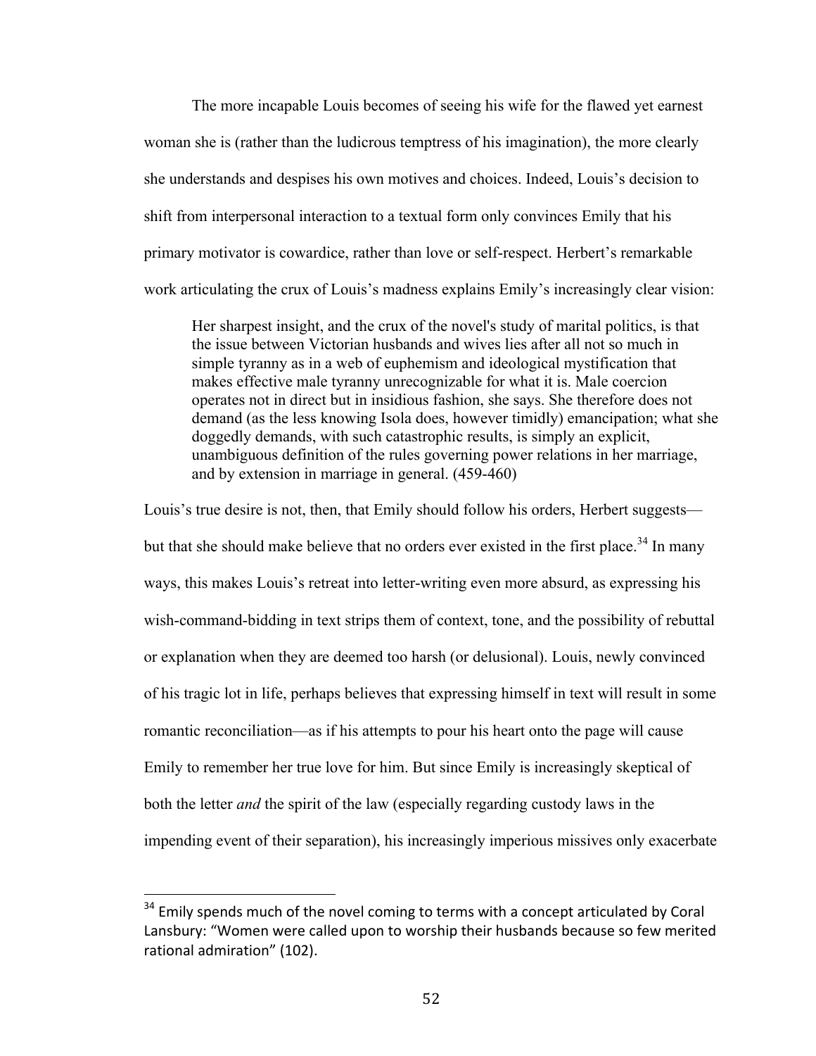The more incapable Louis becomes of seeing his wife for the flawed yet earnest woman she is (rather than the ludicrous temptress of his imagination), the more clearly she understands and despises his own motives and choices. Indeed, Louis's decision to shift from interpersonal interaction to a textual form only convinces Emily that his primary motivator is cowardice, rather than love or self-respect. Herbert's remarkable work articulating the crux of Louis's madness explains Emily's increasingly clear vision:

> Her sharpest insight, and the crux of the novel's study of marital politics, is that the issue between Victorian husbands and wives lies after all not so much in simple tyranny as in a web of euphemism and ideological mystification that makes effective male tyranny unrecognizable for what it is. Male coercion operates not in direct but in insidious fashion, she says. She therefore does not demand (as the less knowing Isola does, however timidly) emancipation; what she doggedly demands, with such catastrophic results, is simply an explicit, unambiguous definition of the rules governing power relations in her marriage, and by extension in marriage in general. (459-460)

Louis's true desire is not, then, that Emily should follow his orders, Herbert suggests—but that she should make believe that no orders ever existed in the first place.[34] In many ways, this makes Louis's retreat into letter-writing even more absurd, as expressing his wish-command-bidding in text strips them of context, tone, and the possibility of rebuttal or explanation when they are deemed too harsh (or delusional). Louis, newly convinced of his tragic lot in life, perhaps believes that expressing himself in text will result in some romantic reconciliation—as if his attempts to pour his heart onto the page will cause Emily to remember her true love for him. But since Emily is increasingly skeptical of both the letter *and* the spirit of the law (especially regarding custody laws in the impending event of their separation), his increasingly imperious missives only exacerbate

[34] Emily spends much of the novel coming to terms with a concept articulated by Coral Lansbury: "Women were called upon to worship their husbands because so few merited rational admiration" (102).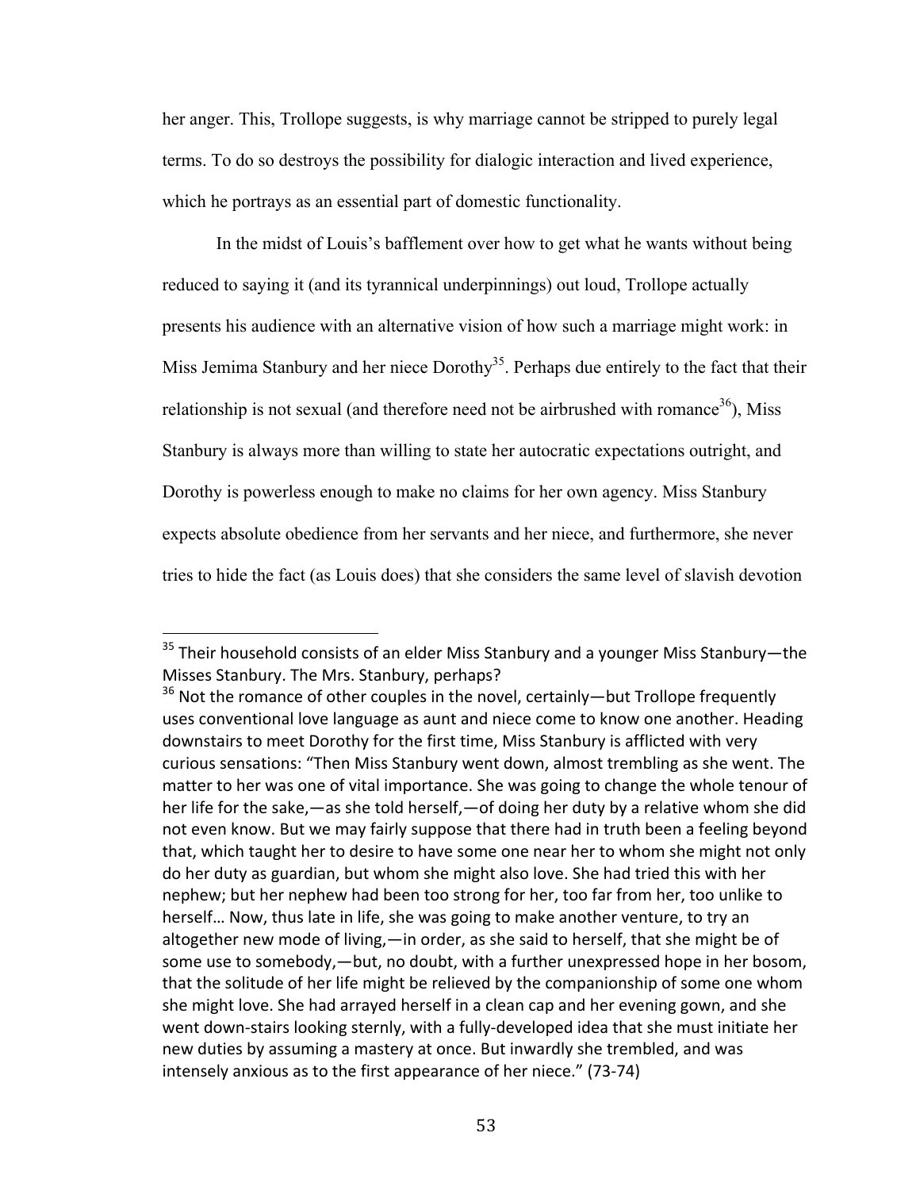her anger. This, Trollope suggests, is why marriage cannot be stripped to purely legal terms. To do so destroys the possibility for dialogic interaction and lived experience, which he portrays as an essential part of domestic functionality.

In the midst of Louis's bafflement over how to get what he wants without being reduced to saying it (and its tyrannical underpinnings) out loud, Trollope actually presents his audience with an alternative vision of how such a marriage might work: in Miss Jemima Stanbury and her niece Dorothy[35]. Perhaps due entirely to the fact that their relationship is not sexual (and therefore need not be airbrushed with romance[36]), Miss Stanbury is always more than willing to state her autocratic expectations outright, and Dorothy is powerless enough to make no claims for her own agency. Miss Stanbury expects absolute obedience from her servants and her niece, and furthermore, she never tries to hide the fact (as Louis does) that she considers the same level of slavish devotion

---

[35] Their household consists of an elder Miss Stanbury and a younger Miss Stanbury—the Misses Stanbury. The Mrs. Stanbury, perhaps?

[36] Not the romance of other couples in the novel, certainly—but Trollope frequently uses conventional love language as aunt and niece come to know one another. Heading downstairs to meet Dorothy for the first time, Miss Stanbury is afflicted with very curious sensations: "Then Miss Stanbury went down, almost trembling as she went. The matter to her was one of vital importance. She was going to change the whole tenour of her life for the sake,—as she told herself,—of doing her duty by a relative whom she did not even know. But we may fairly suppose that there had in truth been a feeling beyond that, which taught her to desire to have some one near her to whom she might not only do her duty as guardian, but whom she might also love. She had tried this with her nephew; but her nephew had been too strong for her, too far from her, too unlike to herself… Now, thus late in life, she was going to make another venture, to try an altogether new mode of living,—in order, as she said to herself, that she might be of some use to somebody,—but, no doubt, with a further unexpressed hope in her bosom, that the solitude of her life might be relieved by the companionship of some one whom she might love. She had arrayed herself in a clean cap and her evening gown, and she went down-stairs looking sternly, with a fully-developed idea that she must initiate her new duties by assuming a mastery at once. But inwardly she trembled, and was intensely anxious as to the first appearance of her niece." (73-74)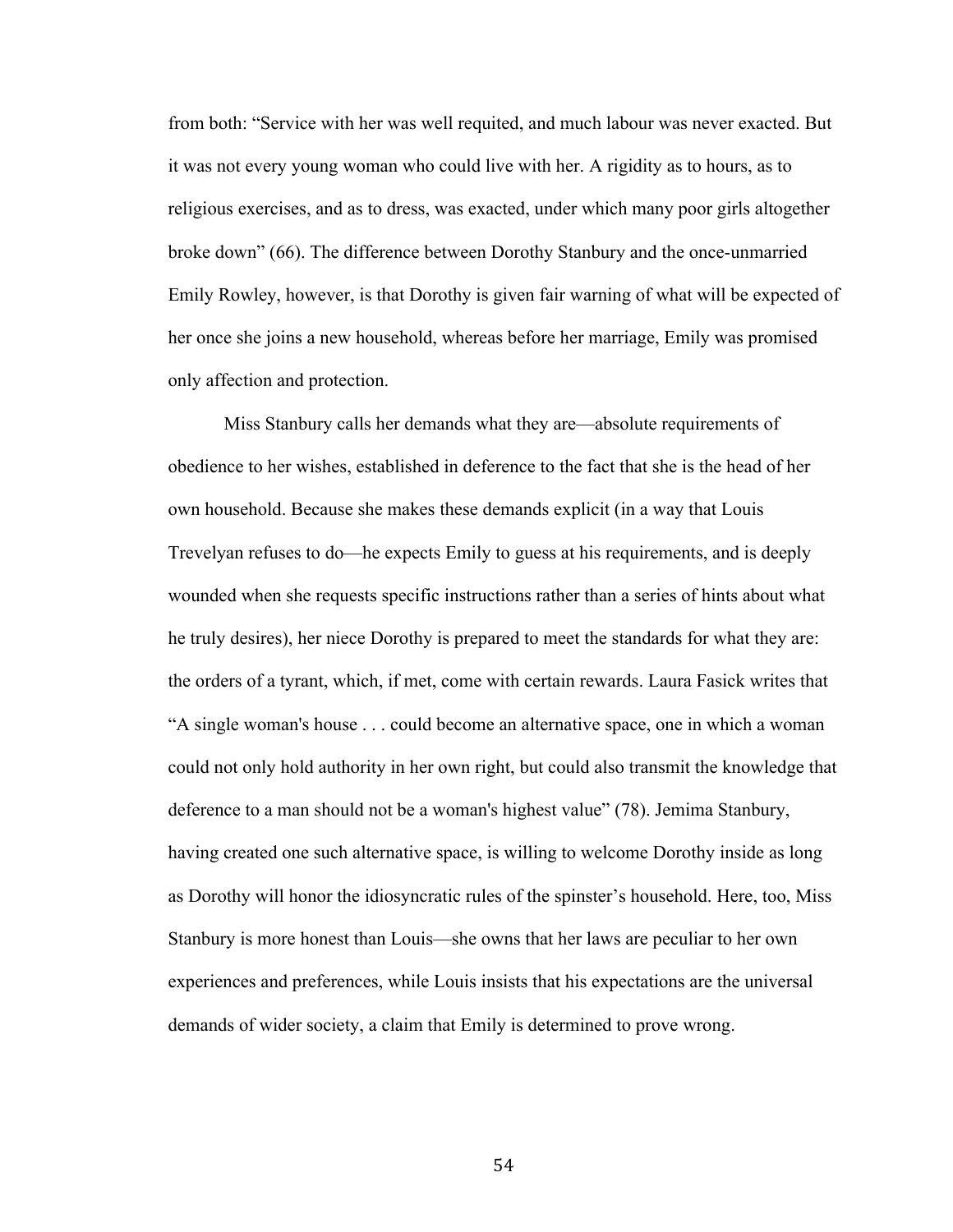from both: "Service with her was well requited, and much labour was never exacted. But it was not every young woman who could live with her. A rigidity as to hours, as to religious exercises, and as to dress, was exacted, under which many poor girls altogether broke down" (66). The difference between Dorothy Stanbury and the once-unmarried Emily Rowley, however, is that Dorothy is given fair warning of what will be expected of her once she joins a new household, whereas before her marriage, Emily was promised only affection and protection.

Miss Stanbury calls her demands what they are—absolute requirements of obedience to her wishes, established in deference to the fact that she is the head of her own household. Because she makes these demands explicit (in a way that Louis Trevelyan refuses to do—he expects Emily to guess at his requirements, and is deeply wounded when she requests specific instructions rather than a series of hints about what he truly desires), her niece Dorothy is prepared to meet the standards for what they are: the orders of a tyrant, which, if met, come with certain rewards. Laura Fasick writes that "A single woman's house . . . could become an alternative space, one in which a woman could not only hold authority in her own right, but could also transmit the knowledge that deference to a man should not be a woman's highest value" (78). Jemima Stanbury, having created one such alternative space, is willing to welcome Dorothy inside as long as Dorothy will honor the idiosyncratic rules of the spinster's household. Here, too, Miss Stanbury is more honest than Louis—she owns that her laws are peculiar to her own experiences and preferences, while Louis insists that his expectations are the universal demands of wider society, a claim that Emily is determined to prove wrong.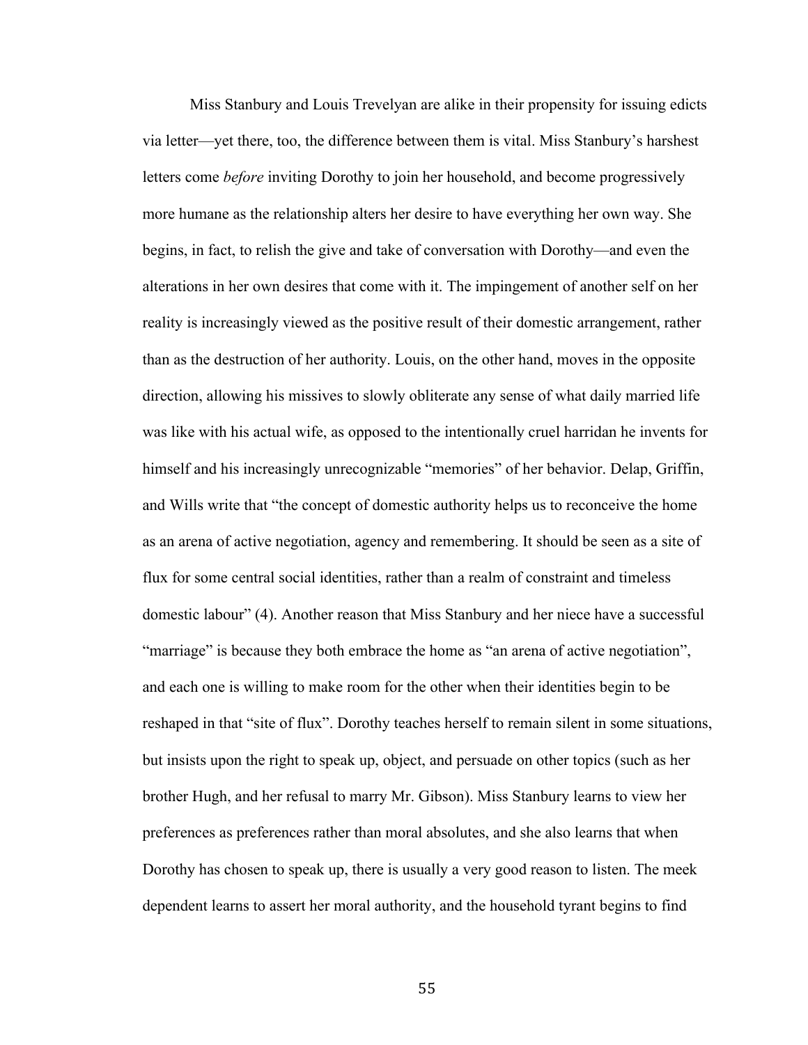Miss Stanbury and Louis Trevelyan are alike in their propensity for issuing edicts via letter—yet there, too, the difference between them is vital. Miss Stanbury's harshest letters come *before* inviting Dorothy to join her household, and become progressively more humane as the relationship alters her desire to have everything her own way. She begins, in fact, to relish the give and take of conversation with Dorothy—and even the alterations in her own desires that come with it. The impingement of another self on her reality is increasingly viewed as the positive result of their domestic arrangement, rather than as the destruction of her authority. Louis, on the other hand, moves in the opposite direction, allowing his missives to slowly obliterate any sense of what daily married life was like with his actual wife, as opposed to the intentionally cruel harridan he invents for himself and his increasingly unrecognizable "memories" of her behavior. Delap, Griffin, and Wills write that "the concept of domestic authority helps us to reconceive the home as an arena of active negotiation, agency and remembering. It should be seen as a site of flux for some central social identities, rather than a realm of constraint and timeless domestic labour" (4). Another reason that Miss Stanbury and her niece have a successful "marriage" is because they both embrace the home as "an arena of active negotiation", and each one is willing to make room for the other when their identities begin to be reshaped in that "site of flux". Dorothy teaches herself to remain silent in some situations, but insists upon the right to speak up, object, and persuade on other topics (such as her brother Hugh, and her refusal to marry Mr. Gibson). Miss Stanbury learns to view her preferences as preferences rather than moral absolutes, and she also learns that when Dorothy has chosen to speak up, there is usually a very good reason to listen. The meek dependent learns to assert her moral authority, and the household tyrant begins to find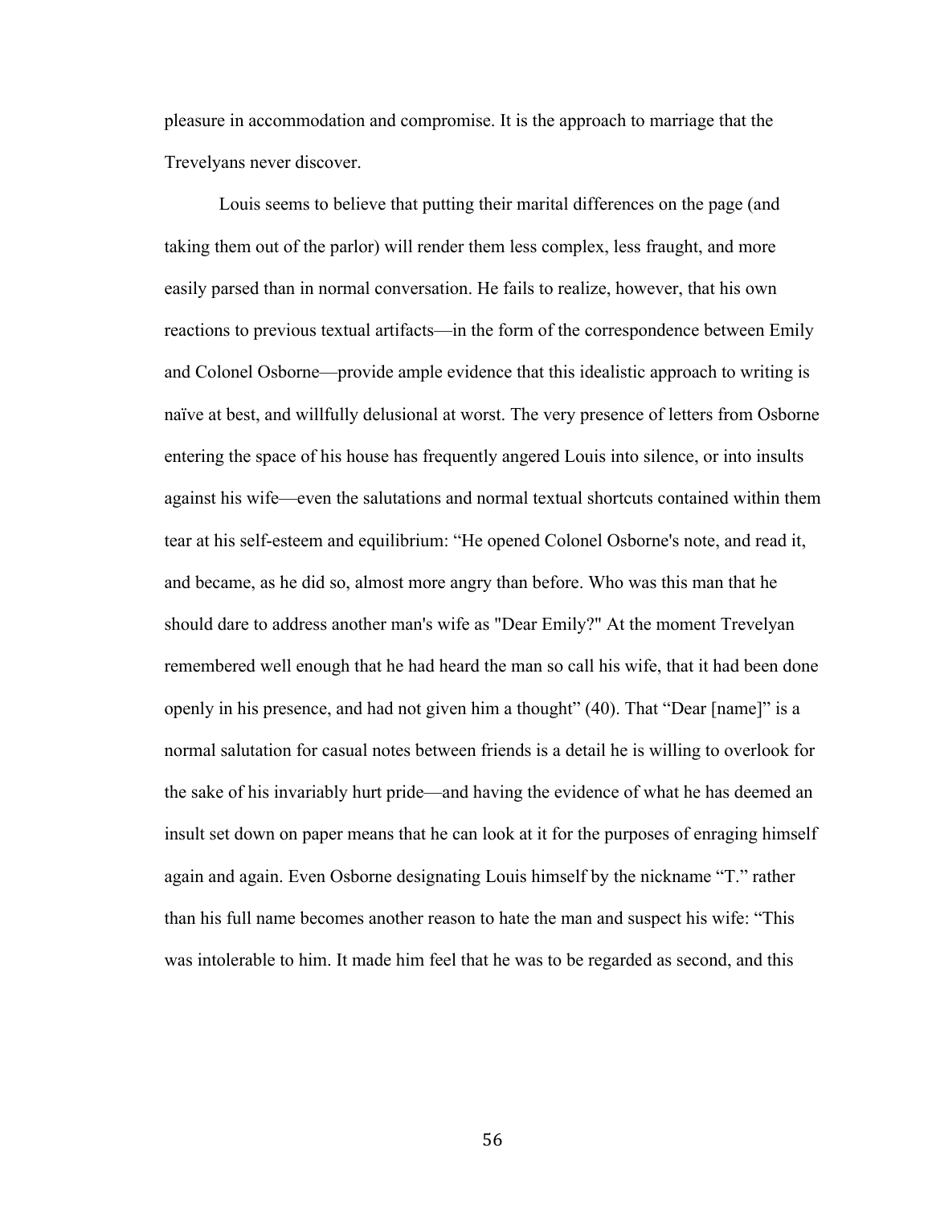pleasure in accommodation and compromise. It is the approach to marriage that the Trevelyans never discover.

Louis seems to believe that putting their marital differences on the page (and taking them out of the parlor) will render them less complex, less fraught, and more easily parsed than in normal conversation. He fails to realize, however, that his own reactions to previous textual artifacts—in the form of the correspondence between Emily and Colonel Osborne—provide ample evidence that this idealistic approach to writing is naïve at best, and willfully delusional at worst. The very presence of letters from Osborne entering the space of his house has frequently angered Louis into silence, or into insults against his wife—even the salutations and normal textual shortcuts contained within them tear at his self-esteem and equilibrium: "He opened Colonel Osborne's note, and read it, and became, as he did so, almost more angry than before. Who was this man that he should dare to address another man's wife as "Dear Emily?" At the moment Trevelyan remembered well enough that he had heard the man so call his wife, that it had been done openly in his presence, and had not given him a thought" (40). That "Dear [name]" is a normal salutation for casual notes between friends is a detail he is willing to overlook for the sake of his invariably hurt pride—and having the evidence of what he has deemed an insult set down on paper means that he can look at it for the purposes of enraging himself again and again. Even Osborne designating Louis himself by the nickname "T." rather than his full name becomes another reason to hate the man and suspect his wife: "This was intolerable to him. It made him feel that he was to be regarded as second, and this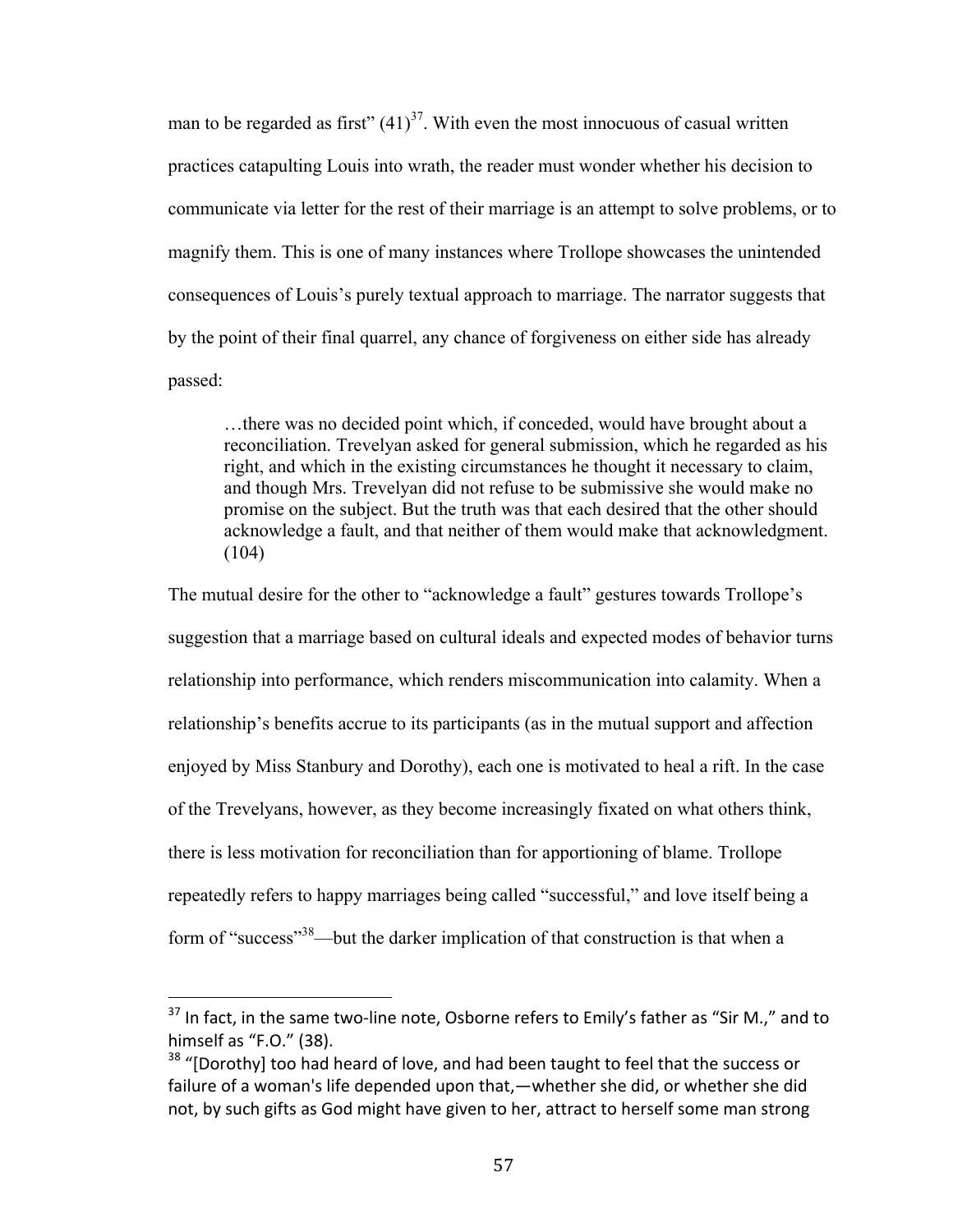man to be regarded as first" (41)[37]. With even the most innocuous of casual written practices catapulting Louis into wrath, the reader must wonder whether his decision to communicate via letter for the rest of their marriage is an attempt to solve problems, or to magnify them. This is one of many instances where Trollope showcases the unintended consequences of Louis's purely textual approach to marriage. The narrator suggests that by the point of their final quarrel, any chance of forgiveness on either side has already passed:

> …there was no decided point which, if conceded, would have brought about a reconciliation. Trevelyan asked for general submission, which he regarded as his right, and which in the existing circumstances he thought it necessary to claim, and though Mrs. Trevelyan did not refuse to be submissive she would make no promise on the subject. But the truth was that each desired that the other should acknowledge a fault, and that neither of them would make that acknowledgment. (104)

The mutual desire for the other to "acknowledge a fault" gestures towards Trollope's suggestion that a marriage based on cultural ideals and expected modes of behavior turns relationship into performance, which renders miscommunication into calamity. When a relationship's benefits accrue to its participants (as in the mutual support and affection enjoyed by Miss Stanbury and Dorothy), each one is motivated to heal a rift. In the case of the Trevelyans, however, as they become increasingly fixated on what others think, there is less motivation for reconciliation than for apportioning of blame. Trollope repeatedly refers to happy marriages being called "successful," and love itself being a form of "success"[38]—but the darker implication of that construction is that when a

---

[37] In fact, in the same two-line note, Osborne refers to Emily's father as "Sir M.," and to himself as "F.O." (38).

[38] "[Dorothy] too had heard of love, and had been taught to feel that the success or failure of a woman's life depended upon that,—whether she did, or whether she did not, by such gifts as God might have given to her, attract to herself some man strong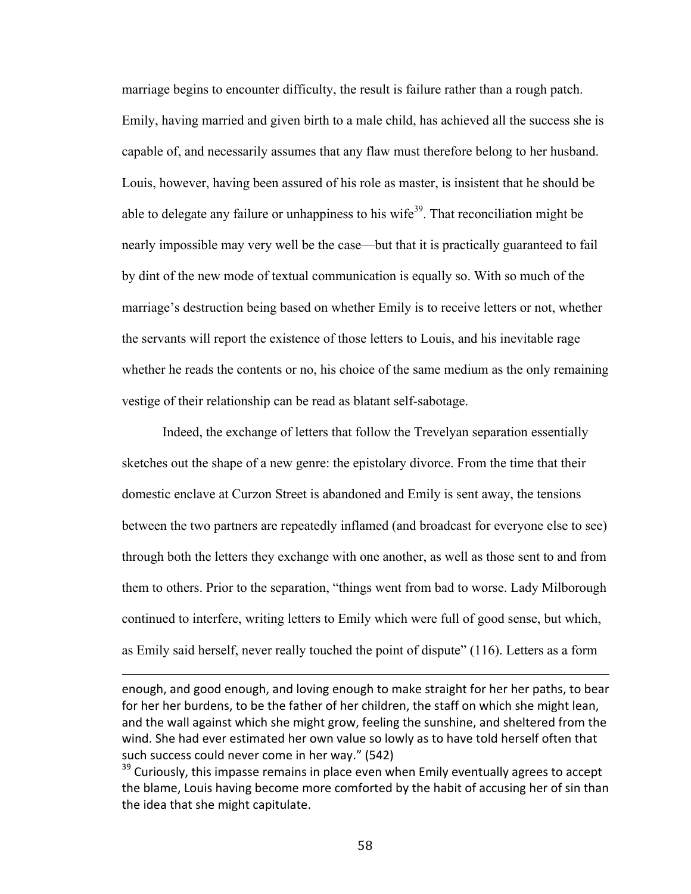marriage begins to encounter difficulty, the result is failure rather than a rough patch. Emily, having married and given birth to a male child, has achieved all the success she is capable of, and necessarily assumes that any flaw must therefore belong to her husband. Louis, however, having been assured of his role as master, is insistent that he should be able to delegate any failure or unhappiness to his wife[39]. That reconciliation might be nearly impossible may very well be the case—but that it is practically guaranteed to fail by dint of the new mode of textual communication is equally so. With so much of the marriage's destruction being based on whether Emily is to receive letters or not, whether the servants will report the existence of those letters to Louis, and his inevitable rage whether he reads the contents or no, his choice of the same medium as the only remaining vestige of their relationship can be read as blatant self-sabotage.

Indeed, the exchange of letters that follow the Trevelyan separation essentially sketches out the shape of a new genre: the epistolary divorce. From the time that their domestic enclave at Curzon Street is abandoned and Emily is sent away, the tensions between the two partners are repeatedly inflamed (and broadcast for everyone else to see) through both the letters they exchange with one another, as well as those sent to and from them to others. Prior to the separation, "things went from bad to worse. Lady Milborough continued to interfere, writing letters to Emily which were full of good sense, but which, as Emily said herself, never really touched the point of dispute" (116). Letters as a form

---

enough, and good enough, and loving enough to make straight for her her paths, to bear for her her burdens, to be the father of her children, the staff on which she might lean, and the wall against which she might grow, feeling the sunshine, and sheltered from the wind. She had ever estimated her own value so lowly as to have told herself often that such success could never come in her way." (542)

[39] Curiously, this impasse remains in place even when Emily eventually agrees to accept the blame, Louis having become more comforted by the habit of accusing her of sin than the idea that she might capitulate.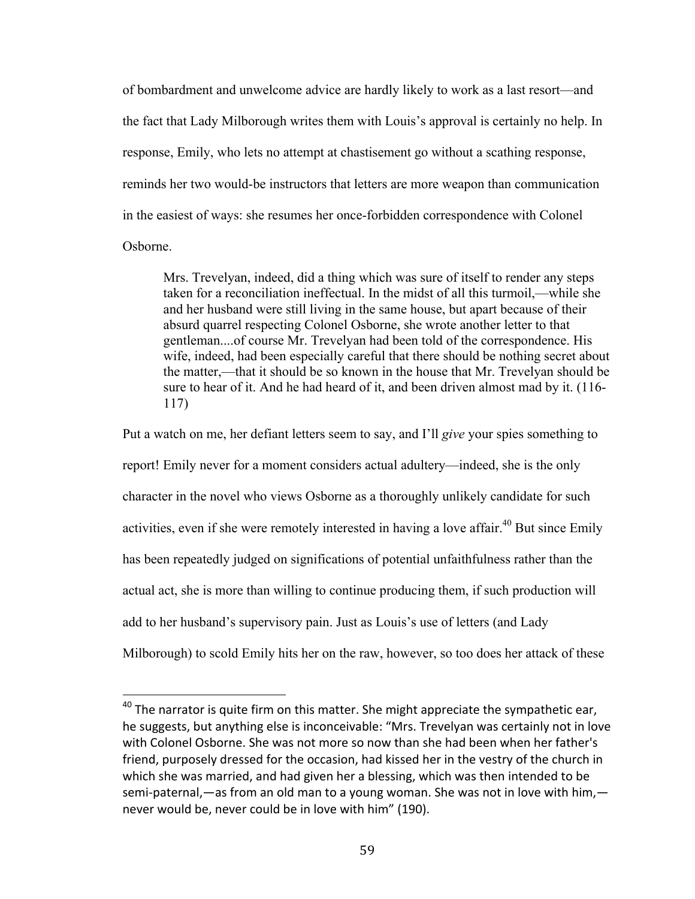of bombardment and unwelcome advice are hardly likely to work as a last resort—and the fact that Lady Milborough writes them with Louis's approval is certainly no help. In response, Emily, who lets no attempt at chastisement go without a scathing response, reminds her two would-be instructors that letters are more weapon than communication in the easiest of ways: she resumes her once-forbidden correspondence with Colonel Osborne.

> Mrs. Trevelyan, indeed, did a thing which was sure of itself to render any steps taken for a reconciliation ineffectual. In the midst of all this turmoil,—while she and her husband were still living in the same house, but apart because of their absurd quarrel respecting Colonel Osborne, she wrote another letter to that gentleman....of course Mr. Trevelyan had been told of the correspondence. His wife, indeed, had been especially careful that there should be nothing secret about the matter,—that it should be so known in the house that Mr. Trevelyan should be sure to hear of it. And he had heard of it, and been driven almost mad by it. (116-117)

Put a watch on me, her defiant letters seem to say, and I'll *give* your spies something to report! Emily never for a moment considers actual adultery—indeed, she is the only character in the novel who views Osborne as a thoroughly unlikely candidate for such activities, even if she were remotely interested in having a love affair.[40] But since Emily has been repeatedly judged on significations of potential unfaithfulness rather than the actual act, she is more than willing to continue producing them, if such production will add to her husband's supervisory pain. Just as Louis's use of letters (and Lady Milborough) to scold Emily hits her on the raw, however, so too does her attack of these

[40] The narrator is quite firm on this matter. She might appreciate the sympathetic ear, he suggests, but anything else is inconceivable: "Mrs. Trevelyan was certainly not in love with Colonel Osborne. She was not more so now than she had been when her father's friend, purposely dressed for the occasion, had kissed her in the vestry of the church in which she was married, and had given her a blessing, which was then intended to be semi-paternal,—as from an old man to a young woman. She was not in love with him,—never would be, never could be in love with him" (190).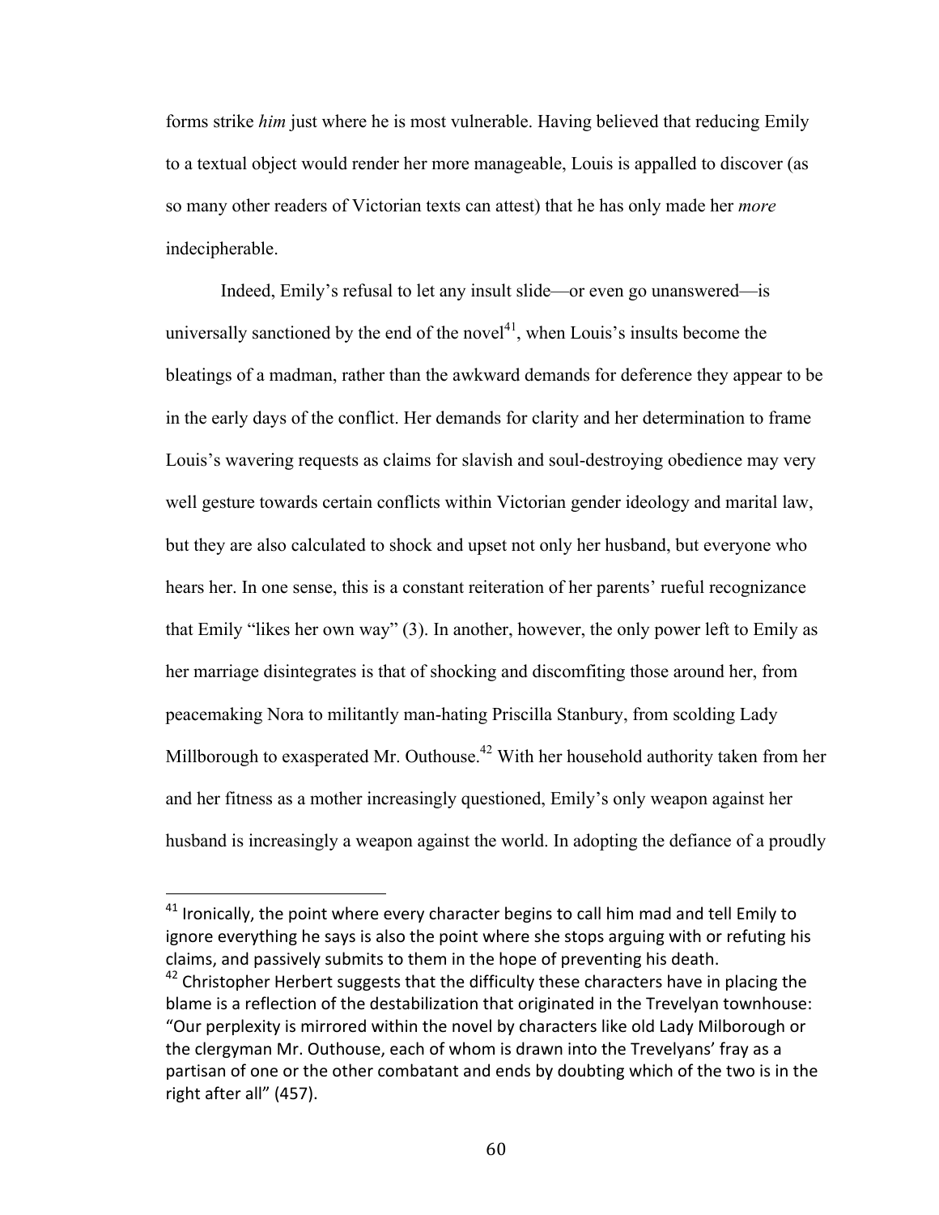forms strike *him* just where he is most vulnerable. Having believed that reducing Emily to a textual object would render her more manageable, Louis is appalled to discover (as so many other readers of Victorian texts can attest) that he has only made her *more* indecipherable.

Indeed, Emily's refusal to let any insult slide—or even go unanswered—is universally sanctioned by the end of the novel[41], when Louis's insults become the bleatings of a madman, rather than the awkward demands for deference they appear to be in the early days of the conflict. Her demands for clarity and her determination to frame Louis's wavering requests as claims for slavish and soul-destroying obedience may very well gesture towards certain conflicts within Victorian gender ideology and marital law, but they are also calculated to shock and upset not only her husband, but everyone who hears her. In one sense, this is a constant reiteration of her parents' rueful recognizance that Emily "likes her own way" (3). In another, however, the only power left to Emily as her marriage disintegrates is that of shocking and discomfiting those around her, from peacemaking Nora to militantly man-hating Priscilla Stanbury, from scolding Lady Millborough to exasperated Mr. Outhouse.[42] With her household authority taken from her and her fitness as a mother increasingly questioned, Emily's only weapon against her husband is increasingly a weapon against the world. In adopting the defiance of a proudly

---

[41] Ironically, the point where every character begins to call him mad and tell Emily to ignore everything he says is also the point where she stops arguing with or refuting his claims, and passively submits to them in the hope of preventing his death.

[42] Christopher Herbert suggests that the difficulty these characters have in placing the blame is a reflection of the destabilization that originated in the Trevelyan townhouse: "Our perplexity is mirrored within the novel by characters like old Lady Milborough or the clergyman Mr. Outhouse, each of whom is drawn into the Trevelyans' fray as a partisan of one or the other combatant and ends by doubting which of the two is in the right after all" (457).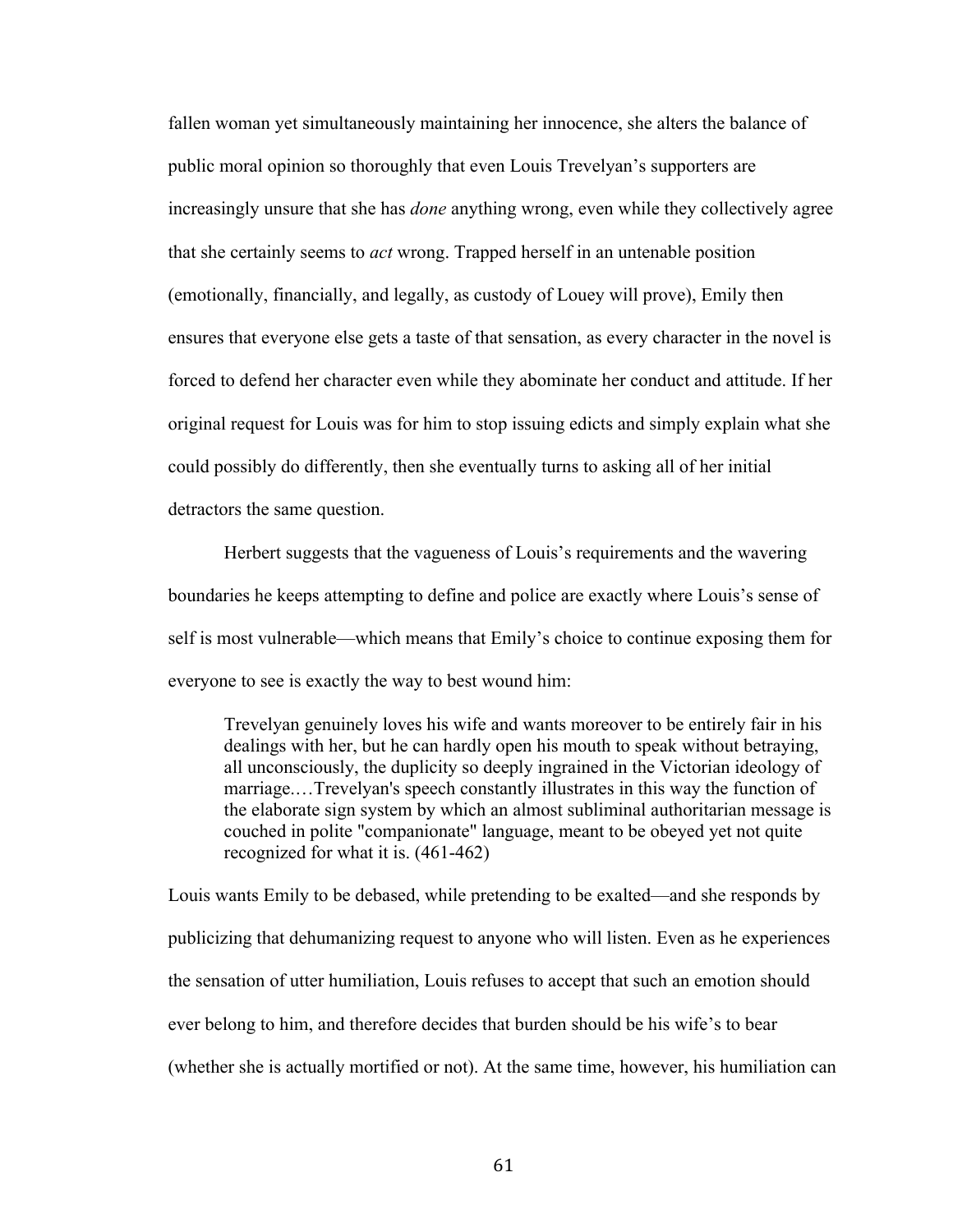fallen woman yet simultaneously maintaining her innocence, she alters the balance of public moral opinion so thoroughly that even Louis Trevelyan's supporters are increasingly unsure that she has *done* anything wrong, even while they collectively agree that she certainly seems to *act* wrong. Trapped herself in an untenable position (emotionally, financially, and legally, as custody of Louey will prove), Emily then ensures that everyone else gets a taste of that sensation, as every character in the novel is forced to defend her character even while they abominate her conduct and attitude. If her original request for Louis was for him to stop issuing edicts and simply explain what she could possibly do differently, then she eventually turns to asking all of her initial detractors the same question.

Herbert suggests that the vagueness of Louis's requirements and the wavering boundaries he keeps attempting to define and police are exactly where Louis's sense of self is most vulnerable—which means that Emily's choice to continue exposing them for everyone to see is exactly the way to best wound him:

> Trevelyan genuinely loves his wife and wants moreover to be entirely fair in his dealings with her, but he can hardly open his mouth to speak without betraying, all unconsciously, the duplicity so deeply ingrained in the Victorian ideology of marriage.…Trevelyan's speech constantly illustrates in this way the function of the elaborate sign system by which an almost subliminal authoritarian message is couched in polite "companionate" language, meant to be obeyed yet not quite recognized for what it is. (461-462)

Louis wants Emily to be debased, while pretending to be exalted—and she responds by publicizing that dehumanizing request to anyone who will listen. Even as he experiences the sensation of utter humiliation, Louis refuses to accept that such an emotion should ever belong to him, and therefore decides that burden should be his wife's to bear (whether she is actually mortified or not). At the same time, however, his humiliation can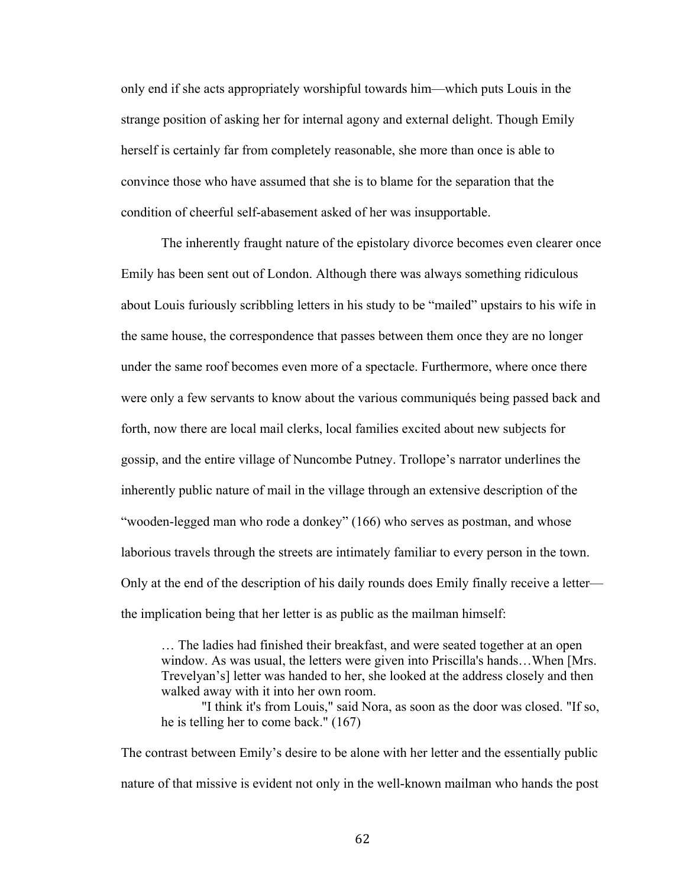only end if she acts appropriately worshipful towards him—which puts Louis in the strange position of asking her for internal agony and external delight. Though Emily herself is certainly far from completely reasonable, she more than once is able to convince those who have assumed that she is to blame for the separation that the condition of cheerful self-abasement asked of her was insupportable.

The inherently fraught nature of the epistolary divorce becomes even clearer once Emily has been sent out of London. Although there was always something ridiculous about Louis furiously scribbling letters in his study to be "mailed" upstairs to his wife in the same house, the correspondence that passes between them once they are no longer under the same roof becomes even more of a spectacle. Furthermore, where once there were only a few servants to know about the various communiqués being passed back and forth, now there are local mail clerks, local families excited about new subjects for gossip, and the entire village of Nuncombe Putney. Trollope's narrator underlines the inherently public nature of mail in the village through an extensive description of the "wooden-legged man who rode a donkey" (166) who serves as postman, and whose laborious travels through the streets are intimately familiar to every person in the town. Only at the end of the description of his daily rounds does Emily finally receive a letter—the implication being that her letter is as public as the mailman himself:

> … The ladies had finished their breakfast, and were seated together at an open window. As was usual, the letters were given into Priscilla's hands…When [Mrs. Trevelyan's] letter was handed to her, she looked at the address closely and then walked away with it into her own room.
>
> "I think it's from Louis," said Nora, as soon as the door was closed. "If so, he is telling her to come back." (167)

The contrast between Emily's desire to be alone with her letter and the essentially public nature of that missive is evident not only in the well-known mailman who hands the post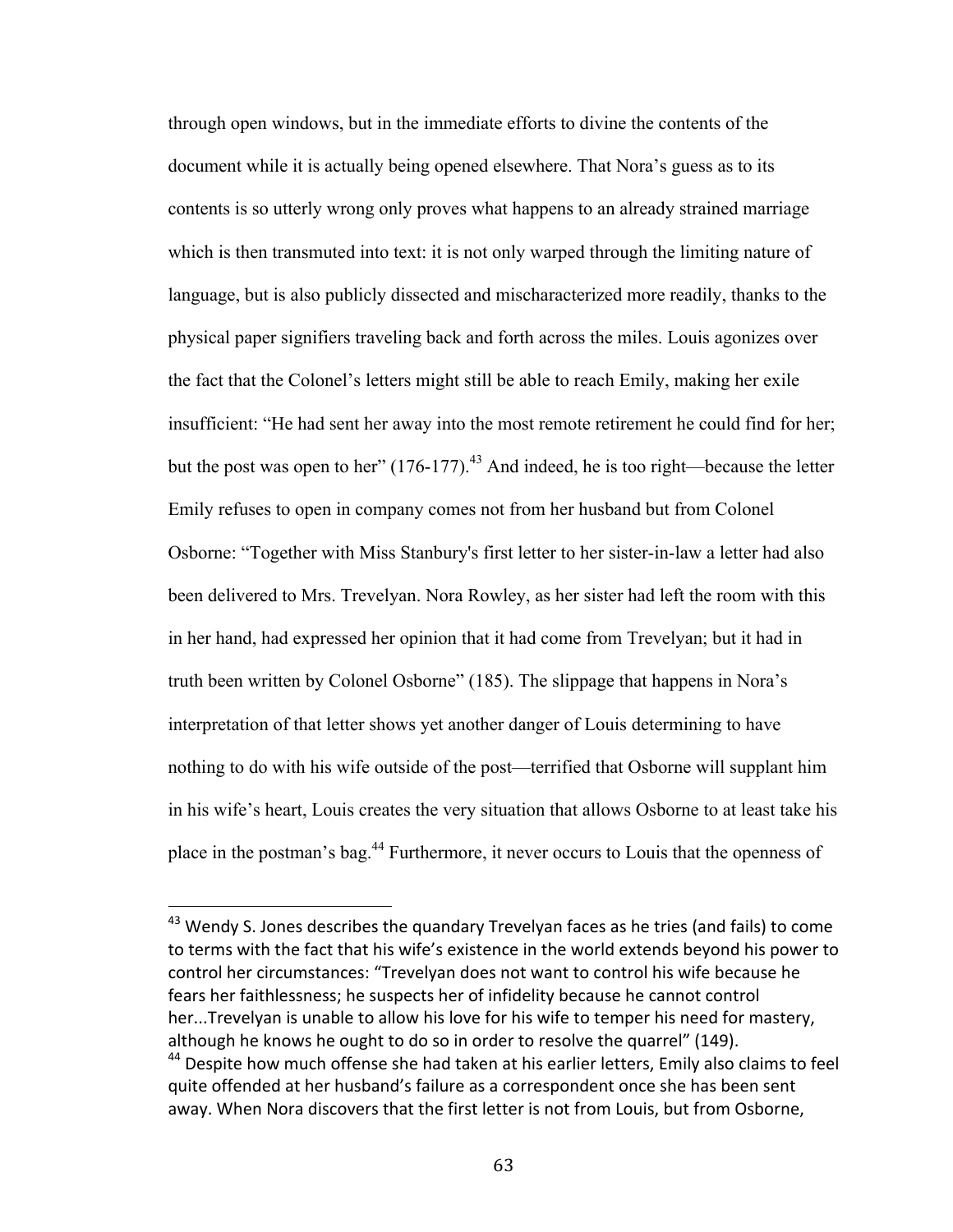through open windows, but in the immediate efforts to divine the contents of the document while it is actually being opened elsewhere. That Nora's guess as to its contents is so utterly wrong only proves what happens to an already strained marriage which is then transmuted into text: it is not only warped through the limiting nature of language, but is also publicly dissected and mischaracterized more readily, thanks to the physical paper signifiers traveling back and forth across the miles. Louis agonizes over the fact that the Colonel's letters might still be able to reach Emily, making her exile insufficient: "He had sent her away into the most remote retirement he could find for her; but the post was open to her" (176-177).[43] And indeed, he is too right—because the letter Emily refuses to open in company comes not from her husband but from Colonel Osborne: "Together with Miss Stanbury's first letter to her sister-in-law a letter had also been delivered to Mrs. Trevelyan. Nora Rowley, as her sister had left the room with this in her hand, had expressed her opinion that it had come from Trevelyan; but it had in truth been written by Colonel Osborne" (185). The slippage that happens in Nora's interpretation of that letter shows yet another danger of Louis determining to have nothing to do with his wife outside of the post—terrified that Osborne will supplant him in his wife's heart, Louis creates the very situation that allows Osborne to at least take his place in the postman's bag.[44] Furthermore, it never occurs to Louis that the openness of

---

[43] Wendy S. Jones describes the quandary Trevelyan faces as he tries (and fails) to come to terms with the fact that his wife's existence in the world extends beyond his power to control her circumstances: "Trevelyan does not want to control his wife because he fears her faithlessness; he suspects her of infidelity because he cannot control her...Trevelyan is unable to allow his love for his wife to temper his need for mastery, although he knows he ought to do so in order to resolve the quarrel" (149).

[44] Despite how much offense she had taken at his earlier letters, Emily also claims to feel quite offended at her husband's failure as a correspondent once she has been sent away. When Nora discovers that the first letter is not from Louis, but from Osborne,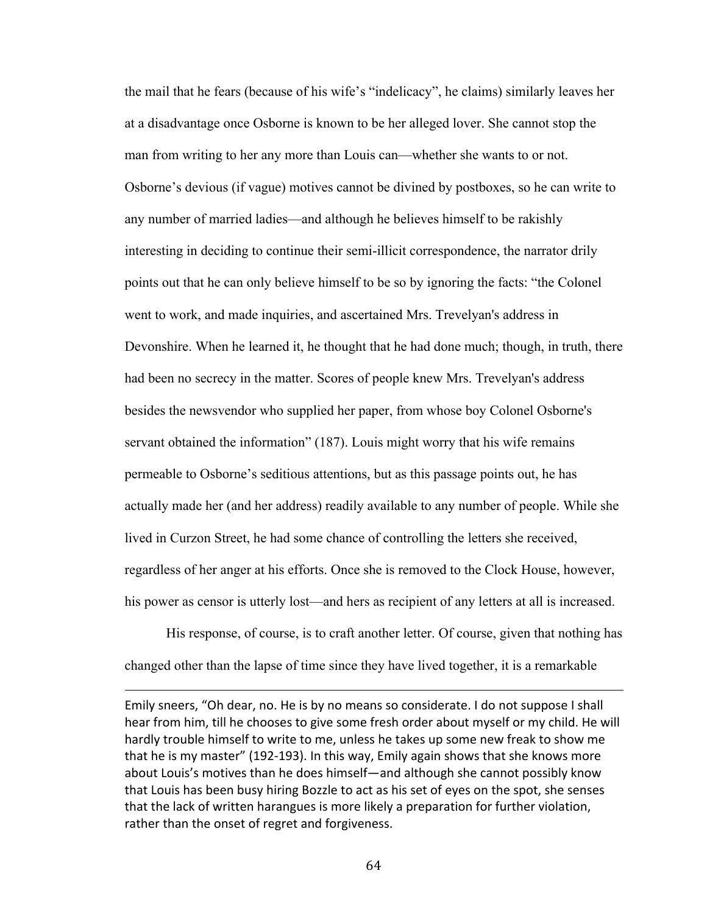the mail that he fears (because of his wife's "indelicacy", he claims) similarly leaves her at a disadvantage once Osborne is known to be her alleged lover. She cannot stop the man from writing to her any more than Louis can—whether she wants to or not. Osborne's devious (if vague) motives cannot be divined by postboxes, so he can write to any number of married ladies—and although he believes himself to be rakishly interesting in deciding to continue their semi-illicit correspondence, the narrator drily points out that he can only believe himself to be so by ignoring the facts: "the Colonel went to work, and made inquiries, and ascertained Mrs. Trevelyan's address in Devonshire. When he learned it, he thought that he had done much; though, in truth, there had been no secrecy in the matter. Scores of people knew Mrs. Trevelyan's address besides the newsvendor who supplied her paper, from whose boy Colonel Osborne's servant obtained the information" (187). Louis might worry that his wife remains permeable to Osborne's seditious attentions, but as this passage points out, he has actually made her (and her address) readily available to any number of people. While she lived in Curzon Street, he had some chance of controlling the letters she received, regardless of her anger at his efforts. Once she is removed to the Clock House, however, his power as censor is utterly lost—and hers as recipient of any letters at all is increased.

His response, of course, is to craft another letter. Of course, given that nothing has changed other than the lapse of time since they have lived together, it is a remarkable

---

Emily sneers, "Oh dear, no. He is by no means so considerate. I do not suppose I shall hear from him, till he chooses to give some fresh order about myself or my child. He will hardly trouble himself to write to me, unless he takes up some new freak to show me that he is my master" (192-193). In this way, Emily again shows that she knows more about Louis's motives than he does himself—and although she cannot possibly know that Louis has been busy hiring Bozzle to act as his set of eyes on the spot, she senses that the lack of written harangues is more likely a preparation for further violation, rather than the onset of regret and forgiveness.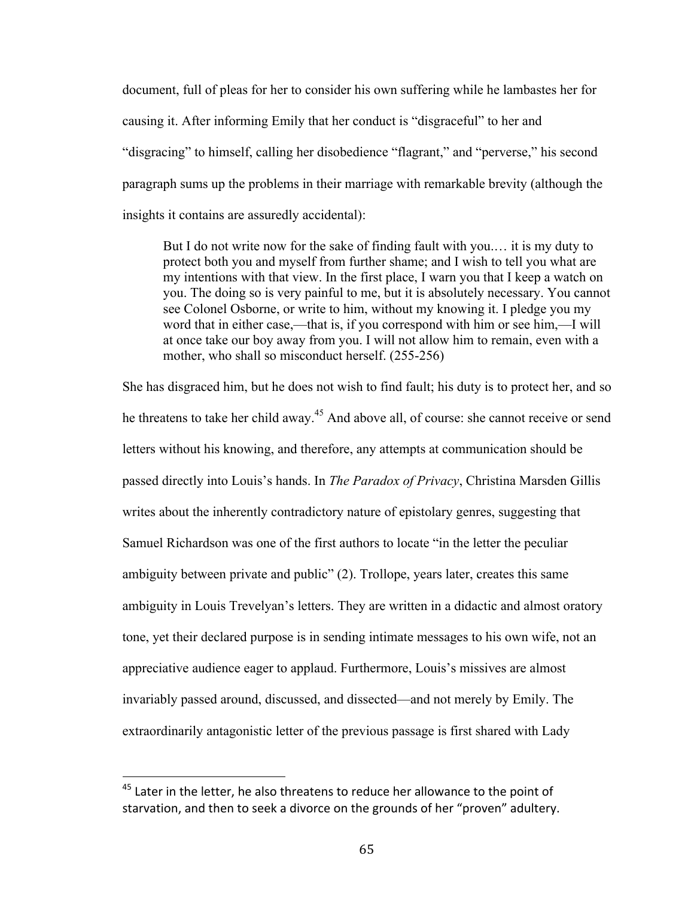document, full of pleas for her to consider his own suffering while he lambastes her for causing it. After informing Emily that her conduct is “disgraceful” to her and “disgracing” to himself, calling her disobedience “flagrant,” and “perverse,” his second paragraph sums up the problems in their marriage with remarkable brevity (although the insights it contains are assuredly accidental):

> But I do not write now for the sake of finding fault with you.… it is my duty to protect both you and myself from further shame; and I wish to tell you what are my intentions with that view. In the first place, I warn you that I keep a watch on you. The doing so is very painful to me, but it is absolutely necessary. You cannot see Colonel Osborne, or write to him, without my knowing it. I pledge you my word that in either case,—that is, if you correspond with him or see him,—I will at once take our boy away from you. I will not allow him to remain, even with a mother, who shall so misconduct herself. (255-256)

She has disgraced him, but he does not wish to find fault; his duty is to protect her, and so he threatens to take her child away.[45] And above all, of course: she cannot receive or send letters without his knowing, and therefore, any attempts at communication should be passed directly into Louis’s hands. In *The Paradox of Privacy*, Christina Marsden Gillis writes about the inherently contradictory nature of epistolary genres, suggesting that Samuel Richardson was one of the first authors to locate “in the letter the peculiar ambiguity between private and public” (2). Trollope, years later, creates this same ambiguity in Louis Trevelyan’s letters. They are written in a didactic and almost oratory tone, yet their declared purpose is in sending intimate messages to his own wife, not an appreciative audience eager to applaud. Furthermore, Louis’s missives are almost invariably passed around, discussed, and dissected—and not merely by Emily. The extraordinarily antagonistic letter of the previous passage is first shared with Lady

[45] Later in the letter, he also threatens to reduce her allowance to the point of starvation, and then to seek a divorce on the grounds of her “proven” adultery.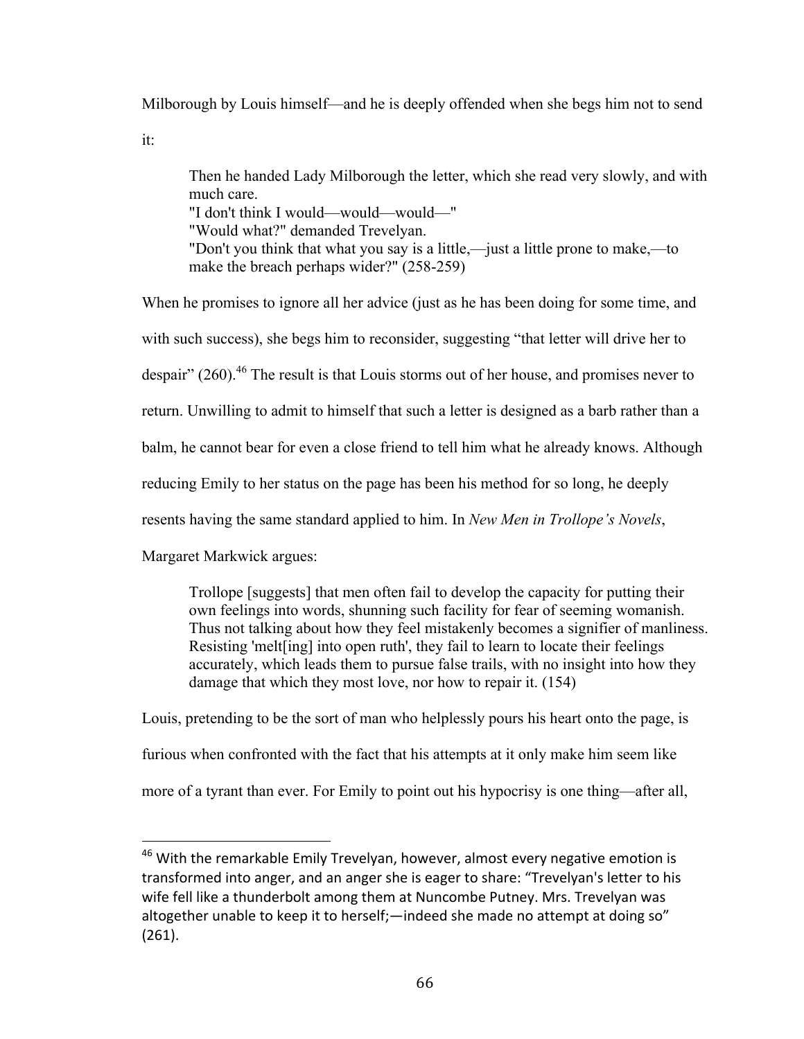Milborough by Louis himself—and he is deeply offended when she begs him not to send it:

> Then he handed Lady Milborough the letter, which she read very slowly, and with much care.
> "I don't think I would—would—would—"
> "Would what?" demanded Trevelyan.
> "Don't you think that what you say is a little,—just a little prone to make,—to make the breach perhaps wider?" (258-259)

When he promises to ignore all her advice (just as he has been doing for some time, and with such success), she begs him to reconsider, suggesting "that letter will drive her to despair" (260).[46] The result is that Louis storms out of her house, and promises never to return. Unwilling to admit to himself that such a letter is designed as a barb rather than a balm, he cannot bear for even a close friend to tell him what he already knows. Although reducing Emily to her status on the page has been his method for so long, he deeply resents having the same standard applied to him. In *New Men in Trollope's Novels*, Margaret Markwick argues:

> Trollope [suggests] that men often fail to develop the capacity for putting their own feelings into words, shunning such facility for fear of seeming womanish. Thus not talking about how they feel mistakenly becomes a signifier of manliness. Resisting 'melt[ing] into open ruth', they fail to learn to locate their feelings accurately, which leads them to pursue false trails, with no insight into how they damage that which they most love, nor how to repair it. (154)

Louis, pretending to be the sort of man who helplessly pours his heart onto the page, is furious when confronted with the fact that his attempts at it only make him seem like more of a tyrant than ever. For Emily to point out his hypocrisy is one thing—after all,

---

[46] With the remarkable Emily Trevelyan, however, almost every negative emotion is transformed into anger, and an anger she is eager to share: "Trevelyan's letter to his wife fell like a thunderbolt among them at Nuncombe Putney. Mrs. Trevelyan was altogether unable to keep it to herself;—indeed she made no attempt at doing so" (261).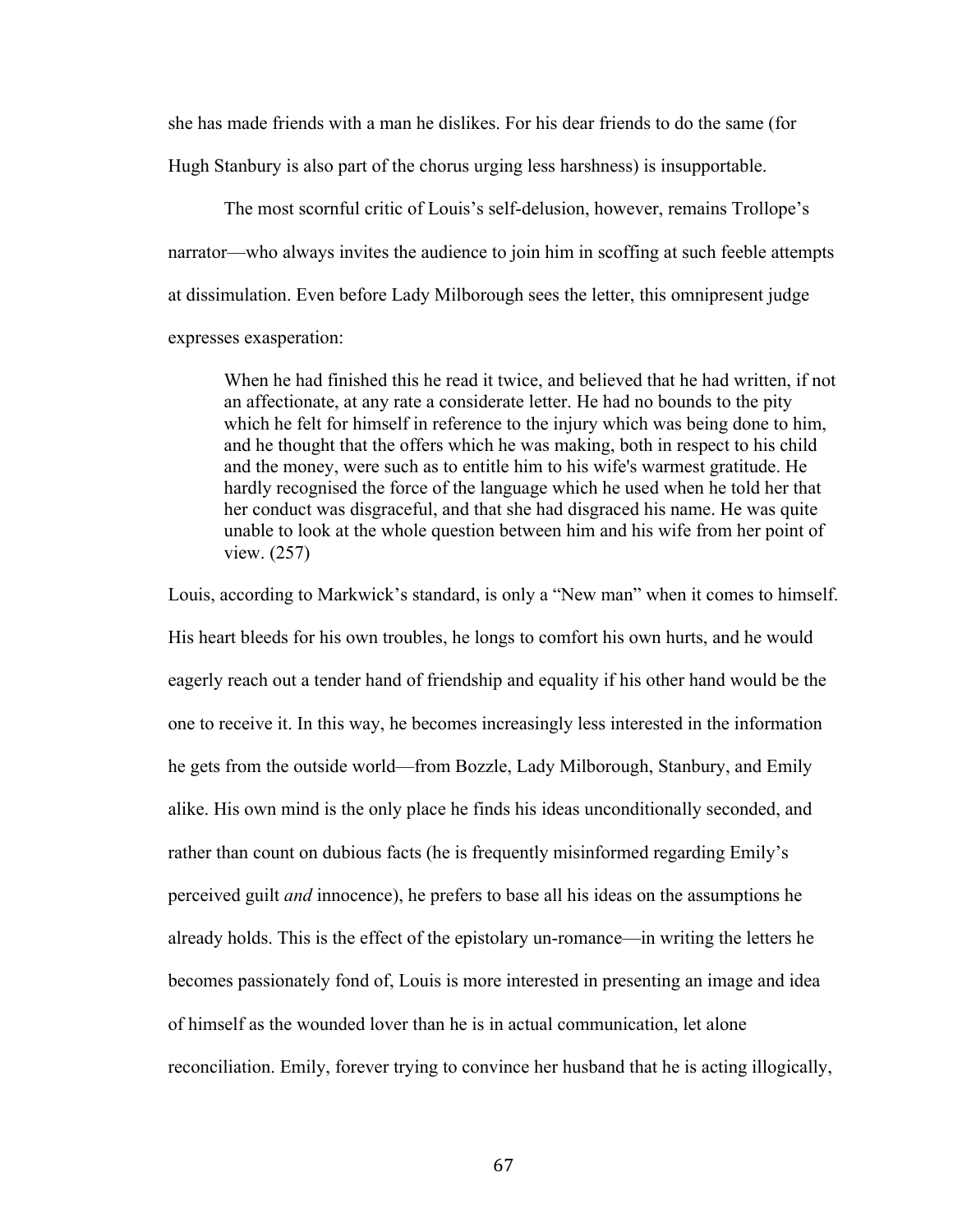she has made friends with a man he dislikes. For his dear friends to do the same (for Hugh Stanbury is also part of the chorus urging less harshness) is insupportable.

The most scornful critic of Louis's self-delusion, however, remains Trollope's narrator—who always invites the audience to join him in scoffing at such feeble attempts at dissimulation. Even before Lady Milborough sees the letter, this omnipresent judge expresses exasperation:

> When he had finished this he read it twice, and believed that he had written, if not an affectionate, at any rate a considerate letter. He had no bounds to the pity which he felt for himself in reference to the injury which was being done to him, and he thought that the offers which he was making, both in respect to his child and the money, were such as to entitle him to his wife's warmest gratitude. He hardly recognised the force of the language which he used when he told her that her conduct was disgraceful, and that she had disgraced his name. He was quite unable to look at the whole question between him and his wife from her point of view. (257)

Louis, according to Markwick's standard, is only a "New man" when it comes to himself. His heart bleeds for his own troubles, he longs to comfort his own hurts, and he would eagerly reach out a tender hand of friendship and equality if his other hand would be the one to receive it. In this way, he becomes increasingly less interested in the information he gets from the outside world—from Bozzle, Lady Milborough, Stanbury, and Emily alike. His own mind is the only place he finds his ideas unconditionally seconded, and rather than count on dubious facts (he is frequently misinformed regarding Emily's perceived guilt *and* innocence), he prefers to base all his ideas on the assumptions he already holds. This is the effect of the epistolary un-romance—in writing the letters he becomes passionately fond of, Louis is more interested in presenting an image and idea of himself as the wounded lover than he is in actual communication, let alone reconciliation. Emily, forever trying to convince her husband that he is acting illogically,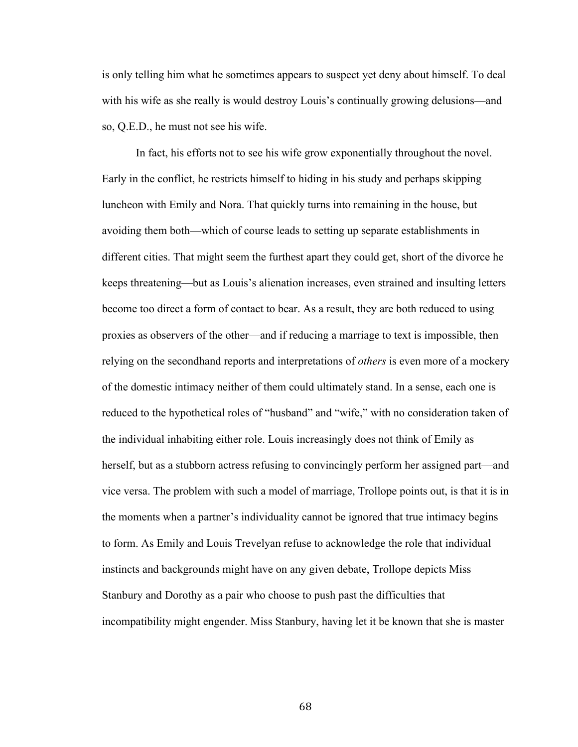is only telling him what he sometimes appears to suspect yet deny about himself. To deal with his wife as she really is would destroy Louis's continually growing delusions—and so, Q.E.D., he must not see his wife.

In fact, his efforts not to see his wife grow exponentially throughout the novel. Early in the conflict, he restricts himself to hiding in his study and perhaps skipping luncheon with Emily and Nora. That quickly turns into remaining in the house, but avoiding them both—which of course leads to setting up separate establishments in different cities. That might seem the furthest apart they could get, short of the divorce he keeps threatening—but as Louis's alienation increases, even strained and insulting letters become too direct a form of contact to bear. As a result, they are both reduced to using proxies as observers of the other—and if reducing a marriage to text is impossible, then relying on the secondhand reports and interpretations of *others* is even more of a mockery of the domestic intimacy neither of them could ultimately stand. In a sense, each one is reduced to the hypothetical roles of "husband" and "wife," with no consideration taken of the individual inhabiting either role. Louis increasingly does not think of Emily as herself, but as a stubborn actress refusing to convincingly perform her assigned part—and vice versa. The problem with such a model of marriage, Trollope points out, is that it is in the moments when a partner's individuality cannot be ignored that true intimacy begins to form. As Emily and Louis Trevelyan refuse to acknowledge the role that individual instincts and backgrounds might have on any given debate, Trollope depicts Miss Stanbury and Dorothy as a pair who choose to push past the difficulties that incompatibility might engender. Miss Stanbury, having let it be known that she is master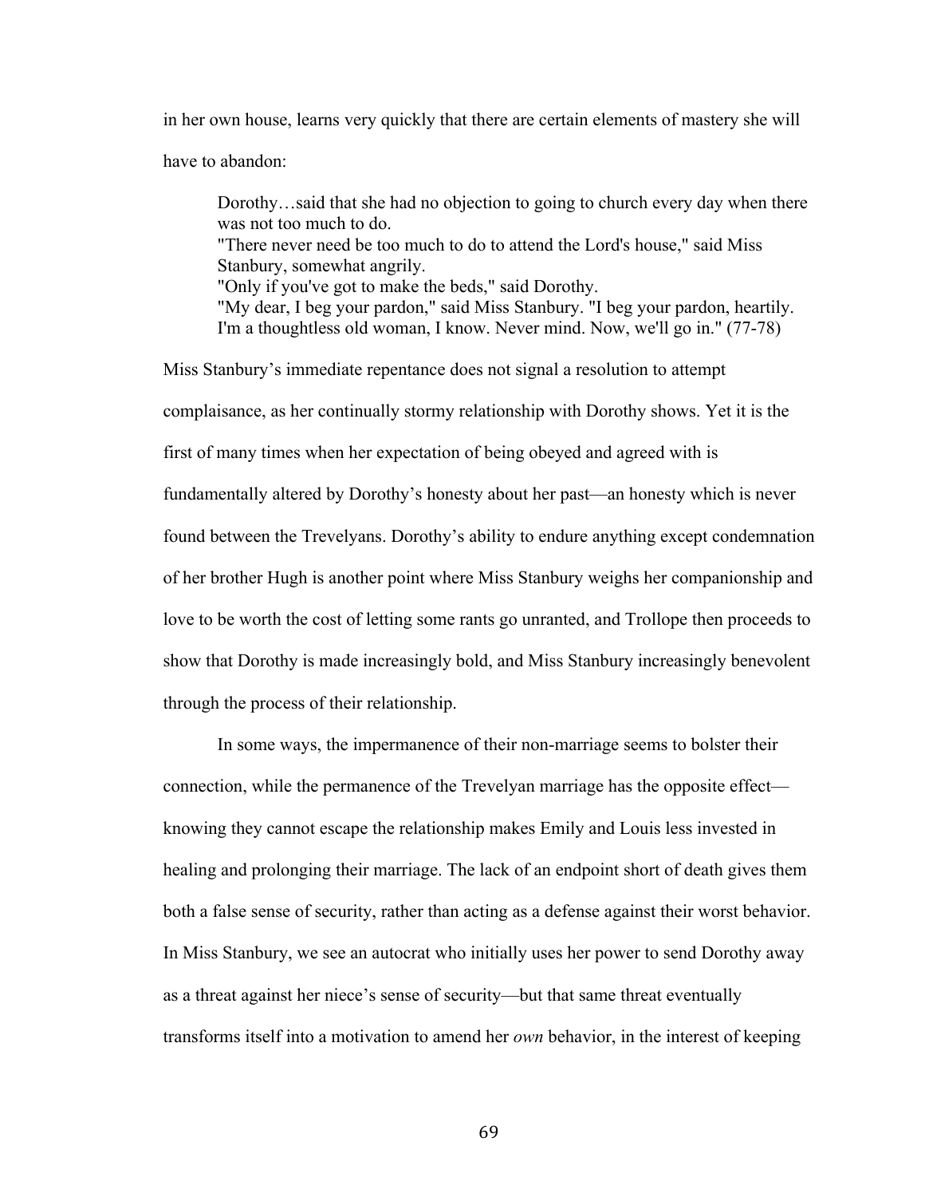in her own house, learns very quickly that there are certain elements of mastery she will have to abandon:

> Dorothy…said that she had no objection to going to church every day when there was not too much to do.
> "There never need be too much to do to attend the Lord's house," said Miss Stanbury, somewhat angrily.
> "Only if you've got to make the beds," said Dorothy.
> "My dear, I beg your pardon," said Miss Stanbury. "I beg your pardon, heartily. I'm a thoughtless old woman, I know. Never mind. Now, we'll go in." (77-78)

Miss Stanbury's immediate repentance does not signal a resolution to attempt complaisance, as her continually stormy relationship with Dorothy shows. Yet it is the first of many times when her expectation of being obeyed and agreed with is fundamentally altered by Dorothy's honesty about her past—an honesty which is never found between the Trevelyans. Dorothy's ability to endure anything except condemnation of her brother Hugh is another point where Miss Stanbury weighs her companionship and love to be worth the cost of letting some rants go unranted, and Trollope then proceeds to show that Dorothy is made increasingly bold, and Miss Stanbury increasingly benevolent through the process of their relationship.

In some ways, the impermanence of their non-marriage seems to bolster their connection, while the permanence of the Trevelyan marriage has the opposite effect—knowing they cannot escape the relationship makes Emily and Louis less invested in healing and prolonging their marriage. The lack of an endpoint short of death gives them both a false sense of security, rather than acting as a defense against their worst behavior. In Miss Stanbury, we see an autocrat who initially uses her power to send Dorothy away as a threat against her niece's sense of security—but that same threat eventually transforms itself into a motivation to amend her *own* behavior, in the interest of keeping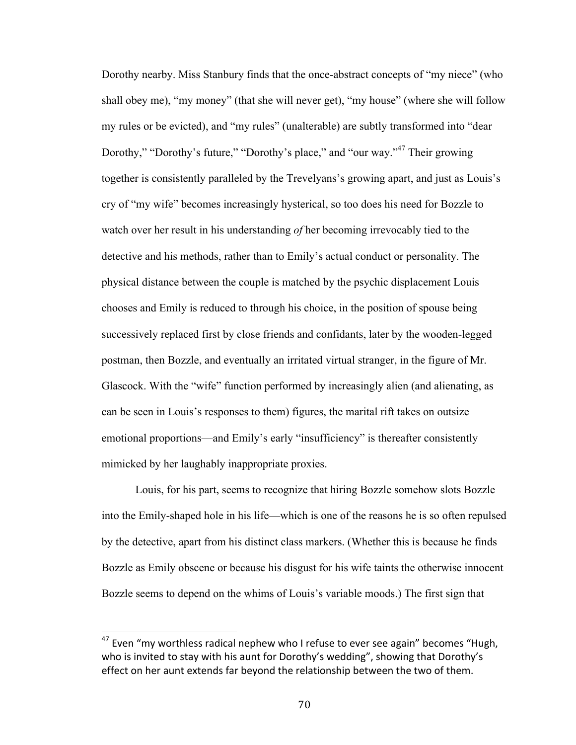Dorothy nearby. Miss Stanbury finds that the once-abstract concepts of "my niece" (who shall obey me), "my money" (that she will never get), "my house" (where she will follow my rules or be evicted), and "my rules" (unalterable) are subtly transformed into "dear Dorothy," "Dorothy's future," "Dorothy's place," and "our way."[47] Their growing together is consistently paralleled by the Trevelyans's growing apart, and just as Louis's cry of "my wife" becomes increasingly hysterical, so too does his need for Bozzle to watch over her result in his understanding *of* her becoming irrevocably tied to the detective and his methods, rather than to Emily's actual conduct or personality. The physical distance between the couple is matched by the psychic displacement Louis chooses and Emily is reduced to through his choice, in the position of spouse being successively replaced first by close friends and confidants, later by the wooden-legged postman, then Bozzle, and eventually an irritated virtual stranger, in the figure of Mr. Glascock. With the "wife" function performed by increasingly alien (and alienating, as can be seen in Louis's responses to them) figures, the marital rift takes on outsize emotional proportions—and Emily's early "insufficiency" is thereafter consistently mimicked by her laughably inappropriate proxies.

Louis, for his part, seems to recognize that hiring Bozzle somehow slots Bozzle into the Emily-shaped hole in his life—which is one of the reasons he is so often repulsed by the detective, apart from his distinct class markers. (Whether this is because he finds Bozzle as Emily obscene or because his disgust for his wife taints the otherwise innocent Bozzle seems to depend on the whims of Louis's variable moods.) The first sign that

[47] Even "my worthless radical nephew who I refuse to ever see again" becomes "Hugh, who is invited to stay with his aunt for Dorothy's wedding", showing that Dorothy's effect on her aunt extends far beyond the relationship between the two of them.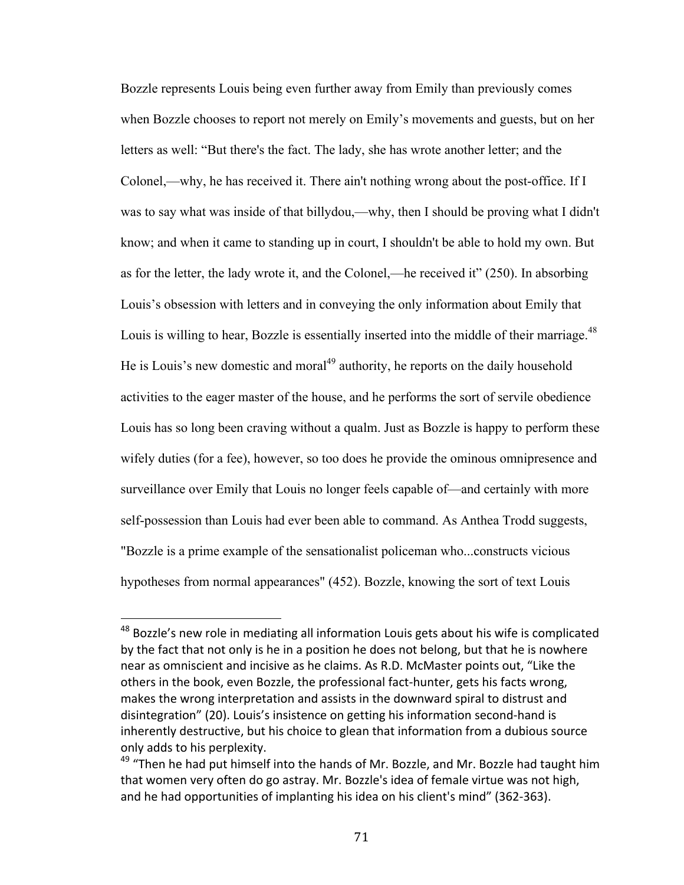Bozzle represents Louis being even further away from Emily than previously comes when Bozzle chooses to report not merely on Emily's movements and guests, but on her letters as well: "But there's the fact. The lady, she has wrote another letter; and the Colonel,—why, he has received it. There ain't nothing wrong about the post-office. If I was to say what was inside of that billydou,—why, then I should be proving what I didn't know; and when it came to standing up in court, I shouldn't be able to hold my own. But as for the letter, the lady wrote it, and the Colonel,—he received it" (250). In absorbing Louis's obsession with letters and in conveying the only information about Emily that Louis is willing to hear, Bozzle is essentially inserted into the middle of their marriage.[48] He is Louis's new domestic and moral[49] authority, he reports on the daily household activities to the eager master of the house, and he performs the sort of servile obedience Louis has so long been craving without a qualm. Just as Bozzle is happy to perform these wifely duties (for a fee), however, so too does he provide the ominous omnipresence and surveillance over Emily that Louis no longer feels capable of—and certainly with more self-possession than Louis had ever been able to command. As Anthea Trodd suggests, "Bozzle is a prime example of the sensationalist policeman who...constructs vicious hypotheses from normal appearances" (452). Bozzle, knowing the sort of text Louis

---

[48] Bozzle's new role in mediating all information Louis gets about his wife is complicated by the fact that not only is he in a position he does not belong, but that he is nowhere near as omniscient and incisive as he claims. As R.D. McMaster points out, "Like the others in the book, even Bozzle, the professional fact-hunter, gets his facts wrong, makes the wrong interpretation and assists in the downward spiral to distrust and disintegration" (20). Louis's insistence on getting his information second-hand is inherently destructive, but his choice to glean that information from a dubious source only adds to his perplexity.

[49] "Then he had put himself into the hands of Mr. Bozzle, and Mr. Bozzle had taught him that women very often do go astray. Mr. Bozzle's idea of female virtue was not high, and he had opportunities of implanting his idea on his client's mind" (362-363).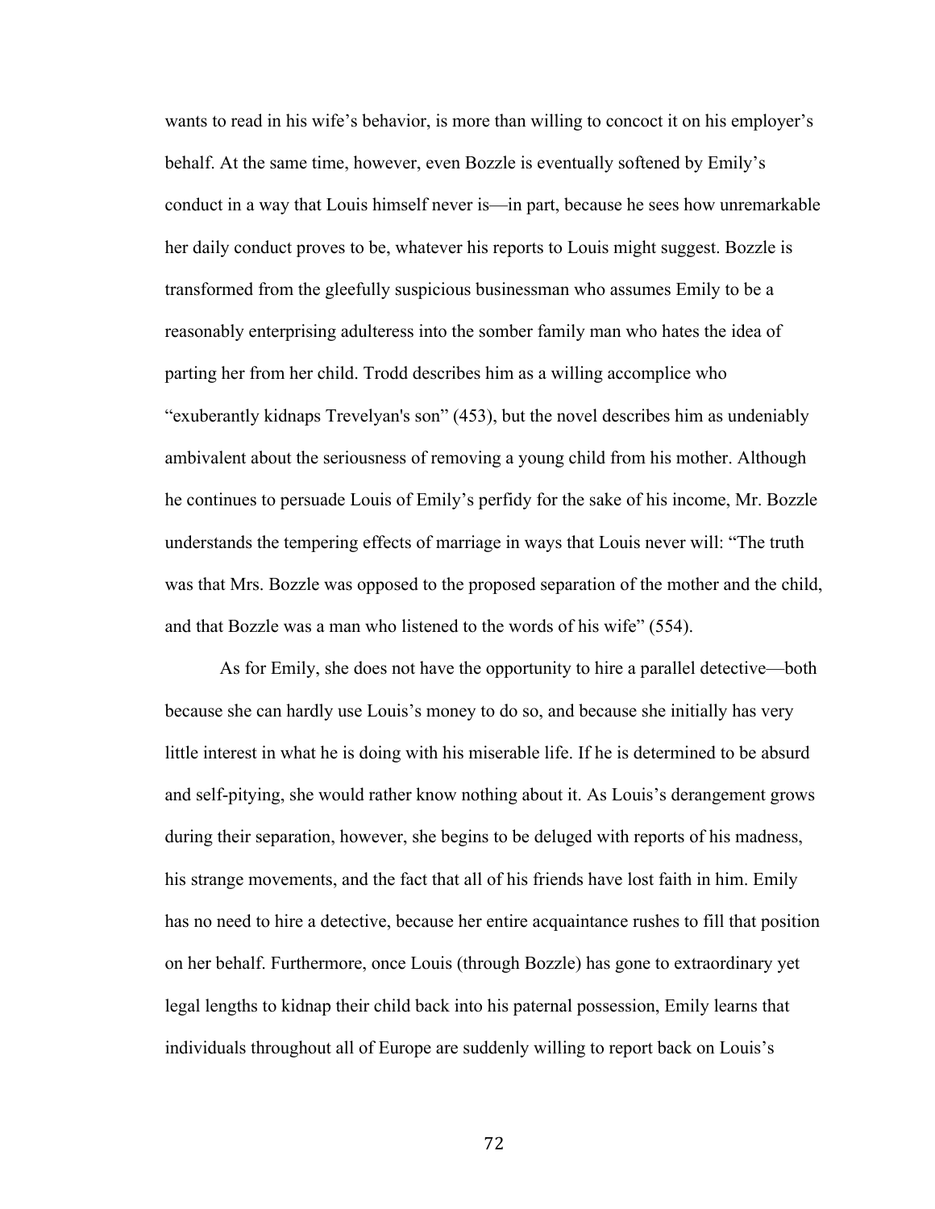wants to read in his wife's behavior, is more than willing to concoct it on his employer's behalf. At the same time, however, even Bozzle is eventually softened by Emily's conduct in a way that Louis himself never is—in part, because he sees how unremarkable her daily conduct proves to be, whatever his reports to Louis might suggest. Bozzle is transformed from the gleefully suspicious businessman who assumes Emily to be a reasonably enterprising adulteress into the somber family man who hates the idea of parting her from her child. Trodd describes him as a willing accomplice who "exuberantly kidnaps Trevelyan's son" (453), but the novel describes him as undeniably ambivalent about the seriousness of removing a young child from his mother. Although he continues to persuade Louis of Emily's perfidy for the sake of his income, Mr. Bozzle understands the tempering effects of marriage in ways that Louis never will: "The truth was that Mrs. Bozzle was opposed to the proposed separation of the mother and the child, and that Bozzle was a man who listened to the words of his wife" (554).

As for Emily, she does not have the opportunity to hire a parallel detective—both because she can hardly use Louis's money to do so, and because she initially has very little interest in what he is doing with his miserable life. If he is determined to be absurd and self-pitying, she would rather know nothing about it. As Louis's derangement grows during their separation, however, she begins to be deluged with reports of his madness, his strange movements, and the fact that all of his friends have lost faith in him. Emily has no need to hire a detective, because her entire acquaintance rushes to fill that position on her behalf. Furthermore, once Louis (through Bozzle) has gone to extraordinary yet legal lengths to kidnap their child back into his paternal possession, Emily learns that individuals throughout all of Europe are suddenly willing to report back on Louis's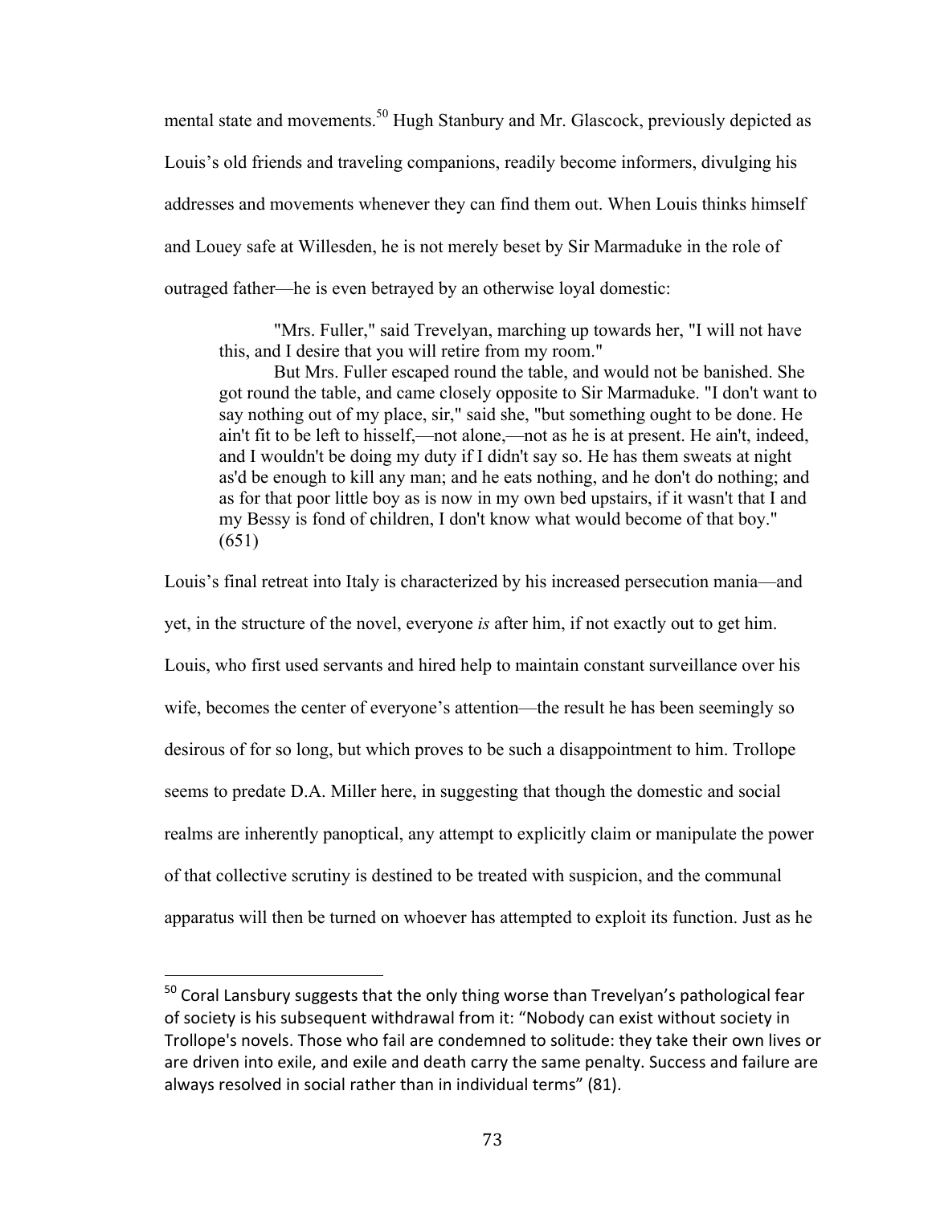mental state and movements.[50] Hugh Stanbury and Mr. Glascock, previously depicted as Louis's old friends and traveling companions, readily become informers, divulging his addresses and movements whenever they can find them out. When Louis thinks himself and Louey safe at Willesden, he is not merely beset by Sir Marmaduke in the role of outraged father—he is even betrayed by an otherwise loyal domestic:

> "Mrs. Fuller," said Trevelyan, marching up towards her, "I will not have this, and I desire that you will retire from my room."
>
> But Mrs. Fuller escaped round the table, and would not be banished. She got round the table, and came closely opposite to Sir Marmaduke. "I don't want to say nothing out of my place, sir," said she, "but something ought to be done. He ain't fit to be left to hisself,—not alone,—not as he is at present. He ain't, indeed, and I wouldn't be doing my duty if I didn't say so. He has them sweats at night as'd be enough to kill any man; and he eats nothing, and he don't do nothing; and as for that poor little boy as is now in my own bed upstairs, if it wasn't that I and my Bessy is fond of children, I don't know what would become of that boy." (651)

Louis's final retreat into Italy is characterized by his increased persecution mania—and yet, in the structure of the novel, everyone *is* after him, if not exactly out to get him. Louis, who first used servants and hired help to maintain constant surveillance over his wife, becomes the center of everyone's attention—the result he has been seemingly so desirous of for so long, but which proves to be such a disappointment to him. Trollope seems to predate D.A. Miller here, in suggesting that though the domestic and social realms are inherently panoptical, any attempt to explicitly claim or manipulate the power of that collective scrutiny is destined to be treated with suspicion, and the communal apparatus will then be turned on whoever has attempted to exploit its function. Just as he

[50] Coral Lansbury suggests that the only thing worse than Trevelyan's pathological fear of society is his subsequent withdrawal from it: "Nobody can exist without society in Trollope's novels. Those who fail are condemned to solitude: they take their own lives or are driven into exile, and exile and death carry the same penalty. Success and failure are always resolved in social rather than in individual terms" (81).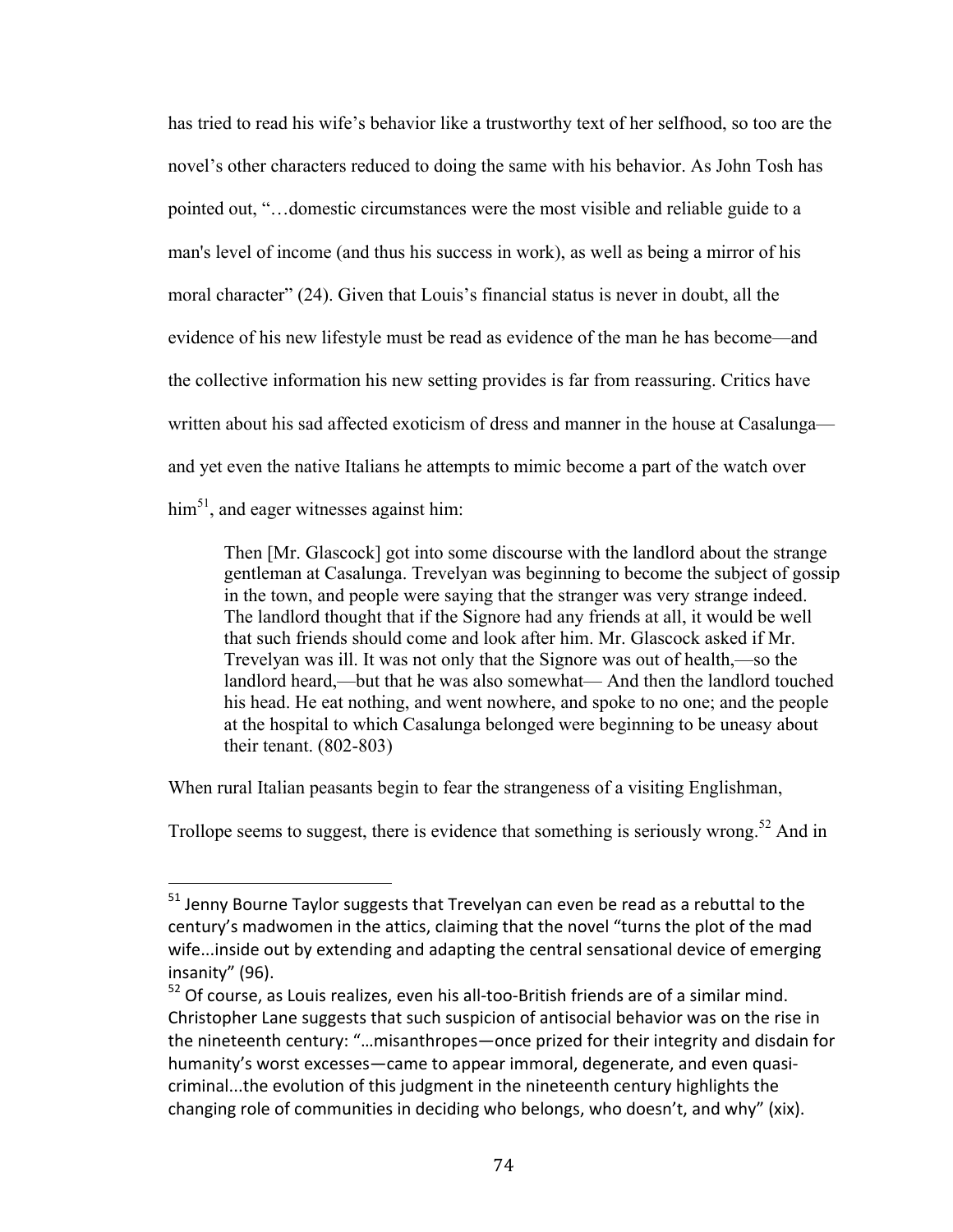has tried to read his wife's behavior like a trustworthy text of her selfhood, so too are the novel's other characters reduced to doing the same with his behavior. As John Tosh has pointed out, "…domestic circumstances were the most visible and reliable guide to a man's level of income (and thus his success in work), as well as being a mirror of his moral character" (24). Given that Louis's financial status is never in doubt, all the evidence of his new lifestyle must be read as evidence of the man he has become—and the collective information his new setting provides is far from reassuring. Critics have written about his sad affected exoticism of dress and manner in the house at Casalunga—and yet even the native Italians he attempts to mimic become a part of the watch over him[51], and eager witnesses against him:

> Then [Mr. Glascock] got into some discourse with the landlord about the strange gentleman at Casalunga. Trevelyan was beginning to become the subject of gossip in the town, and people were saying that the stranger was very strange indeed. The landlord thought that if the Signore had any friends at all, it would be well that such friends should come and look after him. Mr. Glascock asked if Mr. Trevelyan was ill. It was not only that the Signore was out of health,—so the landlord heard,—but that he was also somewhat— And then the landlord touched his head. He eat nothing, and went nowhere, and spoke to no one; and the people at the hospital to which Casalunga belonged were beginning to be uneasy about their tenant. (802-803)

When rural Italian peasants begin to fear the strangeness of a visiting Englishman, Trollope seems to suggest, there is evidence that something is seriously wrong.[52] And in

---

[51] Jenny Bourne Taylor suggests that Trevelyan can even be read as a rebuttal to the century's madwomen in the attics, claiming that the novel "turns the plot of the mad wife...inside out by extending and adapting the central sensational device of emerging insanity" (96).

[52] Of course, as Louis realizes, even his all-too-British friends are of a similar mind. Christopher Lane suggests that such suspicion of antisocial behavior was on the rise in the nineteenth century: "…misanthropes—once prized for their integrity and disdain for humanity's worst excesses—came to appear immoral, degenerate, and even quasi-criminal...the evolution of this judgment in the nineteenth century highlights the changing role of communities in deciding who belongs, who doesn't, and why" (xix).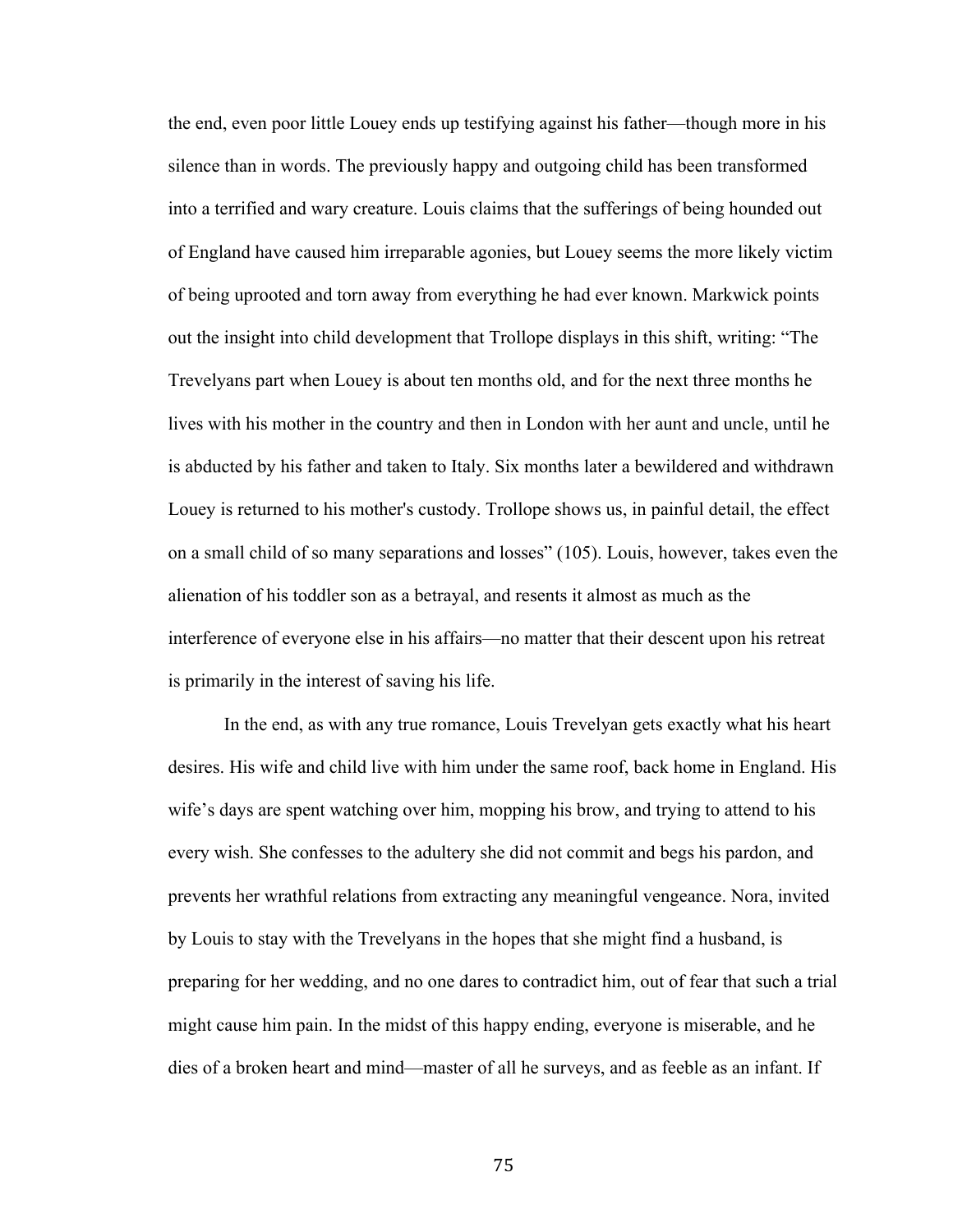the end, even poor little Louey ends up testifying against his father—though more in his silence than in words. The previously happy and outgoing child has been transformed into a terrified and wary creature. Louis claims that the sufferings of being hounded out of England have caused him irreparable agonies, but Louey seems the more likely victim of being uprooted and torn away from everything he had ever known. Markwick points out the insight into child development that Trollope displays in this shift, writing: "The Trevelyans part when Louey is about ten months old, and for the next three months he lives with his mother in the country and then in London with her aunt and uncle, until he is abducted by his father and taken to Italy. Six months later a bewildered and withdrawn Louey is returned to his mother's custody. Trollope shows us, in painful detail, the effect on a small child of so many separations and losses" (105). Louis, however, takes even the alienation of his toddler son as a betrayal, and resents it almost as much as the interference of everyone else in his affairs—no matter that their descent upon his retreat is primarily in the interest of saving his life.

In the end, as with any true romance, Louis Trevelyan gets exactly what his heart desires. His wife and child live with him under the same roof, back home in England. His wife's days are spent watching over him, mopping his brow, and trying to attend to his every wish. She confesses to the adultery she did not commit and begs his pardon, and prevents her wrathful relations from extracting any meaningful vengeance. Nora, invited by Louis to stay with the Trevelyans in the hopes that she might find a husband, is preparing for her wedding, and no one dares to contradict him, out of fear that such a trial might cause him pain. In the midst of this happy ending, everyone is miserable, and he dies of a broken heart and mind—master of all he surveys, and as feeble as an infant. If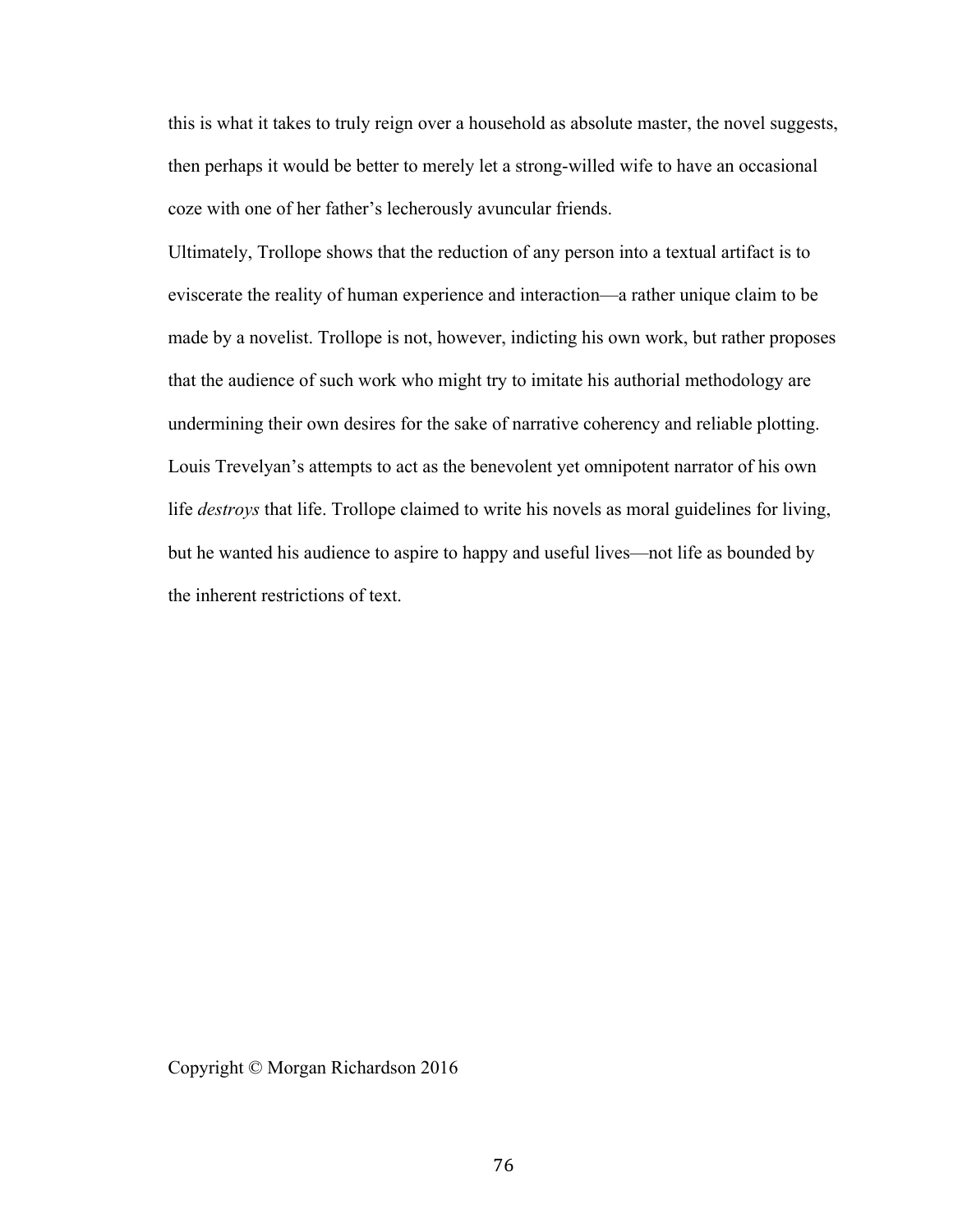this is what it takes to truly reign over a household as absolute master, the novel suggests, then perhaps it would be better to merely let a strong-willed wife to have an occasional coze with one of her father's lecherously avuncular friends.

Ultimately, Trollope shows that the reduction of any person into a textual artifact is to eviscerate the reality of human experience and interaction—a rather unique claim to be made by a novelist. Trollope is not, however, indicting his own work, but rather proposes that the audience of such work who might try to imitate his authorial methodology are undermining their own desires for the sake of narrative coherency and reliable plotting. Louis Trevelyan's attempts to act as the benevolent yet omnipotent narrator of his own life *destroys* that life. Trollope claimed to write his novels as moral guidelines for living, but he wanted his audience to aspire to happy and useful lives—not life as bounded by the inherent restrictions of text.

Copyright © Morgan Richardson 2016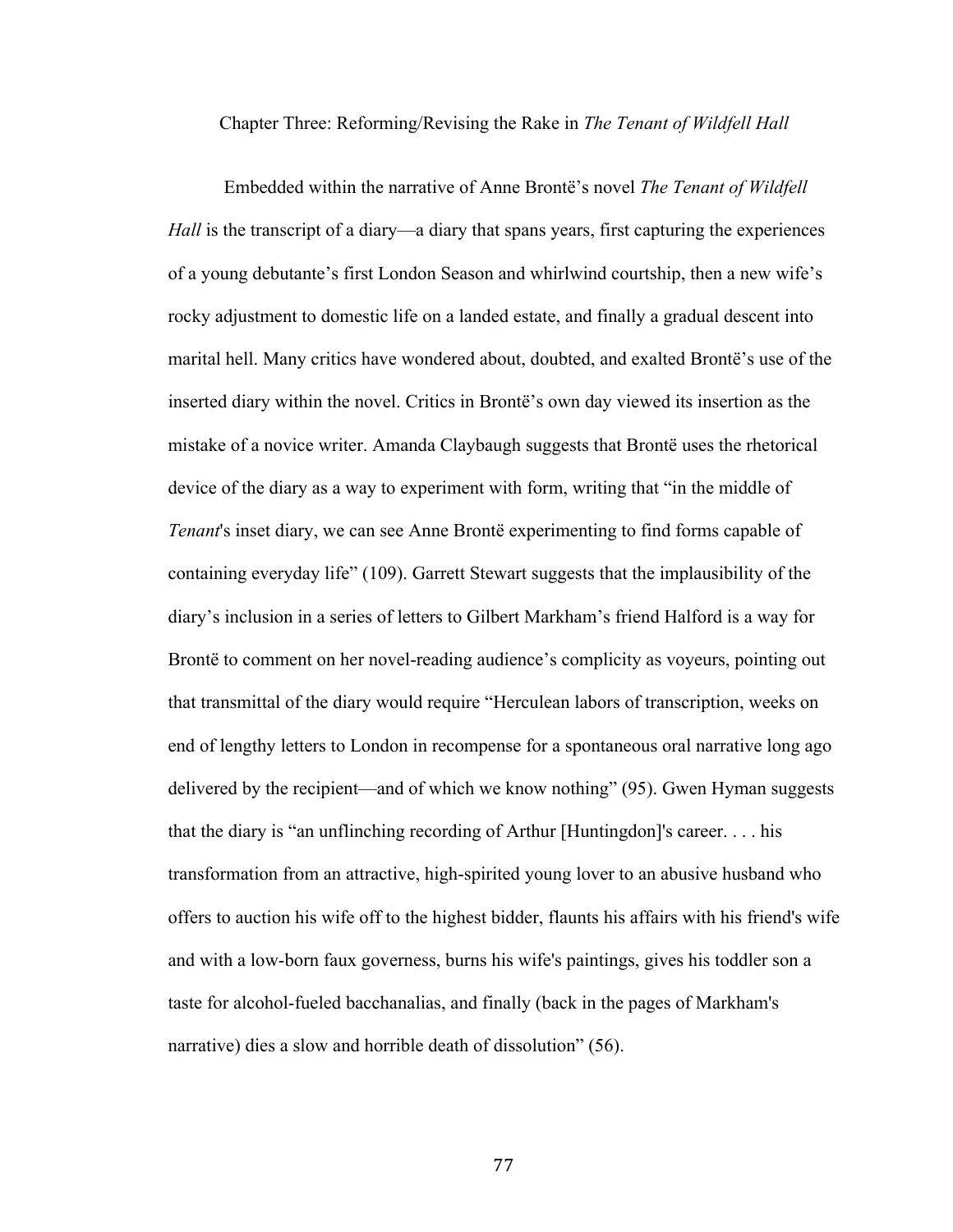# Chapter Three: Reforming/Revising the Rake in *The Tenant of Wildfell Hall*

Embedded within the narrative of Anne Brontë's novel *The Tenant of Wildfell Hall* is the transcript of a diary—a diary that spans years, first capturing the experiences of a young debutante's first London Season and whirlwind courtship, then a new wife's rocky adjustment to domestic life on a landed estate, and finally a gradual descent into marital hell. Many critics have wondered about, doubted, and exalted Brontë's use of the inserted diary within the novel. Critics in Brontë's own day viewed its insertion as the mistake of a novice writer. Amanda Claybaugh suggests that Brontë uses the rhetorical device of the diary as a way to experiment with form, writing that "in the middle of *Tenant*'s inset diary, we can see Anne Brontë experimenting to find forms capable of containing everyday life" (109). Garrett Stewart suggests that the implausibility of the diary's inclusion in a series of letters to Gilbert Markham's friend Halford is a way for Brontë to comment on her novel-reading audience's complicity as voyeurs, pointing out that transmittal of the diary would require "Herculean labors of transcription, weeks on end of lengthy letters to London in recompense for a spontaneous oral narrative long ago delivered by the recipient—and of which we know nothing" (95). Gwen Hyman suggests that the diary is "an unflinching recording of Arthur [Huntingdon]'s career. . . . his transformation from an attractive, high-spirited young lover to an abusive husband who offers to auction his wife off to the highest bidder, flaunts his affairs with his friend's wife and with a low-born faux governess, burns his wife's paintings, gives his toddler son a taste for alcohol-fueled bacchanalias, and finally (back in the pages of Markham's narrative) dies a slow and horrible death of dissolution" (56).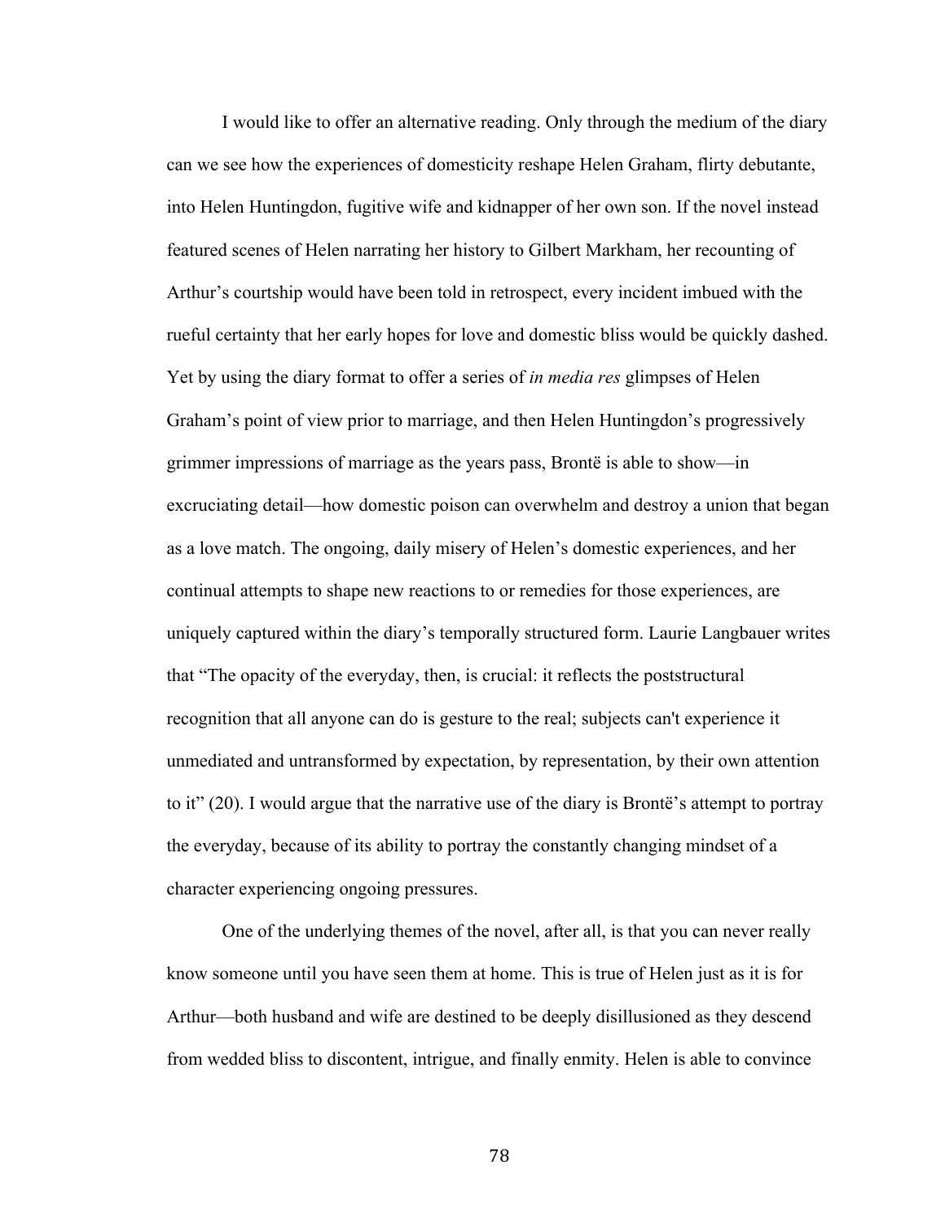I would like to offer an alternative reading. Only through the medium of the diary can we see how the experiences of domesticity reshape Helen Graham, flirty debutante, into Helen Huntingdon, fugitive wife and kidnapper of her own son. If the novel instead featured scenes of Helen narrating her history to Gilbert Markham, her recounting of Arthur's courtship would have been told in retrospect, every incident imbued with the rueful certainty that her early hopes for love and domestic bliss would be quickly dashed. Yet by using the diary format to offer a series of *in media res* glimpses of Helen Graham's point of view prior to marriage, and then Helen Huntingdon's progressively grimmer impressions of marriage as the years pass, Brontë is able to show—in excruciating detail—how domestic poison can overwhelm and destroy a union that began as a love match. The ongoing, daily misery of Helen's domestic experiences, and her continual attempts to shape new reactions to or remedies for those experiences, are uniquely captured within the diary's temporally structured form. Laurie Langbauer writes that "The opacity of the everyday, then, is crucial: it reflects the poststructural recognition that all anyone can do is gesture to the real; subjects can't experience it unmediated and untransformed by expectation, by representation, by their own attention to it" (20). I would argue that the narrative use of the diary is Brontë's attempt to portray the everyday, because of its ability to portray the constantly changing mindset of a character experiencing ongoing pressures.

One of the underlying themes of the novel, after all, is that you can never really know someone until you have seen them at home. This is true of Helen just as it is for Arthur—both husband and wife are destined to be deeply disillusioned as they descend from wedded bliss to discontent, intrigue, and finally enmity. Helen is able to convince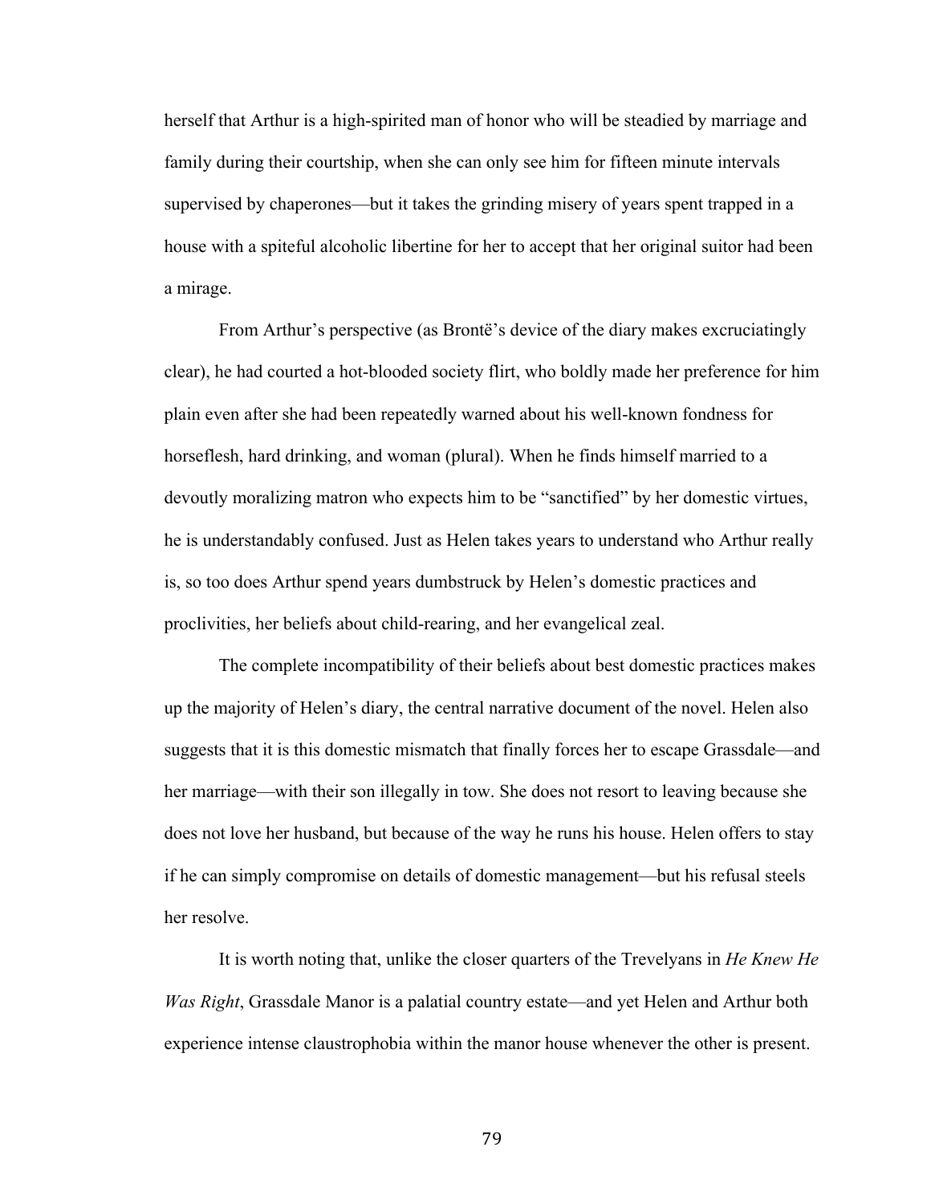herself that Arthur is a high-spirited man of honor who will be steadied by marriage and family during their courtship, when she can only see him for fifteen minute intervals supervised by chaperones—but it takes the grinding misery of years spent trapped in a house with a spiteful alcoholic libertine for her to accept that her original suitor had been a mirage.

From Arthur's perspective (as Brontë's device of the diary makes excruciatingly clear), he had courted a hot-blooded society flirt, who boldly made her preference for him plain even after she had been repeatedly warned about his well-known fondness for horseflesh, hard drinking, and woman (plural). When he finds himself married to a devoutly moralizing matron who expects him to be "sanctified" by her domestic virtues, he is understandably confused. Just as Helen takes years to understand who Arthur really is, so too does Arthur spend years dumbstruck by Helen's domestic practices and proclivities, her beliefs about child-rearing, and her evangelical zeal.

The complete incompatibility of their beliefs about best domestic practices makes up the majority of Helen's diary, the central narrative document of the novel. Helen also suggests that it is this domestic mismatch that finally forces her to escape Grassdale—and her marriage—with their son illegally in tow. She does not resort to leaving because she does not love her husband, but because of the way he runs his house. Helen offers to stay if he can simply compromise on details of domestic management—but his refusal steels her resolve.

It is worth noting that, unlike the closer quarters of the Trevelyans in *He Knew He Was Right*, Grassdale Manor is a palatial country estate—and yet Helen and Arthur both experience intense claustrophobia within the manor house whenever the other is present.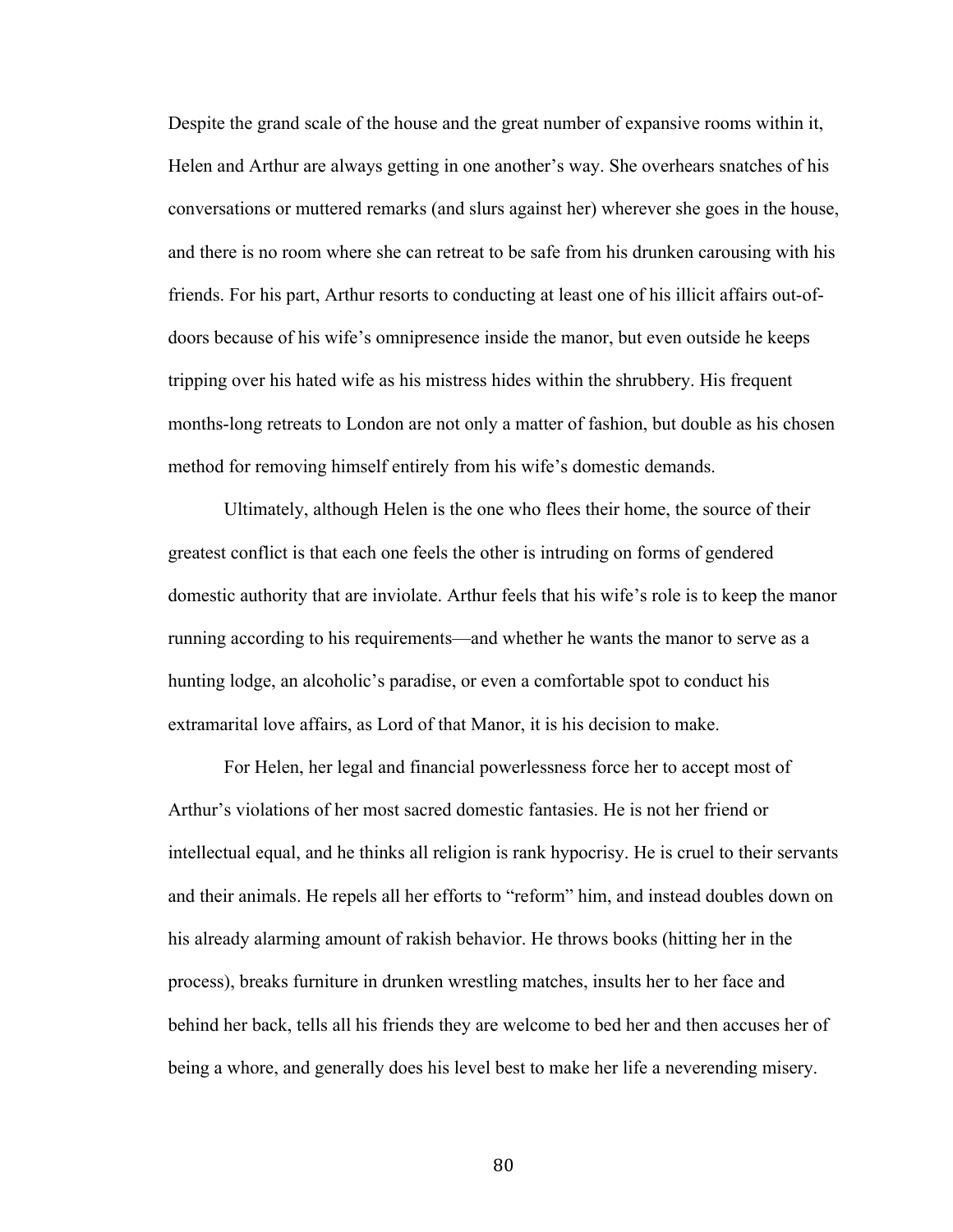Despite the grand scale of the house and the great number of expansive rooms within it, Helen and Arthur are always getting in one another's way. She overhears snatches of his conversations or muttered remarks (and slurs against her) wherever she goes in the house, and there is no room where she can retreat to be safe from his drunken carousing with his friends. For his part, Arthur resorts to conducting at least one of his illicit affairs out-of-doors because of his wife's omnipresence inside the manor, but even outside he keeps tripping over his hated wife as his mistress hides within the shrubbery. His frequent months-long retreats to London are not only a matter of fashion, but double as his chosen method for removing himself entirely from his wife's domestic demands.

Ultimately, although Helen is the one who flees their home, the source of their greatest conflict is that each one feels the other is intruding on forms of gendered domestic authority that are inviolate. Arthur feels that his wife's role is to keep the manor running according to his requirements—and whether he wants the manor to serve as a hunting lodge, an alcoholic's paradise, or even a comfortable spot to conduct his extramarital love affairs, as Lord of that Manor, it is his decision to make.

For Helen, her legal and financial powerlessness force her to accept most of Arthur's violations of her most sacred domestic fantasies. He is not her friend or intellectual equal, and he thinks all religion is rank hypocrisy. He is cruel to their servants and their animals. He repels all her efforts to "reform" him, and instead doubles down on his already alarming amount of rakish behavior. He throws books (hitting her in the process), breaks furniture in drunken wrestling matches, insults her to her face and behind her back, tells all his friends they are welcome to bed her and then accuses her of being a whore, and generally does his level best to make her life a neverending misery.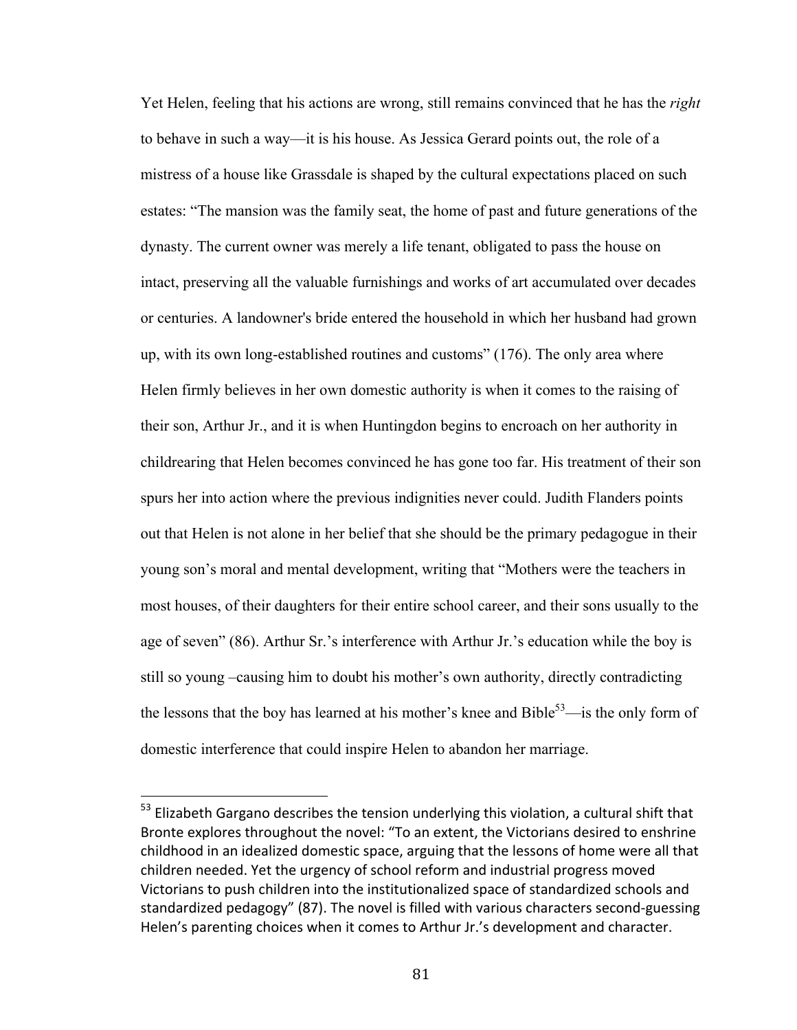Yet Helen, feeling that his actions are wrong, still remains convinced that he has the *right* to behave in such a way—it is his house. As Jessica Gerard points out, the role of a mistress of a house like Grassdale is shaped by the cultural expectations placed on such estates: "The mansion was the family seat, the home of past and future generations of the dynasty. The current owner was merely a life tenant, obligated to pass the house on intact, preserving all the valuable furnishings and works of art accumulated over decades or centuries. A landowner's bride entered the household in which her husband had grown up, with its own long-established routines and customs" (176). The only area where Helen firmly believes in her own domestic authority is when it comes to the raising of their son, Arthur Jr., and it is when Huntingdon begins to encroach on her authority in childrearing that Helen becomes convinced he has gone too far. His treatment of their son spurs her into action where the previous indignities never could. Judith Flanders points out that Helen is not alone in her belief that she should be the primary pedagogue in their young son's moral and mental development, writing that "Mothers were the teachers in most houses, of their daughters for their entire school career, and their sons usually to the age of seven" (86). Arthur Sr.'s interference with Arthur Jr.'s education while the boy is still so young –causing him to doubt his mother's own authority, directly contradicting the lessons that the boy has learned at his mother's knee and Bible[53]—is the only form of domestic interference that could inspire Helen to abandon her marriage.

---

[53] Elizabeth Gargano describes the tension underlying this violation, a cultural shift that Bronte explores throughout the novel: "To an extent, the Victorians desired to enshrine childhood in an idealized domestic space, arguing that the lessons of home were all that children needed. Yet the urgency of school reform and industrial progress moved Victorians to push children into the institutionalized space of standardized schools and standardized pedagogy" (87). The novel is filled with various characters second-guessing Helen's parenting choices when it comes to Arthur Jr.'s development and character.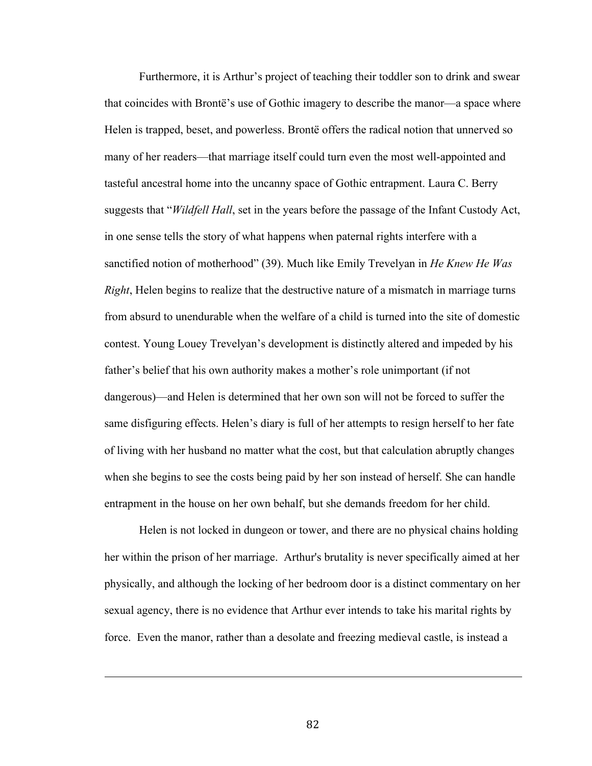Furthermore, it is Arthur's project of teaching their toddler son to drink and swear that coincides with Brontë's use of Gothic imagery to describe the manor—a space where Helen is trapped, beset, and powerless. Brontë offers the radical notion that unnerved so many of her readers—that marriage itself could turn even the most well-appointed and tasteful ancestral home into the uncanny space of Gothic entrapment. Laura C. Berry suggests that "*Wildfell Hall*, set in the years before the passage of the Infant Custody Act, in one sense tells the story of what happens when paternal rights interfere with a sanctified notion of motherhood" (39). Much like Emily Trevelyan in *He Knew He Was Right*, Helen begins to realize that the destructive nature of a mismatch in marriage turns from absurd to unendurable when the welfare of a child is turned into the site of domestic contest. Young Louey Trevelyan's development is distinctly altered and impeded by his father's belief that his own authority makes a mother's role unimportant (if not dangerous)—and Helen is determined that her own son will not be forced to suffer the same disfiguring effects. Helen's diary is full of her attempts to resign herself to her fate of living with her husband no matter what the cost, but that calculation abruptly changes when she begins to see the costs being paid by her son instead of herself. She can handle entrapment in the house on her own behalf, but she demands freedom for her child.

Helen is not locked in dungeon or tower, and there are no physical chains holding her within the prison of her marriage. Arthur's brutality is never specifically aimed at her physically, and although the locking of her bedroom door is a distinct commentary on her sexual agency, there is no evidence that Arthur ever intends to take his marital rights by force. Even the manor, rather than a desolate and freezing medieval castle, is instead a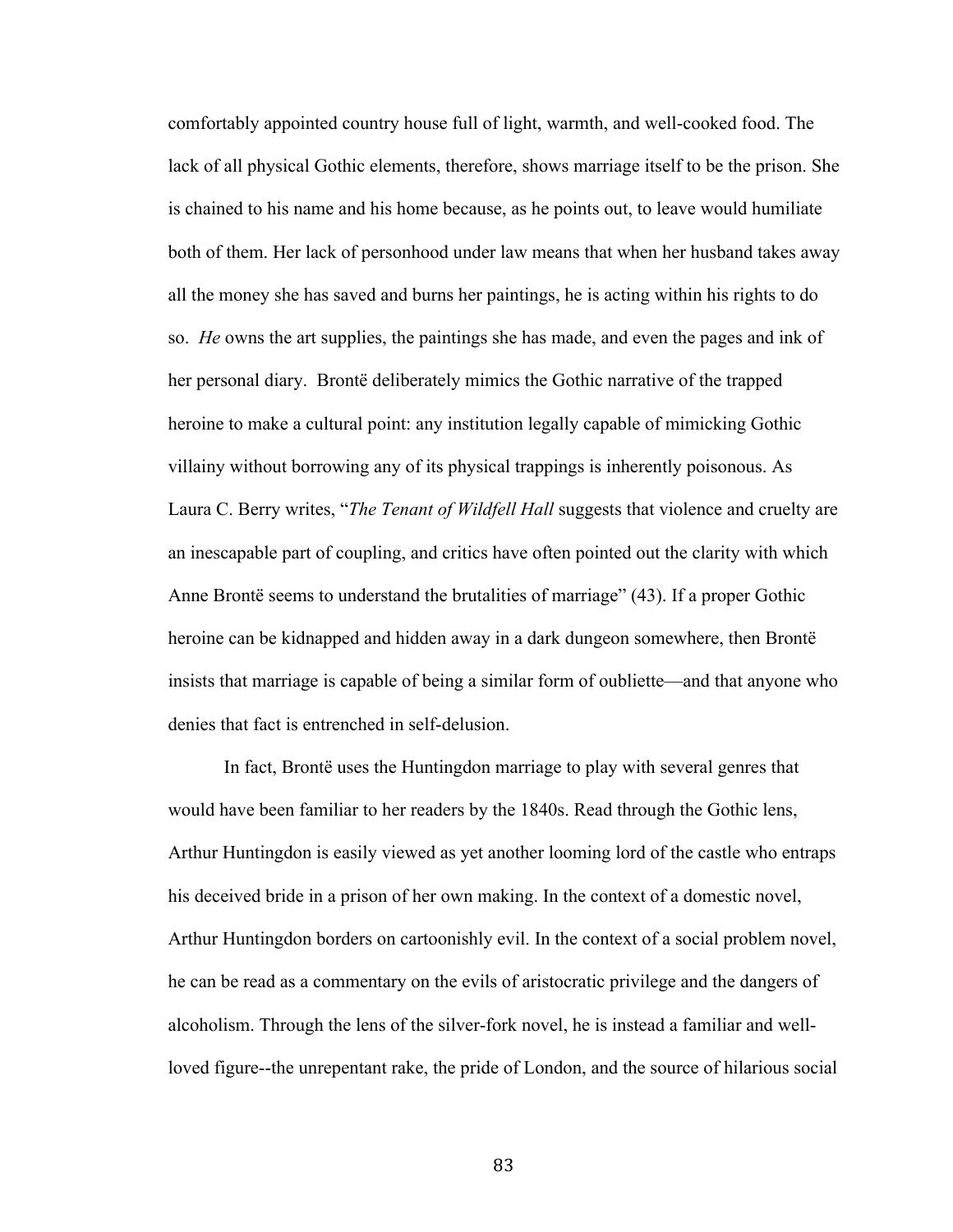comfortably appointed country house full of light, warmth, and well-cooked food. The lack of all physical Gothic elements, therefore, shows marriage itself to be the prison. She is chained to his name and his home because, as he points out, to leave would humiliate both of them. Her lack of personhood under law means that when her husband takes away all the money she has saved and burns her paintings, he is acting within his rights to do so. *He* owns the art supplies, the paintings she has made, and even the pages and ink of her personal diary. Brontë deliberately mimics the Gothic narrative of the trapped heroine to make a cultural point: any institution legally capable of mimicking Gothic villainy without borrowing any of its physical trappings is inherently poisonous. As Laura C. Berry writes, "*The Tenant of Wildfell Hall* suggests that violence and cruelty are an inescapable part of coupling, and critics have often pointed out the clarity with which Anne Brontë seems to understand the brutalities of marriage" (43). If a proper Gothic heroine can be kidnapped and hidden away in a dark dungeon somewhere, then Brontë insists that marriage is capable of being a similar form of oubliette—and that anyone who denies that fact is entrenched in self-delusion.

In fact, Brontë uses the Huntingdon marriage to play with several genres that would have been familiar to her readers by the 1840s. Read through the Gothic lens, Arthur Huntingdon is easily viewed as yet another looming lord of the castle who entraps his deceived bride in a prison of her own making. In the context of a domestic novel, Arthur Huntingdon borders on cartoonishly evil. In the context of a social problem novel, he can be read as a commentary on the evils of aristocratic privilege and the dangers of alcoholism. Through the lens of the silver-fork novel, he is instead a familiar and well-loved figure--the unrepentant rake, the pride of London, and the source of hilarious social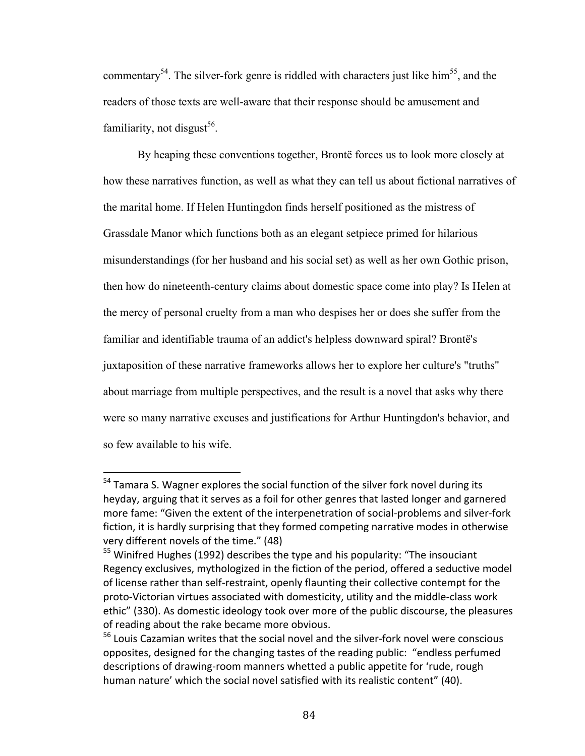commentary[54]. The silver-fork genre is riddled with characters just like him[55], and the readers of those texts are well-aware that their response should be amusement and familiarity, not disgust[56].

By heaping these conventions together, Brontë forces us to look more closely at how these narratives function, as well as what they can tell us about fictional narratives of the marital home. If Helen Huntingdon finds herself positioned as the mistress of Grassdale Manor which functions both as an elegant setpiece primed for hilarious misunderstandings (for her husband and his social set) as well as her own Gothic prison, then how do nineteenth-century claims about domestic space come into play? Is Helen at the mercy of personal cruelty from a man who despises her or does she suffer from the familiar and identifiable trauma of an addict's helpless downward spiral? Brontë's juxtaposition of these narrative frameworks allows her to explore her culture's "truths" about marriage from multiple perspectives, and the result is a novel that asks why there were so many narrative excuses and justifications for Arthur Huntingdon's behavior, and so few available to his wife.

---

[54] Tamara S. Wagner explores the social function of the silver fork novel during its heyday, arguing that it serves as a foil for other genres that lasted longer and garnered more fame: "Given the extent of the interpenetration of social-problems and silver-fork fiction, it is hardly surprising that they formed competing narrative modes in otherwise very different novels of the time." (48)

[55] Winifred Hughes (1992) describes the type and his popularity: "The insouciant Regency exclusives, mythologized in the fiction of the period, offered a seductive model of license rather than self-restraint, openly flaunting their collective contempt for the proto-Victorian virtues associated with domesticity, utility and the middle-class work ethic" (330). As domestic ideology took over more of the public discourse, the pleasures of reading about the rake became more obvious.

[56] Louis Cazamian writes that the social novel and the silver-fork novel were conscious opposites, designed for the changing tastes of the reading public: "endless perfumed descriptions of drawing-room manners whetted a public appetite for 'rude, rough human nature' which the social novel satisfied with its realistic content" (40).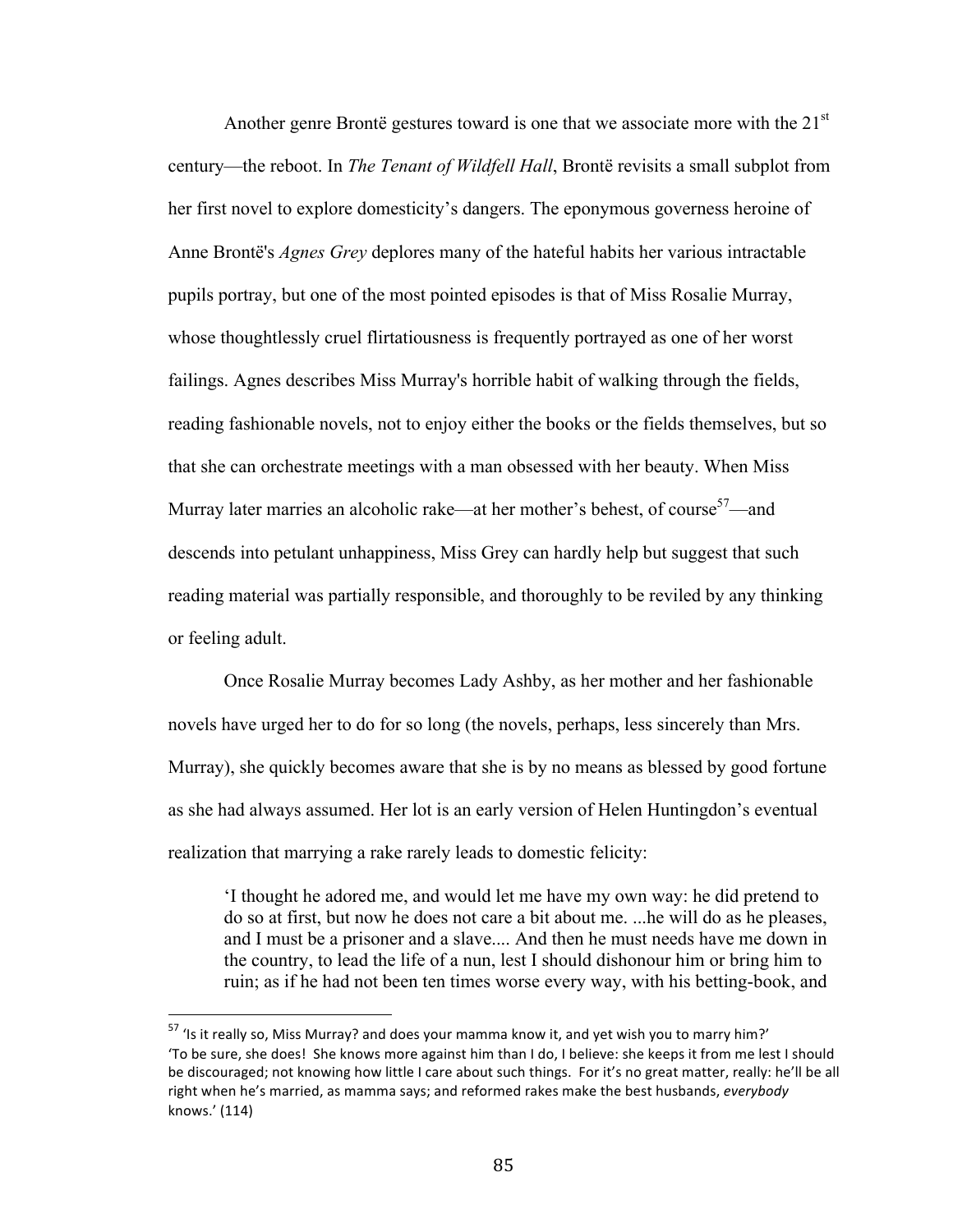Another genre Brontë gestures toward is one that we associate more with the 21st century—the reboot. In *The Tenant of Wildfell Hall*, Brontë revisits a small subplot from her first novel to explore domesticity's dangers. The eponymous governess heroine of Anne Brontë's *Agnes Grey* deplores many of the hateful habits her various intractable pupils portray, but one of the most pointed episodes is that of Miss Rosalie Murray, whose thoughtlessly cruel flirtatiousness is frequently portrayed as one of her worst failings. Agnes describes Miss Murray's horrible habit of walking through the fields, reading fashionable novels, not to enjoy either the books or the fields themselves, but so that she can orchestrate meetings with a man obsessed with her beauty. When Miss Murray later marries an alcoholic rake—at her mother's behest, of course[57]—and descends into petulant unhappiness, Miss Grey can hardly help but suggest that such reading material was partially responsible, and thoroughly to be reviled by any thinking or feeling adult.

Once Rosalie Murray becomes Lady Ashby, as her mother and her fashionable novels have urged her to do for so long (the novels, perhaps, less sincerely than Mrs. Murray), she quickly becomes aware that she is by no means as blessed by good fortune as she had always assumed. Her lot is an early version of Helen Huntingdon's eventual realization that marrying a rake rarely leads to domestic felicity:

> 'I thought he adored me, and would let me have my own way: he did pretend to do so at first, but now he does not care a bit about me. ...he will do as he pleases, and I must be a prisoner and a slave.... And then he must needs have me down in the country, to lead the life of a nun, lest I should dishonour him or bring him to ruin; as if he had not been ten times worse every way, with his betting-book, and

---

[57] 'Is it really so, Miss Murray? and does your mamma know it, and yet wish you to marry him?' 'To be sure, she does! She knows more against him than I do, I believe: she keeps it from me lest I should be discouraged; not knowing how little I care about such things. For it's no great matter, really: he'll be all right when he's married, as mamma says; and reformed rakes make the best husbands, *everybody* knows.' (114)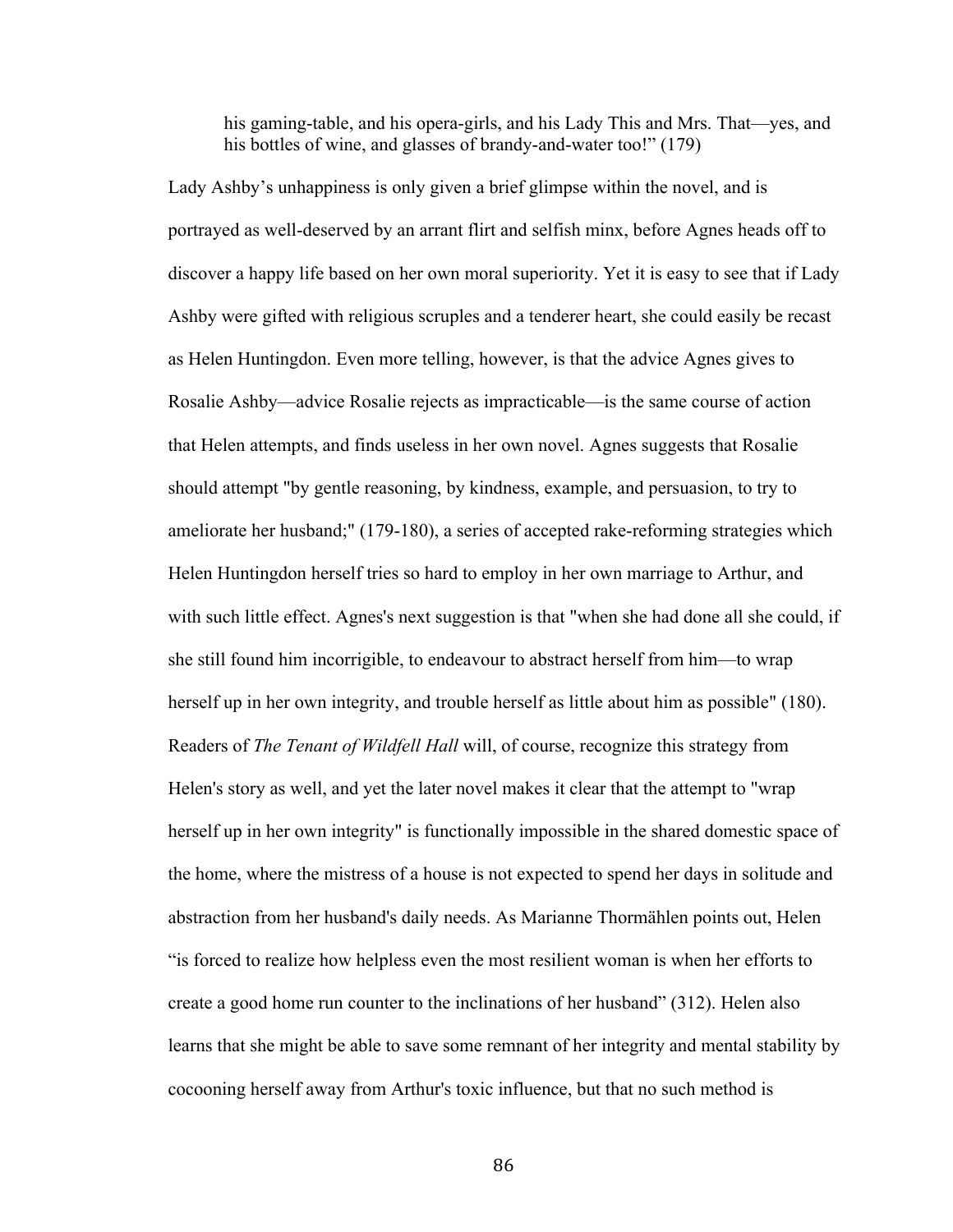> his gaming-table, and his opera-girls, and his Lady This and Mrs. That—yes, and his bottles of wine, and glasses of brandy-and-water too!" (179)

Lady Ashby's unhappiness is only given a brief glimpse within the novel, and is portrayed as well-deserved by an arrant flirt and selfish minx, before Agnes heads off to discover a happy life based on her own moral superiority. Yet it is easy to see that if Lady Ashby were gifted with religious scruples and a tenderer heart, she could easily be recast as Helen Huntingdon. Even more telling, however, is that the advice Agnes gives to Rosalie Ashby—advice Rosalie rejects as impracticable—is the same course of action that Helen attempts, and finds useless in her own novel. Agnes suggests that Rosalie should attempt "by gentle reasoning, by kindness, example, and persuasion, to try to ameliorate her husband;" (179-180), a series of accepted rake-reforming strategies which Helen Huntingdon herself tries so hard to employ in her own marriage to Arthur, and with such little effect. Agnes's next suggestion is that "when she had done all she could, if she still found him incorrigible, to endeavour to abstract herself from him—to wrap herself up in her own integrity, and trouble herself as little about him as possible" (180). Readers of *The Tenant of Wildfell Hall* will, of course, recognize this strategy from Helen's story as well, and yet the later novel makes it clear that the attempt to "wrap herself up in her own integrity" is functionally impossible in the shared domestic space of the home, where the mistress of a house is not expected to spend her days in solitude and abstraction from her husband's daily needs. As Marianne Thormählen points out, Helen "is forced to realize how helpless even the most resilient woman is when her efforts to create a good home run counter to the inclinations of her husband" (312). Helen also learns that she might be able to save some remnant of her integrity and mental stability by cocooning herself away from Arthur's toxic influence, but that no such method is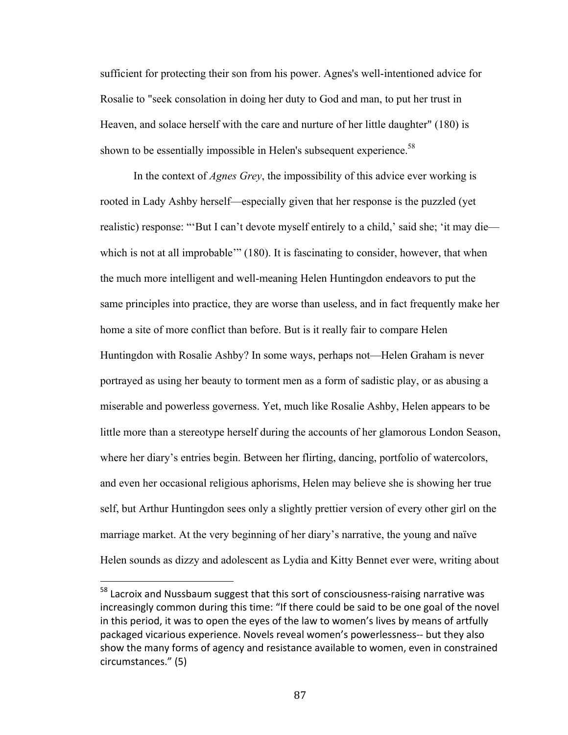sufficient for protecting their son from his power. Agnes's well-intentioned advice for Rosalie to "seek consolation in doing her duty to God and man, to put her trust in Heaven, and solace herself with the care and nurture of her little daughter" (180) is shown to be essentially impossible in Helen's subsequent experience.[58]

In the context of *Agnes Grey*, the impossibility of this advice ever working is rooted in Lady Ashby herself—especially given that her response is the puzzled (yet realistic) response: "'But I can't devote myself entirely to a child,' said she; 'it may die—which is not at all improbable'" (180). It is fascinating to consider, however, that when the much more intelligent and well-meaning Helen Huntingdon endeavors to put the same principles into practice, they are worse than useless, and in fact frequently make her home a site of more conflict than before. But is it really fair to compare Helen Huntingdon with Rosalie Ashby? In some ways, perhaps not—Helen Graham is never portrayed as using her beauty to torment men as a form of sadistic play, or as abusing a miserable and powerless governess. Yet, much like Rosalie Ashby, Helen appears to be little more than a stereotype herself during the accounts of her glamorous London Season, where her diary's entries begin. Between her flirting, dancing, portfolio of watercolors, and even her occasional religious aphorisms, Helen may believe she is showing her true self, but Arthur Huntingdon sees only a slightly prettier version of every other girl on the marriage market. At the very beginning of her diary's narrative, the young and naïve Helen sounds as dizzy and adolescent as Lydia and Kitty Bennet ever were, writing about

[58] Lacroix and Nussbaum suggest that this sort of consciousness-raising narrative was increasingly common during this time: "If there could be said to be one goal of the novel in this period, it was to open the eyes of the law to women's lives by means of artfully packaged vicarious experience. Novels reveal women's powerlessness-- but they also show the many forms of agency and resistance available to women, even in constrained circumstances." (5)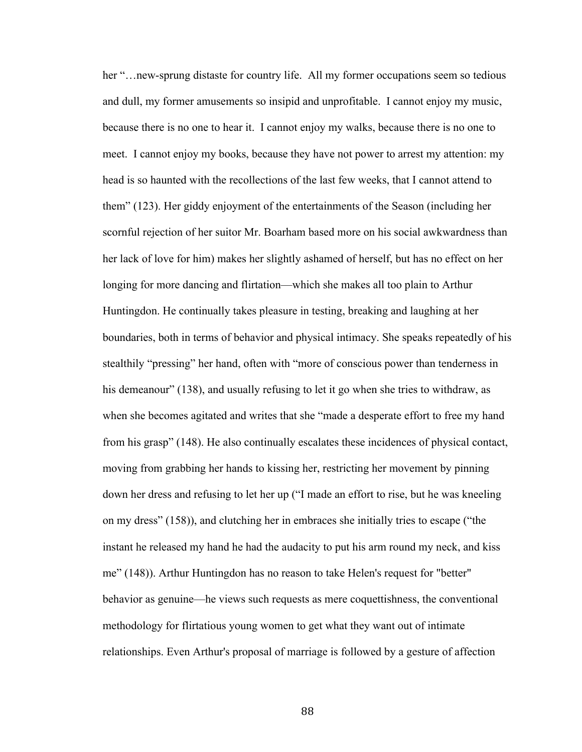her "…new-sprung distaste for country life. All my former occupations seem so tedious and dull, my former amusements so insipid and unprofitable. I cannot enjoy my music, because there is no one to hear it. I cannot enjoy my walks, because there is no one to meet. I cannot enjoy my books, because they have not power to arrest my attention: my head is so haunted with the recollections of the last few weeks, that I cannot attend to them" (123). Her giddy enjoyment of the entertainments of the Season (including her scornful rejection of her suitor Mr. Boarham based more on his social awkwardness than her lack of love for him) makes her slightly ashamed of herself, but has no effect on her longing for more dancing and flirtation—which she makes all too plain to Arthur Huntingdon. He continually takes pleasure in testing, breaking and laughing at her boundaries, both in terms of behavior and physical intimacy. She speaks repeatedly of his stealthily "pressing" her hand, often with "more of conscious power than tenderness in his demeanour" (138), and usually refusing to let it go when she tries to withdraw, as when she becomes agitated and writes that she "made a desperate effort to free my hand from his grasp" (148). He also continually escalates these incidences of physical contact, moving from grabbing her hands to kissing her, restricting her movement by pinning down her dress and refusing to let her up ("I made an effort to rise, but he was kneeling on my dress" (158)), and clutching her in embraces she initially tries to escape ("the instant he released my hand he had the audacity to put his arm round my neck, and kiss me" (148)). Arthur Huntingdon has no reason to take Helen's request for "better" behavior as genuine—he views such requests as mere coquettishness, the conventional methodology for flirtatious young women to get what they want out of intimate relationships. Even Arthur's proposal of marriage is followed by a gesture of affection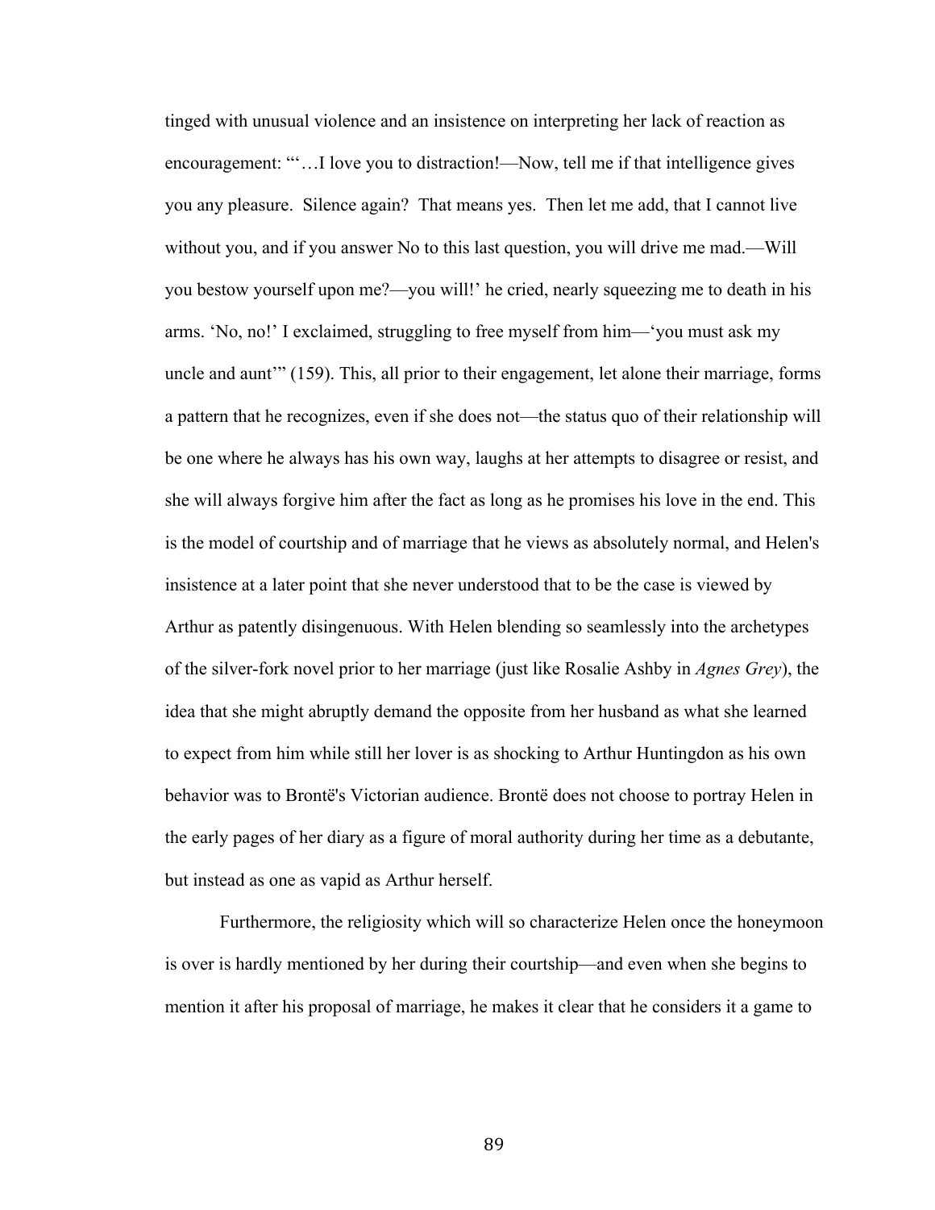tinged with unusual violence and an insistence on interpreting her lack of reaction as encouragement: "'…I love you to distraction!—Now, tell me if that intelligence gives you any pleasure. Silence again? That means yes. Then let me add, that I cannot live without you, and if you answer No to this last question, you will drive me mad.—Will you bestow yourself upon me?—you will!' he cried, nearly squeezing me to death in his arms. 'No, no!' I exclaimed, struggling to free myself from him—'you must ask my uncle and aunt'" (159). This, all prior to their engagement, let alone their marriage, forms a pattern that he recognizes, even if she does not—the status quo of their relationship will be one where he always has his own way, laughs at her attempts to disagree or resist, and she will always forgive him after the fact as long as he promises his love in the end. This is the model of courtship and of marriage that he views as absolutely normal, and Helen's insistence at a later point that she never understood that to be the case is viewed by Arthur as patently disingenuous. With Helen blending so seamlessly into the archetypes of the silver-fork novel prior to her marriage (just like Rosalie Ashby in *Agnes Grey*), the idea that she might abruptly demand the opposite from her husband as what she learned to expect from him while still her lover is as shocking to Arthur Huntingdon as his own behavior was to Brontë's Victorian audience. Brontë does not choose to portray Helen in the early pages of her diary as a figure of moral authority during her time as a debutante, but instead as one as vapid as Arthur herself.

Furthermore, the religiosity which will so characterize Helen once the honeymoon is over is hardly mentioned by her during their courtship—and even when she begins to mention it after his proposal of marriage, he makes it clear that he considers it a game to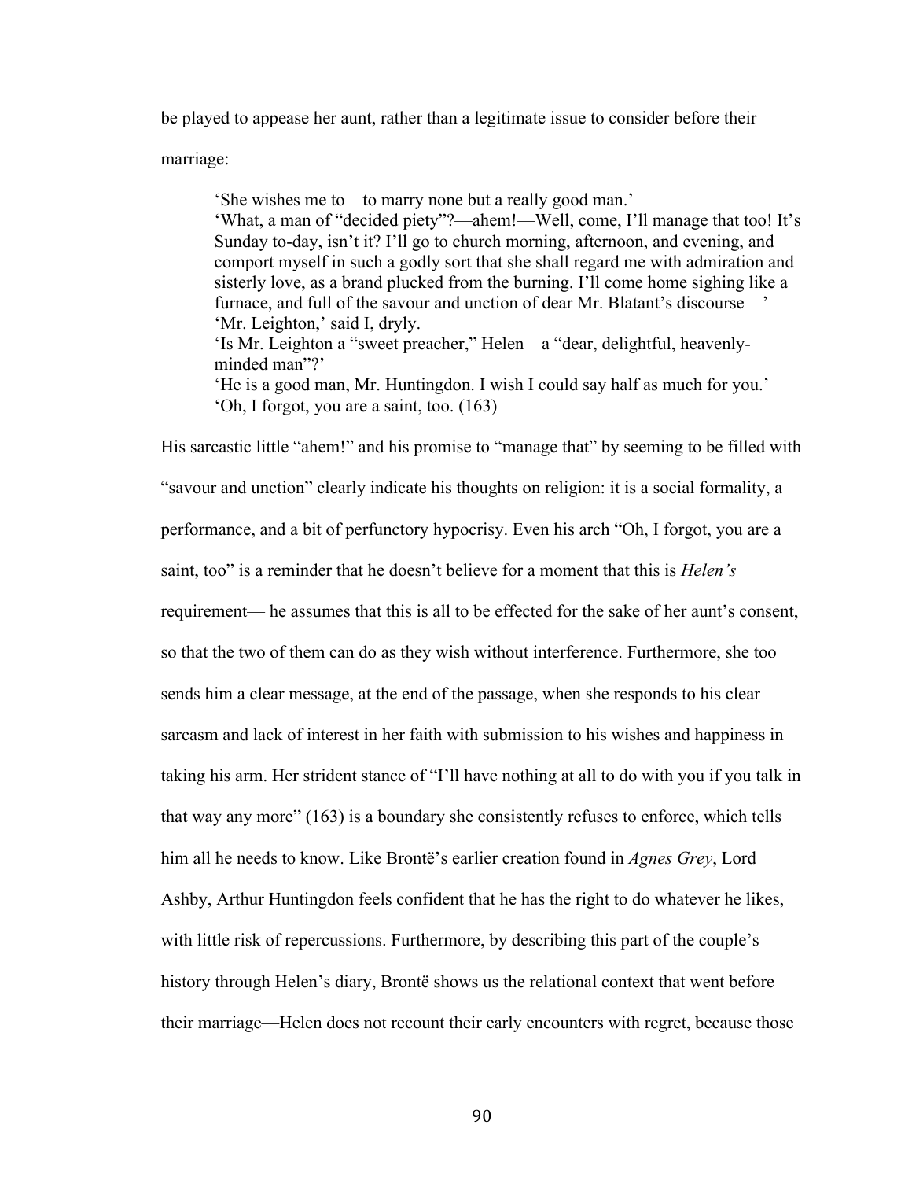be played to appease her aunt, rather than a legitimate issue to consider before their marriage:

> 'She wishes me to—to marry none but a really good man.'
> 'What, a man of "decided piety"?—ahem!—Well, come, I'll manage that too! It's Sunday to-day, isn't it? I'll go to church morning, afternoon, and evening, and comport myself in such a godly sort that she shall regard me with admiration and sisterly love, as a brand plucked from the burning. I'll come home sighing like a furnace, and full of the savour and unction of dear Mr. Blatant's discourse—'
> 'Mr. Leighton,' said I, dryly.
> 'Is Mr. Leighton a "sweet preacher," Helen—a "dear, delightful, heavenly-minded man"?'
> 'He is a good man, Mr. Huntingdon. I wish I could say half as much for you.'
> 'Oh, I forgot, you are a saint, too. (163)

His sarcastic little "ahem!" and his promise to "manage that" by seeming to be filled with "savour and unction" clearly indicate his thoughts on religion: it is a social formality, a performance, and a bit of perfunctory hypocrisy. Even his arch "Oh, I forgot, you are a saint, too" is a reminder that he doesn't believe for a moment that this is *Helen's* requirement— he assumes that this is all to be effected for the sake of her aunt's consent, so that the two of them can do as they wish without interference. Furthermore, she too sends him a clear message, at the end of the passage, when she responds to his clear sarcasm and lack of interest in her faith with submission to his wishes and happiness in taking his arm. Her strident stance of "I'll have nothing at all to do with you if you talk in that way any more" (163) is a boundary she consistently refuses to enforce, which tells him all he needs to know. Like Brontë's earlier creation found in *Agnes Grey*, Lord Ashby, Arthur Huntingdon feels confident that he has the right to do whatever he likes, with little risk of repercussions. Furthermore, by describing this part of the couple's history through Helen's diary, Brontë shows us the relational context that went before their marriage—Helen does not recount their early encounters with regret, because those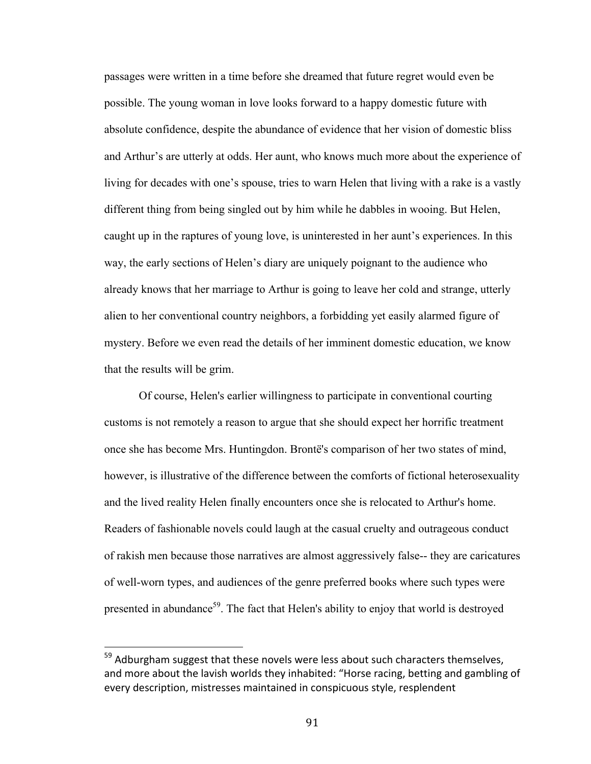passages were written in a time before she dreamed that future regret would even be possible. The young woman in love looks forward to a happy domestic future with absolute confidence, despite the abundance of evidence that her vision of domestic bliss and Arthur's are utterly at odds. Her aunt, who knows much more about the experience of living for decades with one's spouse, tries to warn Helen that living with a rake is a vastly different thing from being singled out by him while he dabbles in wooing. But Helen, caught up in the raptures of young love, is uninterested in her aunt's experiences. In this way, the early sections of Helen's diary are uniquely poignant to the audience who already knows that her marriage to Arthur is going to leave her cold and strange, utterly alien to her conventional country neighbors, a forbidding yet easily alarmed figure of mystery. Before we even read the details of her imminent domestic education, we know that the results will be grim.

Of course, Helen's earlier willingness to participate in conventional courting customs is not remotely a reason to argue that she should expect her horrific treatment once she has become Mrs. Huntingdon. Brontë's comparison of her two states of mind, however, is illustrative of the difference between the comforts of fictional heterosexuality and the lived reality Helen finally encounters once she is relocated to Arthur's home. Readers of fashionable novels could laugh at the casual cruelty and outrageous conduct of rakish men because those narratives are almost aggressively false-- they are caricatures of well-worn types, and audiences of the genre preferred books where such types were presented in abundance[59]. The fact that Helen's ability to enjoy that world is destroyed

[59] Adburgham suggest that these novels were less about such characters themselves, and more about the lavish worlds they inhabited: "Horse racing, betting and gambling of every description, mistresses maintained in conspicuous style, resplendent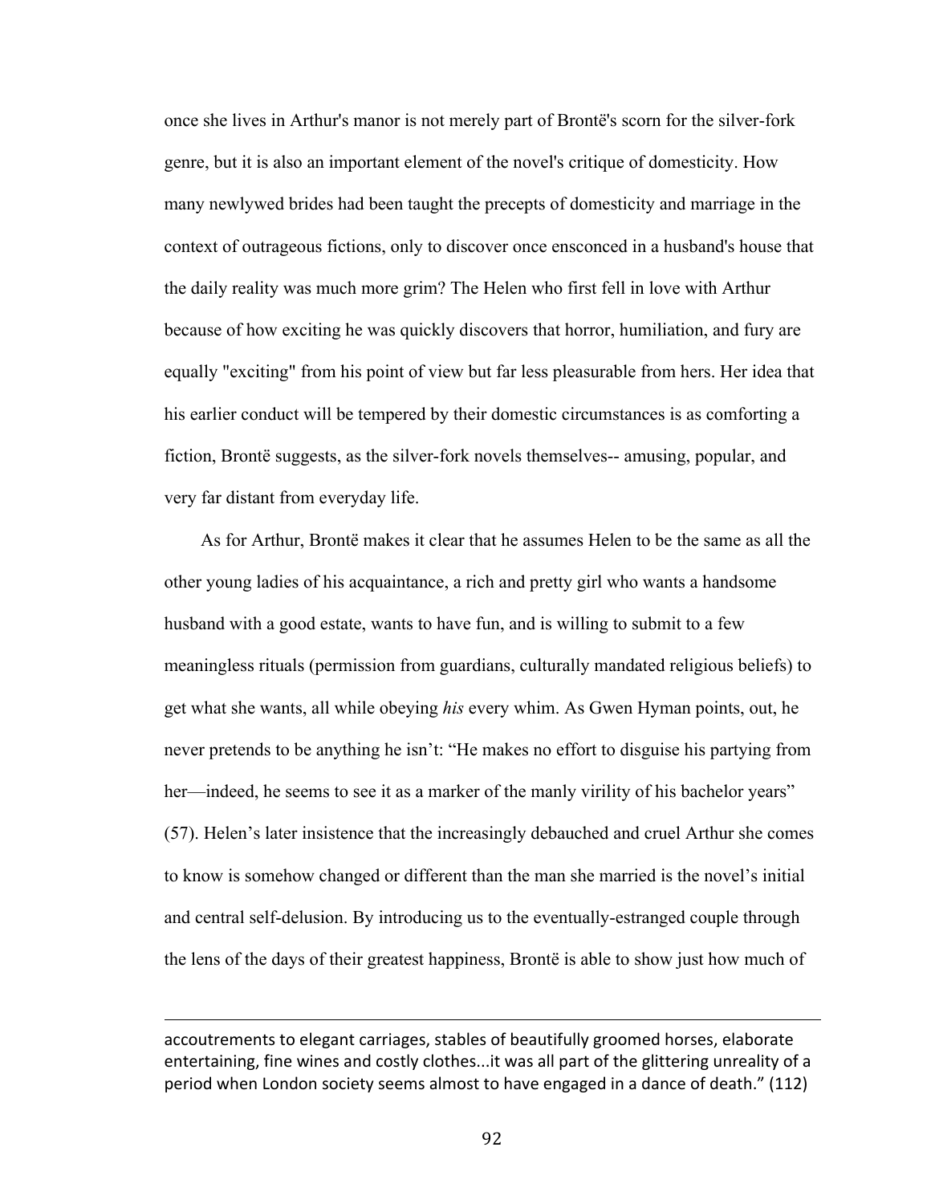once she lives in Arthur's manor is not merely part of Brontë's scorn for the silver-fork genre, but it is also an important element of the novel's critique of domesticity. How many newlywed brides had been taught the precepts of domesticity and marriage in the context of outrageous fictions, only to discover once ensconced in a husband's house that the daily reality was much more grim? The Helen who first fell in love with Arthur because of how exciting he was quickly discovers that horror, humiliation, and fury are equally "exciting" from his point of view but far less pleasurable from hers. Her idea that his earlier conduct will be tempered by their domestic circumstances is as comforting a fiction, Brontë suggests, as the silver-fork novels themselves-- amusing, popular, and very far distant from everyday life.

As for Arthur, Brontë makes it clear that he assumes Helen to be the same as all the other young ladies of his acquaintance, a rich and pretty girl who wants a handsome husband with a good estate, wants to have fun, and is willing to submit to a few meaningless rituals (permission from guardians, culturally mandated religious beliefs) to get what she wants, all while obeying *his* every whim. As Gwen Hyman points, out, he never pretends to be anything he isn't: "He makes no effort to disguise his partying from her—indeed, he seems to see it as a marker of the manly virility of his bachelor years" (57). Helen's later insistence that the increasingly debauched and cruel Arthur she comes to know is somehow changed or different than the man she married is the novel's initial and central self-delusion. By introducing us to the eventually-estranged couple through the lens of the days of their greatest happiness, Brontë is able to show just how much of

---

accoutrements to elegant carriages, stables of beautifully groomed horses, elaborate entertaining, fine wines and costly clothes...it was all part of the glittering unreality of a period when London society seems almost to have engaged in a dance of death." (112)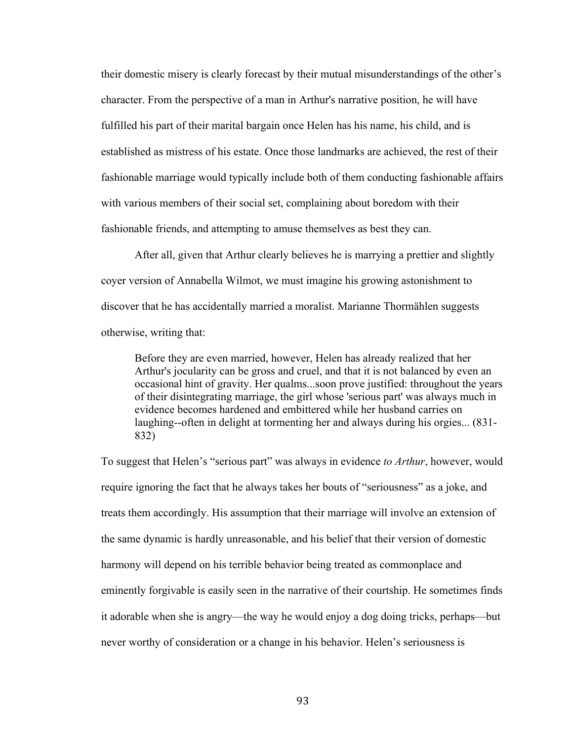their domestic misery is clearly forecast by their mutual misunderstandings of the other's character. From the perspective of a man in Arthur's narrative position, he will have fulfilled his part of their marital bargain once Helen has his name, his child, and is established as mistress of his estate. Once those landmarks are achieved, the rest of their fashionable marriage would typically include both of them conducting fashionable affairs with various members of their social set, complaining about boredom with their fashionable friends, and attempting to amuse themselves as best they can.

After all, given that Arthur clearly believes he is marrying a prettier and slightly coyer version of Annabella Wilmot, we must imagine his growing astonishment to discover that he has accidentally married a moralist. Marianne Thormählen suggests otherwise, writing that:

> Before they are even married, however, Helen has already realized that her Arthur's jocularity can be gross and cruel, and that it is not balanced by even an occasional hint of gravity. Her qualms...soon prove justified: throughout the years of their disintegrating marriage, the girl whose 'serious part' was always much in evidence becomes hardened and embittered while her husband carries on laughing--often in delight at tormenting her and always during his orgies... (831-832)

To suggest that Helen's "serious part" was always in evidence *to Arthur*, however, would require ignoring the fact that he always takes her bouts of "seriousness" as a joke, and treats them accordingly. His assumption that their marriage will involve an extension of the same dynamic is hardly unreasonable, and his belief that their version of domestic harmony will depend on his terrible behavior being treated as commonplace and eminently forgivable is easily seen in the narrative of their courtship. He sometimes finds it adorable when she is angry—the way he would enjoy a dog doing tricks, perhaps—but never worthy of consideration or a change in his behavior. Helen's seriousness is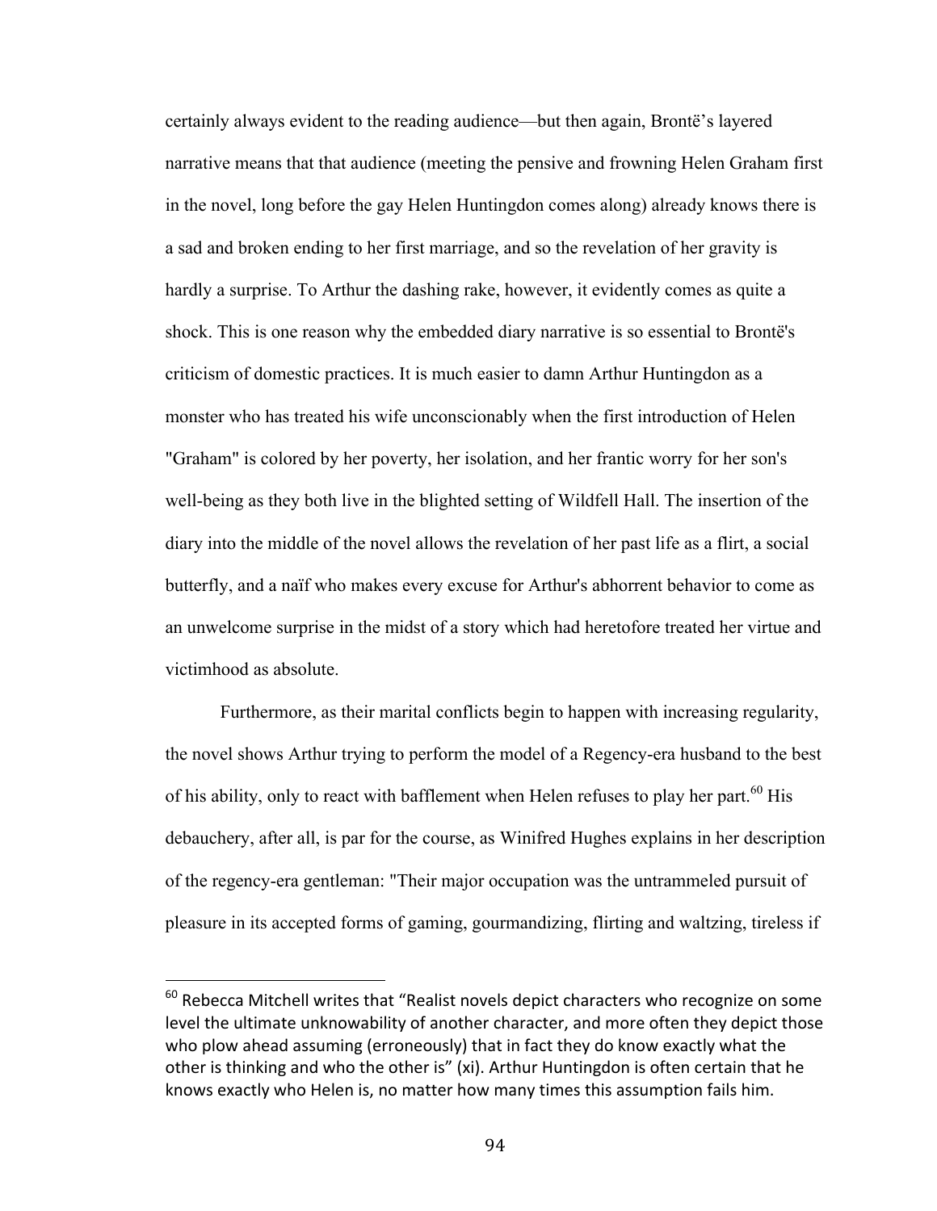certainly always evident to the reading audience—but then again, Brontë's layered narrative means that that audience (meeting the pensive and frowning Helen Graham first in the novel, long before the gay Helen Huntingdon comes along) already knows there is a sad and broken ending to her first marriage, and so the revelation of her gravity is hardly a surprise. To Arthur the dashing rake, however, it evidently comes as quite a shock. This is one reason why the embedded diary narrative is so essential to Brontë's criticism of domestic practices. It is much easier to damn Arthur Huntingdon as a monster who has treated his wife unconscionably when the first introduction of Helen "Graham" is colored by her poverty, her isolation, and her frantic worry for her son's well-being as they both live in the blighted setting of Wildfell Hall. The insertion of the diary into the middle of the novel allows the revelation of her past life as a flirt, a social butterfly, and a naïf who makes every excuse for Arthur's abhorrent behavior to come as an unwelcome surprise in the midst of a story which had heretofore treated her virtue and victimhood as absolute.

Furthermore, as their marital conflicts begin to happen with increasing regularity, the novel shows Arthur trying to perform the model of a Regency-era husband to the best of his ability, only to react with bafflement when Helen refuses to play her part.[60] His debauchery, after all, is par for the course, as Winifred Hughes explains in her description of the regency-era gentleman: "Their major occupation was the untrammeled pursuit of pleasure in its accepted forms of gaming, gourmandizing, flirting and waltzing, tireless if

[60] Rebecca Mitchell writes that "Realist novels depict characters who recognize on some level the ultimate unknowability of another character, and more often they depict those who plow ahead assuming (erroneously) that in fact they do know exactly what the other is thinking and who the other is" (xi). Arthur Huntingdon is often certain that he knows exactly who Helen is, no matter how many times this assumption fails him.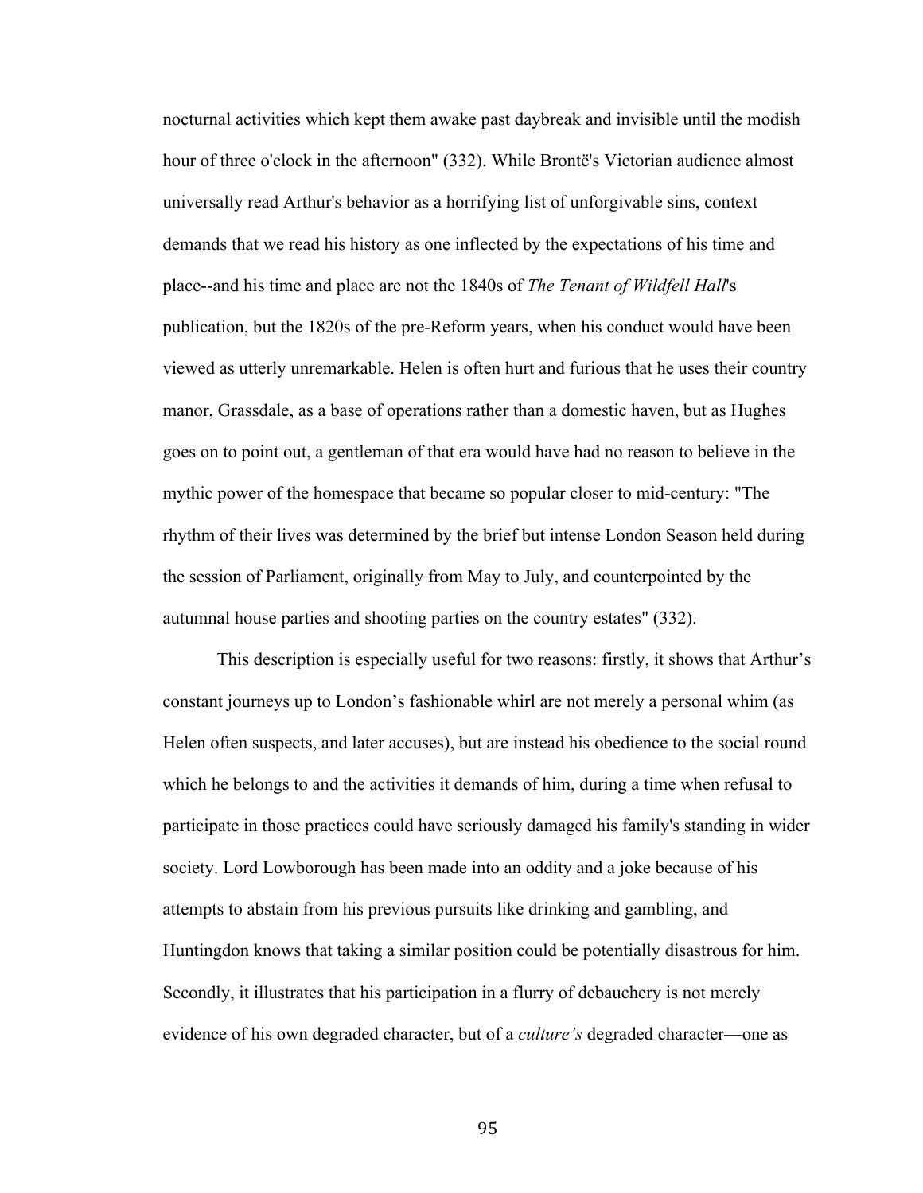nocturnal activities which kept them awake past daybreak and invisible until the modish hour of three o'clock in the afternoon" (332). While Brontë's Victorian audience almost universally read Arthur's behavior as a horrifying list of unforgivable sins, context demands that we read his history as one inflected by the expectations of his time and place--and his time and place are not the 1840s of *The Tenant of Wildfell Hall*'s publication, but the 1820s of the pre-Reform years, when his conduct would have been viewed as utterly unremarkable. Helen is often hurt and furious that he uses their country manor, Grassdale, as a base of operations rather than a domestic haven, but as Hughes goes on to point out, a gentleman of that era would have had no reason to believe in the mythic power of the homespace that became so popular closer to mid-century: "The rhythm of their lives was determined by the brief but intense London Season held during the session of Parliament, originally from May to July, and counterpointed by the autumnal house parties and shooting parties on the country estates" (332).

This description is especially useful for two reasons: firstly, it shows that Arthur's constant journeys up to London's fashionable whirl are not merely a personal whim (as Helen often suspects, and later accuses), but are instead his obedience to the social round which he belongs to and the activities it demands of him, during a time when refusal to participate in those practices could have seriously damaged his family's standing in wider society. Lord Lowborough has been made into an oddity and a joke because of his attempts to abstain from his previous pursuits like drinking and gambling, and Huntingdon knows that taking a similar position could be potentially disastrous for him. Secondly, it illustrates that his participation in a flurry of debauchery is not merely evidence of his own degraded character, but of a *culture's* degraded character—one as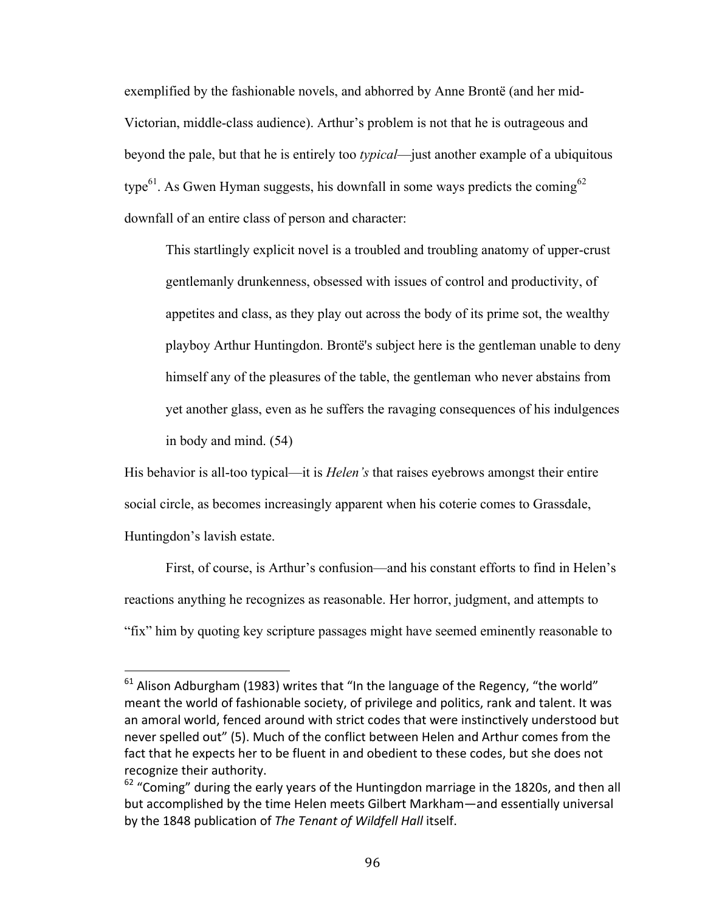exemplified by the fashionable novels, and abhorred by Anne Brontë (and her mid-Victorian, middle-class audience). Arthur's problem is not that he is outrageous and beyond the pale, but that he is entirely too *typical*—just another example of a ubiquitous type[61]. As Gwen Hyman suggests, his downfall in some ways predicts the coming[62] downfall of an entire class of person and character:

> This startlingly explicit novel is a troubled and troubling anatomy of upper-crust gentlemanly drunkenness, obsessed with issues of control and productivity, of appetites and class, as they play out across the body of its prime sot, the wealthy playboy Arthur Huntingdon. Brontë's subject here is the gentleman unable to deny himself any of the pleasures of the table, the gentleman who never abstains from yet another glass, even as he suffers the ravaging consequences of his indulgences in body and mind. (54)

His behavior is all-too typical—it is *Helen's* that raises eyebrows amongst their entire social circle, as becomes increasingly apparent when his coterie comes to Grassdale, Huntingdon's lavish estate.

First, of course, is Arthur's confusion—and his constant efforts to find in Helen's reactions anything he recognizes as reasonable. Her horror, judgment, and attempts to "fix" him by quoting key scripture passages might have seemed eminently reasonable to

---

[61] Alison Adburgham (1983) writes that "In the language of the Regency, "the world" meant the world of fashionable society, of privilege and politics, rank and talent. It was an amoral world, fenced around with strict codes that were instinctively understood but never spelled out" (5). Much of the conflict between Helen and Arthur comes from the fact that he expects her to be fluent in and obedient to these codes, but she does not recognize their authority.

[62] "Coming" during the early years of the Huntingdon marriage in the 1820s, and then all but accomplished by the time Helen meets Gilbert Markham—and essentially universal by the 1848 publication of *The Tenant of Wildfell Hall* itself.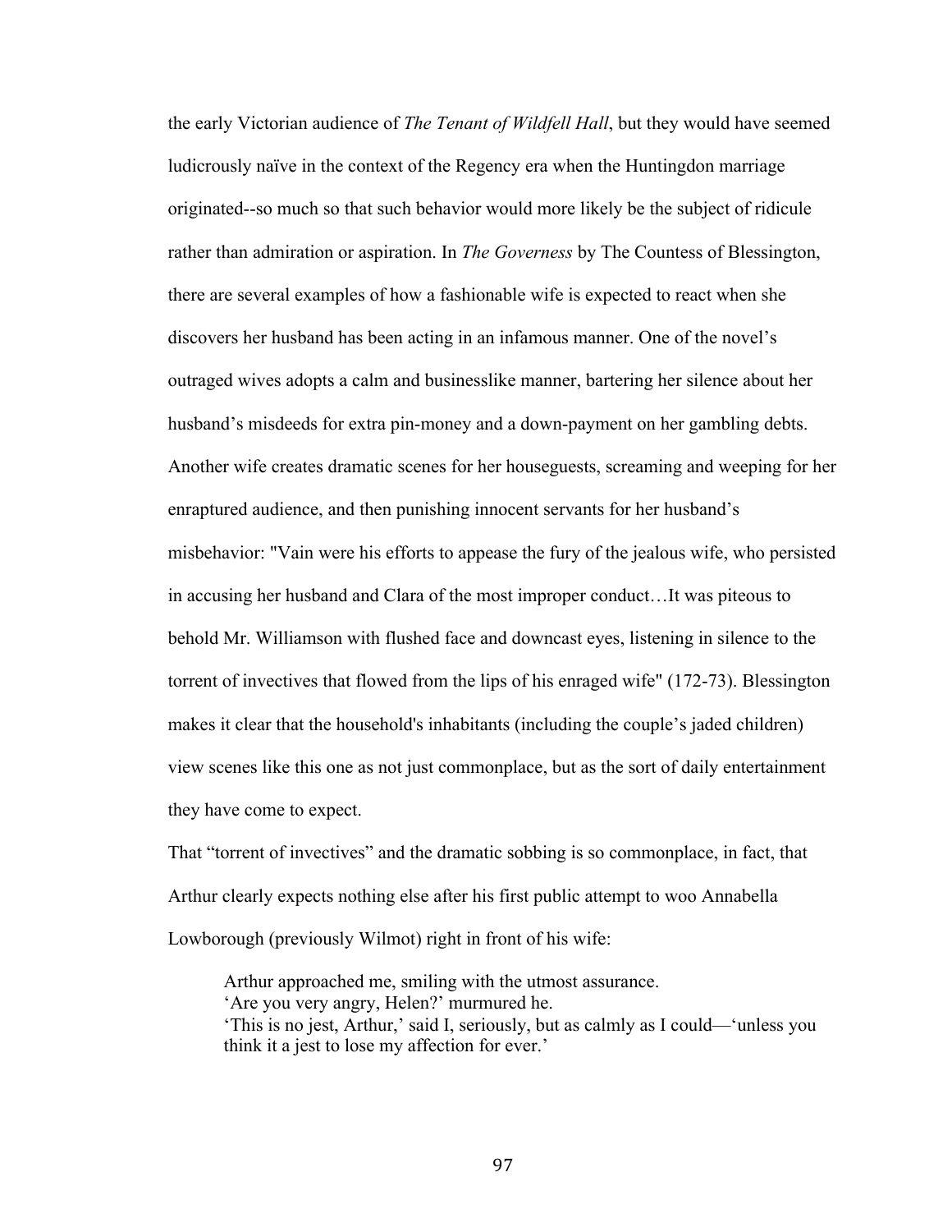the early Victorian audience of *The Tenant of Wildfell Hall*, but they would have seemed ludicrously naïve in the context of the Regency era when the Huntingdon marriage originated--so much so that such behavior would more likely be the subject of ridicule rather than admiration or aspiration. In *The Governess* by The Countess of Blessington, there are several examples of how a fashionable wife is expected to react when she discovers her husband has been acting in an infamous manner. One of the novel's outraged wives adopts a calm and businesslike manner, bartering her silence about her husband's misdeeds for extra pin-money and a down-payment on her gambling debts. Another wife creates dramatic scenes for her houseguests, screaming and weeping for her enraptured audience, and then punishing innocent servants for her husband's misbehavior: "Vain were his efforts to appease the fury of the jealous wife, who persisted in accusing her husband and Clara of the most improper conduct…It was piteous to behold Mr. Williamson with flushed face and downcast eyes, listening in silence to the torrent of invectives that flowed from the lips of his enraged wife" (172-73). Blessington makes it clear that the household's inhabitants (including the couple's jaded children) view scenes like this one as not just commonplace, but as the sort of daily entertainment they have come to expect.

That "torrent of invectives" and the dramatic sobbing is so commonplace, in fact, that Arthur clearly expects nothing else after his first public attempt to woo Annabella Lowborough (previously Wilmot) right in front of his wife:

> Arthur approached me, smiling with the utmost assurance.
> 'Are you very angry, Helen?' murmured he.
> 'This is no jest, Arthur,' said I, seriously, but as calmly as I could—'unless you think it a jest to lose my affection for ever.'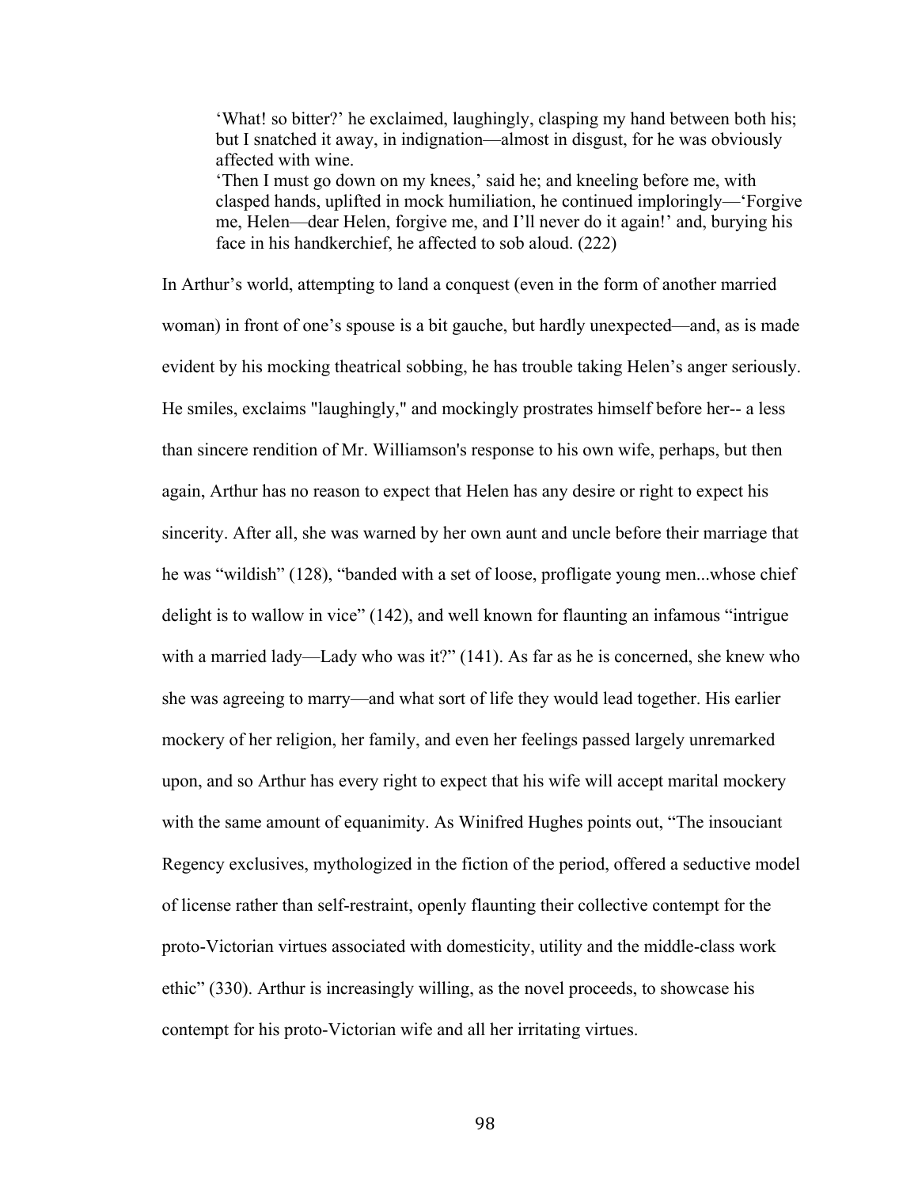> 'What! so bitter?' he exclaimed, laughingly, clasping my hand between both his; but I snatched it away, in indignation—almost in disgust, for he was obviously affected with wine.
> 'Then I must go down on my knees,' said he; and kneeling before me, with clasped hands, uplifted in mock humiliation, he continued imploringly—'Forgive me, Helen—dear Helen, forgive me, and I'll never do it again!' and, burying his face in his handkerchief, he affected to sob aloud. (222)

In Arthur's world, attempting to land a conquest (even in the form of another married woman) in front of one's spouse is a bit gauche, but hardly unexpected—and, as is made evident by his mocking theatrical sobbing, he has trouble taking Helen's anger seriously. He smiles, exclaims "laughingly," and mockingly prostrates himself before her-- a less than sincere rendition of Mr. Williamson's response to his own wife, perhaps, but then again, Arthur has no reason to expect that Helen has any desire or right to expect his sincerity. After all, she was warned by her own aunt and uncle before their marriage that he was "wildish" (128), "banded with a set of loose, profligate young men...whose chief delight is to wallow in vice" (142), and well known for flaunting an infamous "intrigue with a married lady—Lady who was it?" (141). As far as he is concerned, she knew who she was agreeing to marry—and what sort of life they would lead together. His earlier mockery of her religion, her family, and even her feelings passed largely unremarked upon, and so Arthur has every right to expect that his wife will accept marital mockery with the same amount of equanimity. As Winifred Hughes points out, "The insouciant Regency exclusives, mythologized in the fiction of the period, offered a seductive model of license rather than self-restraint, openly flaunting their collective contempt for the proto-Victorian virtues associated with domesticity, utility and the middle-class work ethic" (330). Arthur is increasingly willing, as the novel proceeds, to showcase his contempt for his proto-Victorian wife and all her irritating virtues.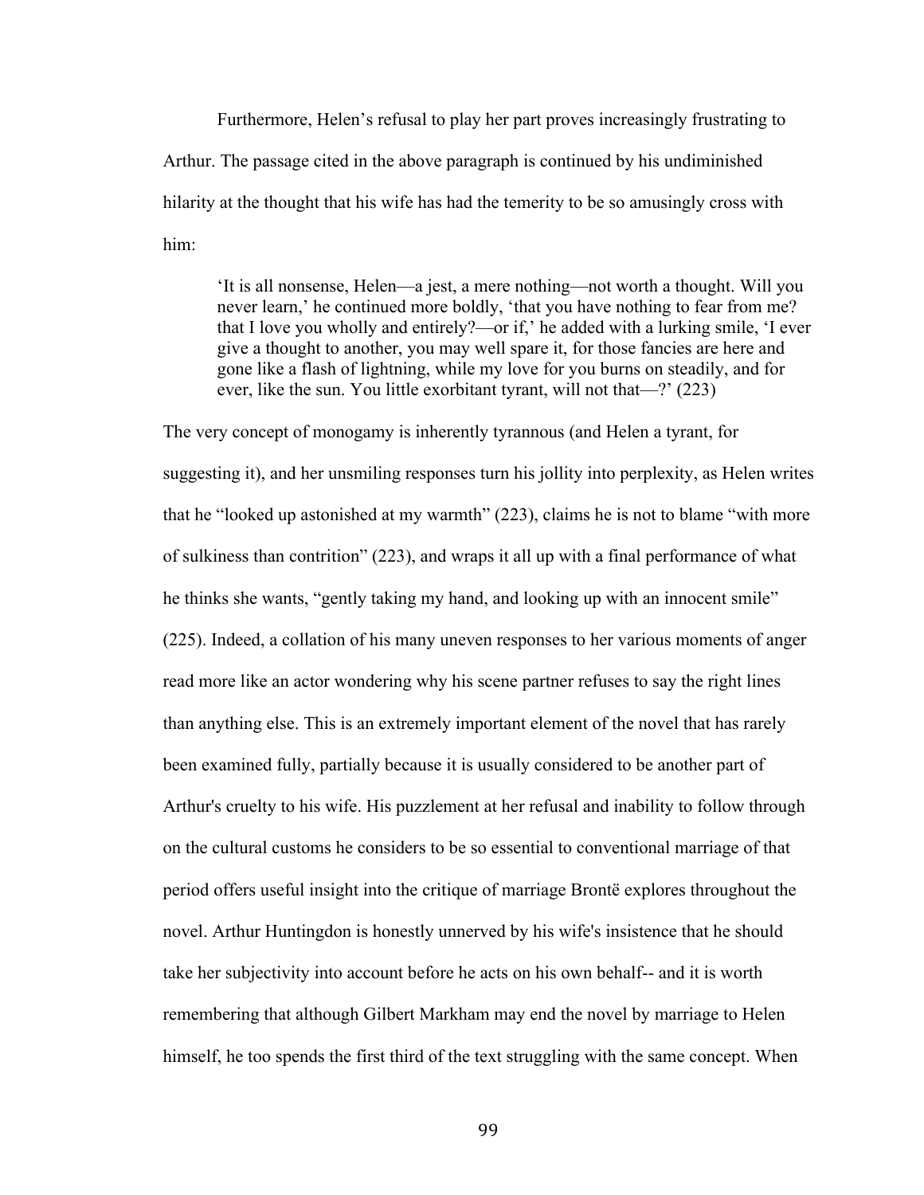Furthermore, Helen's refusal to play her part proves increasingly frustrating to Arthur. The passage cited in the above paragraph is continued by his undiminished hilarity at the thought that his wife has had the temerity to be so amusingly cross with him:

> 'It is all nonsense, Helen—a jest, a mere nothing—not worth a thought. Will you never learn,' he continued more boldly, 'that you have nothing to fear from me? that I love you wholly and entirely?—or if,' he added with a lurking smile, 'I ever give a thought to another, you may well spare it, for those fancies are here and gone like a flash of lightning, while my love for you burns on steadily, and for ever, like the sun. You little exorbitant tyrant, will not that—?' (223)

The very concept of monogamy is inherently tyrannous (and Helen a tyrant, for suggesting it), and her unsmiling responses turn his jollity into perplexity, as Helen writes that he "looked up astonished at my warmth" (223), claims he is not to blame "with more of sulkiness than contrition" (223), and wraps it all up with a final performance of what he thinks she wants, "gently taking my hand, and looking up with an innocent smile" (225). Indeed, a collation of his many uneven responses to her various moments of anger read more like an actor wondering why his scene partner refuses to say the right lines than anything else. This is an extremely important element of the novel that has rarely been examined fully, partially because it is usually considered to be another part of Arthur's cruelty to his wife. His puzzlement at her refusal and inability to follow through on the cultural customs he considers to be so essential to conventional marriage of that period offers useful insight into the critique of marriage Brontë explores throughout the novel. Arthur Huntingdon is honestly unnerved by his wife's insistence that he should take her subjectivity into account before he acts on his own behalf-- and it is worth remembering that although Gilbert Markham may end the novel by marriage to Helen himself, he too spends the first third of the text struggling with the same concept. When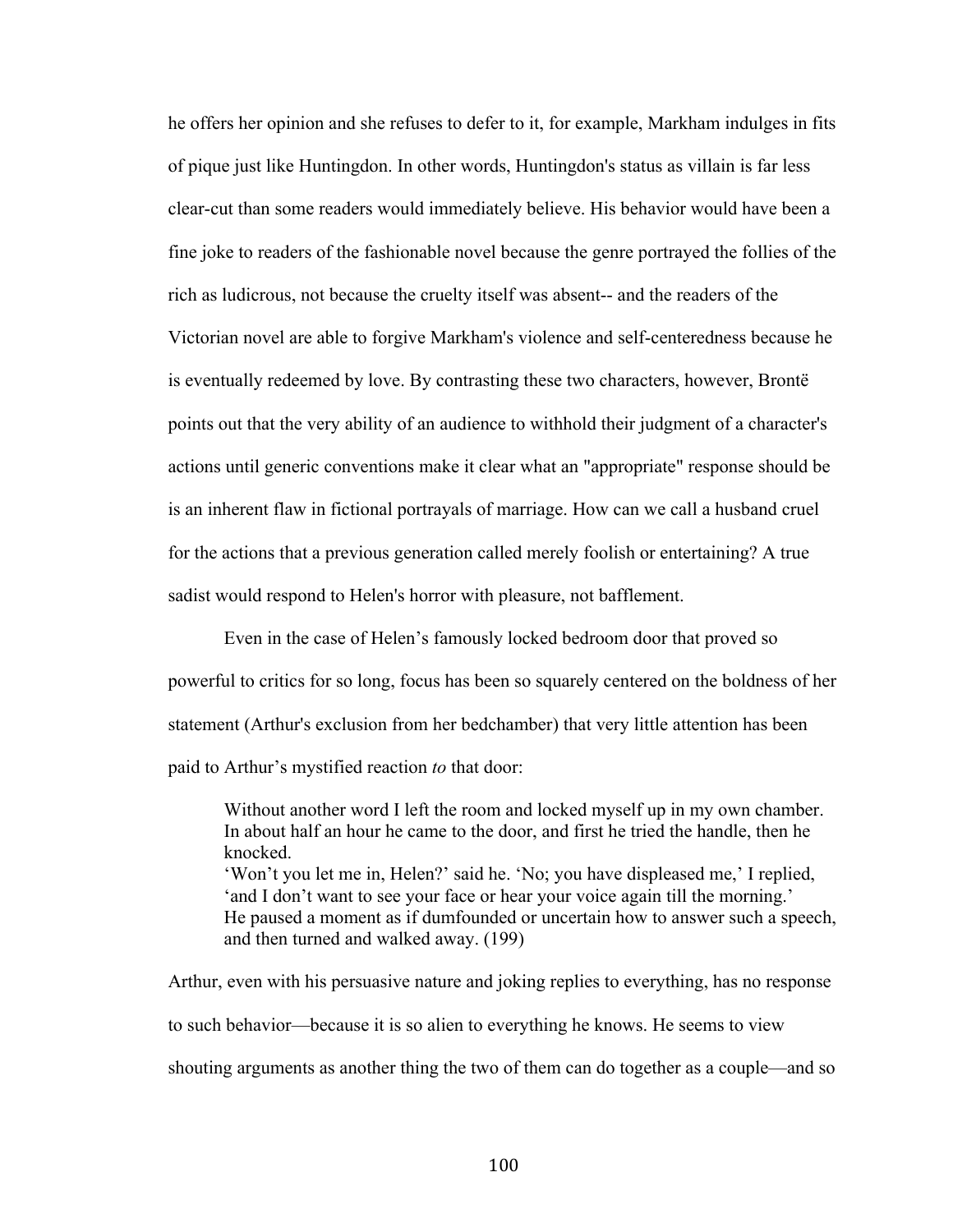he offers her opinion and she refuses to defer to it, for example, Markham indulges in fits of pique just like Huntingdon. In other words, Huntingdon's status as villain is far less clear-cut than some readers would immediately believe. His behavior would have been a fine joke to readers of the fashionable novel because the genre portrayed the follies of the rich as ludicrous, not because the cruelty itself was absent-- and the readers of the Victorian novel are able to forgive Markham's violence and self-centeredness because he is eventually redeemed by love. By contrasting these two characters, however, Brontë points out that the very ability of an audience to withhold their judgment of a character's actions until generic conventions make it clear what an "appropriate" response should be is an inherent flaw in fictional portrayals of marriage. How can we call a husband cruel for the actions that a previous generation called merely foolish or entertaining? A true sadist would respond to Helen's horror with pleasure, not bafflement.

Even in the case of Helen's famously locked bedroom door that proved so powerful to critics for so long, focus has been so squarely centered on the boldness of her statement (Arthur's exclusion from her bedchamber) that very little attention has been paid to Arthur's mystified reaction *to* that door:

> Without another word I left the room and locked myself up in my own chamber. In about half an hour he came to the door, and first he tried the handle, then he knocked.
> 'Won't you let me in, Helen?' said he. 'No; you have displeased me,' I replied, 'and I don't want to see your face or hear your voice again till the morning.' He paused a moment as if dumfounded or uncertain how to answer such a speech, and then turned and walked away. (199)

Arthur, even with his persuasive nature and joking replies to everything, has no response to such behavior—because it is so alien to everything he knows. He seems to view shouting arguments as another thing the two of them can do together as a couple—and so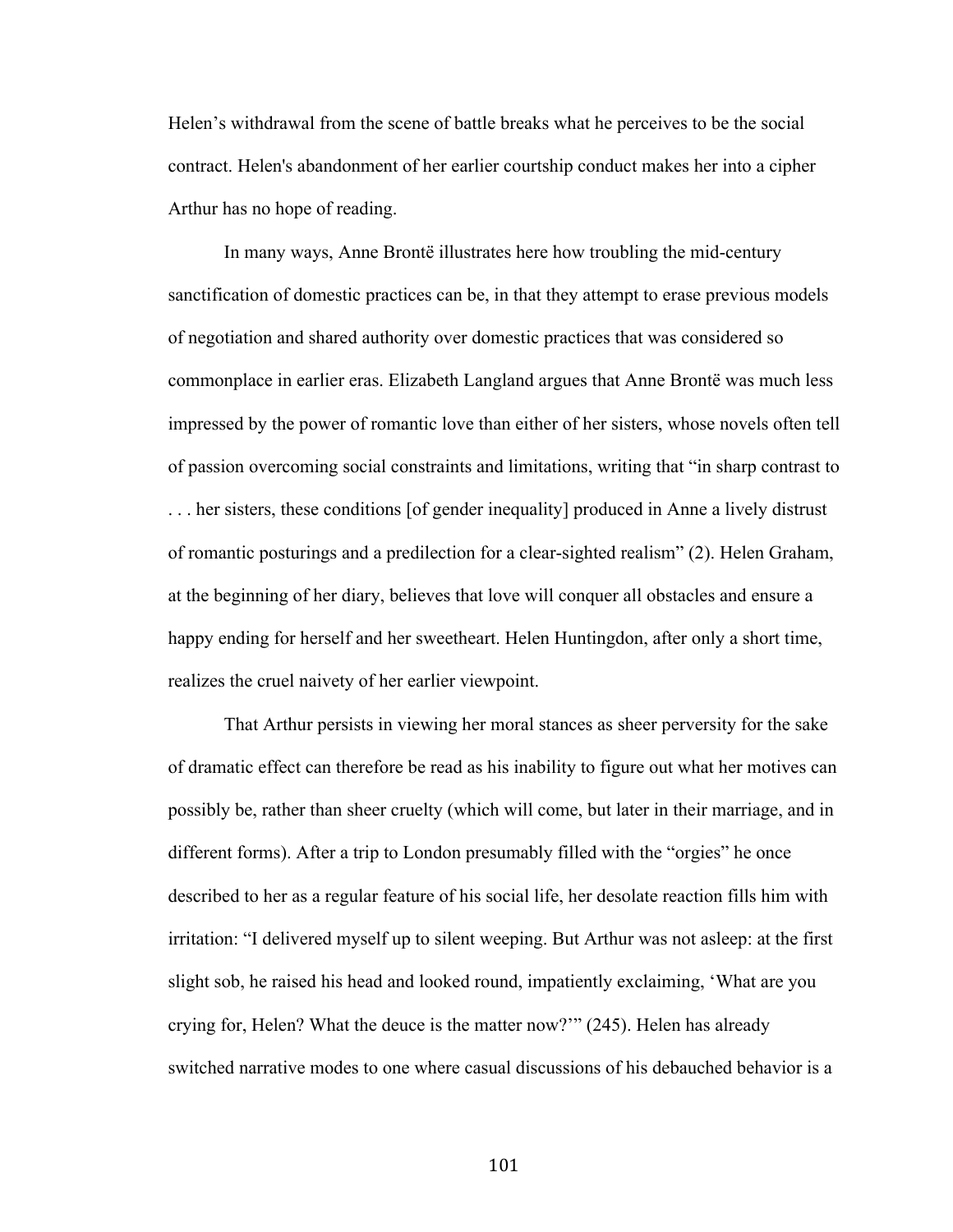Helen's withdrawal from the scene of battle breaks what he perceives to be the social contract. Helen's abandonment of her earlier courtship conduct makes her into a cipher Arthur has no hope of reading.

In many ways, Anne Brontë illustrates here how troubling the mid-century sanctification of domestic practices can be, in that they attempt to erase previous models of negotiation and shared authority over domestic practices that was considered so commonplace in earlier eras. Elizabeth Langland argues that Anne Brontë was much less impressed by the power of romantic love than either of her sisters, whose novels often tell of passion overcoming social constraints and limitations, writing that "in sharp contrast to . . . her sisters, these conditions [of gender inequality] produced in Anne a lively distrust of romantic posturings and a predilection for a clear-sighted realism" (2). Helen Graham, at the beginning of her diary, believes that love will conquer all obstacles and ensure a happy ending for herself and her sweetheart. Helen Huntingdon, after only a short time, realizes the cruel naivety of her earlier viewpoint.

That Arthur persists in viewing her moral stances as sheer perversity for the sake of dramatic effect can therefore be read as his inability to figure out what her motives can possibly be, rather than sheer cruelty (which will come, but later in their marriage, and in different forms). After a trip to London presumably filled with the "orgies" he once described to her as a regular feature of his social life, her desolate reaction fills him with irritation: "I delivered myself up to silent weeping. But Arthur was not asleep: at the first slight sob, he raised his head and looked round, impatiently exclaiming, 'What are you crying for, Helen? What the deuce is the matter now?'" (245). Helen has already switched narrative modes to one where casual discussions of his debauched behavior is a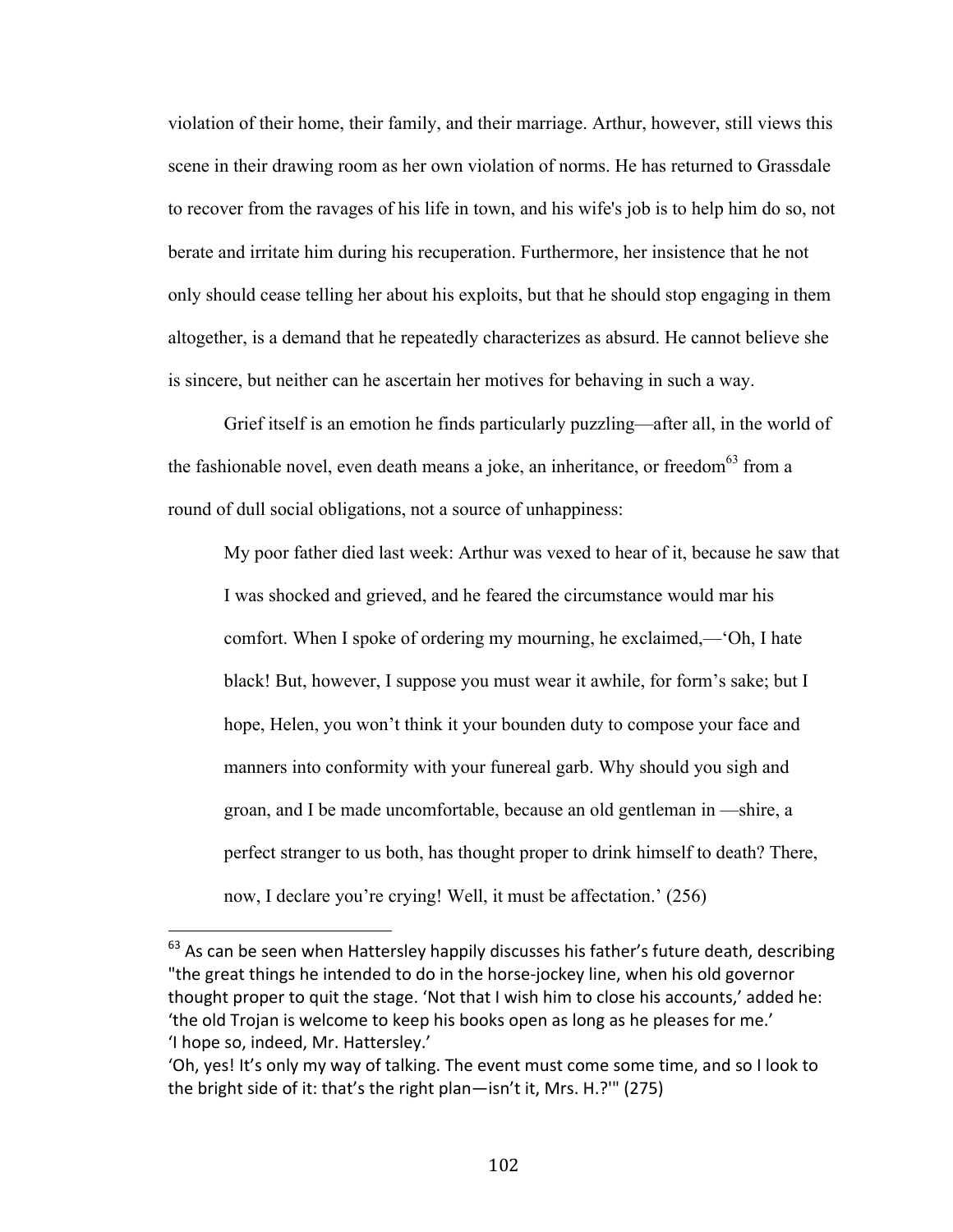violation of their home, their family, and their marriage. Arthur, however, still views this scene in their drawing room as her own violation of norms. He has returned to Grassdale to recover from the ravages of his life in town, and his wife's job is to help him do so, not berate and irritate him during his recuperation. Furthermore, her insistence that he not only should cease telling her about his exploits, but that he should stop engaging in them altogether, is a demand that he repeatedly characterizes as absurd. He cannot believe she is sincere, but neither can he ascertain her motives for behaving in such a way.

Grief itself is an emotion he finds particularly puzzling—after all, in the world of the fashionable novel, even death means a joke, an inheritance, or freedom[63] from a round of dull social obligations, not a source of unhappiness:

> My poor father died last week: Arthur was vexed to hear of it, because he saw that I was shocked and grieved, and he feared the circumstance would mar his comfort. When I spoke of ordering my mourning, he exclaimed,—'Oh, I hate black! But, however, I suppose you must wear it awhile, for form's sake; but I hope, Helen, you won't think it your bounden duty to compose your face and manners into conformity with your funereal garb. Why should you sigh and groan, and I be made uncomfortable, because an old gentleman in —shire, a perfect stranger to us both, has thought proper to drink himself to death? There, now, I declare you're crying! Well, it must be affectation.' (256)

---

[63] As can be seen when Hattersley happily discusses his father's future death, describing "the great things he intended to do in the horse-jockey line, when his old governor thought proper to quit the stage. 'Not that I wish him to close his accounts,' added he: 'the old Trojan is welcome to keep his books open as long as he pleases for me.'
'I hope so, indeed, Mr. Hattersley.'
'Oh, yes! It's only my way of talking. The event must come some time, and so I look to the bright side of it: that's the right plan—isn't it, Mrs. H.?'" (275)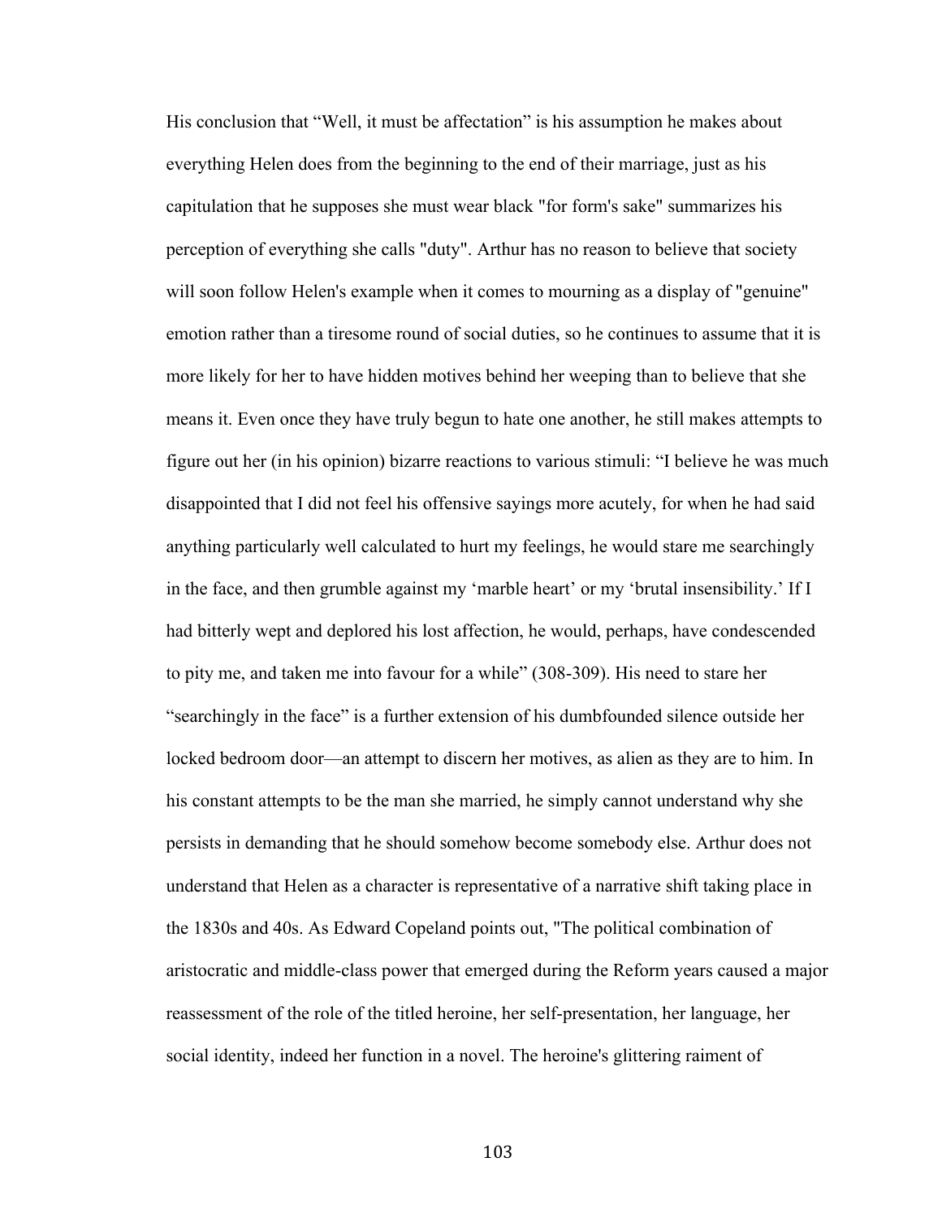His conclusion that "Well, it must be affectation" is his assumption he makes about everything Helen does from the beginning to the end of their marriage, just as his capitulation that he supposes she must wear black "for form's sake" summarizes his perception of everything she calls "duty". Arthur has no reason to believe that society will soon follow Helen's example when it comes to mourning as a display of "genuine" emotion rather than a tiresome round of social duties, so he continues to assume that it is more likely for her to have hidden motives behind her weeping than to believe that she means it. Even once they have truly begun to hate one another, he still makes attempts to figure out her (in his opinion) bizarre reactions to various stimuli: "I believe he was much disappointed that I did not feel his offensive sayings more acutely, for when he had said anything particularly well calculated to hurt my feelings, he would stare me searchingly in the face, and then grumble against my 'marble heart' or my 'brutal insensibility.' If I had bitterly wept and deplored his lost affection, he would, perhaps, have condescended to pity me, and taken me into favour for a while" (308-309). His need to stare her "searchingly in the face" is a further extension of his dumbfounded silence outside her locked bedroom door—an attempt to discern her motives, as alien as they are to him. In his constant attempts to be the man she married, he simply cannot understand why she persists in demanding that he should somehow become somebody else. Arthur does not understand that Helen as a character is representative of a narrative shift taking place in the 1830s and 40s. As Edward Copeland points out, "The political combination of aristocratic and middle-class power that emerged during the Reform years caused a major reassessment of the role of the titled heroine, her self-presentation, her language, her social identity, indeed her function in a novel. The heroine's glittering raiment of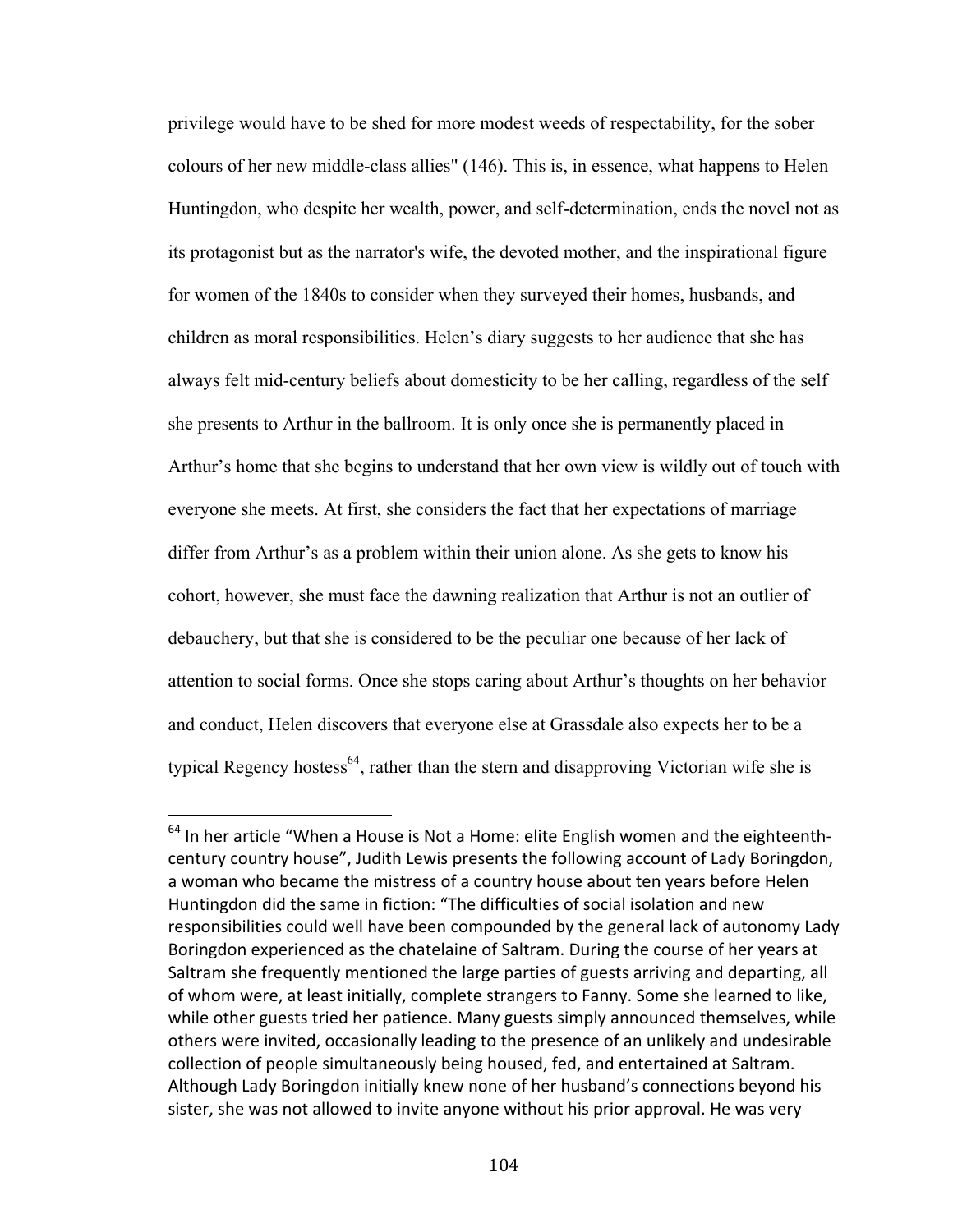privilege would have to be shed for more modest weeds of respectability, for the sober colours of her new middle-class allies" (146). This is, in essence, what happens to Helen Huntingdon, who despite her wealth, power, and self-determination, ends the novel not as its protagonist but as the narrator's wife, the devoted mother, and the inspirational figure for women of the 1840s to consider when they surveyed their homes, husbands, and children as moral responsibilities. Helen's diary suggests to her audience that she has always felt mid-century beliefs about domesticity to be her calling, regardless of the self she presents to Arthur in the ballroom. It is only once she is permanently placed in Arthur's home that she begins to understand that her own view is wildly out of touch with everyone she meets. At first, she considers the fact that her expectations of marriage differ from Arthur's as a problem within their union alone. As she gets to know his cohort, however, she must face the dawning realization that Arthur is not an outlier of debauchery, but that she is considered to be the peculiar one because of her lack of attention to social forms. Once she stops caring about Arthur's thoughts on her behavior and conduct, Helen discovers that everyone else at Grassdale also expects her to be a typical Regency hostess[64], rather than the stern and disapproving Victorian wife she is

[64] In her article "When a House is Not a Home: elite English women and the eighteenth-century country house", Judith Lewis presents the following account of Lady Boringdon, a woman who became the mistress of a country house about ten years before Helen Huntingdon did the same in fiction: "The difficulties of social isolation and new responsibilities could well have been compounded by the general lack of autonomy Lady Boringdon experienced as the chatelaine of Saltram. During the course of her years at Saltram she frequently mentioned the large parties of guests arriving and departing, all of whom were, at least initially, complete strangers to Fanny. Some she learned to like, while other guests tried her patience. Many guests simply announced themselves, while others were invited, occasionally leading to the presence of an unlikely and undesirable collection of people simultaneously being housed, fed, and entertained at Saltram. Although Lady Boringdon initially knew none of her husband's connections beyond his sister, she was not allowed to invite anyone without his prior approval. He was very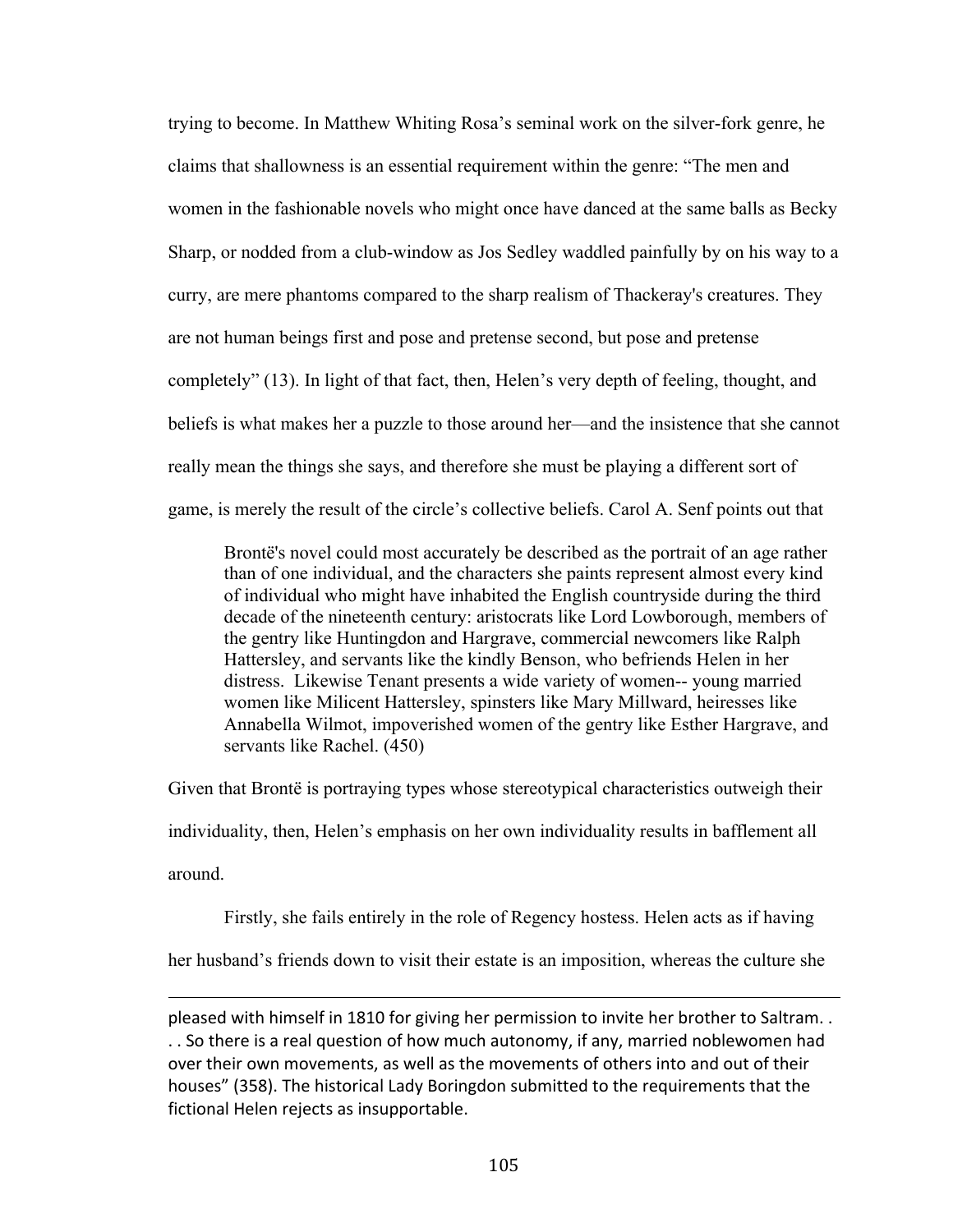trying to become. In Matthew Whiting Rosa's seminal work on the silver-fork genre, he claims that shallowness is an essential requirement within the genre: "The men and women in the fashionable novels who might once have danced at the same balls as Becky Sharp, or nodded from a club-window as Jos Sedley waddled painfully by on his way to a curry, are mere phantoms compared to the sharp realism of Thackeray's creatures. They are not human beings first and pose and pretense second, but pose and pretense completely" (13). In light of that fact, then, Helen's very depth of feeling, thought, and beliefs is what makes her a puzzle to those around her—and the insistence that she cannot really mean the things she says, and therefore she must be playing a different sort of game, is merely the result of the circle's collective beliefs. Carol A. Senf points out that

> Brontë's novel could most accurately be described as the portrait of an age rather than of one individual, and the characters she paints represent almost every kind of individual who might have inhabited the English countryside during the third decade of the nineteenth century: aristocrats like Lord Lowborough, members of the gentry like Huntingdon and Hargrave, commercial newcomers like Ralph Hattersley, and servants like the kindly Benson, who befriends Helen in her distress. Likewise Tenant presents a wide variety of women-- young married women like Milicent Hattersley, spinsters like Mary Millward, heiresses like Annabella Wilmot, impoverished women of the gentry like Esther Hargrave, and servants like Rachel. (450)

Given that Brontë is portraying types whose stereotypical characteristics outweigh their individuality, then, Helen's emphasis on her own individuality results in bafflement all around.

Firstly, she fails entirely in the role of Regency hostess. Helen acts as if having her husband's friends down to visit their estate is an imposition, whereas the culture she

pleased with himself in 1810 for giving her permission to invite her brother to Saltram. . . . So there is a real question of how much autonomy, if any, married noblewomen had over their own movements, as well as the movements of others into and out of their houses" (358). The historical Lady Boringdon submitted to the requirements that the fictional Helen rejects as insupportable.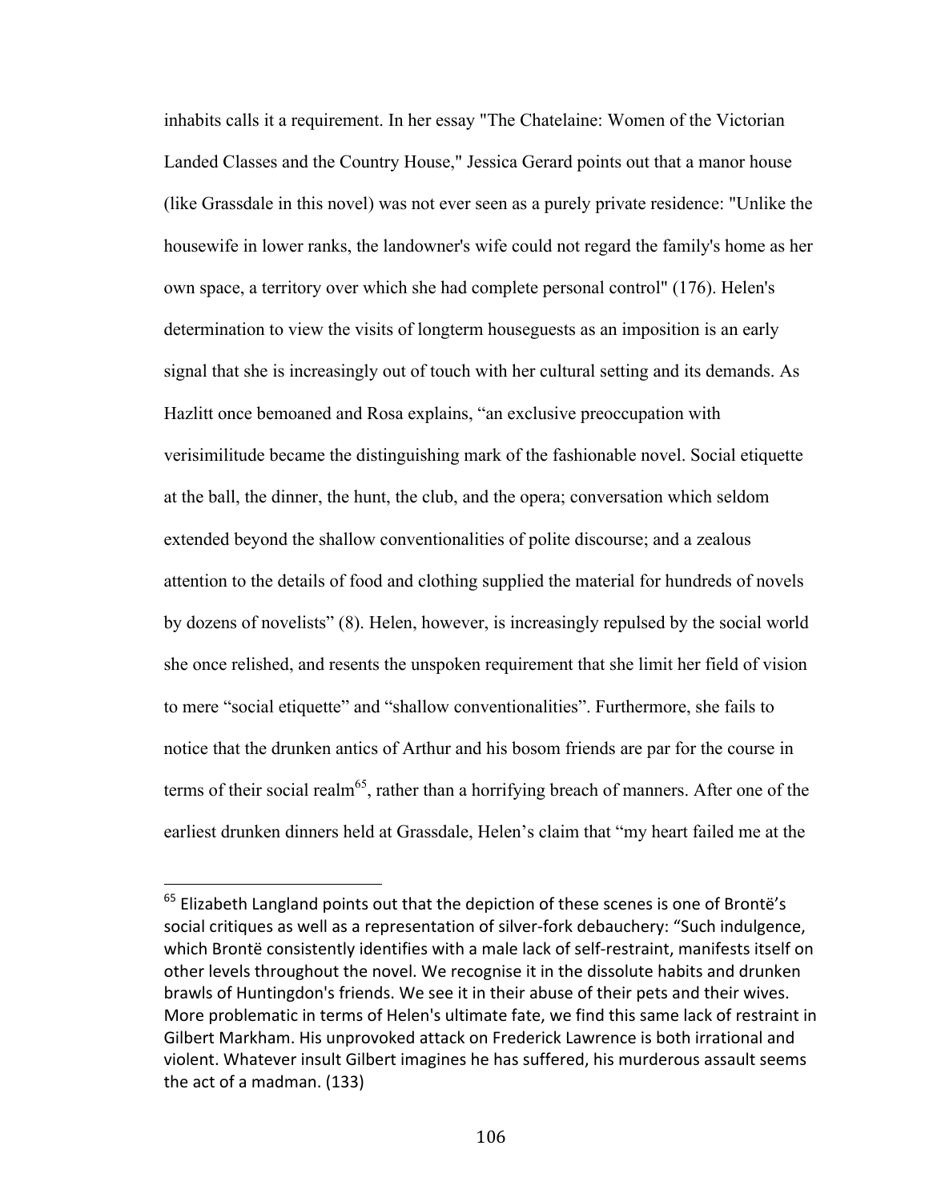inhabits calls it a requirement. In her essay "The Chatelaine: Women of the Victorian Landed Classes and the Country House," Jessica Gerard points out that a manor house (like Grassdale in this novel) was not ever seen as a purely private residence: "Unlike the housewife in lower ranks, the landowner's wife could not regard the family's home as her own space, a territory over which she had complete personal control" (176). Helen's determination to view the visits of longterm houseguests as an imposition is an early signal that she is increasingly out of touch with her cultural setting and its demands. As Hazlitt once bemoaned and Rosa explains, "an exclusive preoccupation with verisimilitude became the distinguishing mark of the fashionable novel. Social etiquette at the ball, the dinner, the hunt, the club, and the opera; conversation which seldom extended beyond the shallow conventionalities of polite discourse; and a zealous attention to the details of food and clothing supplied the material for hundreds of novels by dozens of novelists" (8). Helen, however, is increasingly repulsed by the social world she once relished, and resents the unspoken requirement that she limit her field of vision to mere "social etiquette" and "shallow conventionalities". Furthermore, she fails to notice that the drunken antics of Arthur and his bosom friends are par for the course in terms of their social realm[65], rather than a horrifying breach of manners. After one of the earliest drunken dinners held at Grassdale, Helen's claim that "my heart failed me at the

[65] Elizabeth Langland points out that the depiction of these scenes is one of Brontë's social critiques as well as a representation of silver-fork debauchery: "Such indulgence, which Brontë consistently identifies with a male lack of self-restraint, manifests itself on other levels throughout the novel. We recognise it in the dissolute habits and drunken brawls of Huntingdon's friends. We see it in their abuse of their pets and their wives. More problematic in terms of Helen's ultimate fate, we find this same lack of restraint in Gilbert Markham. His unprovoked attack on Frederick Lawrence is both irrational and violent. Whatever insult Gilbert imagines he has suffered, his murderous assault seems the act of a madman. (133)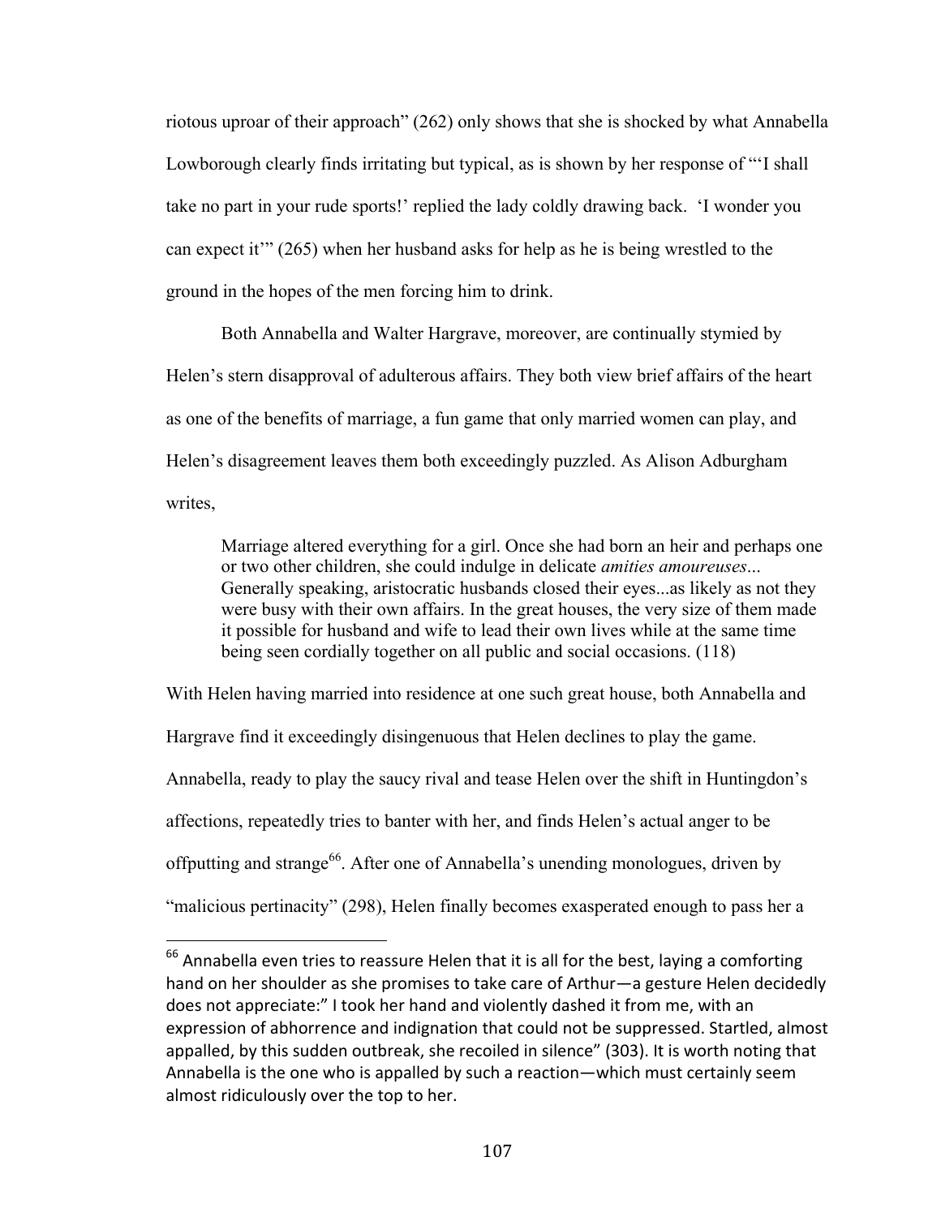riotous uproar of their approach" (262) only shows that she is shocked by what Annabella Lowborough clearly finds irritating but typical, as is shown by her response of "'I shall take no part in your rude sports!' replied the lady coldly drawing back. 'I wonder you can expect it'" (265) when her husband asks for help as he is being wrestled to the ground in the hopes of the men forcing him to drink.

Both Annabella and Walter Hargrave, moreover, are continually stymied by Helen's stern disapproval of adulterous affairs. They both view brief affairs of the heart as one of the benefits of marriage, a fun game that only married women can play, and Helen's disagreement leaves them both exceedingly puzzled. As Alison Adburgham writes,

> Marriage altered everything for a girl. Once she had born an heir and perhaps one or two other children, she could indulge in delicate *amities amoureuses*... Generally speaking, aristocratic husbands closed their eyes...as likely as not they were busy with their own affairs. In the great houses, the very size of them made it possible for husband and wife to lead their own lives while at the same time being seen cordially together on all public and social occasions. (118)

With Helen having married into residence at one such great house, both Annabella and Hargrave find it exceedingly disingenuous that Helen declines to play the game. Annabella, ready to play the saucy rival and tease Helen over the shift in Huntingdon's affections, repeatedly tries to banter with her, and finds Helen's actual anger to be offputting and strange[66]. After one of Annabella's unending monologues, driven by "malicious pertinacity" (298), Helen finally becomes exasperated enough to pass her a

---

[66] Annabella even tries to reassure Helen that it is all for the best, laying a comforting hand on her shoulder as she promises to take care of Arthur—a gesture Helen decidedly does not appreciate:" I took her hand and violently dashed it from me, with an expression of abhorrence and indignation that could not be suppressed. Startled, almost appalled, by this sudden outbreak, she recoiled in silence" (303). It is worth noting that Annabella is the one who is appalled by such a reaction—which must certainly seem almost ridiculously over the top to her.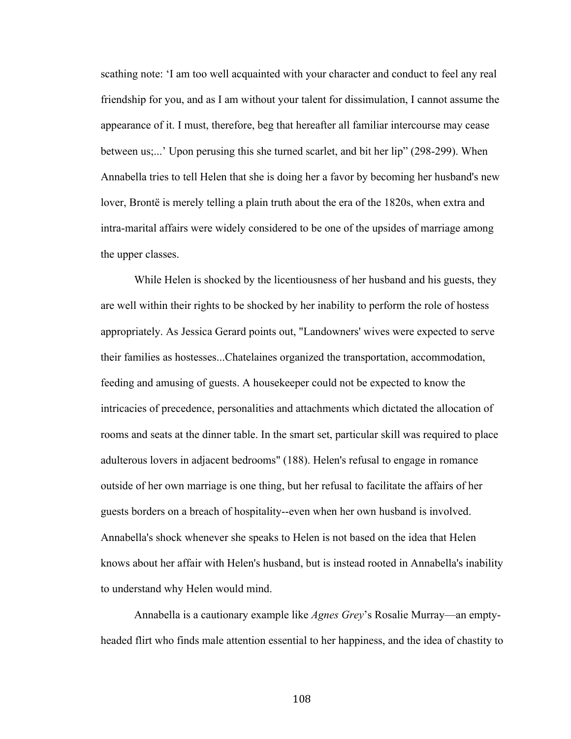scathing note: 'I am too well acquainted with your character and conduct to feel any real friendship for you, and as I am without your talent for dissimulation, I cannot assume the appearance of it. I must, therefore, beg that hereafter all familiar intercourse may cease between us;...' Upon perusing this she turned scarlet, and bit her lip" (298-299). When Annabella tries to tell Helen that she is doing her a favor by becoming her husband's new lover, Brontë is merely telling a plain truth about the era of the 1820s, when extra and intra-marital affairs were widely considered to be one of the upsides of marriage among the upper classes.

While Helen is shocked by the licentiousness of her husband and his guests, they are well within their rights to be shocked by her inability to perform the role of hostess appropriately. As Jessica Gerard points out, "Landowners' wives were expected to serve their families as hostesses...Chatelaines organized the transportation, accommodation, feeding and amusing of guests. A housekeeper could not be expected to know the intricacies of precedence, personalities and attachments which dictated the allocation of rooms and seats at the dinner table. In the smart set, particular skill was required to place adulterous lovers in adjacent bedrooms" (188). Helen's refusal to engage in romance outside of her own marriage is one thing, but her refusal to facilitate the affairs of her guests borders on a breach of hospitality--even when her own husband is involved. Annabella's shock whenever she speaks to Helen is not based on the idea that Helen knows about her affair with Helen's husband, but is instead rooted in Annabella's inability to understand why Helen would mind.

Annabella is a cautionary example like *Agnes Grey*'s Rosalie Murray—an empty-headed flirt who finds male attention essential to her happiness, and the idea of chastity to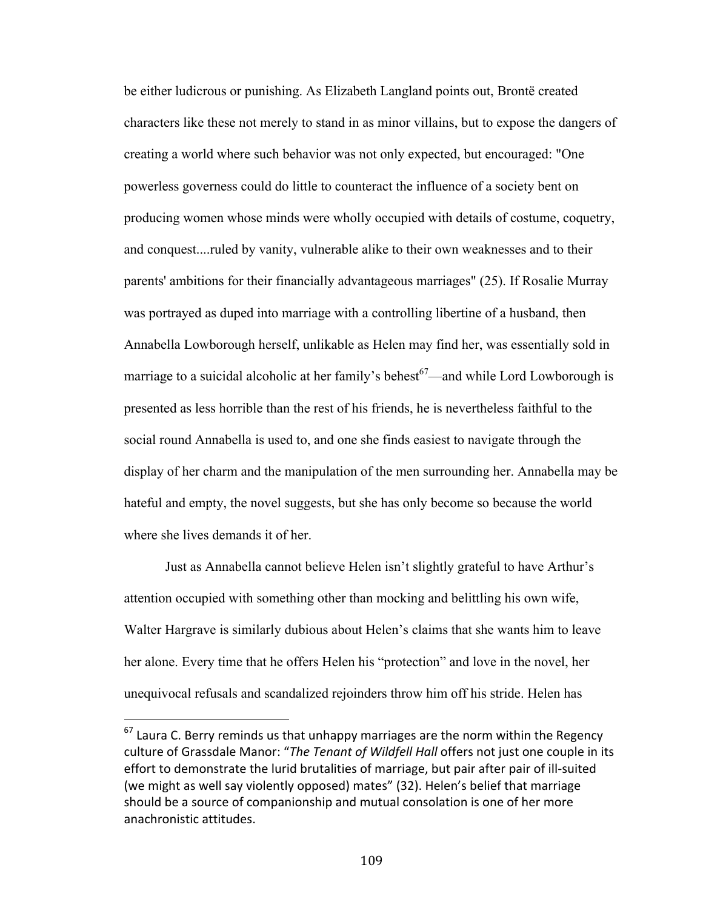be either ludicrous or punishing. As Elizabeth Langland points out, Brontë created characters like these not merely to stand in as minor villains, but to expose the dangers of creating a world where such behavior was not only expected, but encouraged: "One powerless governess could do little to counteract the influence of a society bent on producing women whose minds were wholly occupied with details of costume, coquetry, and conquest....ruled by vanity, vulnerable alike to their own weaknesses and to their parents' ambitions for their financially advantageous marriages" (25). If Rosalie Murray was portrayed as duped into marriage with a controlling libertine of a husband, then Annabella Lowborough herself, unlikable as Helen may find her, was essentially sold in marriage to a suicidal alcoholic at her family's behest[67]—and while Lord Lowborough is presented as less horrible than the rest of his friends, he is nevertheless faithful to the social round Annabella is used to, and one she finds easiest to navigate through the display of her charm and the manipulation of the men surrounding her. Annabella may be hateful and empty, the novel suggests, but she has only become so because the world where she lives demands it of her.

Just as Annabella cannot believe Helen isn't slightly grateful to have Arthur's attention occupied with something other than mocking and belittling his own wife, Walter Hargrave is similarly dubious about Helen's claims that she wants him to leave her alone. Every time that he offers Helen his "protection" and love in the novel, her unequivocal refusals and scandalized rejoinders throw him off his stride. Helen has

[67] Laura C. Berry reminds us that unhappy marriages are the norm within the Regency culture of Grassdale Manor: "*The Tenant of Wildfell Hall* offers not just one couple in its effort to demonstrate the lurid brutalities of marriage, but pair after pair of ill-suited (we might as well say violently opposed) mates" (32). Helen's belief that marriage should be a source of companionship and mutual consolation is one of her more anachronistic attitudes.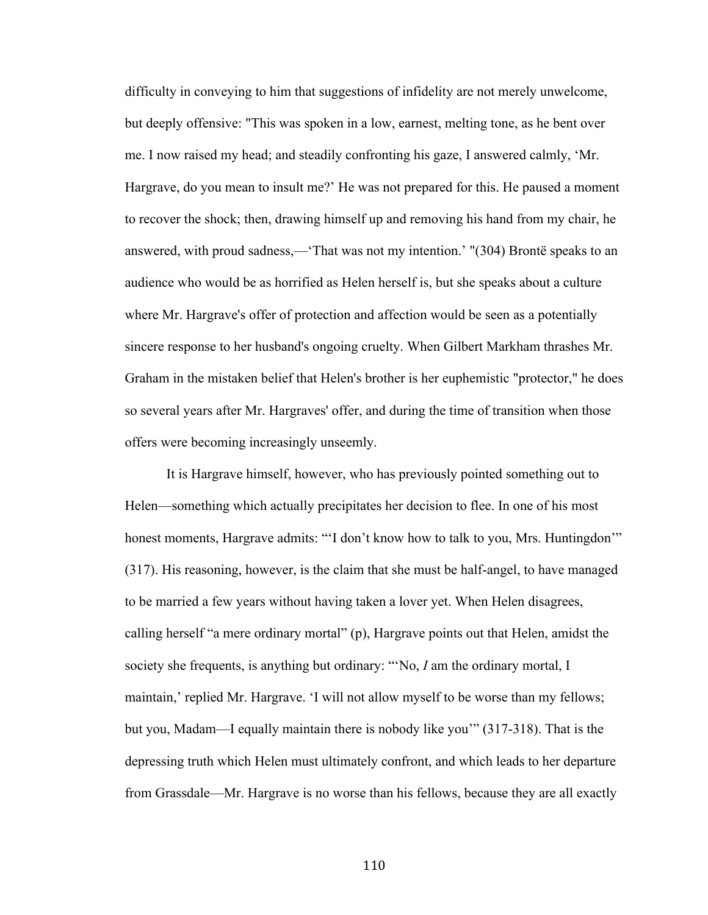difficulty in conveying to him that suggestions of infidelity are not merely unwelcome, but deeply offensive: "This was spoken in a low, earnest, melting tone, as he bent over me. I now raised my head; and steadily confronting his gaze, I answered calmly, 'Mr. Hargrave, do you mean to insult me?' He was not prepared for this. He paused a moment to recover the shock; then, drawing himself up and removing his hand from my chair, he answered, with proud sadness,—'That was not my intention.' "(304) Brontë speaks to an audience who would be as horrified as Helen herself is, but she speaks about a culture where Mr. Hargrave's offer of protection and affection would be seen as a potentially sincere response to her husband's ongoing cruelty. When Gilbert Markham thrashes Mr. Graham in the mistaken belief that Helen's brother is her euphemistic "protector," he does so several years after Mr. Hargraves' offer, and during the time of transition when those offers were becoming increasingly unseemly.

It is Hargrave himself, however, who has previously pointed something out to Helen—something which actually precipitates her decision to flee. In one of his most honest moments, Hargrave admits: "'I don't know how to talk to you, Mrs. Huntingdon'" (317). His reasoning, however, is the claim that she must be half-angel, to have managed to be married a few years without having taken a lover yet. When Helen disagrees, calling herself "a mere ordinary mortal" (p), Hargrave points out that Helen, amidst the society she frequents, is anything but ordinary: "'No, *I* am the ordinary mortal, I maintain,' replied Mr. Hargrave. 'I will not allow myself to be worse than my fellows; but you, Madam—I equally maintain there is nobody like you'" (317-318). That is the depressing truth which Helen must ultimately confront, and which leads to her departure from Grassdale—Mr. Hargrave is no worse than his fellows, because they are all exactly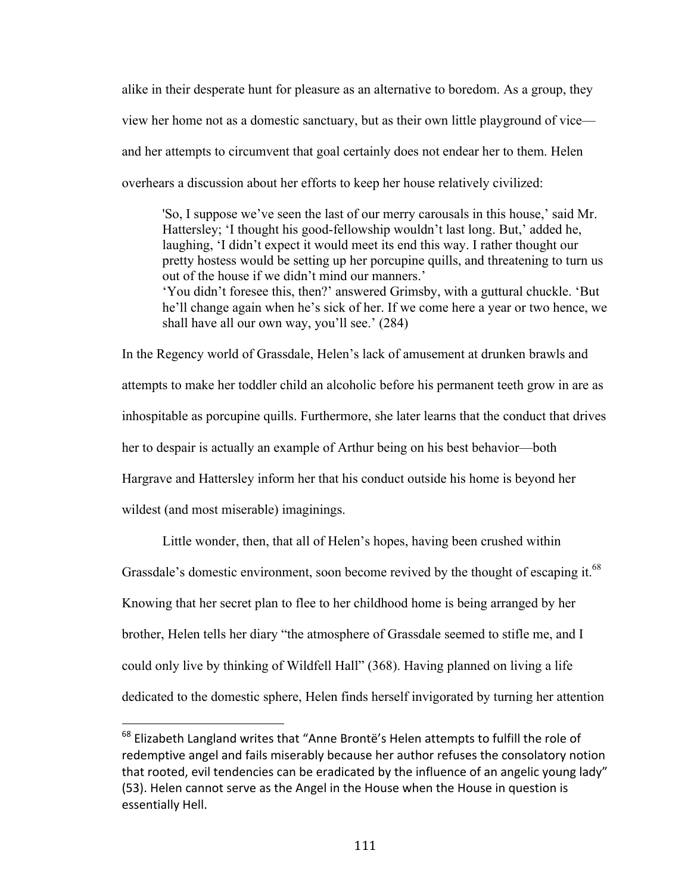alike in their desperate hunt for pleasure as an alternative to boredom. As a group, they view her home not as a domestic sanctuary, but as their own little playground of vice—and her attempts to circumvent that goal certainly does not endear her to them. Helen overhears a discussion about her efforts to keep her house relatively civilized:

> 'So, I suppose we've seen the last of our merry carousals in this house,' said Mr. Hattersley; 'I thought his good-fellowship wouldn't last long. But,' added he, laughing, 'I didn't expect it would meet its end this way. I rather thought our pretty hostess would be setting up her porcupine quills, and threatening to turn us out of the house if we didn't mind our manners.'
> 'You didn't foresee this, then?' answered Grimsby, with a guttural chuckle. 'But he'll change again when he's sick of her. If we come here a year or two hence, we shall have all our own way, you'll see.' (284)

In the Regency world of Grassdale, Helen's lack of amusement at drunken brawls and attempts to make her toddler child an alcoholic before his permanent teeth grow in are as inhospitable as porcupine quills. Furthermore, she later learns that the conduct that drives her to despair is actually an example of Arthur being on his best behavior—both Hargrave and Hattersley inform her that his conduct outside his home is beyond her wildest (and most miserable) imaginings.

Little wonder, then, that all of Helen's hopes, having been crushed within Grassdale's domestic environment, soon become revived by the thought of escaping it.[68] Knowing that her secret plan to flee to her childhood home is being arranged by her brother, Helen tells her diary "the atmosphere of Grassdale seemed to stifle me, and I could only live by thinking of Wildfell Hall" (368). Having planned on living a life dedicated to the domestic sphere, Helen finds herself invigorated by turning her attention

---

[68] Elizabeth Langland writes that "Anne Brontë's Helen attempts to fulfill the role of redemptive angel and fails miserably because her author refuses the consolatory notion that rooted, evil tendencies can be eradicated by the influence of an angelic young lady" (53). Helen cannot serve as the Angel in the House when the House in question is essentially Hell.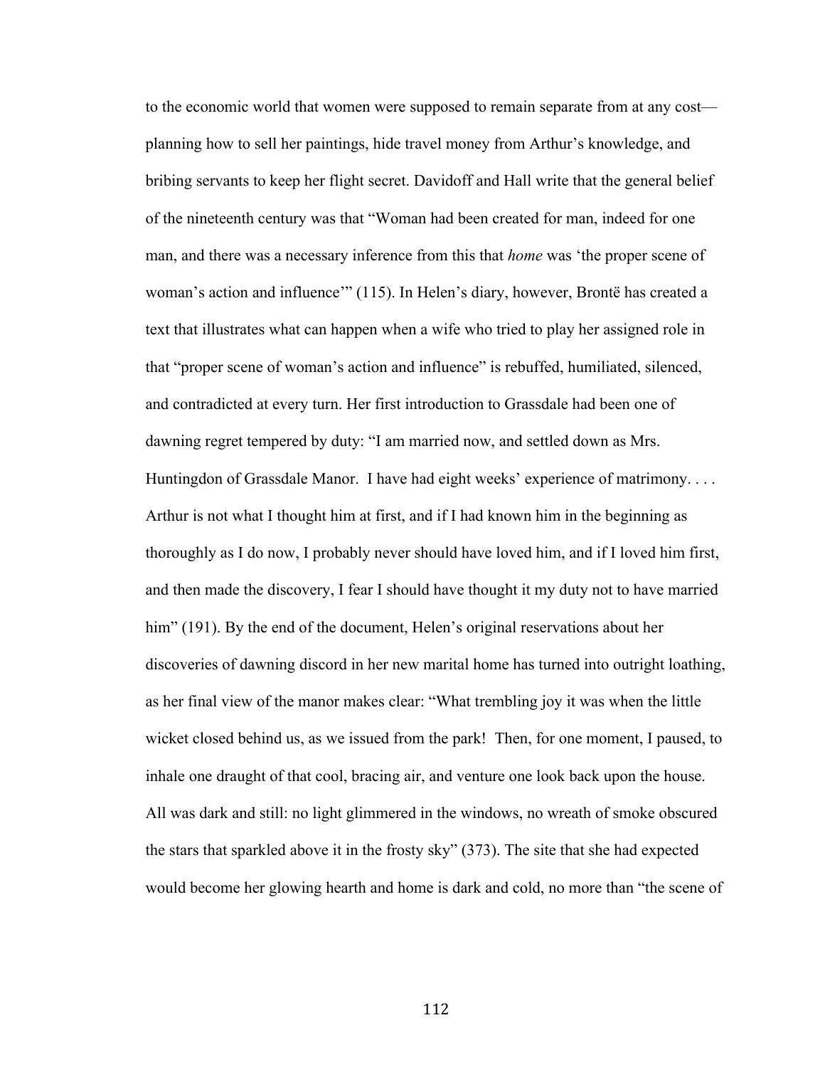to the economic world that women were supposed to remain separate from at any cost—planning how to sell her paintings, hide travel money from Arthur's knowledge, and bribing servants to keep her flight secret. Davidoff and Hall write that the general belief of the nineteenth century was that "Woman had been created for man, indeed for one man, and there was a necessary inference from this that *home* was 'the proper scene of woman's action and influence'" (115). In Helen's diary, however, Brontë has created a text that illustrates what can happen when a wife who tried to play her assigned role in that "proper scene of woman's action and influence" is rebuffed, humiliated, silenced, and contradicted at every turn. Her first introduction to Grassdale had been one of dawning regret tempered by duty: "I am married now, and settled down as Mrs. Huntingdon of Grassdale Manor. I have had eight weeks' experience of matrimony. . . . Arthur is not what I thought him at first, and if I had known him in the beginning as thoroughly as I do now, I probably never should have loved him, and if I loved him first, and then made the discovery, I fear I should have thought it my duty not to have married him" (191). By the end of the document, Helen's original reservations about her discoveries of dawning discord in her new marital home has turned into outright loathing, as her final view of the manor makes clear: "What trembling joy it was when the little wicket closed behind us, as we issued from the park! Then, for one moment, I paused, to inhale one draught of that cool, bracing air, and venture one look back upon the house. All was dark and still: no light glimmered in the windows, no wreath of smoke obscured the stars that sparkled above it in the frosty sky" (373). The site that she had expected would become her glowing hearth and home is dark and cold, no more than "the scene of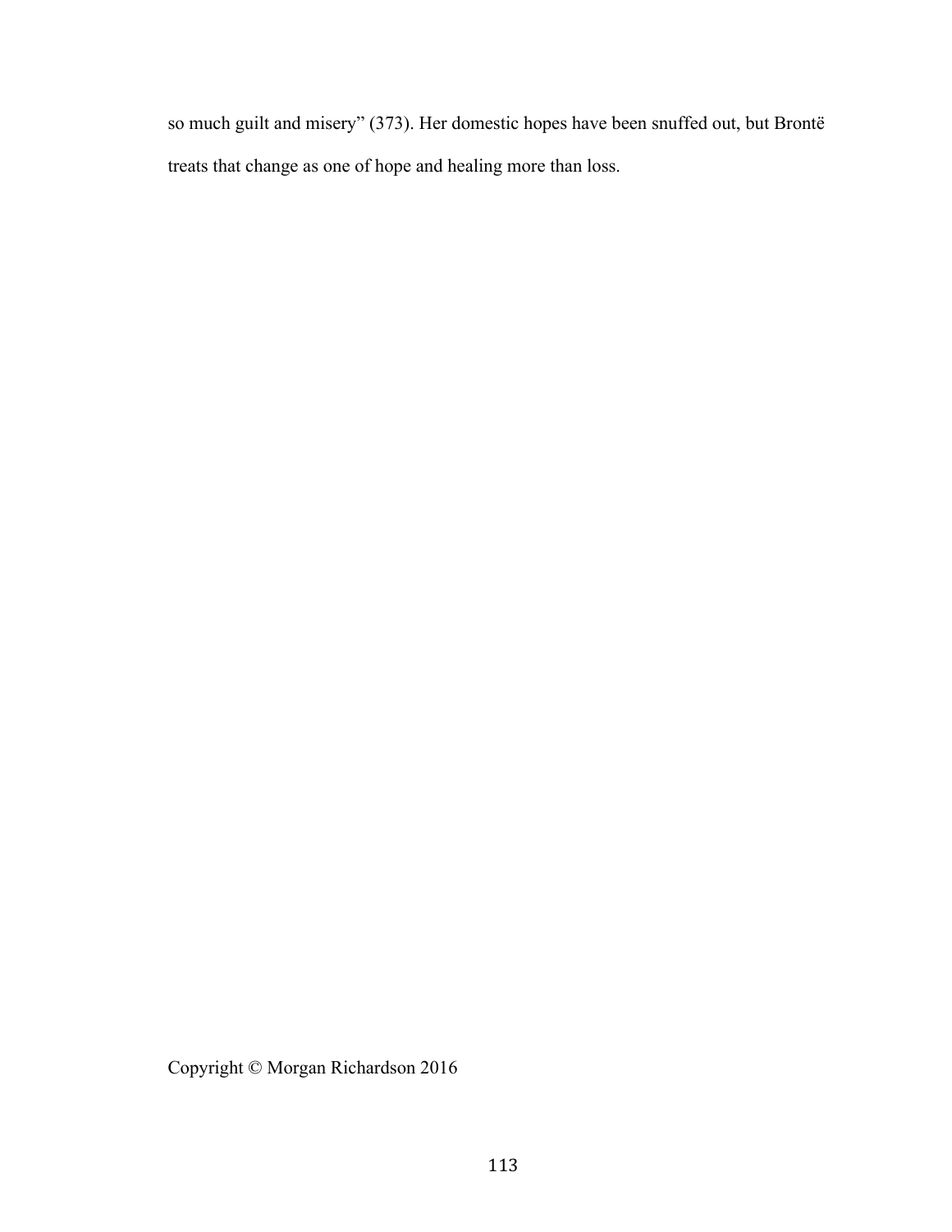so much guilt and misery" (373). Her domestic hopes have been snuffed out, but Brontë treats that change as one of hope and healing more than loss.

Copyright © Morgan Richardson 2016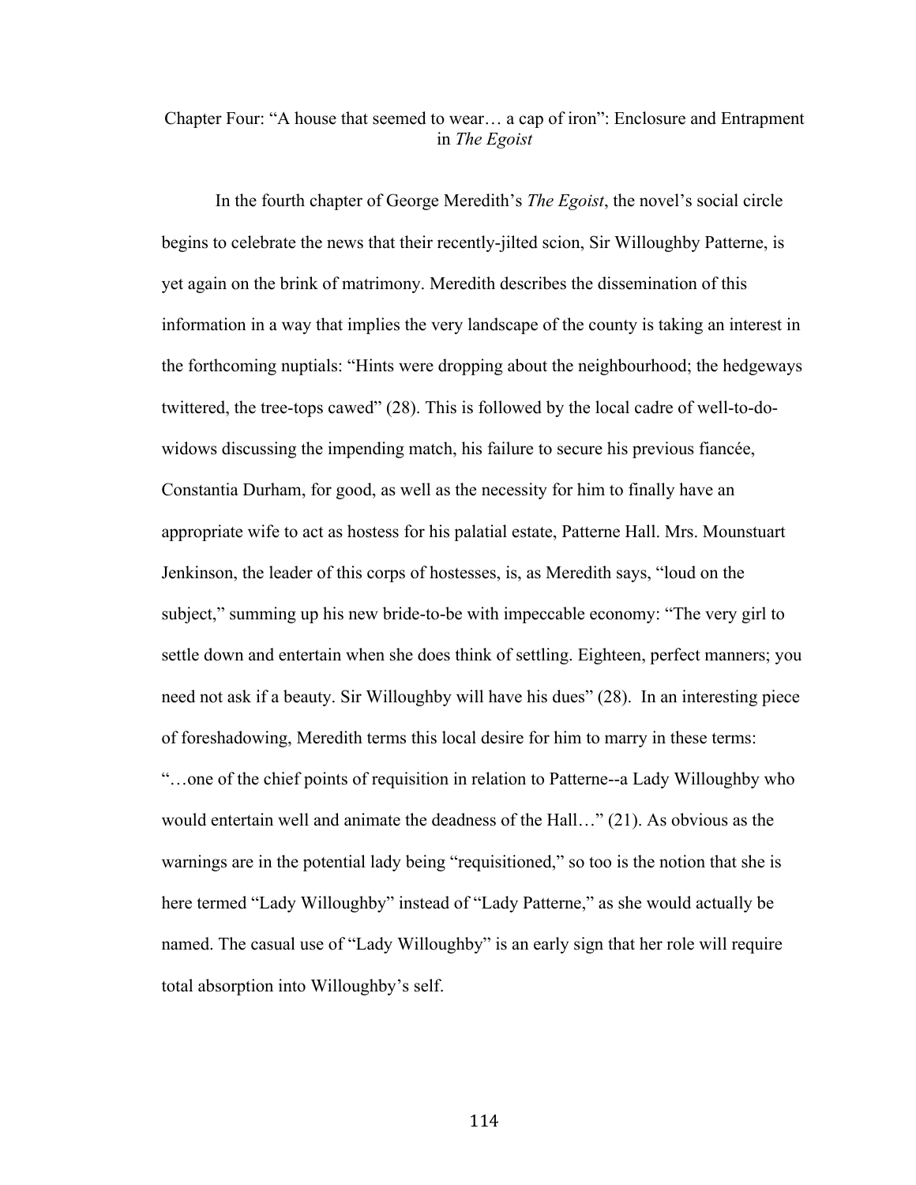## Chapter Four: "A house that seemed to wear… a cap of iron": Enclosure and Entrapment in *The Egoist*

In the fourth chapter of George Meredith's *The Egoist*, the novel's social circle begins to celebrate the news that their recently-jilted scion, Sir Willoughby Patterne, is yet again on the brink of matrimony. Meredith describes the dissemination of this information in a way that implies the very landscape of the county is taking an interest in the forthcoming nuptials: "Hints were dropping about the neighbourhood; the hedgeways twittered, the tree-tops cawed" (28). This is followed by the local cadre of well-to-do-widows discussing the impending match, his failure to secure his previous fiancée, Constantia Durham, for good, as well as the necessity for him to finally have an appropriate wife to act as hostess for his palatial estate, Patterne Hall. Mrs. Mounstuart Jenkinson, the leader of this corps of hostesses, is, as Meredith says, "loud on the subject," summing up his new bride-to-be with impeccable economy: "The very girl to settle down and entertain when she does think of settling. Eighteen, perfect manners; you need not ask if a beauty. Sir Willoughby will have his dues" (28). In an interesting piece of foreshadowing, Meredith terms this local desire for him to marry in these terms: "…one of the chief points of requisition in relation to Patterne--a Lady Willoughby who would entertain well and animate the deadness of the Hall…" (21). As obvious as the warnings are in the potential lady being "requisitioned," so too is the notion that she is here termed "Lady Willoughby" instead of "Lady Patterne," as she would actually be named. The casual use of "Lady Willoughby" is an early sign that her role will require total absorption into Willoughby's self.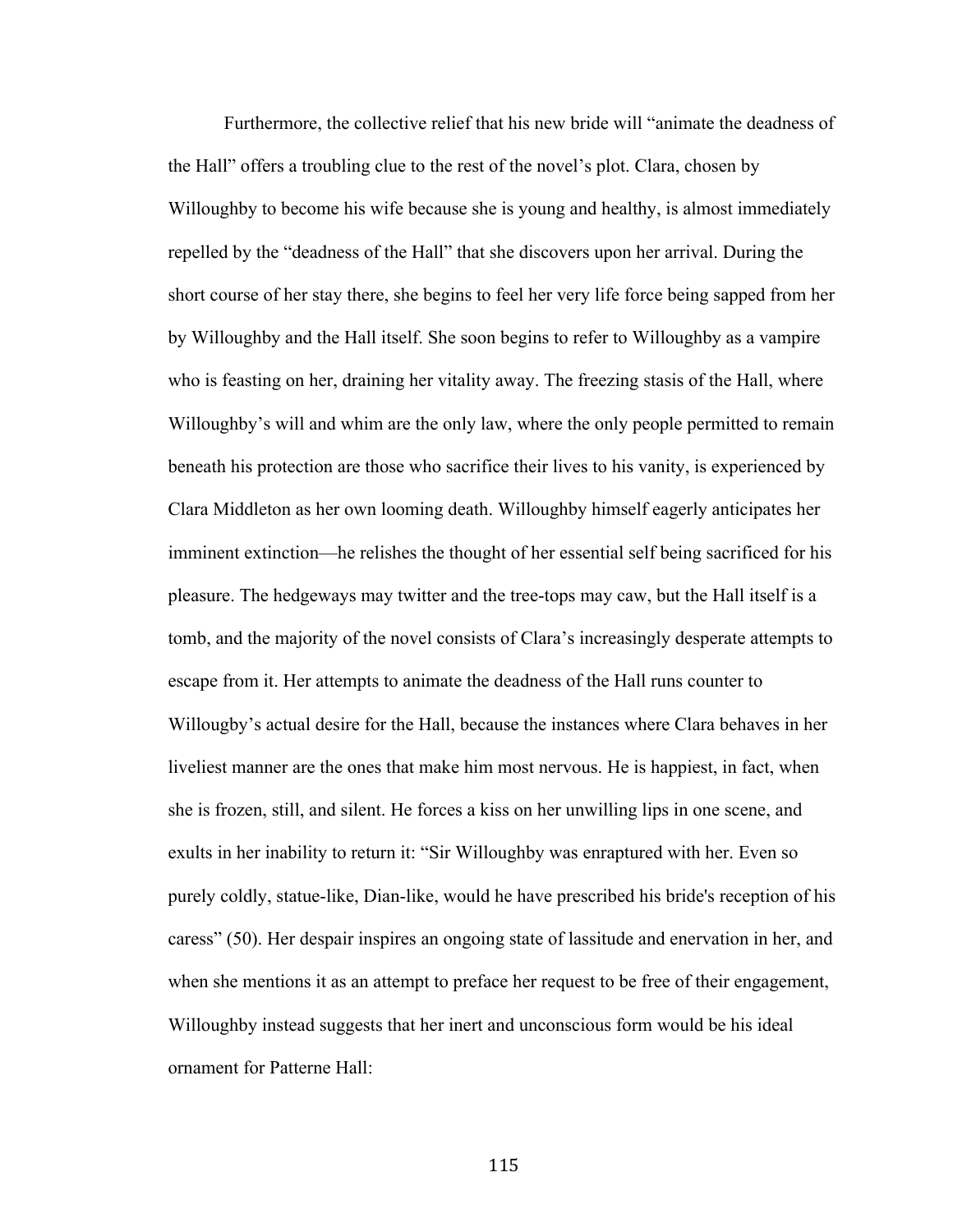Furthermore, the collective relief that his new bride will "animate the deadness of the Hall" offers a troubling clue to the rest of the novel's plot. Clara, chosen by Willoughby to become his wife because she is young and healthy, is almost immediately repelled by the "deadness of the Hall" that she discovers upon her arrival. During the short course of her stay there, she begins to feel her very life force being sapped from her by Willoughby and the Hall itself. She soon begins to refer to Willoughby as a vampire who is feasting on her, draining her vitality away. The freezing stasis of the Hall, where Willoughby's will and whim are the only law, where the only people permitted to remain beneath his protection are those who sacrifice their lives to his vanity, is experienced by Clara Middleton as her own looming death. Willoughby himself eagerly anticipates her imminent extinction—he relishes the thought of her essential self being sacrificed for his pleasure. The hedgeways may twitter and the tree-tops may caw, but the Hall itself is a tomb, and the majority of the novel consists of Clara's increasingly desperate attempts to escape from it. Her attempts to animate the deadness of the Hall runs counter to Willougby's actual desire for the Hall, because the instances where Clara behaves in her liveliest manner are the ones that make him most nervous. He is happiest, in fact, when she is frozen, still, and silent. He forces a kiss on her unwilling lips in one scene, and exults in her inability to return it: "Sir Willoughby was enraptured with her. Even so purely coldly, statue-like, Dian-like, would he have prescribed his bride's reception of his caress" (50). Her despair inspires an ongoing state of lassitude and enervation in her, and when she mentions it as an attempt to preface her request to be free of their engagement, Willoughby instead suggests that her inert and unconscious form would be his ideal ornament for Patterne Hall: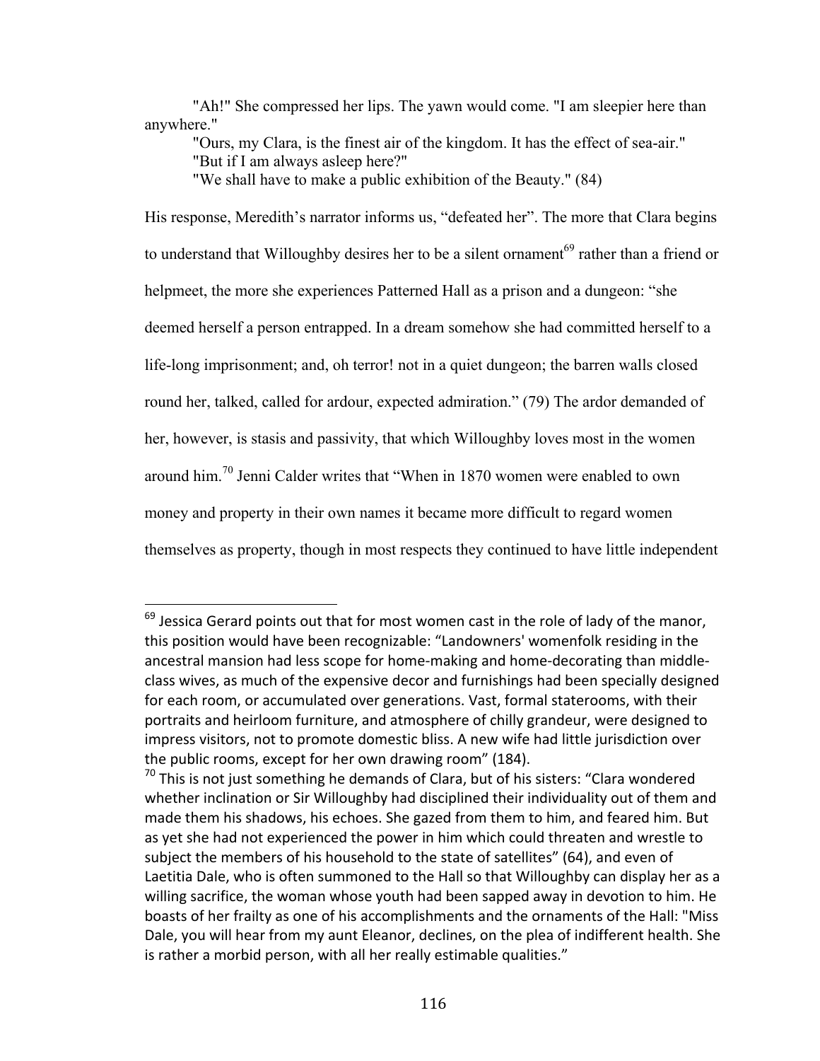"Ah!" She compressed her lips. The yawn would come. "I am sleepier here than anywhere."

"Ours, my Clara, is the finest air of the kingdom. It has the effect of sea-air."

"But if I am always asleep here?"

"We shall have to make a public exhibition of the Beauty." (84)

His response, Meredith's narrator informs us, "defeated her". The more that Clara begins to understand that Willoughby desires her to be a silent ornament[69] rather than a friend or helpmeet, the more she experiences Patterned Hall as a prison and a dungeon: "she deemed herself a person entrapped. In a dream somehow she had committed herself to a life-long imprisonment; and, oh terror! not in a quiet dungeon; the barren walls closed round her, talked, called for ardour, expected admiration." (79) The ardor demanded of her, however, is stasis and passivity, that which Willoughby loves most in the women around him.[70] Jenni Calder writes that "When in 1870 women were enabled to own money and property in their own names it became more difficult to regard women themselves as property, though in most respects they continued to have little independent

---

[69] Jessica Gerard points out that for most women cast in the role of lady of the manor, this position would have been recognizable: "Landowners' womenfolk residing in the ancestral mansion had less scope for home-making and home-decorating than middle-class wives, as much of the expensive decor and furnishings had been specially designed for each room, or accumulated over generations. Vast, formal staterooms, with their portraits and heirloom furniture, and atmosphere of chilly grandeur, were designed to impress visitors, not to promote domestic bliss. A new wife had little jurisdiction over the public rooms, except for her own drawing room" (184).

[70] This is not just something he demands of Clara, but of his sisters: "Clara wondered whether inclination or Sir Willoughby had disciplined their individuality out of them and made them his shadows, his echoes. She gazed from them to him, and feared him. But as yet she had not experienced the power in him which could threaten and wrestle to subject the members of his household to the state of satellites" (64), and even of Laetitia Dale, who is often summoned to the Hall so that Willoughby can display her as a willing sacrifice, the woman whose youth had been sapped away in devotion to him. He boasts of her frailty as one of his accomplishments and the ornaments of the Hall: "Miss Dale, you will hear from my aunt Eleanor, declines, on the plea of indifferent health. She is rather a morbid person, with all her really estimable qualities."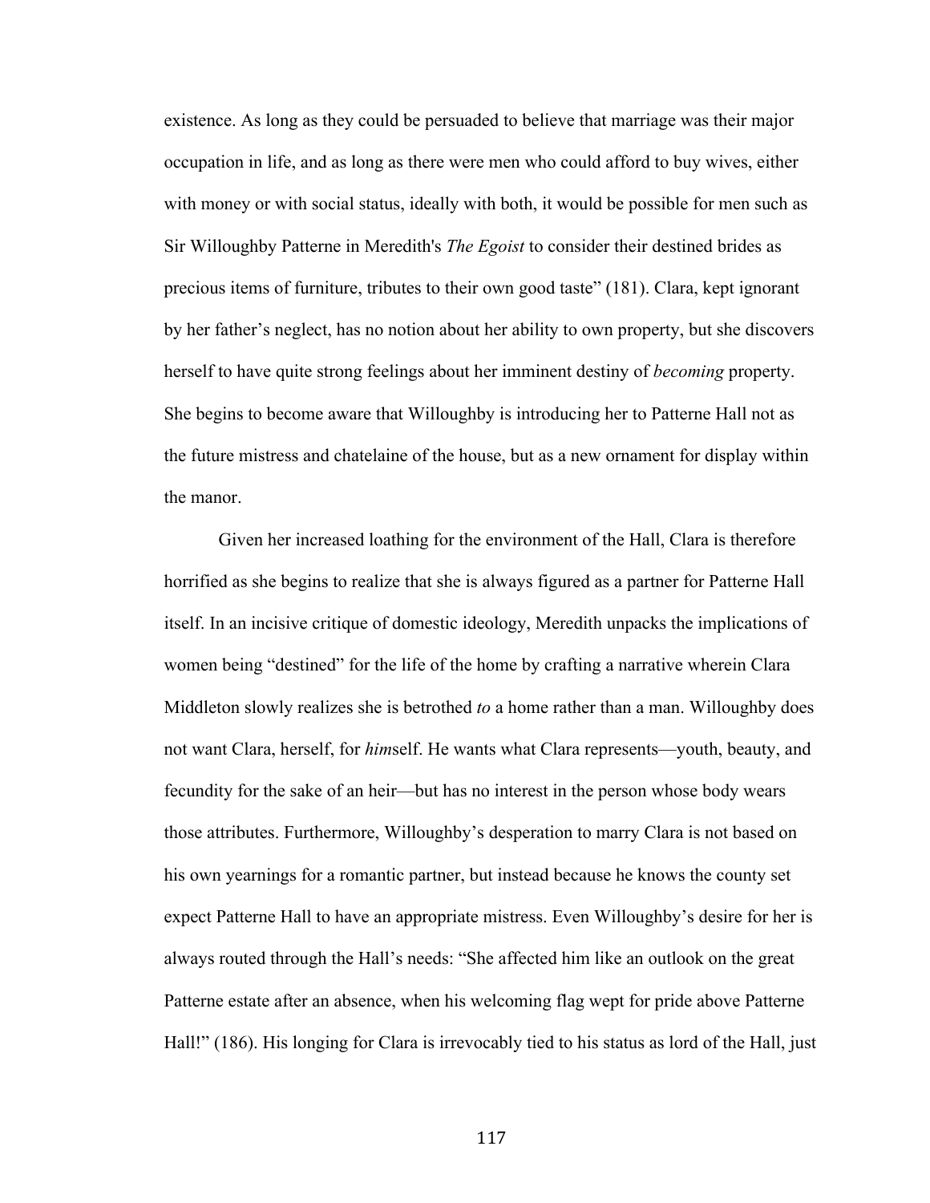existence. As long as they could be persuaded to believe that marriage was their major occupation in life, and as long as there were men who could afford to buy wives, either with money or with social status, ideally with both, it would be possible for men such as Sir Willoughby Patterne in Meredith's *The Egoist* to consider their destined brides as precious items of furniture, tributes to their own good taste" (181). Clara, kept ignorant by her father's neglect, has no notion about her ability to own property, but she discovers herself to have quite strong feelings about her imminent destiny of *becoming* property. She begins to become aware that Willoughby is introducing her to Patterne Hall not as the future mistress and chatelaine of the house, but as a new ornament for display within the manor.

Given her increased loathing for the environment of the Hall, Clara is therefore horrified as she begins to realize that she is always figured as a partner for Patterne Hall itself. In an incisive critique of domestic ideology, Meredith unpacks the implications of women being "destined" for the life of the home by crafting a narrative wherein Clara Middleton slowly realizes she is betrothed *to* a home rather than a man. Willoughby does not want Clara, herself, for *him*self. He wants what Clara represents—youth, beauty, and fecundity for the sake of an heir—but has no interest in the person whose body wears those attributes. Furthermore, Willoughby's desperation to marry Clara is not based on his own yearnings for a romantic partner, but instead because he knows the county set expect Patterne Hall to have an appropriate mistress. Even Willoughby's desire for her is always routed through the Hall's needs: "She affected him like an outlook on the great Patterne estate after an absence, when his welcoming flag wept for pride above Patterne Hall!" (186). His longing for Clara is irrevocably tied to his status as lord of the Hall, just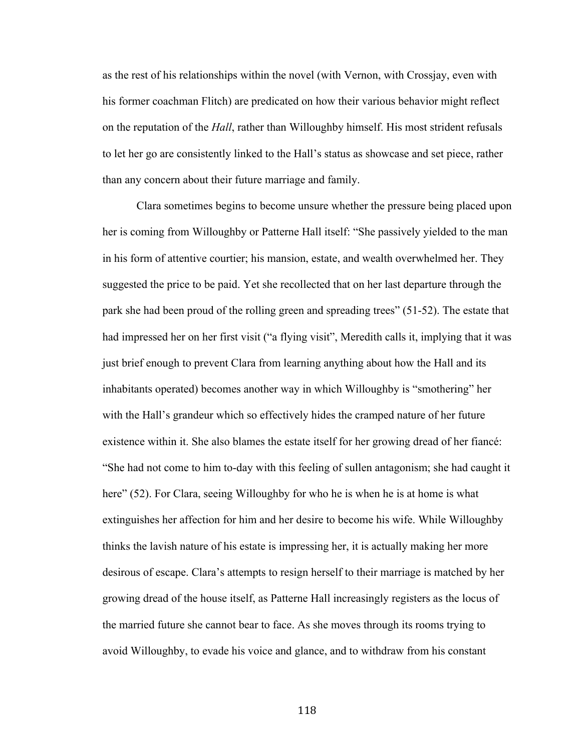as the rest of his relationships within the novel (with Vernon, with Crossjay, even with his former coachman Flitch) are predicated on how their various behavior might reflect on the reputation of the *Hall*, rather than Willoughby himself. His most strident refusals to let her go are consistently linked to the Hall's status as showcase and set piece, rather than any concern about their future marriage and family.

Clara sometimes begins to become unsure whether the pressure being placed upon her is coming from Willoughby or Patterne Hall itself: "She passively yielded to the man in his form of attentive courtier; his mansion, estate, and wealth overwhelmed her. They suggested the price to be paid. Yet she recollected that on her last departure through the park she had been proud of the rolling green and spreading trees" (51-52). The estate that had impressed her on her first visit ("a flying visit", Meredith calls it, implying that it was just brief enough to prevent Clara from learning anything about how the Hall and its inhabitants operated) becomes another way in which Willoughby is "smothering" her with the Hall's grandeur which so effectively hides the cramped nature of her future existence within it. She also blames the estate itself for her growing dread of her fiancé: "She had not come to him to-day with this feeling of sullen antagonism; she had caught it here" (52). For Clara, seeing Willoughby for who he is when he is at home is what extinguishes her affection for him and her desire to become his wife. While Willoughby thinks the lavish nature of his estate is impressing her, it is actually making her more desirous of escape. Clara's attempts to resign herself to their marriage is matched by her growing dread of the house itself, as Patterne Hall increasingly registers as the locus of the married future she cannot bear to face. As she moves through its rooms trying to avoid Willoughby, to evade his voice and glance, and to withdraw from his constant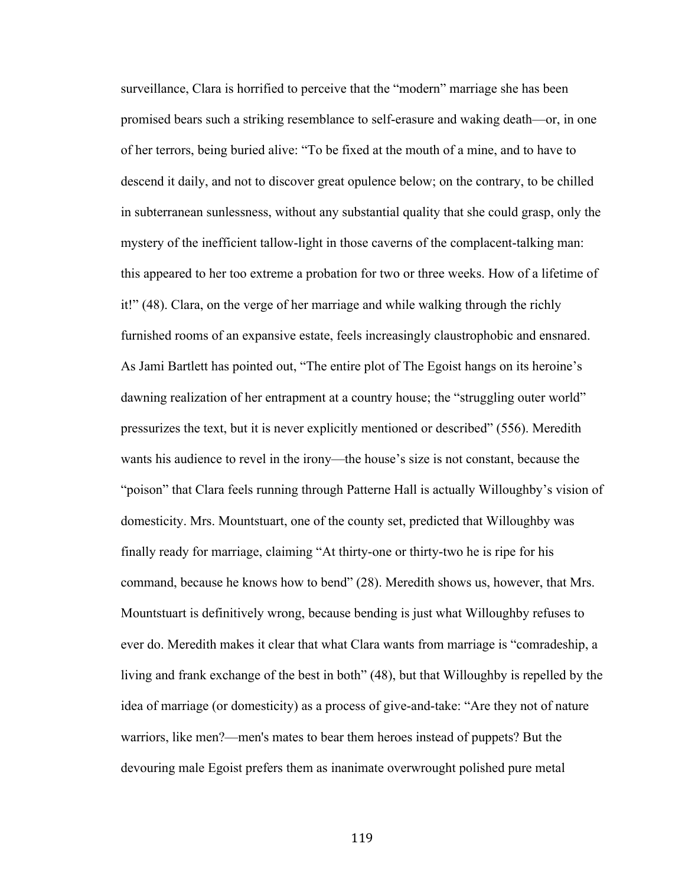surveillance, Clara is horrified to perceive that the "modern" marriage she has been promised bears such a striking resemblance to self-erasure and waking death—or, in one of her terrors, being buried alive: "To be fixed at the mouth of a mine, and to have to descend it daily, and not to discover great opulence below; on the contrary, to be chilled in subterranean sunlessness, without any substantial quality that she could grasp, only the mystery of the inefficient tallow-light in those caverns of the complacent-talking man: this appeared to her too extreme a probation for two or three weeks. How of a lifetime of it!" (48). Clara, on the verge of her marriage and while walking through the richly furnished rooms of an expansive estate, feels increasingly claustrophobic and ensnared. As Jami Bartlett has pointed out, "The entire plot of The Egoist hangs on its heroine's dawning realization of her entrapment at a country house; the "struggling outer world" pressurizes the text, but it is never explicitly mentioned or described" (556). Meredith wants his audience to revel in the irony—the house's size is not constant, because the "poison" that Clara feels running through Patterne Hall is actually Willoughby's vision of domesticity. Mrs. Mountstuart, one of the county set, predicted that Willoughby was finally ready for marriage, claiming "At thirty-one or thirty-two he is ripe for his command, because he knows how to bend" (28). Meredith shows us, however, that Mrs. Mountstuart is definitively wrong, because bending is just what Willoughby refuses to ever do. Meredith makes it clear that what Clara wants from marriage is "comradeship, a living and frank exchange of the best in both" (48), but that Willoughby is repelled by the idea of marriage (or domesticity) as a process of give-and-take: "Are they not of nature warriors, like men?—men's mates to bear them heroes instead of puppets? But the devouring male Egoist prefers them as inanimate overwrought polished pure metal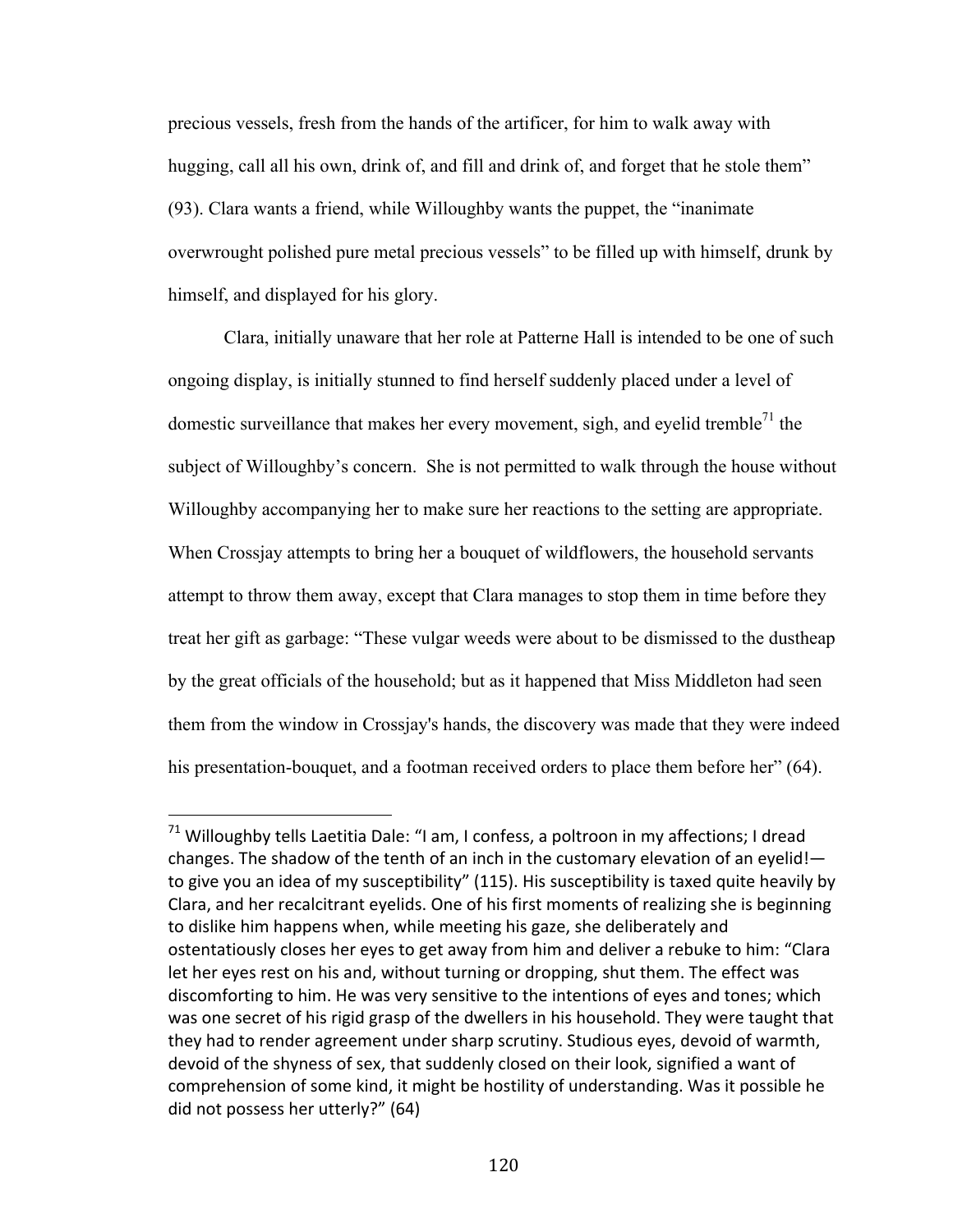precious vessels, fresh from the hands of the artificer, for him to walk away with hugging, call all his own, drink of, and fill and drink of, and forget that he stole them" (93). Clara wants a friend, while Willoughby wants the puppet, the "inanimate overwrought polished pure metal precious vessels" to be filled up with himself, drunk by himself, and displayed for his glory.

Clara, initially unaware that her role at Patterne Hall is intended to be one of such ongoing display, is initially stunned to find herself suddenly placed under a level of domestic surveillance that makes her every movement, sigh, and eyelid tremble[71] the subject of Willoughby's concern. She is not permitted to walk through the house without Willoughby accompanying her to make sure her reactions to the setting are appropriate. When Crossjay attempts to bring her a bouquet of wildflowers, the household servants attempt to throw them away, except that Clara manages to stop them in time before they treat her gift as garbage: "These vulgar weeds were about to be dismissed to the dustheap by the great officials of the household; but as it happened that Miss Middleton had seen them from the window in Crossjay's hands, the discovery was made that they were indeed his presentation-bouquet, and a footman received orders to place them before her" (64).

---

[71] Willoughby tells Laetitia Dale: "I am, I confess, a poltroon in my affections; I dread changes. The shadow of the tenth of an inch in the customary elevation of an eyelid!—to give you an idea of my susceptibility" (115). His susceptibility is taxed quite heavily by Clara, and her recalcitrant eyelids. One of his first moments of realizing she is beginning to dislike him happens when, while meeting his gaze, she deliberately and ostentatiously closes her eyes to get away from him and deliver a rebuke to him: "Clara let her eyes rest on his and, without turning or dropping, shut them. The effect was discomforting to him. He was very sensitive to the intentions of eyes and tones; which was one secret of his rigid grasp of the dwellers in his household. They were taught that they had to render agreement under sharp scrutiny. Studious eyes, devoid of warmth, devoid of the shyness of sex, that suddenly closed on their look, signified a want of comprehension of some kind, it might be hostility of understanding. Was it possible he did not possess her utterly?" (64)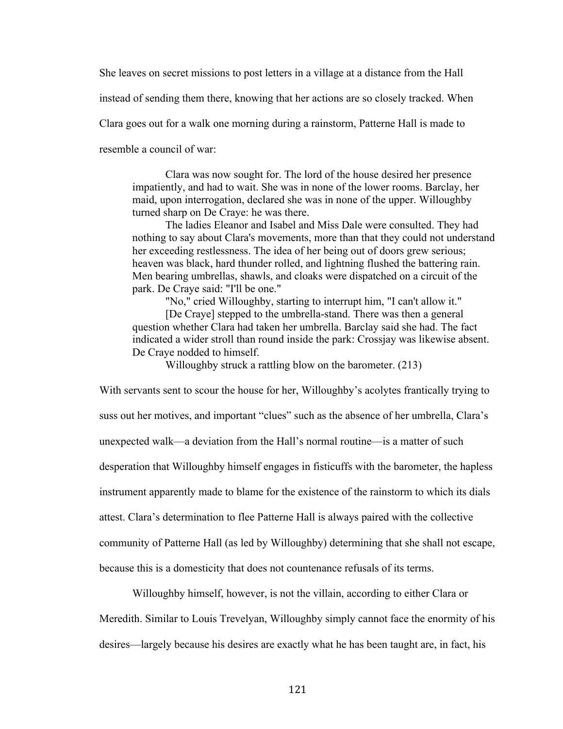She leaves on secret missions to post letters in a village at a distance from the Hall instead of sending them there, knowing that her actions are so closely tracked. When Clara goes out for a walk one morning during a rainstorm, Patterne Hall is made to resemble a council of war:

> Clara was now sought for. The lord of the house desired her presence impatiently, and had to wait. She was in none of the lower rooms. Barclay, her maid, upon interrogation, declared she was in none of the upper. Willoughby turned sharp on De Craye: he was there.
>
> The ladies Eleanor and Isabel and Miss Dale were consulted. They had nothing to say about Clara's movements, more than that they could not understand her exceeding restlessness. The idea of her being out of doors grew serious; heaven was black, hard thunder rolled, and lightning flushed the battering rain. Men bearing umbrellas, shawls, and cloaks were dispatched on a circuit of the park. De Craye said: "I'll be one."
>
> "No," cried Willoughby, starting to interrupt him, "I can't allow it."
>
> [De Craye] stepped to the umbrella-stand. There was then a general question whether Clara had taken her umbrella. Barclay said she had. The fact indicated a wider stroll than round inside the park: Crossjay was likewise absent. De Craye nodded to himself.
>
> Willoughby struck a rattling blow on the barometer. (213)

With servants sent to scour the house for her, Willoughby's acolytes frantically trying to suss out her motives, and important "clues" such as the absence of her umbrella, Clara's unexpected walk—a deviation from the Hall's normal routine—is a matter of such desperation that Willoughby himself engages in fisticuffs with the barometer, the hapless instrument apparently made to blame for the existence of the rainstorm to which its dials attest. Clara's determination to flee Patterne Hall is always paired with the collective community of Patterne Hall (as led by Willoughby) determining that she shall not escape, because this is a domesticity that does not countenance refusals of its terms.

Willoughby himself, however, is not the villain, according to either Clara or Meredith. Similar to Louis Trevelyan, Willoughby simply cannot face the enormity of his desires—largely because his desires are exactly what he has been taught are, in fact, his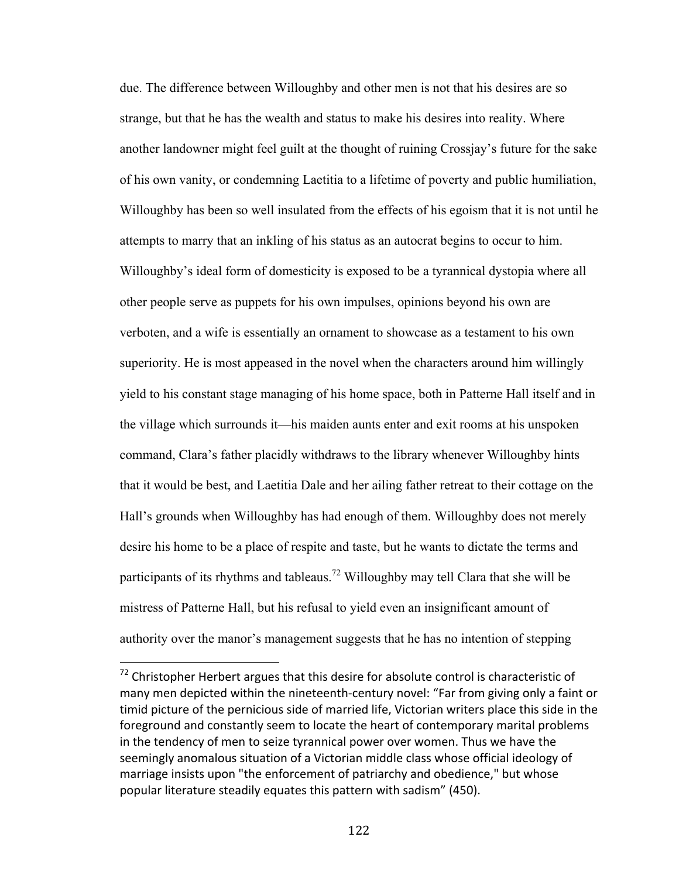due. The difference between Willoughby and other men is not that his desires are so strange, but that he has the wealth and status to make his desires into reality. Where another landowner might feel guilt at the thought of ruining Crossjay's future for the sake of his own vanity, or condemning Laetitia to a lifetime of poverty and public humiliation, Willoughby has been so well insulated from the effects of his egoism that it is not until he attempts to marry that an inkling of his status as an autocrat begins to occur to him. Willoughby's ideal form of domesticity is exposed to be a tyrannical dystopia where all other people serve as puppets for his own impulses, opinions beyond his own are verboten, and a wife is essentially an ornament to showcase as a testament to his own superiority. He is most appeased in the novel when the characters around him willingly yield to his constant stage managing of his home space, both in Patterne Hall itself and in the village which surrounds it—his maiden aunts enter and exit rooms at his unspoken command, Clara's father placidly withdraws to the library whenever Willoughby hints that it would be best, and Laetitia Dale and her ailing father retreat to their cottage on the Hall's grounds when Willoughby has had enough of them. Willoughby does not merely desire his home to be a place of respite and taste, but he wants to dictate the terms and participants of its rhythms and tableaus.[72] Willoughby may tell Clara that she will be mistress of Patterne Hall, but his refusal to yield even an insignificant amount of authority over the manor's management suggests that he has no intention of stepping

[72] Christopher Herbert argues that this desire for absolute control is characteristic of many men depicted within the nineteenth-century novel: "Far from giving only a faint or timid picture of the pernicious side of married life, Victorian writers place this side in the foreground and constantly seem to locate the heart of contemporary marital problems in the tendency of men to seize tyrannical power over women. Thus we have the seemingly anomalous situation of a Victorian middle class whose official ideology of marriage insists upon "the enforcement of patriarchy and obedience," but whose popular literature steadily equates this pattern with sadism" (450).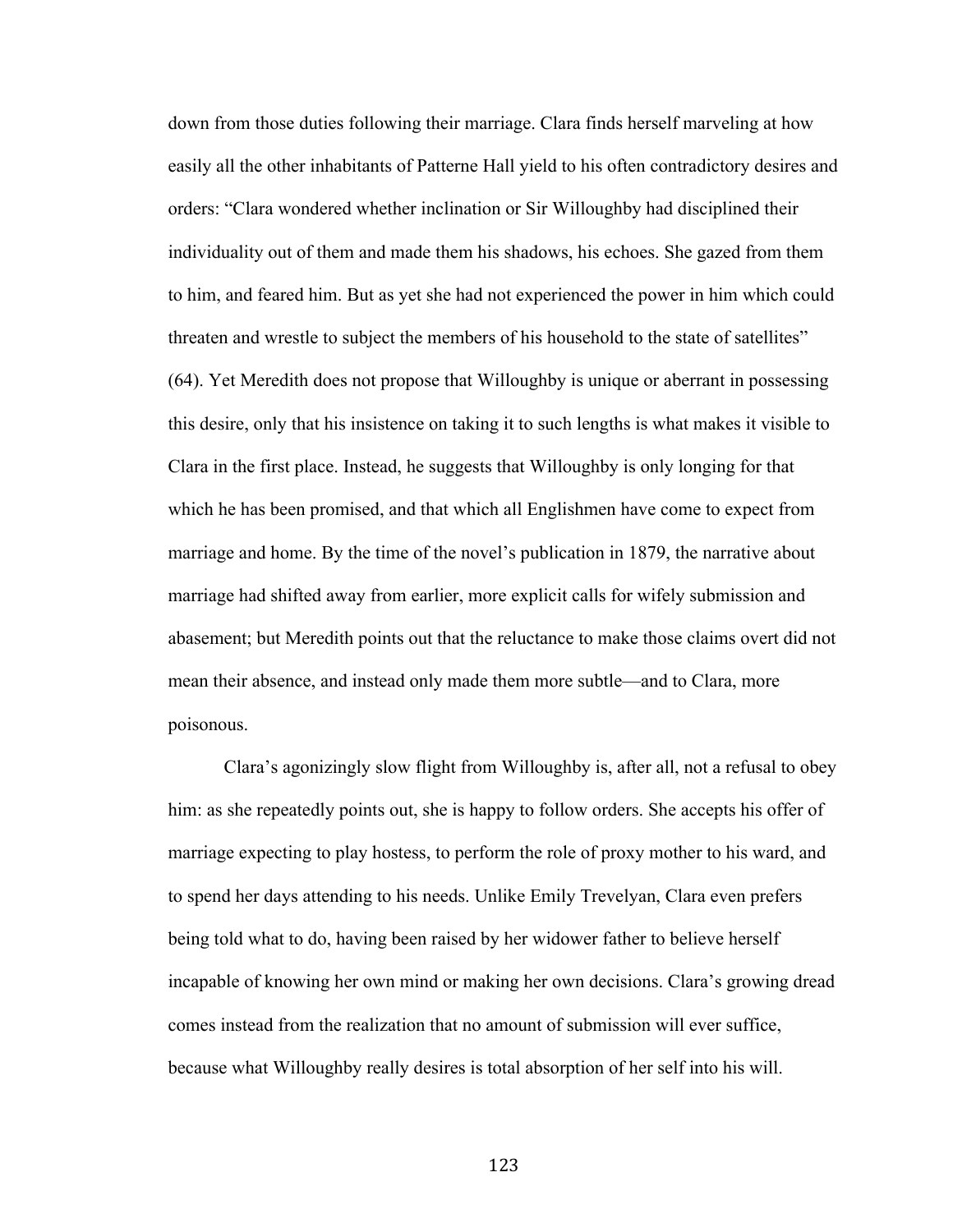down from those duties following their marriage. Clara finds herself marveling at how easily all the other inhabitants of Patterne Hall yield to his often contradictory desires and orders: "Clara wondered whether inclination or Sir Willoughby had disciplined their individuality out of them and made them his shadows, his echoes. She gazed from them to him, and feared him. But as yet she had not experienced the power in him which could threaten and wrestle to subject the members of his household to the state of satellites" (64). Yet Meredith does not propose that Willoughby is unique or aberrant in possessing this desire, only that his insistence on taking it to such lengths is what makes it visible to Clara in the first place. Instead, he suggests that Willoughby is only longing for that which he has been promised, and that which all Englishmen have come to expect from marriage and home. By the time of the novel's publication in 1879, the narrative about marriage had shifted away from earlier, more explicit calls for wifely submission and abasement; but Meredith points out that the reluctance to make those claims overt did not mean their absence, and instead only made them more subtle—and to Clara, more poisonous.

Clara's agonizingly slow flight from Willoughby is, after all, not a refusal to obey him: as she repeatedly points out, she is happy to follow orders. She accepts his offer of marriage expecting to play hostess, to perform the role of proxy mother to his ward, and to spend her days attending to his needs. Unlike Emily Trevelyan, Clara even prefers being told what to do, having been raised by her widower father to believe herself incapable of knowing her own mind or making her own decisions. Clara's growing dread comes instead from the realization that no amount of submission will ever suffice, because what Willoughby really desires is total absorption of her self into his will.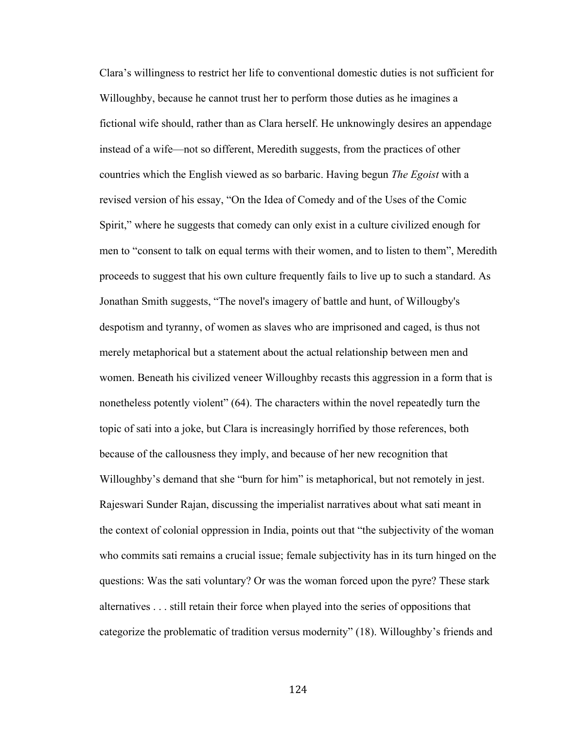Clara's willingness to restrict her life to conventional domestic duties is not sufficient for Willoughby, because he cannot trust her to perform those duties as he imagines a fictional wife should, rather than as Clara herself. He unknowingly desires an appendage instead of a wife—not so different, Meredith suggests, from the practices of other countries which the English viewed as so barbaric. Having begun *The Egoist* with a revised version of his essay, "On the Idea of Comedy and of the Uses of the Comic Spirit," where he suggests that comedy can only exist in a culture civilized enough for men to "consent to talk on equal terms with their women, and to listen to them", Meredith proceeds to suggest that his own culture frequently fails to live up to such a standard. As Jonathan Smith suggests, "The novel's imagery of battle and hunt, of Willoughby's despotism and tyranny, of women as slaves who are imprisoned and caged, is thus not merely metaphorical but a statement about the actual relationship between men and women. Beneath his civilized veneer Willoughby recasts this aggression in a form that is nonetheless potently violent" (64). The characters within the novel repeatedly turn the topic of sati into a joke, but Clara is increasingly horrified by those references, both because of the callousness they imply, and because of her new recognition that Willoughby's demand that she "burn for him" is metaphorical, but not remotely in jest. Rajeswari Sunder Rajan, discussing the imperialist narratives about what sati meant in the context of colonial oppression in India, points out that "the subjectivity of the woman who commits sati remains a crucial issue; female subjectivity has in its turn hinged on the questions: Was the sati voluntary? Or was the woman forced upon the pyre? These stark alternatives . . . still retain their force when played into the series of oppositions that categorize the problematic of tradition versus modernity" (18). Willoughby's friends and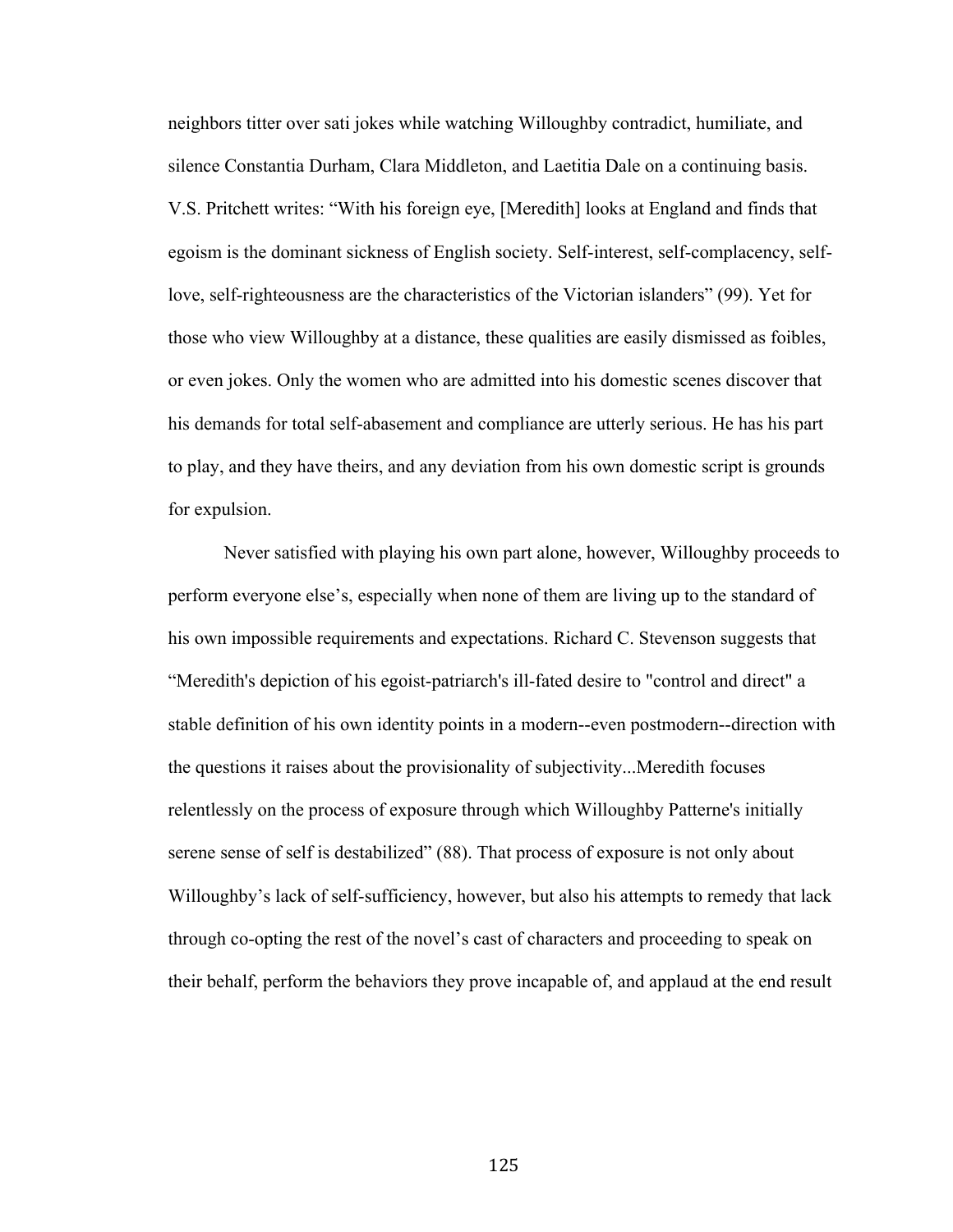neighbors titter over sati jokes while watching Willoughby contradict, humiliate, and silence Constantia Durham, Clara Middleton, and Laetitia Dale on a continuing basis. V.S. Pritchett writes: “With his foreign eye, [Meredith] looks at England and finds that egoism is the dominant sickness of English society. Self-interest, self-complacency, self-love, self-righteousness are the characteristics of the Victorian islanders” (99). Yet for those who view Willoughby at a distance, these qualities are easily dismissed as foibles, or even jokes. Only the women who are admitted into his domestic scenes discover that his demands for total self-abasement and compliance are utterly serious. He has his part to play, and they have theirs, and any deviation from his own domestic script is grounds for expulsion.

Never satisfied with playing his own part alone, however, Willoughby proceeds to perform everyone else’s, especially when none of them are living up to the standard of his own impossible requirements and expectations. Richard C. Stevenson suggests that “Meredith's depiction of his egoist-patriarch's ill-fated desire to "control and direct" a stable definition of his own identity points in a modern--even postmodern--direction with the questions it raises about the provisionality of subjectivity...Meredith focuses relentlessly on the process of exposure through which Willoughby Patterne's initially serene sense of self is destabilized” (88). That process of exposure is not only about Willoughby’s lack of self-sufficiency, however, but also his attempts to remedy that lack through co-opting the rest of the novel’s cast of characters and proceeding to speak on their behalf, perform the behaviors they prove incapable of, and applaud at the end result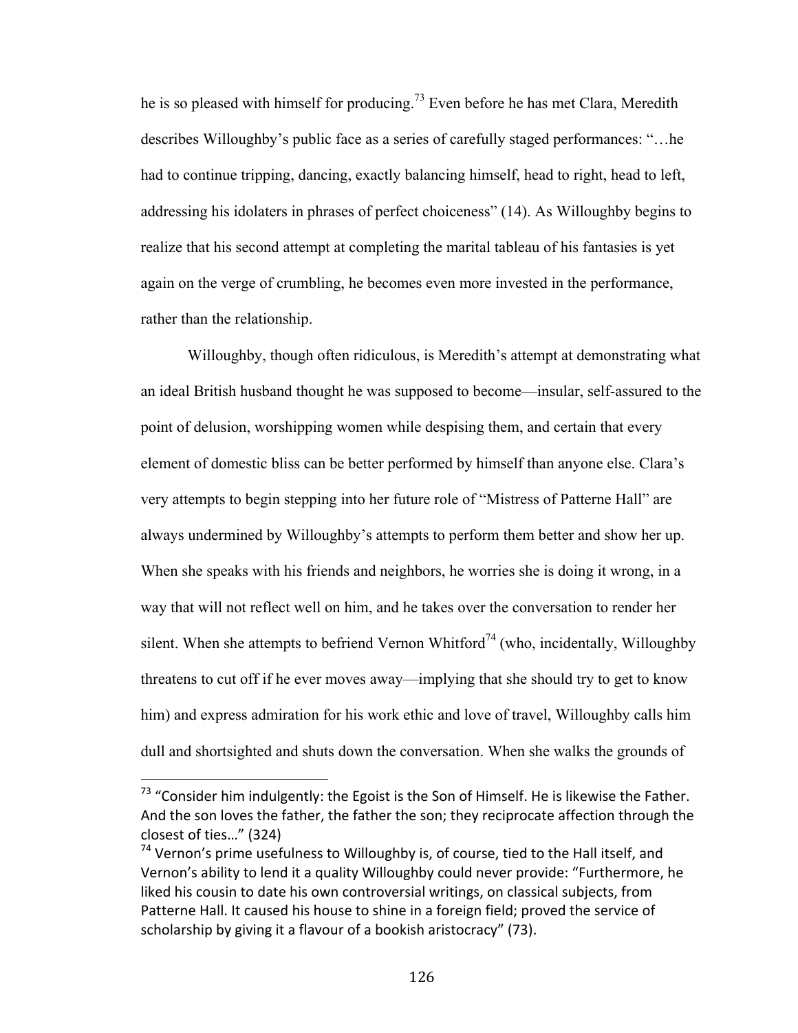he is so pleased with himself for producing.[73] Even before he has met Clara, Meredith describes Willoughby's public face as a series of carefully staged performances: "…he had to continue tripping, dancing, exactly balancing himself, head to right, head to left, addressing his idolaters in phrases of perfect choiceness" (14). As Willoughby begins to realize that his second attempt at completing the marital tableau of his fantasies is yet again on the verge of crumbling, he becomes even more invested in the performance, rather than the relationship.

Willoughby, though often ridiculous, is Meredith's attempt at demonstrating what an ideal British husband thought he was supposed to become—insular, self-assured to the point of delusion, worshipping women while despising them, and certain that every element of domestic bliss can be better performed by himself than anyone else. Clara's very attempts to begin stepping into her future role of "Mistress of Patterne Hall" are always undermined by Willoughby's attempts to perform them better and show her up. When she speaks with his friends and neighbors, he worries she is doing it wrong, in a way that will not reflect well on him, and he takes over the conversation to render her silent. When she attempts to befriend Vernon Whitford[74] (who, incidentally, Willoughby threatens to cut off if he ever moves away—implying that she should try to get to know him) and express admiration for his work ethic and love of travel, Willoughby calls him dull and shortsighted and shuts down the conversation. When she walks the grounds of

---

[73] "Consider him indulgently: the Egoist is the Son of Himself. He is likewise the Father. And the son loves the father, the father the son; they reciprocate affection through the closest of ties…" (324)

[74] Vernon's prime usefulness to Willoughby is, of course, tied to the Hall itself, and Vernon's ability to lend it a quality Willoughby could never provide: "Furthermore, he liked his cousin to date his own controversial writings, on classical subjects, from Patterne Hall. It caused his house to shine in a foreign field; proved the service of scholarship by giving it a flavour of a bookish aristocracy" (73).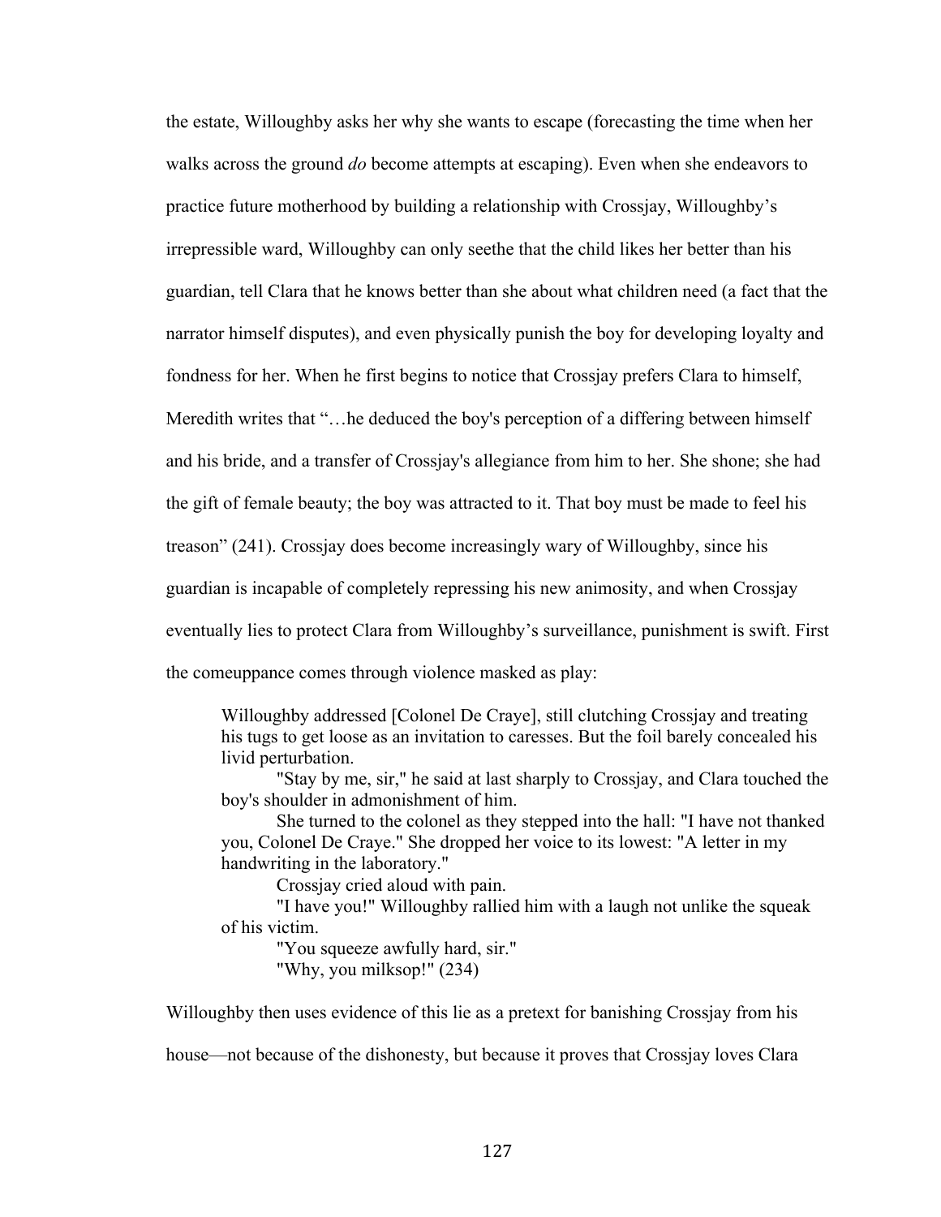the estate, Willoughby asks her why she wants to escape (forecasting the time when her walks across the ground *do* become attempts at escaping). Even when she endeavors to practice future motherhood by building a relationship with Crossjay, Willoughby's irrepressible ward, Willoughby can only seethe that the child likes her better than his guardian, tell Clara that he knows better than she about what children need (a fact that the narrator himself disputes), and even physically punish the boy for developing loyalty and fondness for her. When he first begins to notice that Crossjay prefers Clara to himself, Meredith writes that "…he deduced the boy's perception of a differing between himself and his bride, and a transfer of Crossjay's allegiance from him to her. She shone; she had the gift of female beauty; the boy was attracted to it. That boy must be made to feel his treason" (241). Crossjay does become increasingly wary of Willoughby, since his guardian is incapable of completely repressing his new animosity, and when Crossjay eventually lies to protect Clara from Willoughby's surveillance, punishment is swift. First the comeuppance comes through violence masked as play:

> Willoughby addressed [Colonel De Craye], still clutching Crossjay and treating his tugs to get loose as an invitation to caresses. But the foil barely concealed his livid perturbation.
>
> "Stay by me, sir," he said at last sharply to Crossjay, and Clara touched the boy's shoulder in admonishment of him.
>
> She turned to the colonel as they stepped into the hall: "I have not thanked you, Colonel De Craye." She dropped her voice to its lowest: "A letter in my handwriting in the laboratory."
>
> Crossjay cried aloud with pain.
>
> "I have you!" Willoughby rallied him with a laugh not unlike the squeak of his victim.
>
> "You squeeze awfully hard, sir."
>
> "Why, you milksop!" (234)

Willoughby then uses evidence of this lie as a pretext for banishing Crossjay from his house—not because of the dishonesty, but because it proves that Crossjay loves Clara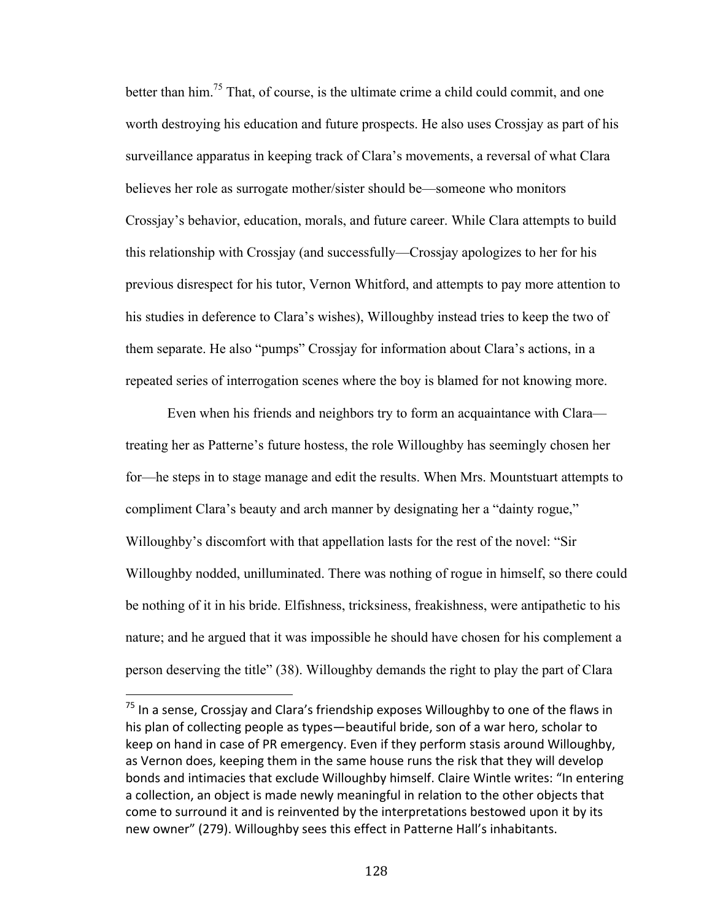better than him.[75] That, of course, is the ultimate crime a child could commit, and one worth destroying his education and future prospects. He also uses Crossjay as part of his surveillance apparatus in keeping track of Clara's movements, a reversal of what Clara believes her role as surrogate mother/sister should be—someone who monitors Crossjay's behavior, education, morals, and future career. While Clara attempts to build this relationship with Crossjay (and successfully—Crossjay apologizes to her for his previous disrespect for his tutor, Vernon Whitford, and attempts to pay more attention to his studies in deference to Clara's wishes), Willoughby instead tries to keep the two of them separate. He also "pumps" Crossjay for information about Clara's actions, in a repeated series of interrogation scenes where the boy is blamed for not knowing more.

Even when his friends and neighbors try to form an acquaintance with Clara—treating her as Patterne's future hostess, the role Willoughby has seemingly chosen her for—he steps in to stage manage and edit the results. When Mrs. Mountstuart attempts to compliment Clara's beauty and arch manner by designating her a "dainty rogue," Willoughby's discomfort with that appellation lasts for the rest of the novel: "Sir Willoughby nodded, unilluminated. There was nothing of rogue in himself, so there could be nothing of it in his bride. Elfishness, tricksiness, freakishness, were antipathetic to his nature; and he argued that it was impossible he should have chosen for his complement a person deserving the title" (38). Willoughby demands the right to play the part of Clara

[75] In a sense, Crossjay and Clara's friendship exposes Willoughby to one of the flaws in his plan of collecting people as types—beautiful bride, son of a war hero, scholar to keep on hand in case of PR emergency. Even if they perform stasis around Willoughby, as Vernon does, keeping them in the same house runs the risk that they will develop bonds and intimacies that exclude Willoughby himself. Claire Wintle writes: "In entering a collection, an object is made newly meaningful in relation to the other objects that come to surround it and is reinvented by the interpretations bestowed upon it by its new owner" (279). Willoughby sees this effect in Patterne Hall's inhabitants.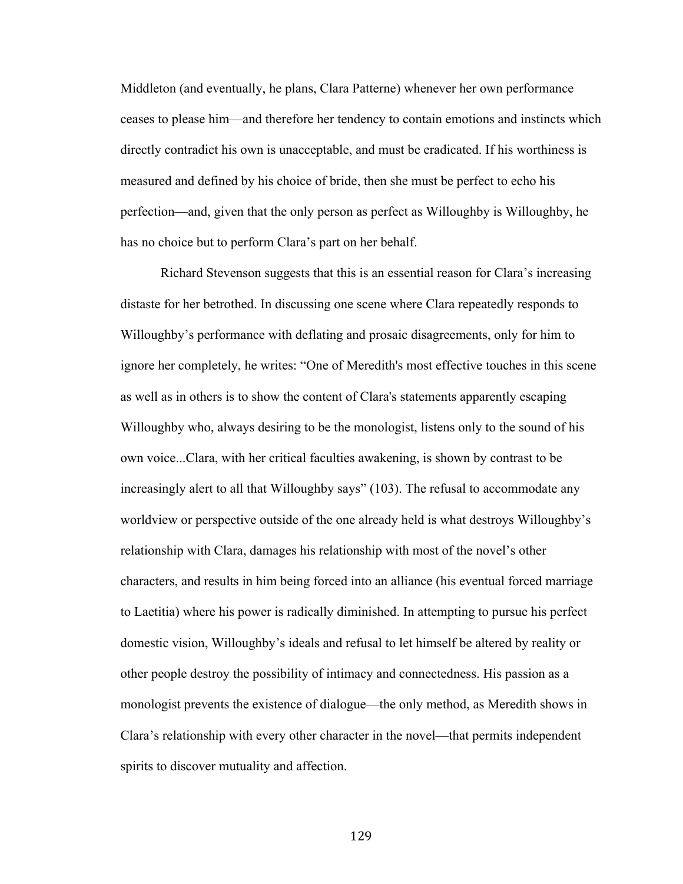Middleton (and eventually, he plans, Clara Patterne) whenever her own performance ceases to please him—and therefore her tendency to contain emotions and instincts which directly contradict his own is unacceptable, and must be eradicated. If his worthiness is measured and defined by his choice of bride, then she must be perfect to echo his perfection—and, given that the only person as perfect as Willoughby is Willoughby, he has no choice but to perform Clara's part on her behalf.

Richard Stevenson suggests that this is an essential reason for Clara's increasing distaste for her betrothed. In discussing one scene where Clara repeatedly responds to Willoughby's performance with deflating and prosaic disagreements, only for him to ignore her completely, he writes: "One of Meredith's most effective touches in this scene as well as in others is to show the content of Clara's statements apparently escaping Willoughby who, always desiring to be the monologist, listens only to the sound of his own voice...Clara, with her critical faculties awakening, is shown by contrast to be increasingly alert to all that Willoughby says" (103). The refusal to accommodate any worldview or perspective outside of the one already held is what destroys Willoughby's relationship with Clara, damages his relationship with most of the novel's other characters, and results in him being forced into an alliance (his eventual forced marriage to Laetitia) where his power is radically diminished. In attempting to pursue his perfect domestic vision, Willoughby's ideals and refusal to let himself be altered by reality or other people destroy the possibility of intimacy and connectedness. His passion as a monologist prevents the existence of dialogue—the only method, as Meredith shows in Clara's relationship with every other character in the novel—that permits independent spirits to discover mutuality and affection.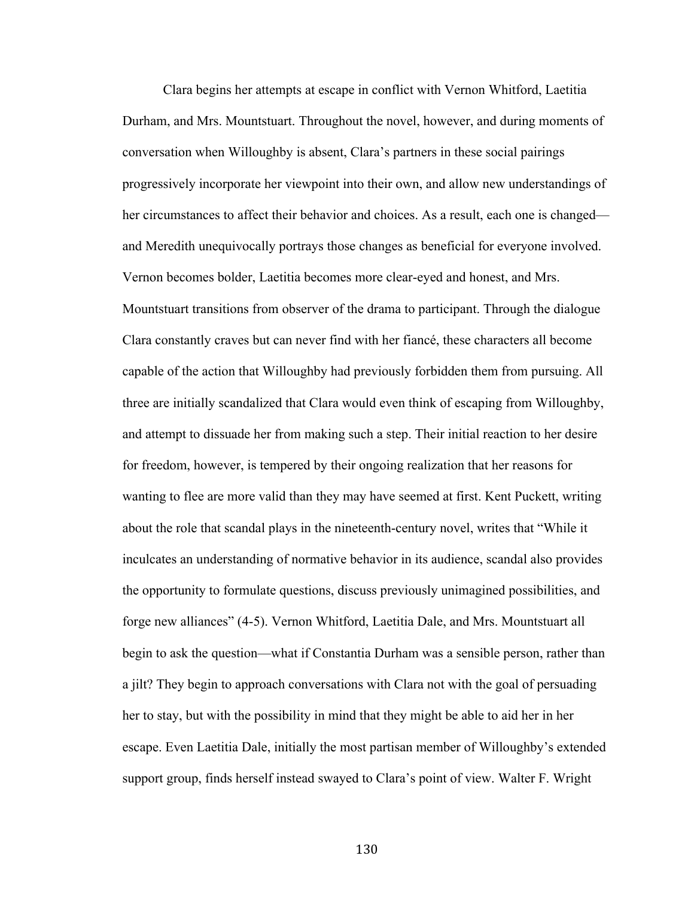Clara begins her attempts at escape in conflict with Vernon Whitford, Laetitia Durham, and Mrs. Mountstuart. Throughout the novel, however, and during moments of conversation when Willoughby is absent, Clara's partners in these social pairings progressively incorporate her viewpoint into their own, and allow new understandings of her circumstances to affect their behavior and choices. As a result, each one is changed—and Meredith unequivocally portrays those changes as beneficial for everyone involved. Vernon becomes bolder, Laetitia becomes more clear-eyed and honest, and Mrs. Mountstuart transitions from observer of the drama to participant. Through the dialogue Clara constantly craves but can never find with her fiancé, these characters all become capable of the action that Willoughby had previously forbidden them from pursuing. All three are initially scandalized that Clara would even think of escaping from Willoughby, and attempt to dissuade her from making such a step. Their initial reaction to her desire for freedom, however, is tempered by their ongoing realization that her reasons for wanting to flee are more valid than they may have seemed at first. Kent Puckett, writing about the role that scandal plays in the nineteenth-century novel, writes that "While it inculcates an understanding of normative behavior in its audience, scandal also provides the opportunity to formulate questions, discuss previously unimagined possibilities, and forge new alliances" (4-5). Vernon Whitford, Laetitia Dale, and Mrs. Mountstuart all begin to ask the question—what if Constantia Durham was a sensible person, rather than a jilt? They begin to approach conversations with Clara not with the goal of persuading her to stay, but with the possibility in mind that they might be able to aid her in her escape. Even Laetitia Dale, initially the most partisan member of Willoughby's extended support group, finds herself instead swayed to Clara's point of view. Walter F. Wright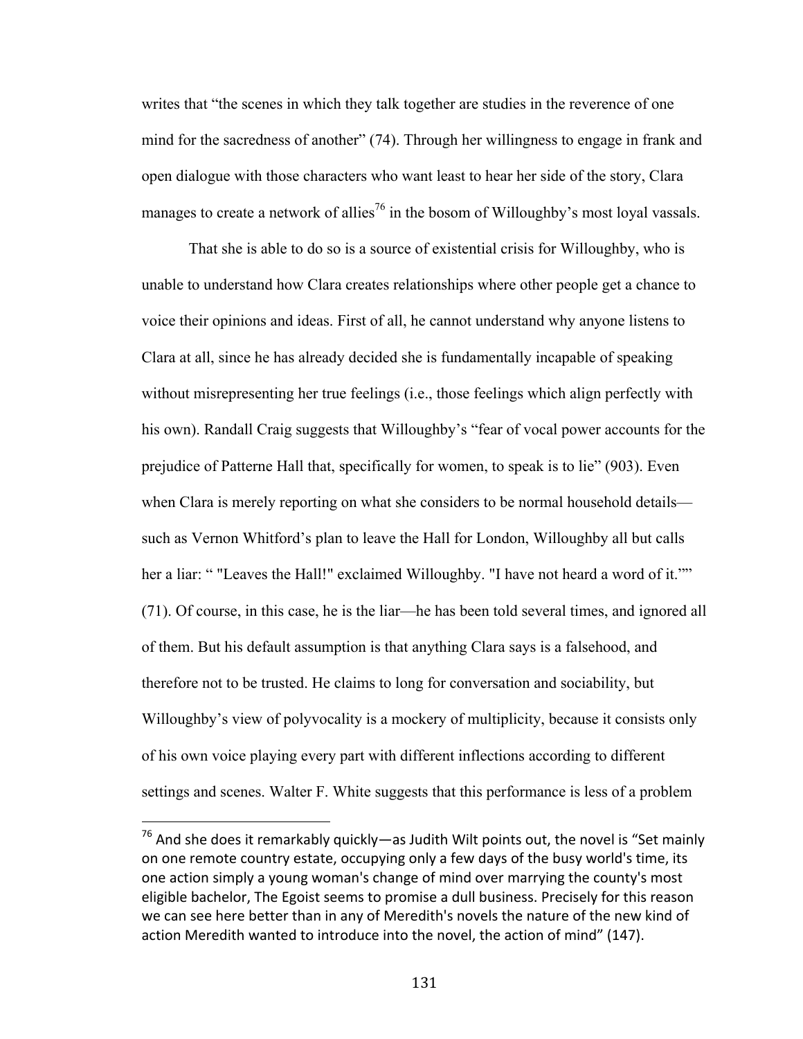writes that "the scenes in which they talk together are studies in the reverence of one mind for the sacredness of another" (74). Through her willingness to engage in frank and open dialogue with those characters who want least to hear her side of the story, Clara manages to create a network of allies[76] in the bosom of Willoughby's most loyal vassals.

That she is able to do so is a source of existential crisis for Willoughby, who is unable to understand how Clara creates relationships where other people get a chance to voice their opinions and ideas. First of all, he cannot understand why anyone listens to Clara at all, since he has already decided she is fundamentally incapable of speaking without misrepresenting her true feelings (i.e., those feelings which align perfectly with his own). Randall Craig suggests that Willoughby's "fear of vocal power accounts for the prejudice of Patterne Hall that, specifically for women, to speak is to lie" (903). Even when Clara is merely reporting on what she considers to be normal household details—such as Vernon Whitford's plan to leave the Hall for London, Willoughby all but calls her a liar: " "Leaves the Hall!" exclaimed Willoughby. "I have not heard a word of it."" (71). Of course, in this case, he is the liar—he has been told several times, and ignored all of them. But his default assumption is that anything Clara says is a falsehood, and therefore not to be trusted. He claims to long for conversation and sociability, but Willoughby's view of polyvocality is a mockery of multiplicity, because it consists only of his own voice playing every part with different inflections according to different settings and scenes. Walter F. White suggests that this performance is less of a problem

[76] And she does it remarkably quickly—as Judith Wilt points out, the novel is "Set mainly on one remote country estate, occupying only a few days of the busy world's time, its one action simply a young woman's change of mind over marrying the county's most eligible bachelor, The Egoist seems to promise a dull business. Precisely for this reason we can see here better than in any of Meredith's novels the nature of the new kind of action Meredith wanted to introduce into the novel, the action of mind" (147).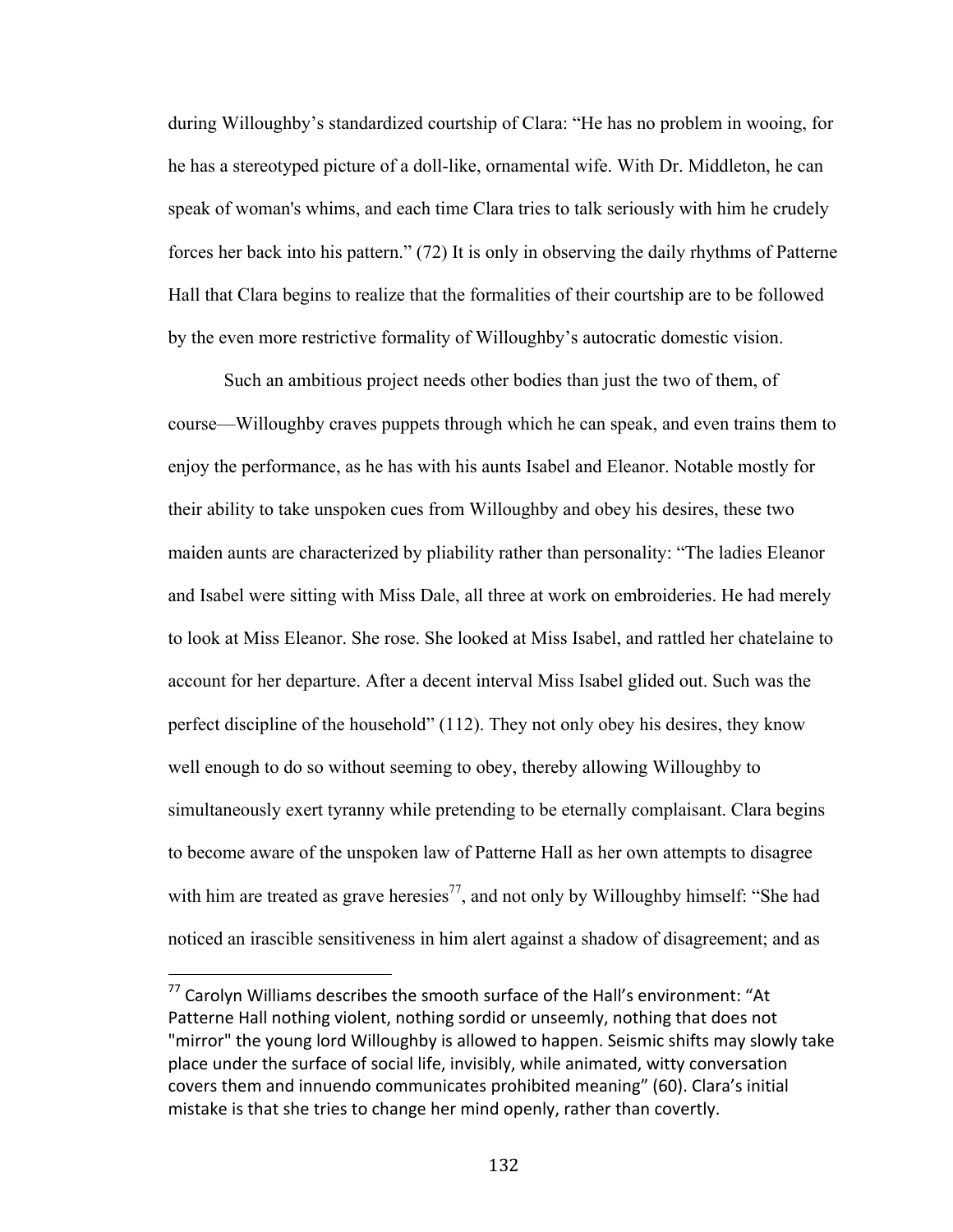during Willoughby's standardized courtship of Clara: "He has no problem in wooing, for he has a stereotyped picture of a doll-like, ornamental wife. With Dr. Middleton, he can speak of woman's whims, and each time Clara tries to talk seriously with him he crudely forces her back into his pattern." (72) It is only in observing the daily rhythms of Patterne Hall that Clara begins to realize that the formalities of their courtship are to be followed by the even more restrictive formality of Willoughby's autocratic domestic vision.

Such an ambitious project needs other bodies than just the two of them, of course—Willoughby craves puppets through which he can speak, and even trains them to enjoy the performance, as he has with his aunts Isabel and Eleanor. Notable mostly for their ability to take unspoken cues from Willoughby and obey his desires, these two maiden aunts are characterized by pliability rather than personality: "The ladies Eleanor and Isabel were sitting with Miss Dale, all three at work on embroideries. He had merely to look at Miss Eleanor. She rose. She looked at Miss Isabel, and rattled her chatelaine to account for her departure. After a decent interval Miss Isabel glided out. Such was the perfect discipline of the household" (112). They not only obey his desires, they know well enough to do so without seeming to obey, thereby allowing Willoughby to simultaneously exert tyranny while pretending to be eternally complaisant. Clara begins to become aware of the unspoken law of Patterne Hall as her own attempts to disagree with him are treated as grave heresies[77], and not only by Willoughby himself: "She had noticed an irascible sensitiveness in him alert against a shadow of disagreement; and as

[77] Carolyn Williams describes the smooth surface of the Hall's environment: "At Patterne Hall nothing violent, nothing sordid or unseemly, nothing that does not "mirror" the young lord Willoughby is allowed to happen. Seismic shifts may slowly take place under the surface of social life, invisibly, while animated, witty conversation covers them and innuendo communicates prohibited meaning" (60). Clara's initial mistake is that she tries to change her mind openly, rather than covertly.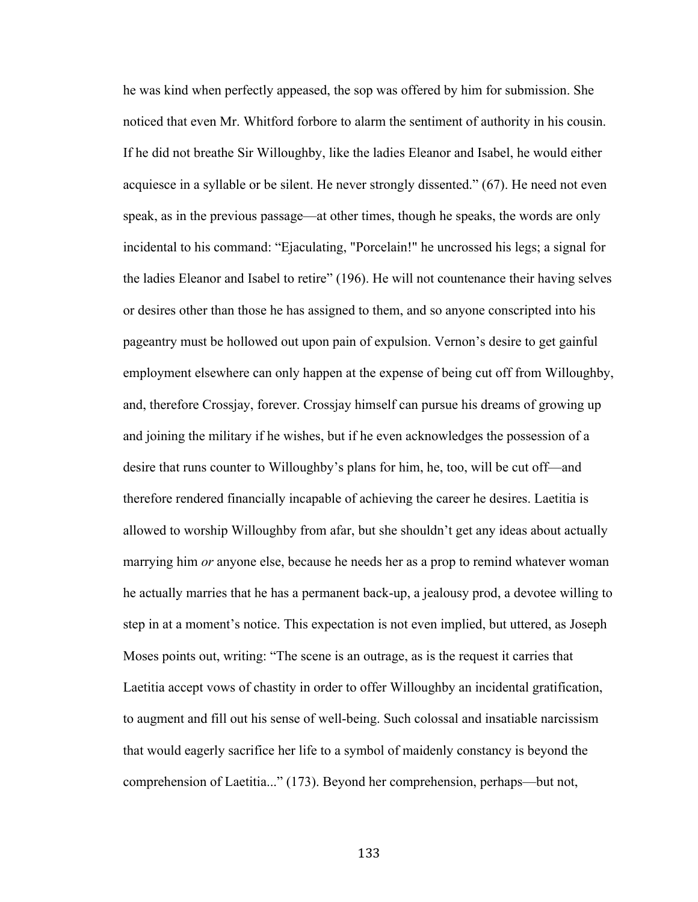he was kind when perfectly appeased, the sop was offered by him for submission. She noticed that even Mr. Whitford forbore to alarm the sentiment of authority in his cousin. If he did not breathe Sir Willoughby, like the ladies Eleanor and Isabel, he would either acquiesce in a syllable or be silent. He never strongly dissented." (67). He need not even speak, as in the previous passage—at other times, though he speaks, the words are only incidental to his command: "Ejaculating, "Porcelain!" he uncrossed his legs; a signal for the ladies Eleanor and Isabel to retire" (196). He will not countenance their having selves or desires other than those he has assigned to them, and so anyone conscripted into his pageantry must be hollowed out upon pain of expulsion. Vernon's desire to get gainful employment elsewhere can only happen at the expense of being cut off from Willoughby, and, therefore Crossjay, forever. Crossjay himself can pursue his dreams of growing up and joining the military if he wishes, but if he even acknowledges the possession of a desire that runs counter to Willoughby's plans for him, he, too, will be cut off—and therefore rendered financially incapable of achieving the career he desires. Laetitia is allowed to worship Willoughby from afar, but she shouldn't get any ideas about actually marrying him *or* anyone else, because he needs her as a prop to remind whatever woman he actually marries that he has a permanent back-up, a jealousy prod, a devotee willing to step in at a moment's notice. This expectation is not even implied, but uttered, as Joseph Moses points out, writing: "The scene is an outrage, as is the request it carries that Laetitia accept vows of chastity in order to offer Willoughby an incidental gratification, to augment and fill out his sense of well-being. Such colossal and insatiable narcissism that would eagerly sacrifice her life to a symbol of maidenly constancy is beyond the comprehension of Laetitia..." (173). Beyond her comprehension, perhaps—but not,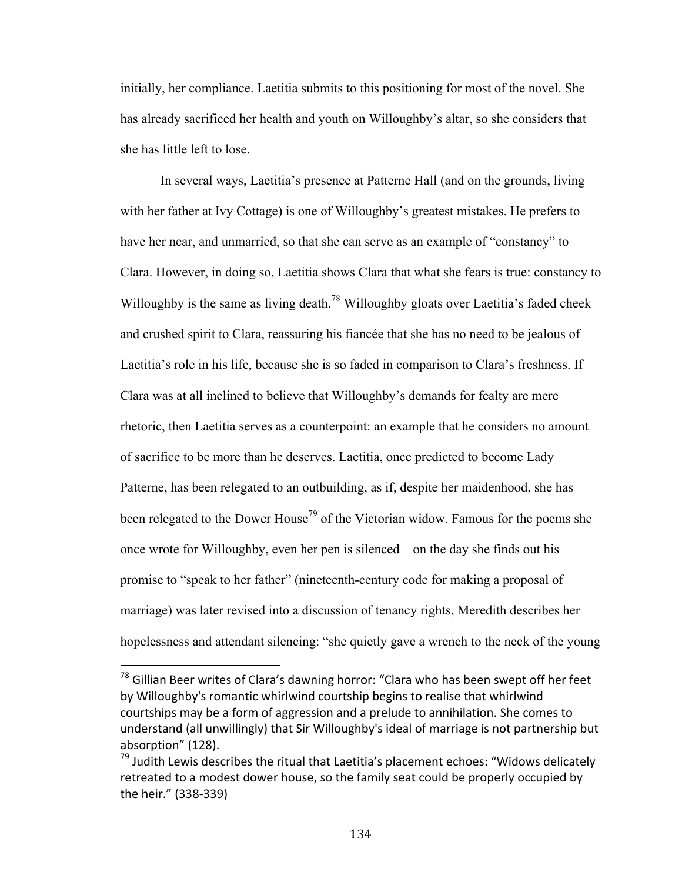initially, her compliance. Laetitia submits to this positioning for most of the novel. She has already sacrificed her health and youth on Willoughby's altar, so she considers that she has little left to lose.

In several ways, Laetitia's presence at Patterne Hall (and on the grounds, living with her father at Ivy Cottage) is one of Willoughby's greatest mistakes. He prefers to have her near, and unmarried, so that she can serve as an example of "constancy" to Clara. However, in doing so, Laetitia shows Clara that what she fears is true: constancy to Willoughby is the same as living death.[78] Willoughby gloats over Laetitia's faded cheek and crushed spirit to Clara, reassuring his fiancée that she has no need to be jealous of Laetitia's role in his life, because she is so faded in comparison to Clara's freshness. If Clara was at all inclined to believe that Willoughby's demands for fealty are mere rhetoric, then Laetitia serves as a counterpoint: an example that he considers no amount of sacrifice to be more than he deserves. Laetitia, once predicted to become Lady Patterne, has been relegated to an outbuilding, as if, despite her maidenhood, she has been relegated to the Dower House[79] of the Victorian widow. Famous for the poems she once wrote for Willoughby, even her pen is silenced—on the day she finds out his promise to "speak to her father" (nineteenth-century code for making a proposal of marriage) was later revised into a discussion of tenancy rights, Meredith describes her hopelessness and attendant silencing: "she quietly gave a wrench to the neck of the young

---

[78] Gillian Beer writes of Clara's dawning horror: "Clara who has been swept off her feet by Willoughby's romantic whirlwind courtship begins to realise that whirlwind courtships may be a form of aggression and a prelude to annihilation. She comes to understand (all unwillingly) that Sir Willoughby's ideal of marriage is not partnership but absorption" (128).

[79] Judith Lewis describes the ritual that Laetitia's placement echoes: "Widows delicately retreated to a modest dower house, so the family seat could be properly occupied by the heir." (338-339)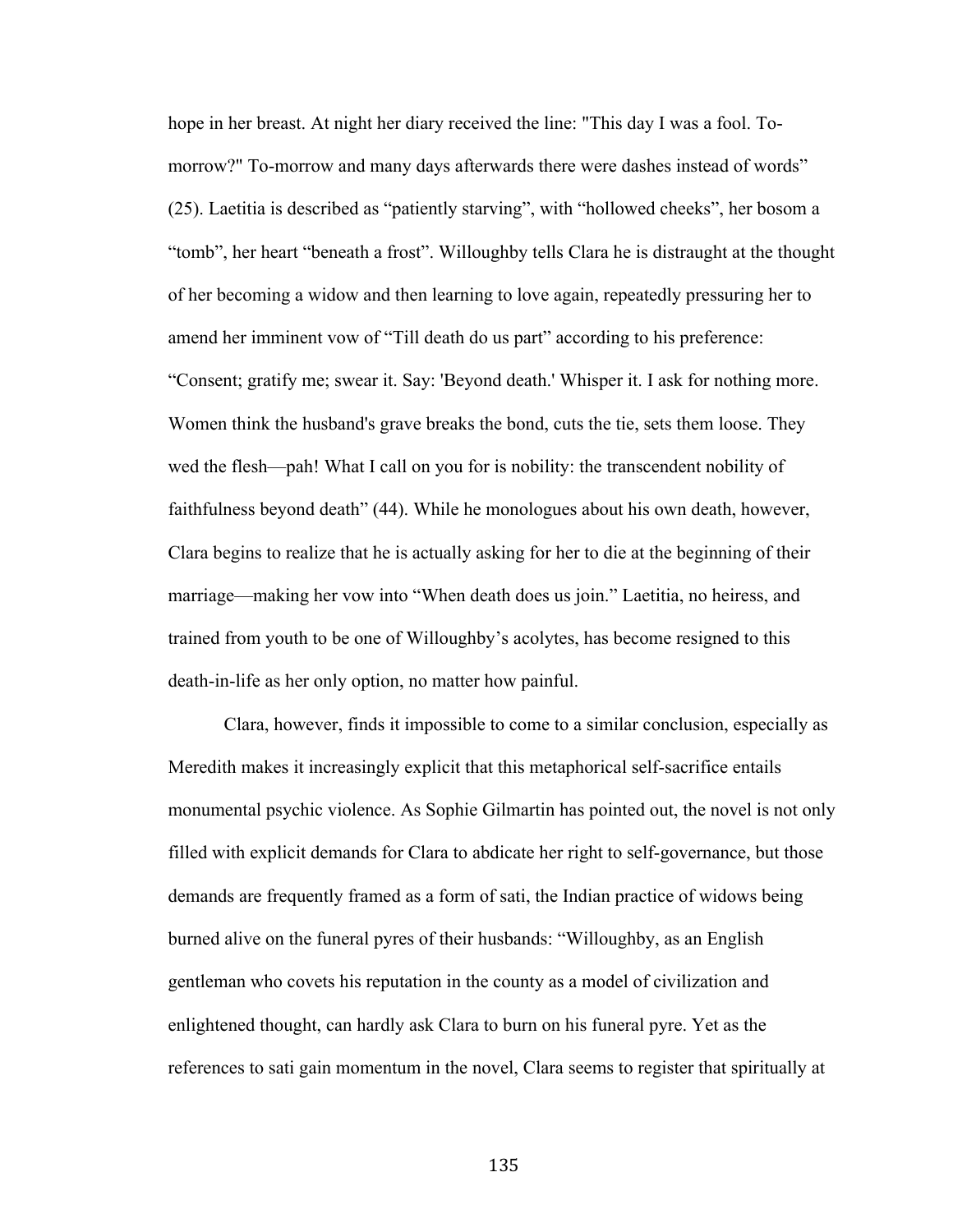hope in her breast. At night her diary received the line: "This day I was a fool. To-morrow?" To-morrow and many days afterwards there were dashes instead of words" (25). Laetitia is described as "patiently starving", with "hollowed cheeks", her bosom a "tomb", her heart "beneath a frost". Willoughby tells Clara he is distraught at the thought of her becoming a widow and then learning to love again, repeatedly pressuring her to amend her imminent vow of "Till death do us part" according to his preference: "Consent; gratify me; swear it. Say: 'Beyond death.' Whisper it. I ask for nothing more. Women think the husband's grave breaks the bond, cuts the tie, sets them loose. They wed the flesh—pah! What I call on you for is nobility: the transcendent nobility of faithfulness beyond death" (44). While he monologues about his own death, however, Clara begins to realize that he is actually asking for her to die at the beginning of their marriage—making her vow into "When death does us join." Laetitia, no heiress, and trained from youth to be one of Willoughby's acolytes, has become resigned to this death-in-life as her only option, no matter how painful.

Clara, however, finds it impossible to come to a similar conclusion, especially as Meredith makes it increasingly explicit that this metaphorical self-sacrifice entails monumental psychic violence. As Sophie Gilmartin has pointed out, the novel is not only filled with explicit demands for Clara to abdicate her right to self-governance, but those demands are frequently framed as a form of sati, the Indian practice of widows being burned alive on the funeral pyres of their husbands: "Willoughby, as an English gentleman who covets his reputation in the county as a model of civilization and enlightened thought, can hardly ask Clara to burn on his funeral pyre. Yet as the references to sati gain momentum in the novel, Clara seems to register that spiritually at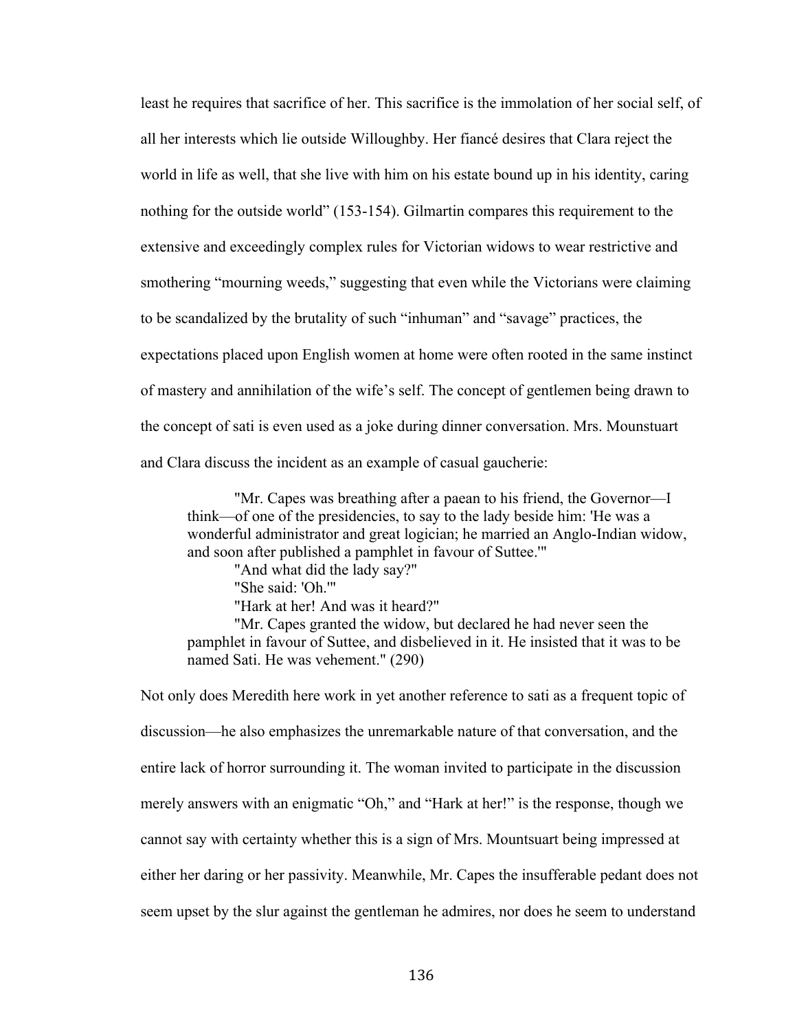least he requires that sacrifice of her. This sacrifice is the immolation of her social self, of all her interests which lie outside Willoughby. Her fiancé desires that Clara reject the world in life as well, that she live with him on his estate bound up in his identity, caring nothing for the outside world" (153-154). Gilmartin compares this requirement to the extensive and exceedingly complex rules for Victorian widows to wear restrictive and smothering "mourning weeds," suggesting that even while the Victorians were claiming to be scandalized by the brutality of such "inhuman" and "savage" practices, the expectations placed upon English women at home were often rooted in the same instinct of mastery and annihilation of the wife's self. The concept of gentlemen being drawn to the concept of sati is even used as a joke during dinner conversation. Mrs. Mounstuart and Clara discuss the incident as an example of casual gaucherie:

> "Mr. Capes was breathing after a paean to his friend, the Governor—I think—of one of the presidencies, to say to the lady beside him: 'He was a wonderful administrator and great logician; he married an Anglo-Indian widow, and soon after published a pamphlet in favour of Suttee.'"
>
> "And what did the lady say?"
>
> "She said: 'Oh.'"
>
> "Hark at her! And was it heard?"
>
> "Mr. Capes granted the widow, but declared he had never seen the pamphlet in favour of Suttee, and disbelieved in it. He insisted that it was to be named Sati. He was vehement." (290)

Not only does Meredith here work in yet another reference to sati as a frequent topic of discussion—he also emphasizes the unremarkable nature of that conversation, and the entire lack of horror surrounding it. The woman invited to participate in the discussion merely answers with an enigmatic "Oh," and "Hark at her!" is the response, though we cannot say with certainty whether this is a sign of Mrs. Mountsuart being impressed at either her daring or her passivity. Meanwhile, Mr. Capes the insufferable pedant does not seem upset by the slur against the gentleman he admires, nor does he seem to understand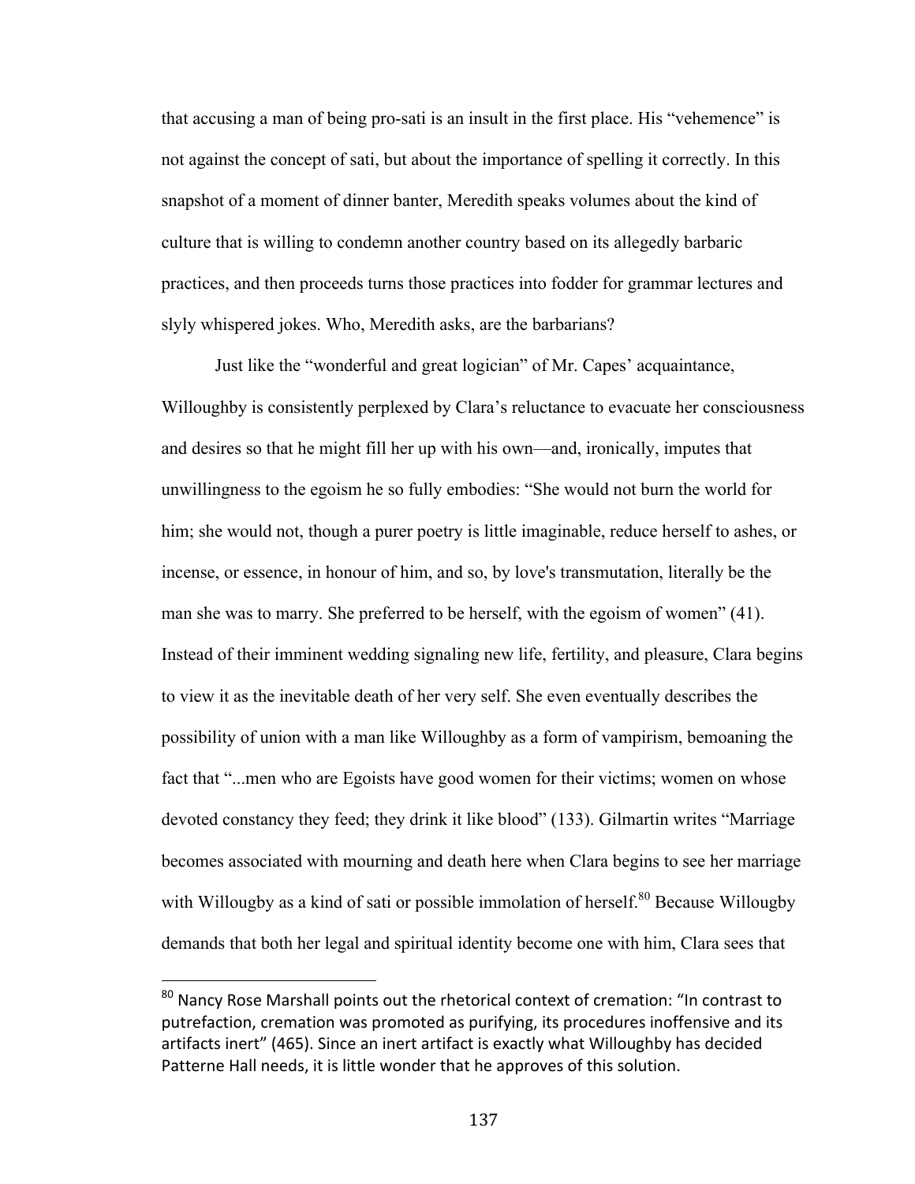that accusing a man of being pro-sati is an insult in the first place. His "vehemence" is not against the concept of sati, but about the importance of spelling it correctly. In this snapshot of a moment of dinner banter, Meredith speaks volumes about the kind of culture that is willing to condemn another country based on its allegedly barbaric practices, and then proceeds turns those practices into fodder for grammar lectures and slyly whispered jokes. Who, Meredith asks, are the barbarians?

Just like the "wonderful and great logician" of Mr. Capes' acquaintance, Willoughby is consistently perplexed by Clara's reluctance to evacuate her consciousness and desires so that he might fill her up with his own—and, ironically, imputes that unwillingness to the egoism he so fully embodies: "She would not burn the world for him; she would not, though a purer poetry is little imaginable, reduce herself to ashes, or incense, or essence, in honour of him, and so, by love's transmutation, literally be the man she was to marry. She preferred to be herself, with the egoism of women" (41). Instead of their imminent wedding signaling new life, fertility, and pleasure, Clara begins to view it as the inevitable death of her very self. She even eventually describes the possibility of union with a man like Willoughby as a form of vampirism, bemoaning the fact that "...men who are Egoists have good women for their victims; women on whose devoted constancy they feed; they drink it like blood" (133). Gilmartin writes "Marriage becomes associated with mourning and death here when Clara begins to see her marriage with Willougby as a kind of sati or possible immolation of herself.[80] Because Willougby demands that both her legal and spiritual identity become one with him, Clara sees that

[80] Nancy Rose Marshall points out the rhetorical context of cremation: "In contrast to putrefaction, cremation was promoted as purifying, its procedures inoffensive and its artifacts inert" (465). Since an inert artifact is exactly what Willoughby has decided Patterne Hall needs, it is little wonder that he approves of this solution.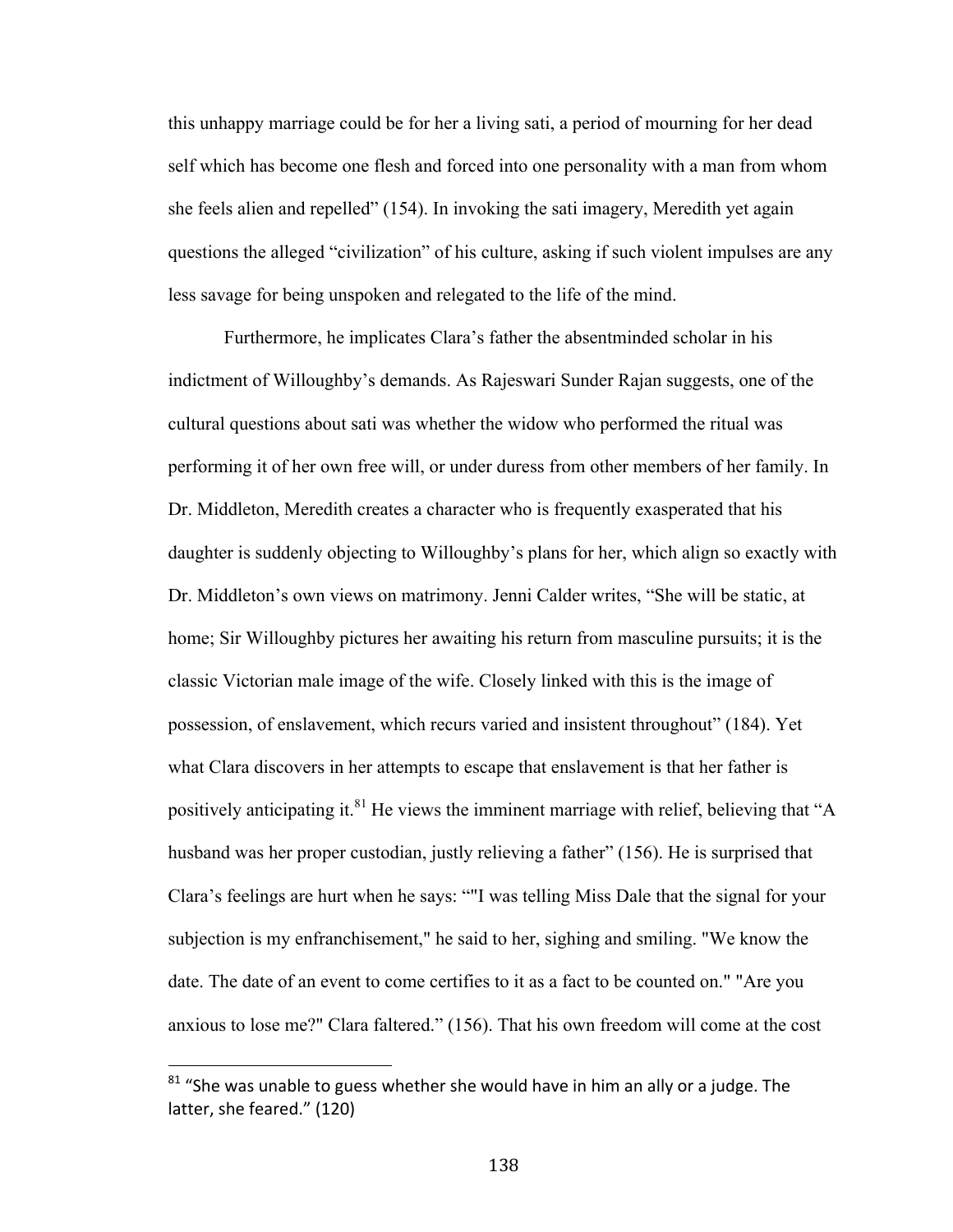this unhappy marriage could be for her a living sati, a period of mourning for her dead self which has become one flesh and forced into one personality with a man from whom she feels alien and repelled" (154). In invoking the sati imagery, Meredith yet again questions the alleged "civilization" of his culture, asking if such violent impulses are any less savage for being unspoken and relegated to the life of the mind.

Furthermore, he implicates Clara's father the absentminded scholar in his indictment of Willoughby's demands. As Rajeswari Sunder Rajan suggests, one of the cultural questions about sati was whether the widow who performed the ritual was performing it of her own free will, or under duress from other members of her family. In Dr. Middleton, Meredith creates a character who is frequently exasperated that his daughter is suddenly objecting to Willoughby's plans for her, which align so exactly with Dr. Middleton's own views on matrimony. Jenni Calder writes, "She will be static, at home; Sir Willoughby pictures her awaiting his return from masculine pursuits; it is the classic Victorian male image of the wife. Closely linked with this is the image of possession, of enslavement, which recurs varied and insistent throughout" (184). Yet what Clara discovers in her attempts to escape that enslavement is that her father is positively anticipating it.[81] He views the imminent marriage with relief, believing that "A husband was her proper custodian, justly relieving a father" (156). He is surprised that Clara's feelings are hurt when he says: ""I was telling Miss Dale that the signal for your subjection is my enfranchisement," he said to her, sighing and smiling. "We know the date. The date of an event to come certifies to it as a fact to be counted on." "Are you anxious to lose me?" Clara faltered." (156). That his own freedom will come at the cost

[81] "She was unable to guess whether she would have in him an ally or a judge. The latter, she feared." (120)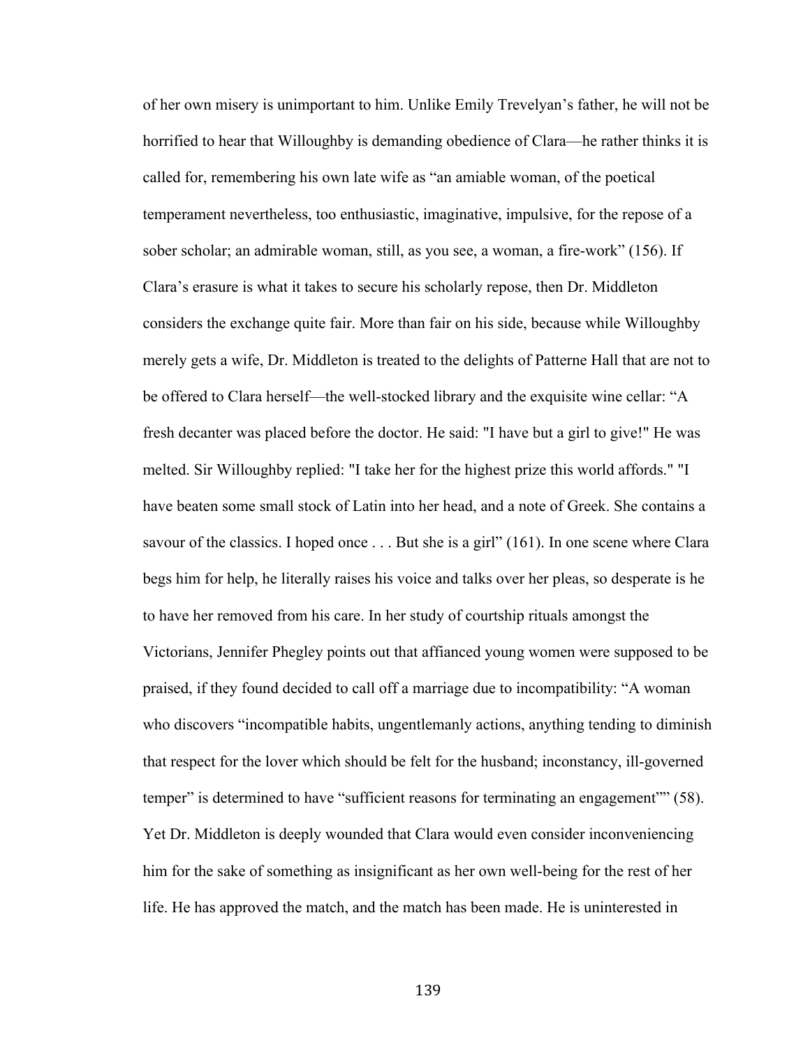of her own misery is unimportant to him. Unlike Emily Trevelyan's father, he will not be horrified to hear that Willoughby is demanding obedience of Clara—he rather thinks it is called for, remembering his own late wife as "an amiable woman, of the poetical temperament nevertheless, too enthusiastic, imaginative, impulsive, for the repose of a sober scholar; an admirable woman, still, as you see, a woman, a fire-work" (156). If Clara's erasure is what it takes to secure his scholarly repose, then Dr. Middleton considers the exchange quite fair. More than fair on his side, because while Willoughby merely gets a wife, Dr. Middleton is treated to the delights of Patterne Hall that are not to be offered to Clara herself—the well-stocked library and the exquisite wine cellar: "A fresh decanter was placed before the doctor. He said: "I have but a girl to give!" He was melted. Sir Willoughby replied: "I take her for the highest prize this world affords." "I have beaten some small stock of Latin into her head, and a note of Greek. She contains a savour of the classics. I hoped once . . . But she is a girl" (161). In one scene where Clara begs him for help, he literally raises his voice and talks over her pleas, so desperate is he to have her removed from his care. In her study of courtship rituals amongst the Victorians, Jennifer Phegley points out that affianced young women were supposed to be praised, if they found decided to call off a marriage due to incompatibility: "A woman who discovers "incompatible habits, ungentlemanly actions, anything tending to diminish that respect for the lover which should be felt for the husband; inconstancy, ill-governed temper" is determined to have "sufficient reasons for terminating an engagement"" (58). Yet Dr. Middleton is deeply wounded that Clara would even consider inconveniencing him for the sake of something as insignificant as her own well-being for the rest of her life. He has approved the match, and the match has been made. He is uninterested in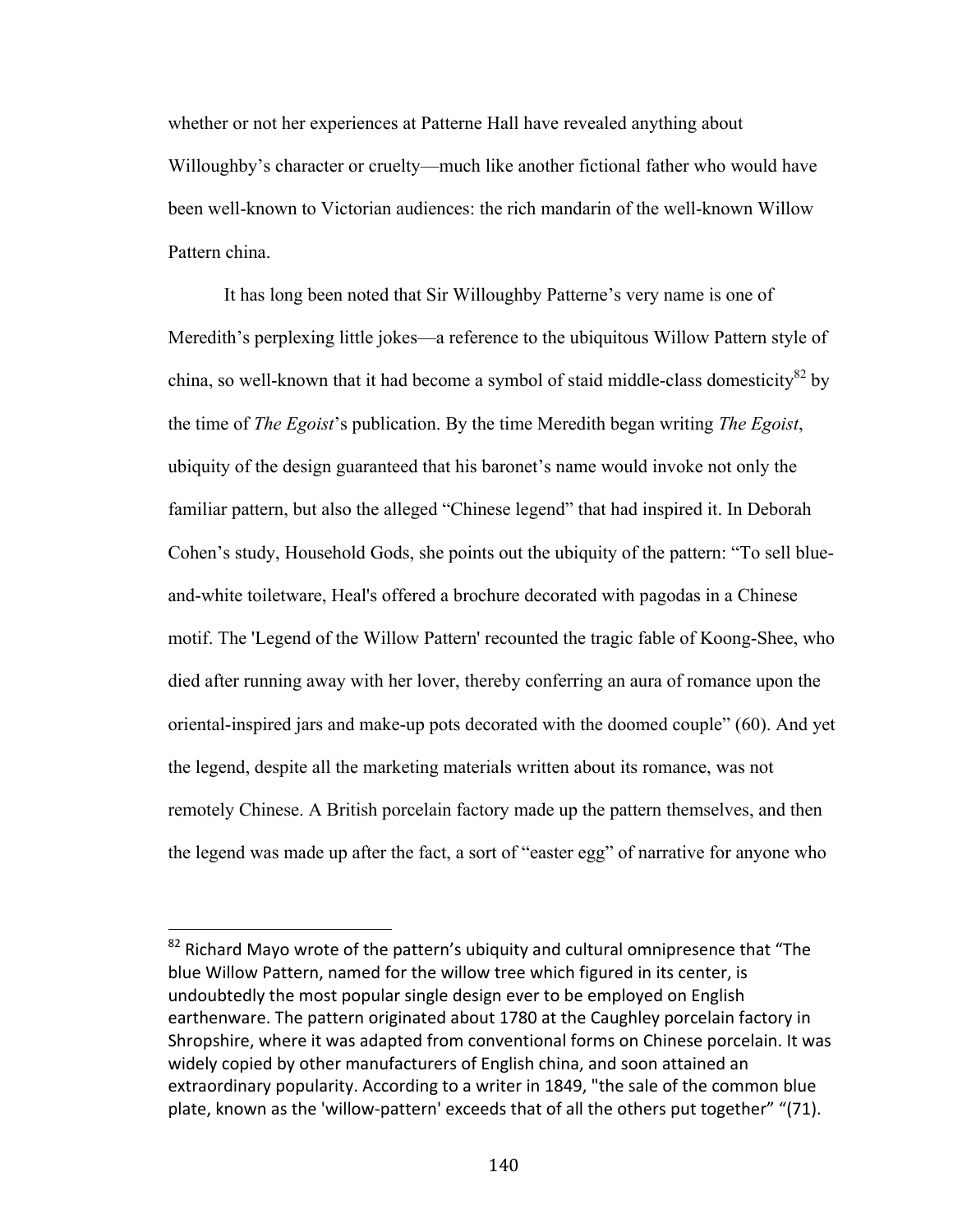whether or not her experiences at Patterne Hall have revealed anything about Willoughby's character or cruelty—much like another fictional father who would have been well-known to Victorian audiences: the rich mandarin of the well-known Willow Pattern china.

It has long been noted that Sir Willoughby Patterne's very name is one of Meredith's perplexing little jokes—a reference to the ubiquitous Willow Pattern style of china, so well-known that it had become a symbol of staid middle-class domesticity[82] by the time of *The Egoist*'s publication. By the time Meredith began writing *The Egoist*, ubiquity of the design guaranteed that his baronet's name would invoke not only the familiar pattern, but also the alleged "Chinese legend" that had inspired it. In Deborah Cohen's study, Household Gods, she points out the ubiquity of the pattern: "To sell blue-and-white toiletware, Heal's offered a brochure decorated with pagodas in a Chinese motif. The 'Legend of the Willow Pattern' recounted the tragic fable of Koong-Shee, who died after running away with her lover, thereby conferring an aura of romance upon the oriental-inspired jars and make-up pots decorated with the doomed couple" (60). And yet the legend, despite all the marketing materials written about its romance, was not remotely Chinese. A British porcelain factory made up the pattern themselves, and then the legend was made up after the fact, a sort of "easter egg" of narrative for anyone who

---

[82] Richard Mayo wrote of the pattern's ubiquity and cultural omnipresence that "The blue Willow Pattern, named for the willow tree which figured in its center, is undoubtedly the most popular single design ever to be employed on English earthenware. The pattern originated about 1780 at the Caughley porcelain factory in Shropshire, where it was adapted from conventional forms on Chinese porcelain. It was widely copied by other manufacturers of English china, and soon attained an extraordinary popularity. According to a writer in 1849, "the sale of the common blue plate, known as the 'willow-pattern' exceeds that of all the others put together" "(71).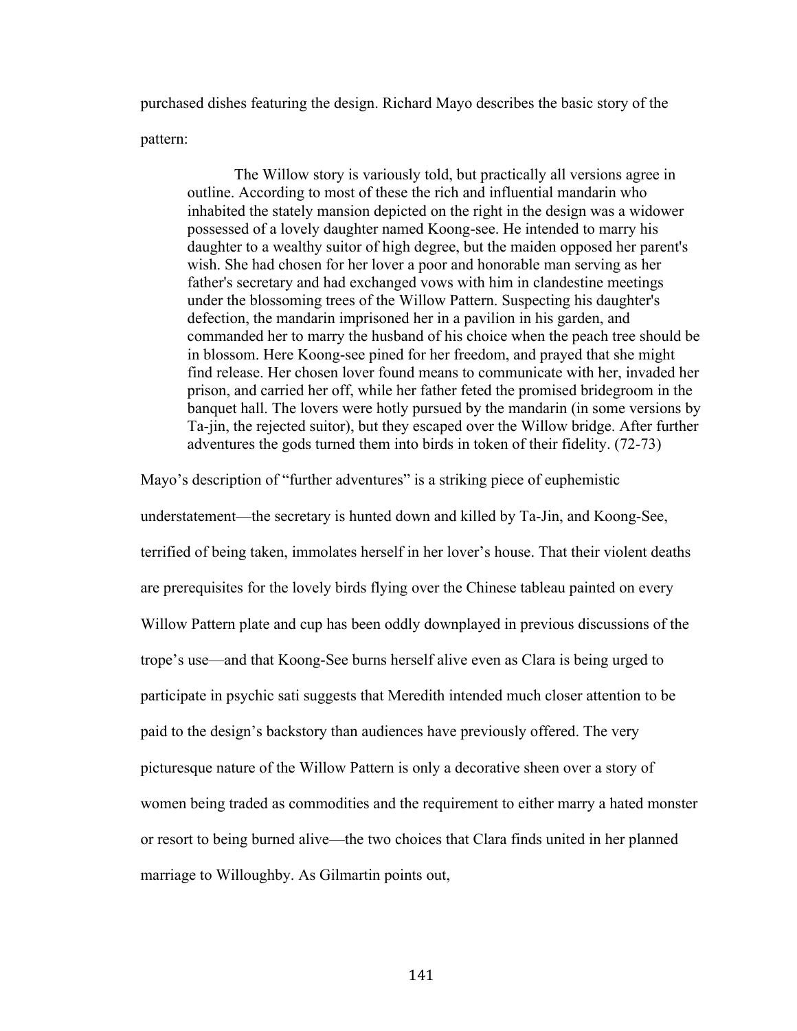purchased dishes featuring the design. Richard Mayo describes the basic story of the pattern:

> The Willow story is variously told, but practically all versions agree in outline. According to most of these the rich and influential mandarin who inhabited the stately mansion depicted on the right in the design was a widower possessed of a lovely daughter named Koong-see. He intended to marry his daughter to a wealthy suitor of high degree, but the maiden opposed her parent's wish. She had chosen for her lover a poor and honorable man serving as her father's secretary and had exchanged vows with him in clandestine meetings under the blossoming trees of the Willow Pattern. Suspecting his daughter's defection, the mandarin imprisoned her in a pavilion in his garden, and commanded her to marry the husband of his choice when the peach tree should be in blossom. Here Koong-see pined for her freedom, and prayed that she might find release. Her chosen lover found means to communicate with her, invaded her prison, and carried her off, while her father feted the promised bridegroom in the banquet hall. The lovers were hotly pursued by the mandarin (in some versions by Ta-jin, the rejected suitor), but they escaped over the Willow bridge. After further adventures the gods turned them into birds in token of their fidelity. (72-73)

Mayo's description of "further adventures" is a striking piece of euphemistic understatement—the secretary is hunted down and killed by Ta-Jin, and Koong-See, terrified of being taken, immolates herself in her lover's house. That their violent deaths are prerequisites for the lovely birds flying over the Chinese tableau painted on every Willow Pattern plate and cup has been oddly downplayed in previous discussions of the trope's use—and that Koong-See burns herself alive even as Clara is being urged to participate in psychic sati suggests that Meredith intended much closer attention to be paid to the design's backstory than audiences have previously offered. The very picturesque nature of the Willow Pattern is only a decorative sheen over a story of women being traded as commodities and the requirement to either marry a hated monster or resort to being burned alive—the two choices that Clara finds united in her planned marriage to Willoughby. As Gilmartin points out,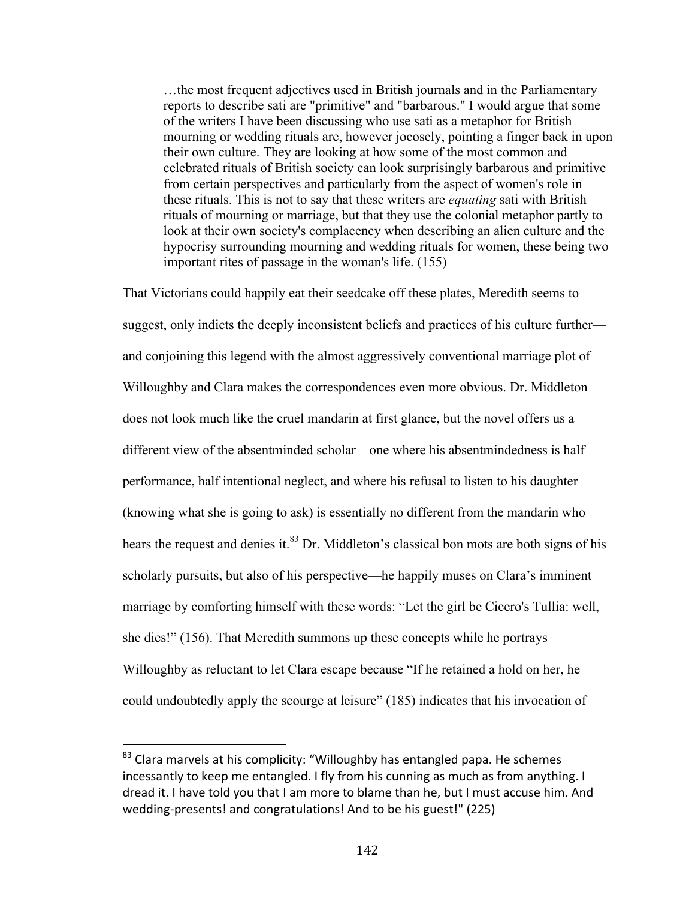> …the most frequent adjectives used in British journals and in the Parliamentary reports to describe sati are "primitive" and "barbarous." I would argue that some of the writers I have been discussing who use sati as a metaphor for British mourning or wedding rituals are, however jocosely, pointing a finger back in upon their own culture. They are looking at how some of the most common and celebrated rituals of British society can look surprisingly barbarous and primitive from certain perspectives and particularly from the aspect of women's role in these rituals. This is not to say that these writers are *equating* sati with British rituals of mourning or marriage, but that they use the colonial metaphor partly to look at their own society's complacency when describing an alien culture and the hypocrisy surrounding mourning and wedding rituals for women, these being two important rites of passage in the woman's life. (155)

That Victorians could happily eat their seedcake off these plates, Meredith seems to suggest, only indicts the deeply inconsistent beliefs and practices of his culture further—and conjoining this legend with the almost aggressively conventional marriage plot of Willoughby and Clara makes the correspondences even more obvious. Dr. Middleton does not look much like the cruel mandarin at first glance, but the novel offers us a different view of the absentminded scholar—one where his absentmindedness is half performance, half intentional neglect, and where his refusal to listen to his daughter (knowing what she is going to ask) is essentially no different from the mandarin who hears the request and denies it.[83] Dr. Middleton's classical bon mots are both signs of his scholarly pursuits, but also of his perspective—he happily muses on Clara's imminent marriage by comforting himself with these words: "Let the girl be Cicero's Tullia: well, she dies!" (156). That Meredith summons up these concepts while he portrays Willoughby as reluctant to let Clara escape because "If he retained a hold on her, he could undoubtedly apply the scourge at leisure" (185) indicates that his invocation of

[83] Clara marvels at his complicity: "Willoughby has entangled papa. He schemes incessantly to keep me entangled. I fly from his cunning as much as from anything. I dread it. I have told you that I am more to blame than he, but I must accuse him. And wedding-presents! and congratulations! And to be his guest!" (225)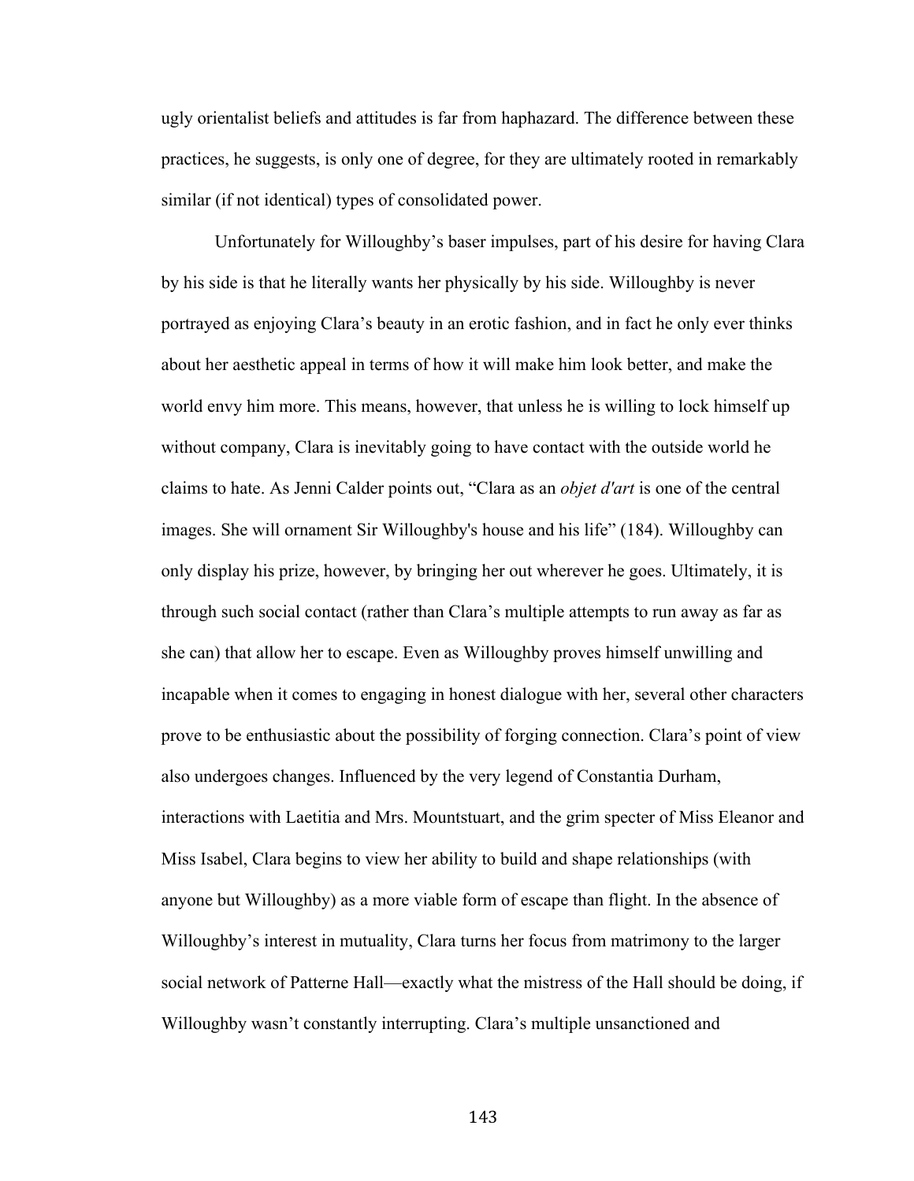ugly orientalist beliefs and attitudes is far from haphazard. The difference between these practices, he suggests, is only one of degree, for they are ultimately rooted in remarkably similar (if not identical) types of consolidated power.

Unfortunately for Willoughby's baser impulses, part of his desire for having Clara by his side is that he literally wants her physically by his side. Willoughby is never portrayed as enjoying Clara's beauty in an erotic fashion, and in fact he only ever thinks about her aesthetic appeal in terms of how it will make him look better, and make the world envy him more. This means, however, that unless he is willing to lock himself up without company, Clara is inevitably going to have contact with the outside world he claims to hate. As Jenni Calder points out, "Clara as an *objet d'art* is one of the central images. She will ornament Sir Willoughby's house and his life" (184). Willoughby can only display his prize, however, by bringing her out wherever he goes. Ultimately, it is through such social contact (rather than Clara's multiple attempts to run away as far as she can) that allow her to escape. Even as Willoughby proves himself unwilling and incapable when it comes to engaging in honest dialogue with her, several other characters prove to be enthusiastic about the possibility of forging connection. Clara's point of view also undergoes changes. Influenced by the very legend of Constantia Durham, interactions with Laetitia and Mrs. Mountstuart, and the grim specter of Miss Eleanor and Miss Isabel, Clara begins to view her ability to build and shape relationships (with anyone but Willoughby) as a more viable form of escape than flight. In the absence of Willoughby's interest in mutuality, Clara turns her focus from matrimony to the larger social network of Patterne Hall—exactly what the mistress of the Hall should be doing, if Willoughby wasn't constantly interrupting. Clara's multiple unsanctioned and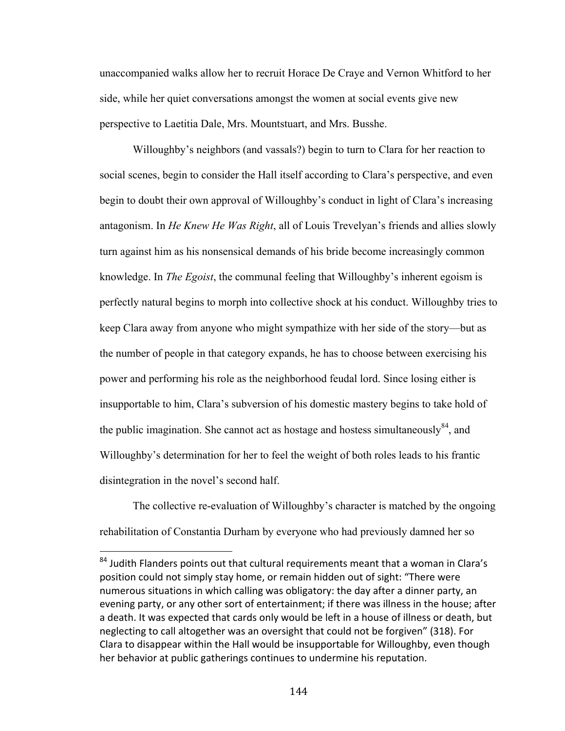unaccompanied walks allow her to recruit Horace De Craye and Vernon Whitford to her side, while her quiet conversations amongst the women at social events give new perspective to Laetitia Dale, Mrs. Mountstuart, and Mrs. Busshe.

Willoughby's neighbors (and vassals?) begin to turn to Clara for her reaction to social scenes, begin to consider the Hall itself according to Clara's perspective, and even begin to doubt their own approval of Willoughby's conduct in light of Clara's increasing antagonism. In *He Knew He Was Right*, all of Louis Trevelyan's friends and allies slowly turn against him as his nonsensical demands of his bride become increasingly common knowledge. In *The Egoist*, the communal feeling that Willoughby's inherent egoism is perfectly natural begins to morph into collective shock at his conduct. Willoughby tries to keep Clara away from anyone who might sympathize with her side of the story—but as the number of people in that category expands, he has to choose between exercising his power and performing his role as the neighborhood feudal lord. Since losing either is insupportable to him, Clara's subversion of his domestic mastery begins to take hold of the public imagination. She cannot act as hostage and hostess simultaneously[84], and Willoughby's determination for her to feel the weight of both roles leads to his frantic disintegration in the novel's second half.

The collective re-evaluation of Willoughby's character is matched by the ongoing rehabilitation of Constantia Durham by everyone who had previously damned her so

---

[84] Judith Flanders points out that cultural requirements meant that a woman in Clara's position could not simply stay home, or remain hidden out of sight: "There were numerous situations in which calling was obligatory: the day after a dinner party, an evening party, or any other sort of entertainment; if there was illness in the house; after a death. It was expected that cards only would be left in a house of illness or death, but neglecting to call altogether was an oversight that could not be forgiven" (318). For Clara to disappear within the Hall would be insupportable for Willoughby, even though her behavior at public gatherings continues to undermine his reputation.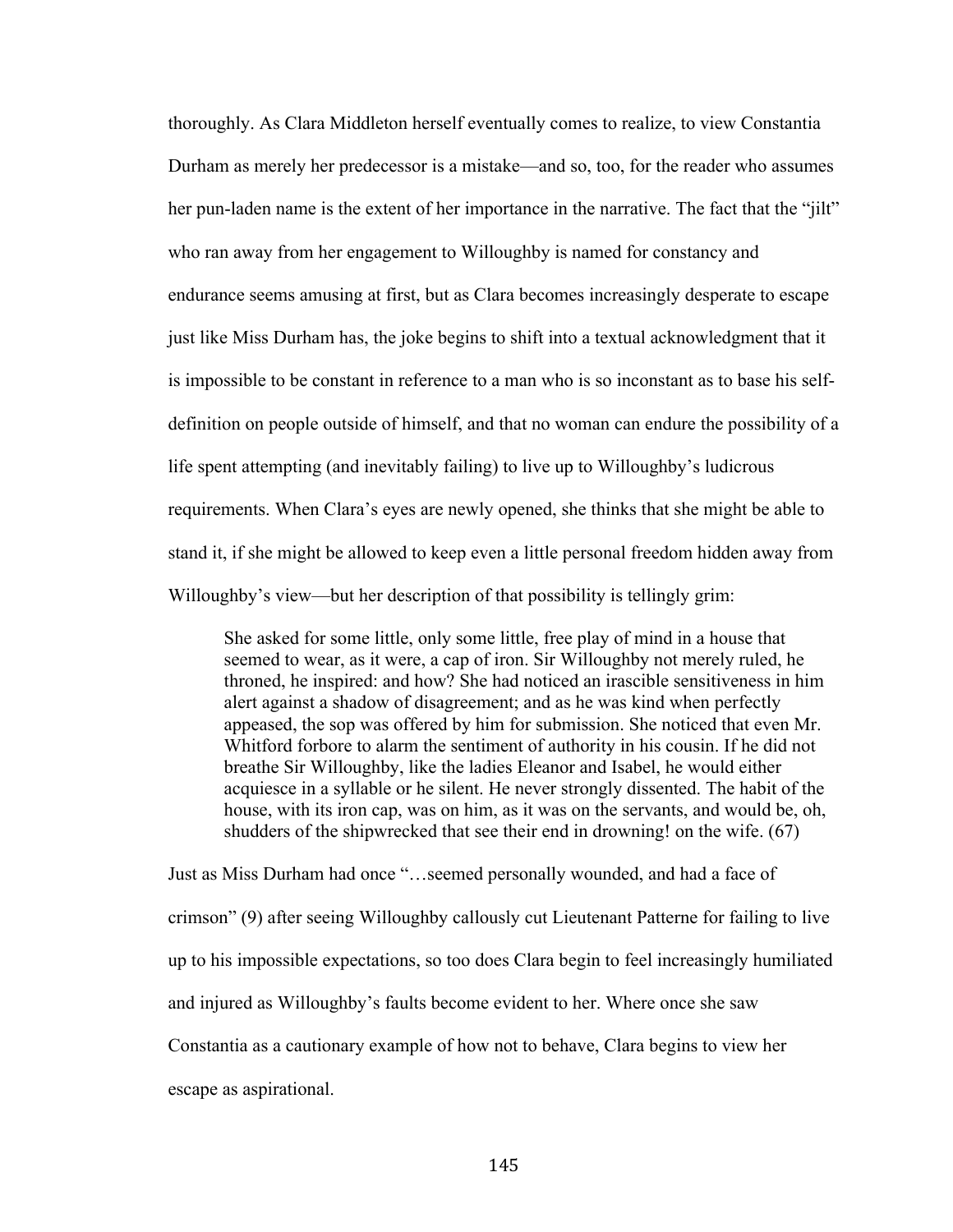thoroughly. As Clara Middleton herself eventually comes to realize, to view Constantia Durham as merely her predecessor is a mistake—and so, too, for the reader who assumes her pun-laden name is the extent of her importance in the narrative. The fact that the "jilt" who ran away from her engagement to Willoughby is named for constancy and endurance seems amusing at first, but as Clara becomes increasingly desperate to escape just like Miss Durham has, the joke begins to shift into a textual acknowledgment that it is impossible to be constant in reference to a man who is so inconstant as to base his self-definition on people outside of himself, and that no woman can endure the possibility of a life spent attempting (and inevitably failing) to live up to Willoughby's ludicrous requirements. When Clara's eyes are newly opened, she thinks that she might be able to stand it, if she might be allowed to keep even a little personal freedom hidden away from Willoughby's view—but her description of that possibility is tellingly grim:

> She asked for some little, only some little, free play of mind in a house that seemed to wear, as it were, a cap of iron. Sir Willoughby not merely ruled, he throned, he inspired: and how? She had noticed an irascible sensitiveness in him alert against a shadow of disagreement; and as he was kind when perfectly appeased, the sop was offered by him for submission. She noticed that even Mr. Whitford forbore to alarm the sentiment of authority in his cousin. If he did not breathe Sir Willoughby, like the ladies Eleanor and Isabel, he would either acquiesce in a syllable or he silent. He never strongly dissented. The habit of the house, with its iron cap, was on him, as it was on the servants, and would be, oh, shudders of the shipwrecked that see their end in drowning! on the wife. (67)

Just as Miss Durham had once "…seemed personally wounded, and had a face of crimson" (9) after seeing Willoughby callously cut Lieutenant Patterne for failing to live up to his impossible expectations, so too does Clara begin to feel increasingly humiliated and injured as Willoughby's faults become evident to her. Where once she saw Constantia as a cautionary example of how not to behave, Clara begins to view her escape as aspirational.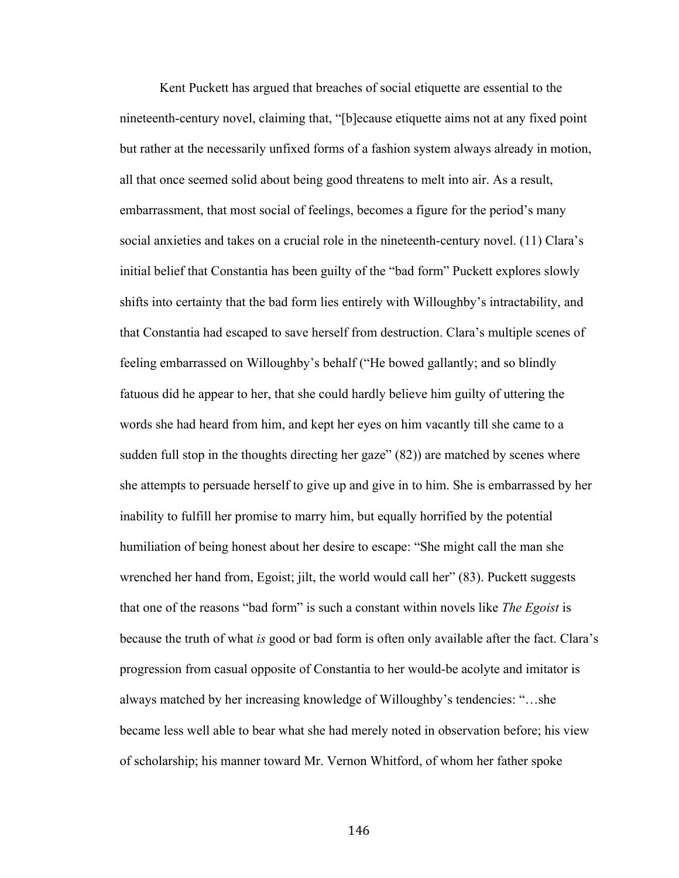Kent Puckett has argued that breaches of social etiquette are essential to the nineteenth-century novel, claiming that, "[b]ecause etiquette aims not at any fixed point but rather at the necessarily unfixed forms of a fashion system always already in motion, all that once seemed solid about being good threatens to melt into air. As a result, embarrassment, that most social of feelings, becomes a figure for the period's many social anxieties and takes on a crucial role in the nineteenth-century novel. (11) Clara's initial belief that Constantia has been guilty of the "bad form" Puckett explores slowly shifts into certainty that the bad form lies entirely with Willoughby's intractability, and that Constantia had escaped to save herself from destruction. Clara's multiple scenes of feeling embarrassed on Willoughby's behalf ("He bowed gallantly; and so blindly fatuous did he appear to her, that she could hardly believe him guilty of uttering the words she had heard from him, and kept her eyes on him vacantly till she came to a sudden full stop in the thoughts directing her gaze" (82)) are matched by scenes where she attempts to persuade herself to give up and give in to him. She is embarrassed by her inability to fulfill her promise to marry him, but equally horrified by the potential humiliation of being honest about her desire to escape: "She might call the man she wrenched her hand from, Egoist; jilt, the world would call her" (83). Puckett suggests that one of the reasons "bad form" is such a constant within novels like *The Egoist* is because the truth of what *is* good or bad form is often only available after the fact. Clara's progression from casual opposite of Constantia to her would-be acolyte and imitator is always matched by her increasing knowledge of Willoughby's tendencies: "…she became less well able to bear what she had merely noted in observation before; his view of scholarship; his manner toward Mr. Vernon Whitford, of whom her father spoke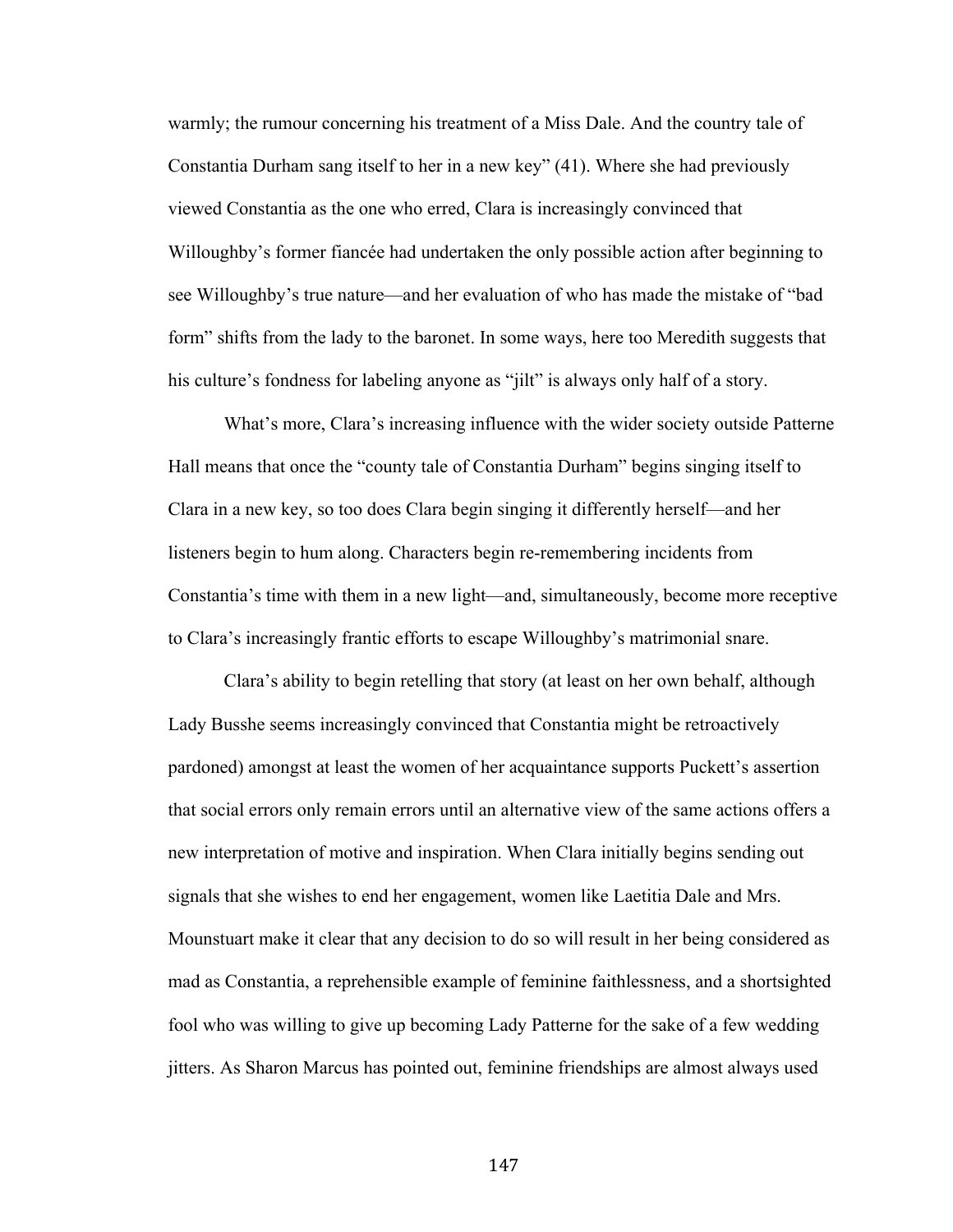warmly; the rumour concerning his treatment of a Miss Dale. And the country tale of Constantia Durham sang itself to her in a new key" (41). Where she had previously viewed Constantia as the one who erred, Clara is increasingly convinced that Willoughby's former fiancée had undertaken the only possible action after beginning to see Willoughby's true nature—and her evaluation of who has made the mistake of "bad form" shifts from the lady to the baronet. In some ways, here too Meredith suggests that his culture's fondness for labeling anyone as "jilt" is always only half of a story.

What's more, Clara's increasing influence with the wider society outside Patterne Hall means that once the "county tale of Constantia Durham" begins singing itself to Clara in a new key, so too does Clara begin singing it differently herself—and her listeners begin to hum along. Characters begin re-remembering incidents from Constantia's time with them in a new light—and, simultaneously, become more receptive to Clara's increasingly frantic efforts to escape Willoughby's matrimonial snare.

Clara's ability to begin retelling that story (at least on her own behalf, although Lady Busshe seems increasingly convinced that Constantia might be retroactively pardoned) amongst at least the women of her acquaintance supports Puckett's assertion that social errors only remain errors until an alternative view of the same actions offers a new interpretation of motive and inspiration. When Clara initially begins sending out signals that she wishes to end her engagement, women like Laetitia Dale and Mrs. Mounstuart make it clear that any decision to do so will result in her being considered as mad as Constantia, a reprehensible example of feminine faithlessness, and a shortsighted fool who was willing to give up becoming Lady Patterne for the sake of a few wedding jitters. As Sharon Marcus has pointed out, feminine friendships are almost always used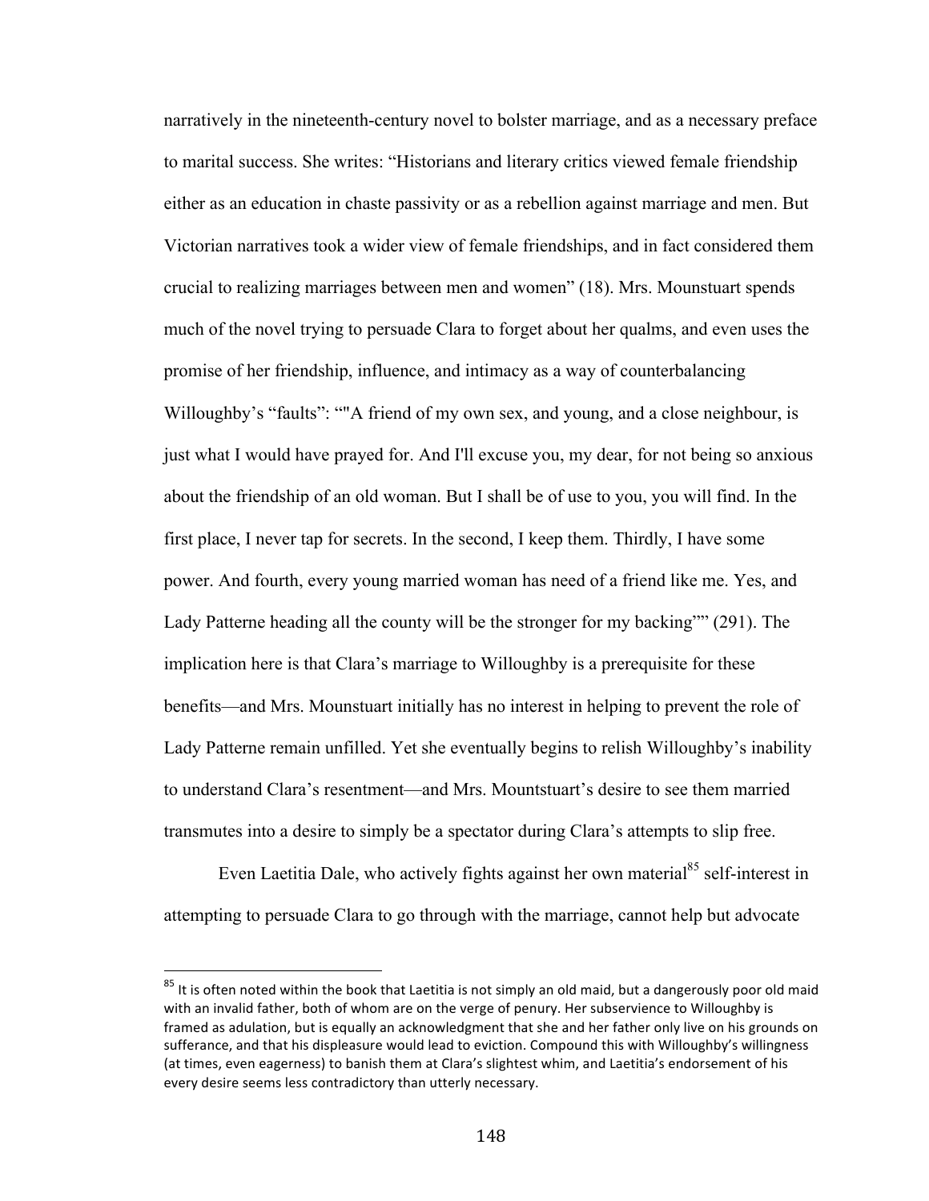narratively in the nineteenth-century novel to bolster marriage, and as a necessary preface to marital success. She writes: "Historians and literary critics viewed female friendship either as an education in chaste passivity or as a rebellion against marriage and men. But Victorian narratives took a wider view of female friendships, and in fact considered them crucial to realizing marriages between men and women" (18). Mrs. Mounstuart spends much of the novel trying to persuade Clara to forget about her qualms, and even uses the promise of her friendship, influence, and intimacy as a way of counterbalancing Willoughby's "faults": ""A friend of my own sex, and young, and a close neighbour, is just what I would have prayed for. And I'll excuse you, my dear, for not being so anxious about the friendship of an old woman. But I shall be of use to you, you will find. In the first place, I never tap for secrets. In the second, I keep them. Thirdly, I have some power. And fourth, every young married woman has need of a friend like me. Yes, and Lady Patterne heading all the county will be the stronger for my backing"" (291). The implication here is that Clara's marriage to Willoughby is a prerequisite for these benefits—and Mrs. Mounstuart initially has no interest in helping to prevent the role of Lady Patterne remain unfilled. Yet she eventually begins to relish Willoughby's inability to understand Clara's resentment—and Mrs. Mountstuart's desire to see them married transmutes into a desire to simply be a spectator during Clara's attempts to slip free.

Even Laetitia Dale, who actively fights against her own material[85] self-interest in attempting to persuade Clara to go through with the marriage, cannot help but advocate

[85] It is often noted within the book that Laetitia is not simply an old maid, but a dangerously poor old maid with an invalid father, both of whom are on the verge of penury. Her subservience to Willoughby is framed as adulation, but is equally an acknowledgment that she and her father only live on his grounds on sufferance, and that his displeasure would lead to eviction. Compound this with Willoughby's willingness (at times, even eagerness) to banish them at Clara's slightest whim, and Laetitia's endorsement of his every desire seems less contradictory than utterly necessary.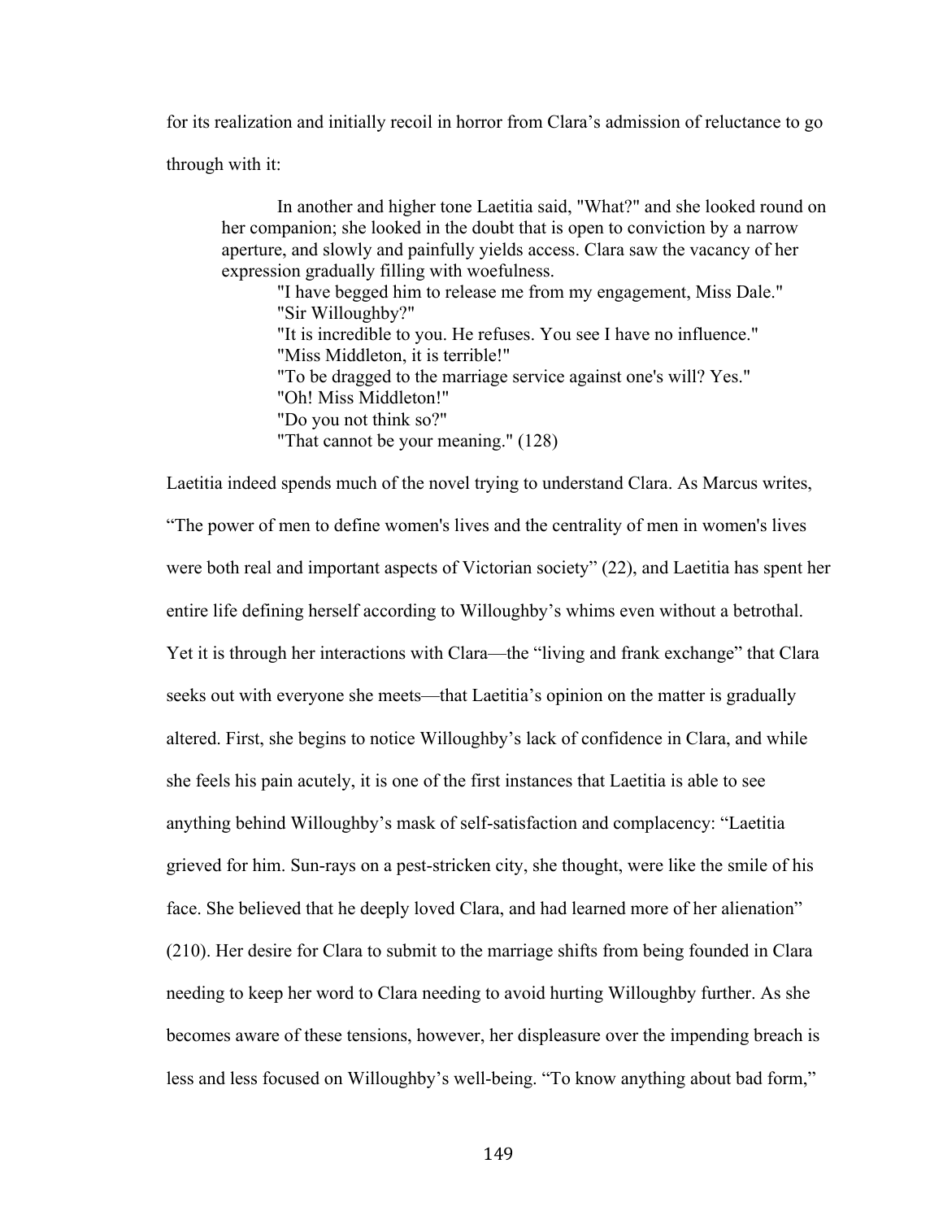for its realization and initially recoil in horror from Clara's admission of reluctance to go through with it:

> In another and higher tone Laetitia said, "What?" and she looked round on her companion; she looked in the doubt that is open to conviction by a narrow aperture, and slowly and painfully yields access. Clara saw the vacancy of her expression gradually filling with woefulness.
>
> "I have begged him to release me from my engagement, Miss Dale."
>
> "Sir Willoughby?"
>
> "It is incredible to you. He refuses. You see I have no influence."
>
> "Miss Middleton, it is terrible!"
>
> "To be dragged to the marriage service against one's will? Yes."
>
> "Oh! Miss Middleton!"
>
> "Do you not think so?"
>
> "That cannot be your meaning." (128)

Laetitia indeed spends much of the novel trying to understand Clara. As Marcus writes, "The power of men to define women's lives and the centrality of men in women's lives were both real and important aspects of Victorian society" (22), and Laetitia has spent her entire life defining herself according to Willoughby's whims even without a betrothal. Yet it is through her interactions with Clara—the "living and frank exchange" that Clara seeks out with everyone she meets—that Laetitia's opinion on the matter is gradually altered. First, she begins to notice Willoughby's lack of confidence in Clara, and while she feels his pain acutely, it is one of the first instances that Laetitia is able to see anything behind Willoughby's mask of self-satisfaction and complacency: "Laetitia grieved for him. Sun-rays on a pest-stricken city, she thought, were like the smile of his face. She believed that he deeply loved Clara, and had learned more of her alienation" (210). Her desire for Clara to submit to the marriage shifts from being founded in Clara needing to keep her word to Clara needing to avoid hurting Willoughby further. As she becomes aware of these tensions, however, her displeasure over the impending breach is less and less focused on Willoughby's well-being. "To know anything about bad form,"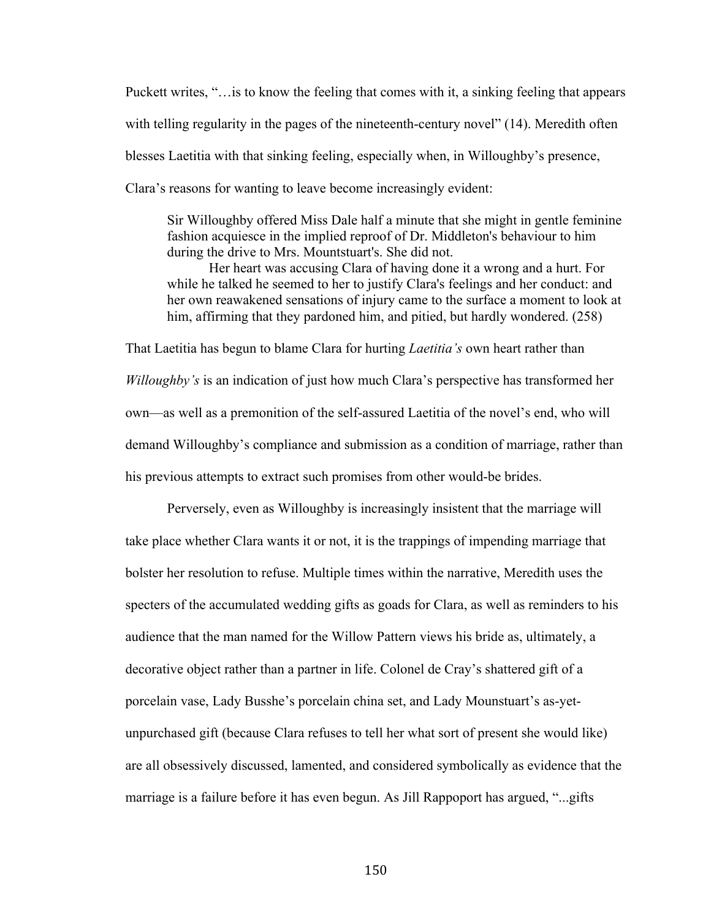Puckett writes, "…is to know the feeling that comes with it, a sinking feeling that appears with telling regularity in the pages of the nineteenth-century novel" (14). Meredith often blesses Laetitia with that sinking feeling, especially when, in Willoughby's presence, Clara's reasons for wanting to leave become increasingly evident:

> Sir Willoughby offered Miss Dale half a minute that she might in gentle feminine fashion acquiesce in the implied reproof of Dr. Middleton's behaviour to him during the drive to Mrs. Mountstuart's. She did not.
>
> Her heart was accusing Clara of having done it a wrong and a hurt. For while he talked he seemed to her to justify Clara's feelings and her conduct: and her own reawakened sensations of injury came to the surface a moment to look at him, affirming that they pardoned him, and pitied, but hardly wondered. (258)

That Laetitia has begun to blame Clara for hurting *Laetitia's* own heart rather than *Willoughby's* is an indication of just how much Clara's perspective has transformed her own—as well as a premonition of the self-assured Laetitia of the novel's end, who will demand Willoughby's compliance and submission as a condition of marriage, rather than his previous attempts to extract such promises from other would-be brides.

Perversely, even as Willoughby is increasingly insistent that the marriage will take place whether Clara wants it or not, it is the trappings of impending marriage that bolster her resolution to refuse. Multiple times within the narrative, Meredith uses the specters of the accumulated wedding gifts as goads for Clara, as well as reminders to his audience that the man named for the Willow Pattern views his bride as, ultimately, a decorative object rather than a partner in life. Colonel de Cray's shattered gift of a porcelain vase, Lady Busshe's porcelain china set, and Lady Mounstuart's as-yet-unpurchased gift (because Clara refuses to tell her what sort of present she would like) are all obsessively discussed, lamented, and considered symbolically as evidence that the marriage is a failure before it has even begun. As Jill Rappoport has argued, "...gifts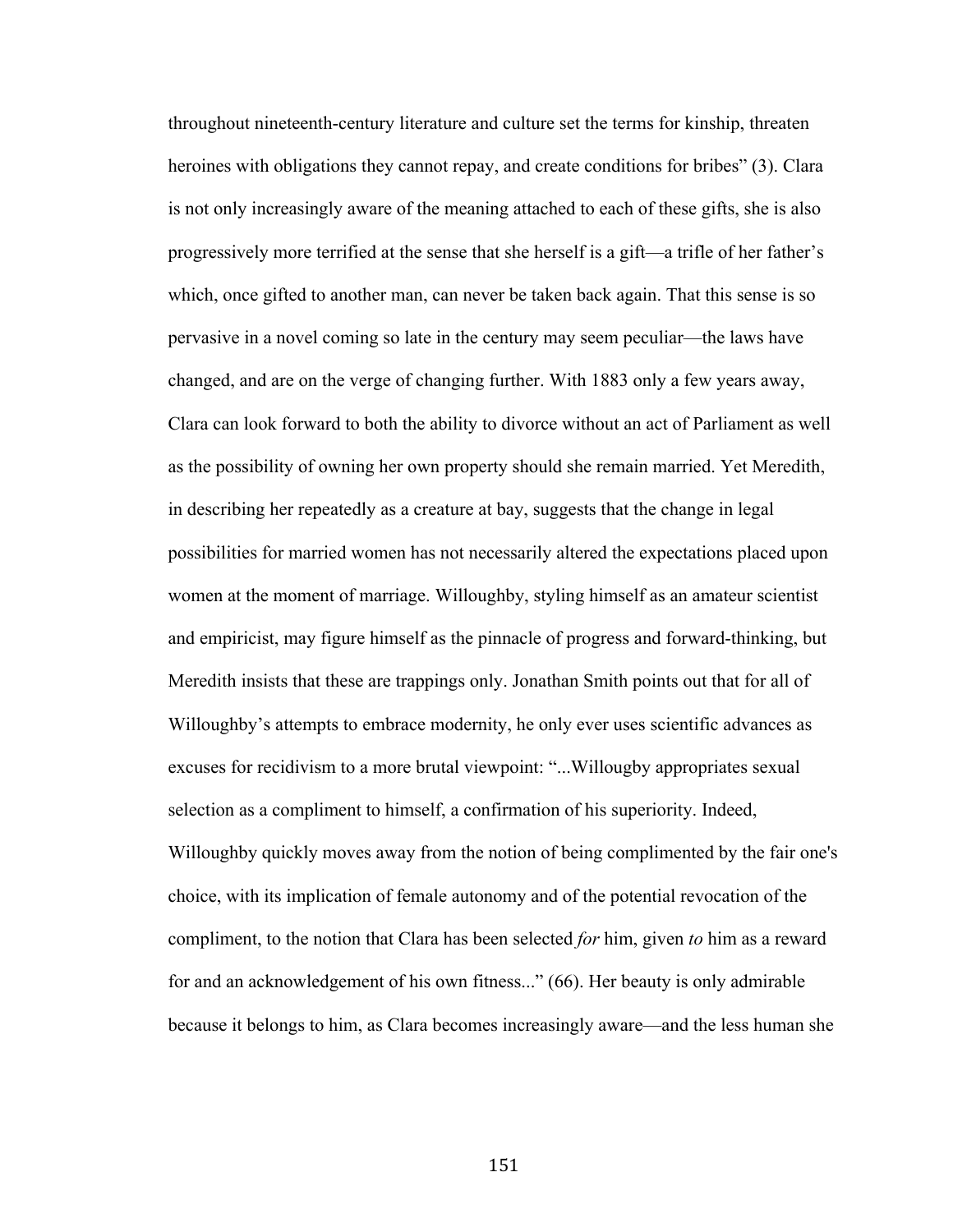throughout nineteenth-century literature and culture set the terms for kinship, threaten heroines with obligations they cannot repay, and create conditions for bribes" (3). Clara is not only increasingly aware of the meaning attached to each of these gifts, she is also progressively more terrified at the sense that she herself is a gift—a trifle of her father's which, once gifted to another man, can never be taken back again. That this sense is so pervasive in a novel coming so late in the century may seem peculiar—the laws have changed, and are on the verge of changing further. With 1883 only a few years away, Clara can look forward to both the ability to divorce without an act of Parliament as well as the possibility of owning her own property should she remain married. Yet Meredith, in describing her repeatedly as a creature at bay, suggests that the change in legal possibilities for married women has not necessarily altered the expectations placed upon women at the moment of marriage. Willoughby, styling himself as an amateur scientist and empiricist, may figure himself as the pinnacle of progress and forward-thinking, but Meredith insists that these are trappings only. Jonathan Smith points out that for all of Willoughby's attempts to embrace modernity, he only ever uses scientific advances as excuses for recidivism to a more brutal viewpoint: "...Willougby appropriates sexual selection as a compliment to himself, a confirmation of his superiority. Indeed, Willoughby quickly moves away from the notion of being complimented by the fair one's choice, with its implication of female autonomy and of the potential revocation of the compliment, to the notion that Clara has been selected *for* him, given *to* him as a reward for and an acknowledgement of his own fitness..." (66). Her beauty is only admirable because it belongs to him, as Clara becomes increasingly aware—and the less human she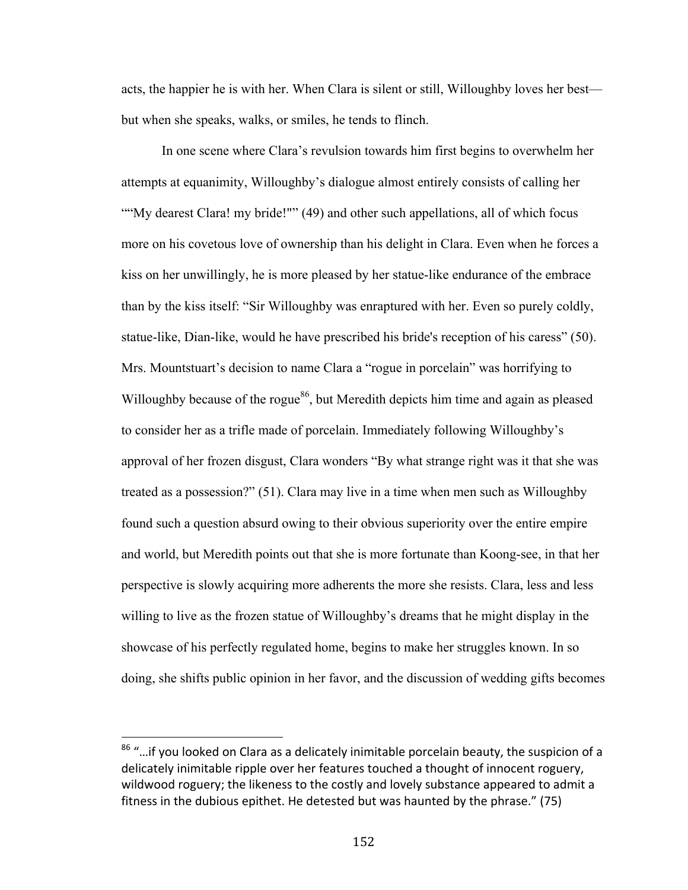acts, the happier he is with her. When Clara is silent or still, Willoughby loves her best—but when she speaks, walks, or smiles, he tends to flinch.

In one scene where Clara's revulsion towards him first begins to overwhelm her attempts at equanimity, Willoughby's dialogue almost entirely consists of calling her "“My dearest Clara! my bride!"” (49) and other such appellations, all of which focus more on his covetous love of ownership than his delight in Clara. Even when he forces a kiss on her unwillingly, he is more pleased by her statue-like endurance of the embrace than by the kiss itself: “Sir Willoughby was enraptured with her. Even so purely coldly, statue-like, Dian-like, would he have prescribed his bride's reception of his caress” (50). Mrs. Mountstuart's decision to name Clara a “rogue in porcelain” was horrifying to Willoughby because of the rogue[86], but Meredith depicts him time and again as pleased to consider her as a trifle made of porcelain. Immediately following Willoughby's approval of her frozen disgust, Clara wonders “By what strange right was it that she was treated as a possession?” (51). Clara may live in a time when men such as Willoughby found such a question absurd owing to their obvious superiority over the entire empire and world, but Meredith points out that she is more fortunate than Koong-see, in that her perspective is slowly acquiring more adherents the more she resists. Clara, less and less willing to live as the frozen statue of Willoughby's dreams that he might display in the showcase of his perfectly regulated home, begins to make her struggles known. In so doing, she shifts public opinion in her favor, and the discussion of wedding gifts becomes

[86] “…if you looked on Clara as a delicately inimitable porcelain beauty, the suspicion of a delicately inimitable ripple over her features touched a thought of innocent roguery, wildwood roguery; the likeness to the costly and lovely substance appeared to admit a fitness in the dubious epithet. He detested but was haunted by the phrase.” (75)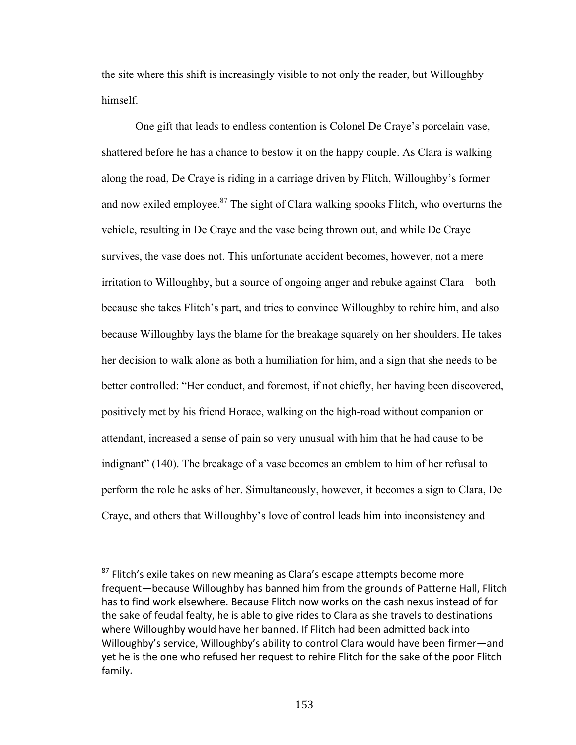the site where this shift is increasingly visible to not only the reader, but Willoughby himself.

One gift that leads to endless contention is Colonel De Craye's porcelain vase, shattered before he has a chance to bestow it on the happy couple. As Clara is walking along the road, De Craye is riding in a carriage driven by Flitch, Willoughby's former and now exiled employee.[87] The sight of Clara walking spooks Flitch, who overturns the vehicle, resulting in De Craye and the vase being thrown out, and while De Craye survives, the vase does not. This unfortunate accident becomes, however, not a mere irritation to Willoughby, but a source of ongoing anger and rebuke against Clara—both because she takes Flitch's part, and tries to convince Willoughby to rehire him, and also because Willoughby lays the blame for the breakage squarely on her shoulders. He takes her decision to walk alone as both a humiliation for him, and a sign that she needs to be better controlled: "Her conduct, and foremost, if not chiefly, her having been discovered, positively met by his friend Horace, walking on the high-road without companion or attendant, increased a sense of pain so very unusual with him that he had cause to be indignant" (140). The breakage of a vase becomes an emblem to him of her refusal to perform the role he asks of her. Simultaneously, however, it becomes a sign to Clara, De Craye, and others that Willoughby's love of control leads him into inconsistency and

[87] Flitch's exile takes on new meaning as Clara's escape attempts become more frequent—because Willoughby has banned him from the grounds of Patterne Hall, Flitch has to find work elsewhere. Because Flitch now works on the cash nexus instead of for the sake of feudal fealty, he is able to give rides to Clara as she travels to destinations where Willoughby would have her banned. If Flitch had been admitted back into Willoughby's service, Willoughby's ability to control Clara would have been firmer—and yet he is the one who refused her request to rehire Flitch for the sake of the poor Flitch family.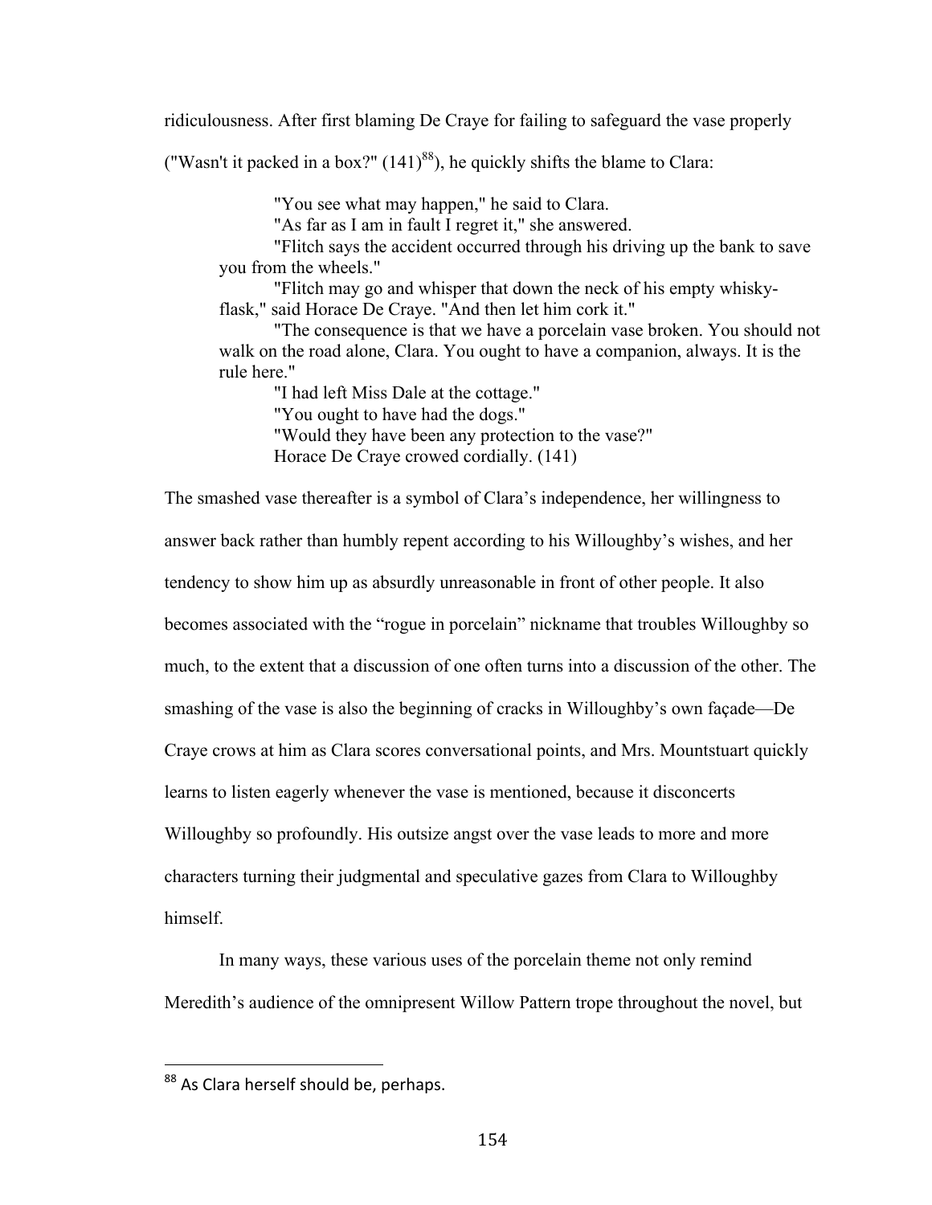ridiculousness. After first blaming De Craye for failing to safeguard the vase properly ("Wasn't it packed in a box?" (141)[88]), he quickly shifts the blame to Clara:

> "You see what may happen," he said to Clara.
> "As far as I am in fault I regret it," she answered.
> "Flitch says the accident occurred through his driving up the bank to save you from the wheels."
> "Flitch may go and whisper that down the neck of his empty whisky-flask," said Horace De Craye. "And then let him cork it."
> "The consequence is that we have a porcelain vase broken. You should not walk on the road alone, Clara. You ought to have a companion, always. It is the rule here."
> "I had left Miss Dale at the cottage."
> "You ought to have had the dogs."
> "Would they have been any protection to the vase?"
> Horace De Craye crowed cordially. (141)

The smashed vase thereafter is a symbol of Clara's independence, her willingness to answer back rather than humbly repent according to his Willoughby's wishes, and her tendency to show him up as absurdly unreasonable in front of other people. It also becomes associated with the "rogue in porcelain" nickname that troubles Willoughby so much, to the extent that a discussion of one often turns into a discussion of the other. The smashing of the vase is also the beginning of cracks in Willoughby's own façade—De Craye crows at him as Clara scores conversational points, and Mrs. Mountstuart quickly learns to listen eagerly whenever the vase is mentioned, because it disconcerts Willoughby so profoundly. His outsize angst over the vase leads to more and more characters turning their judgmental and speculative gazes from Clara to Willoughby himself.

In many ways, these various uses of the porcelain theme not only remind Meredith's audience of the omnipresent Willow Pattern trope throughout the novel, but

---

[88] As Clara herself should be, perhaps.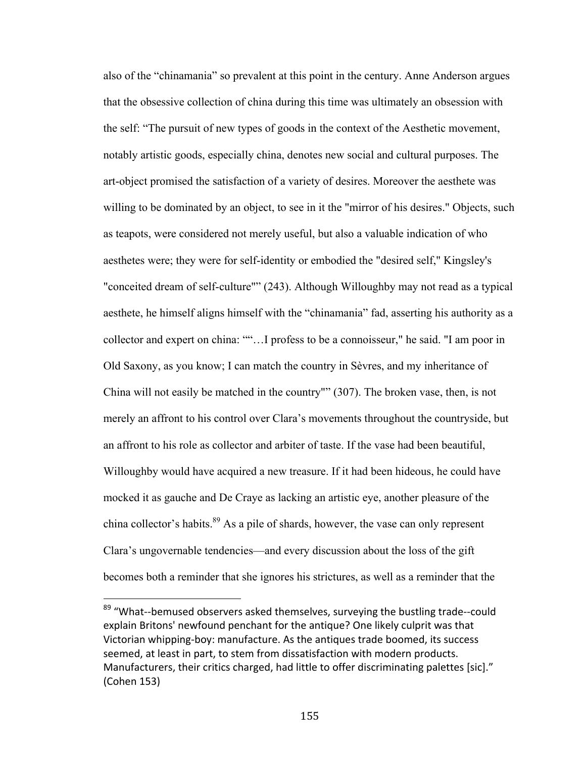also of the "chinamania" so prevalent at this point in the century. Anne Anderson argues that the obsessive collection of china during this time was ultimately an obsession with the self: "The pursuit of new types of goods in the context of the Aesthetic movement, notably artistic goods, especially china, denotes new social and cultural purposes. The art-object promised the satisfaction of a variety of desires. Moreover the aesthete was willing to be dominated by an object, to see in it the "mirror of his desires." Objects, such as teapots, were considered not merely useful, but also a valuable indication of who aesthetes were; they were for self-identity or embodied the "desired self," Kingsley's "conceited dream of self-culture"" (243). Although Willoughby may not read as a typical aesthete, he himself aligns himself with the "chinamania" fad, asserting his authority as a collector and expert on china: ""…I profess to be a connoisseur," he said. "I am poor in Old Saxony, as you know; I can match the country in Sèvres, and my inheritance of China will not easily be matched in the country"" (307). The broken vase, then, is not merely an affront to his control over Clara's movements throughout the countryside, but an affront to his role as collector and arbiter of taste. If the vase had been beautiful, Willoughby would have acquired a new treasure. If it had been hideous, he could have mocked it as gauche and De Craye as lacking an artistic eye, another pleasure of the china collector's habits.[89] As a pile of shards, however, the vase can only represent Clara's ungovernable tendencies—and every discussion about the loss of the gift becomes both a reminder that she ignores his strictures, as well as a reminder that the

[89] "What--bemused observers asked themselves, surveying the bustling trade--could explain Britons' newfound penchant for the antique? One likely culprit was that Victorian whipping-boy: manufacture. As the antiques trade boomed, its success seemed, at least in part, to stem from dissatisfaction with modern products. Manufacturers, their critics charged, had little to offer discriminating palettes [sic]." (Cohen 153)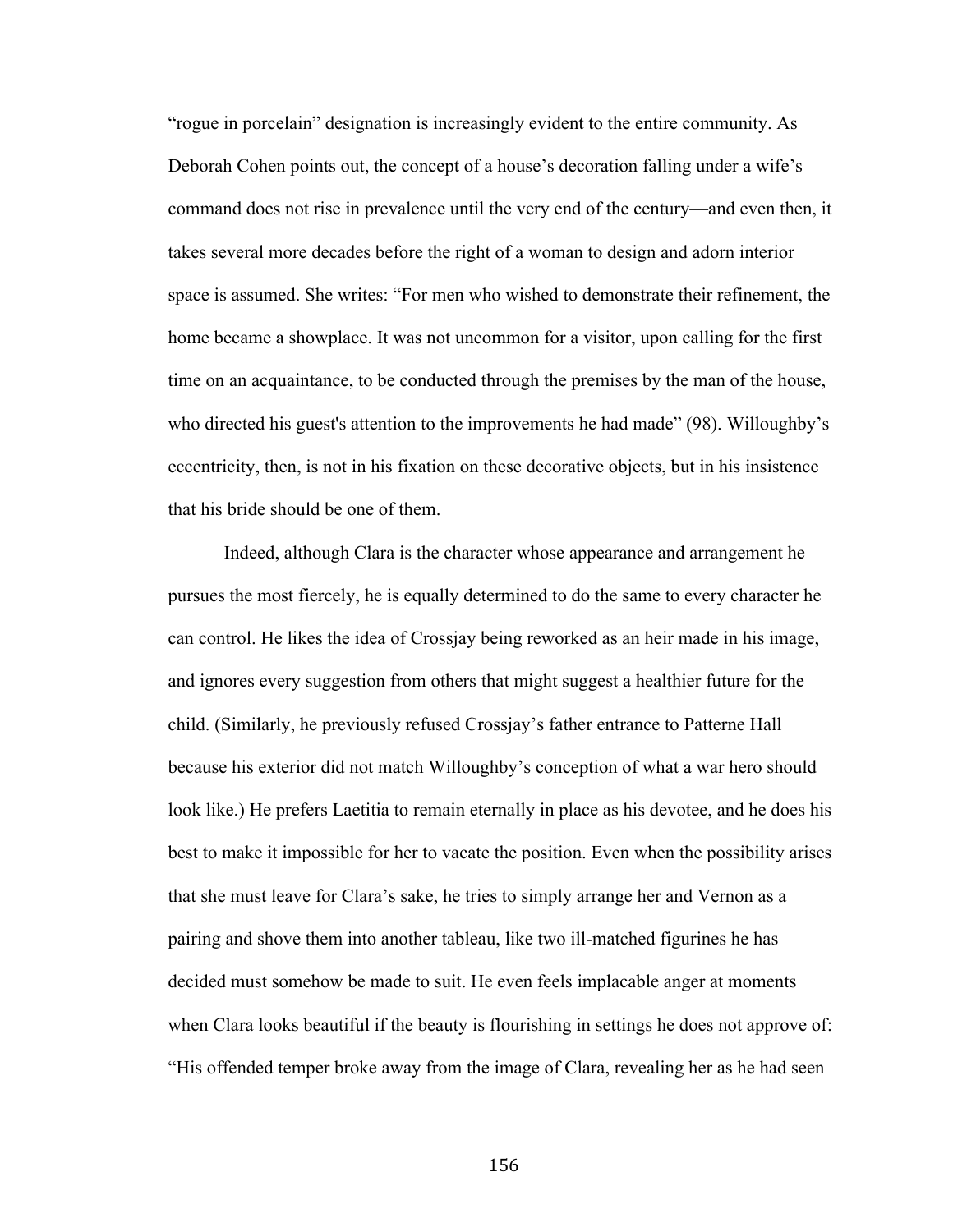"rogue in porcelain" designation is increasingly evident to the entire community. As Deborah Cohen points out, the concept of a house's decoration falling under a wife's command does not rise in prevalence until the very end of the century—and even then, it takes several more decades before the right of a woman to design and adorn interior space is assumed. She writes: "For men who wished to demonstrate their refinement, the home became a showplace. It was not uncommon for a visitor, upon calling for the first time on an acquaintance, to be conducted through the premises by the man of the house, who directed his guest's attention to the improvements he had made" (98). Willoughby's eccentricity, then, is not in his fixation on these decorative objects, but in his insistence that his bride should be one of them.

Indeed, although Clara is the character whose appearance and arrangement he pursues the most fiercely, he is equally determined to do the same to every character he can control. He likes the idea of Crossjay being reworked as an heir made in his image, and ignores every suggestion from others that might suggest a healthier future for the child. (Similarly, he previously refused Crossjay's father entrance to Patterne Hall because his exterior did not match Willoughby's conception of what a war hero should look like.) He prefers Laetitia to remain eternally in place as his devotee, and he does his best to make it impossible for her to vacate the position. Even when the possibility arises that she must leave for Clara's sake, he tries to simply arrange her and Vernon as a pairing and shove them into another tableau, like two ill-matched figurines he has decided must somehow be made to suit. He even feels implacable anger at moments when Clara looks beautiful if the beauty is flourishing in settings he does not approve of: "His offended temper broke away from the image of Clara, revealing her as he had seen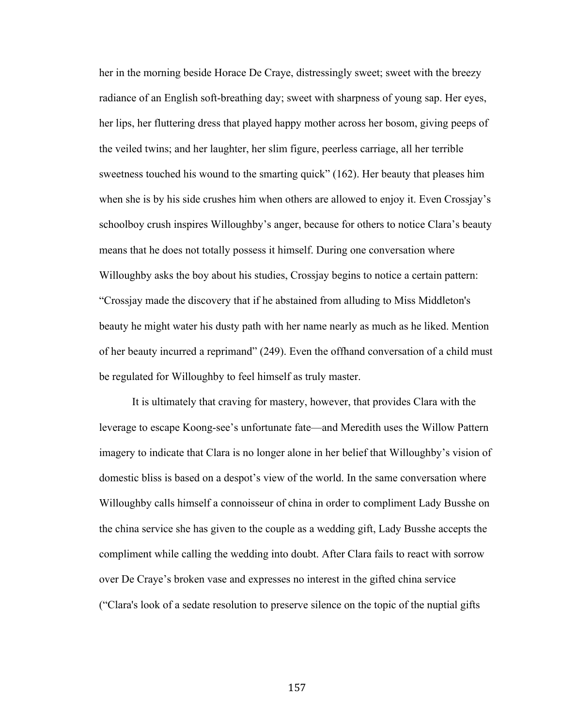her in the morning beside Horace De Craye, distressingly sweet; sweet with the breezy radiance of an English soft-breathing day; sweet with sharpness of young sap. Her eyes, her lips, her fluttering dress that played happy mother across her bosom, giving peeps of the veiled twins; and her laughter, her slim figure, peerless carriage, all her terrible sweetness touched his wound to the smarting quick" (162). Her beauty that pleases him when she is by his side crushes him when others are allowed to enjoy it. Even Crossjay's schoolboy crush inspires Willoughby's anger, because for others to notice Clara's beauty means that he does not totally possess it himself. During one conversation where Willoughby asks the boy about his studies, Crossjay begins to notice a certain pattern: "Crossjay made the discovery that if he abstained from alluding to Miss Middleton's beauty he might water his dusty path with her name nearly as much as he liked. Mention of her beauty incurred a reprimand" (249). Even the offhand conversation of a child must be regulated for Willoughby to feel himself as truly master.

It is ultimately that craving for mastery, however, that provides Clara with the leverage to escape Koong-see's unfortunate fate—and Meredith uses the Willow Pattern imagery to indicate that Clara is no longer alone in her belief that Willoughby's vision of domestic bliss is based on a despot's view of the world. In the same conversation where Willoughby calls himself a connoisseur of china in order to compliment Lady Busshe on the china service she has given to the couple as a wedding gift, Lady Busshe accepts the compliment while calling the wedding into doubt. After Clara fails to react with sorrow over De Craye's broken vase and expresses no interest in the gifted china service ("Clara's look of a sedate resolution to preserve silence on the topic of the nuptial gifts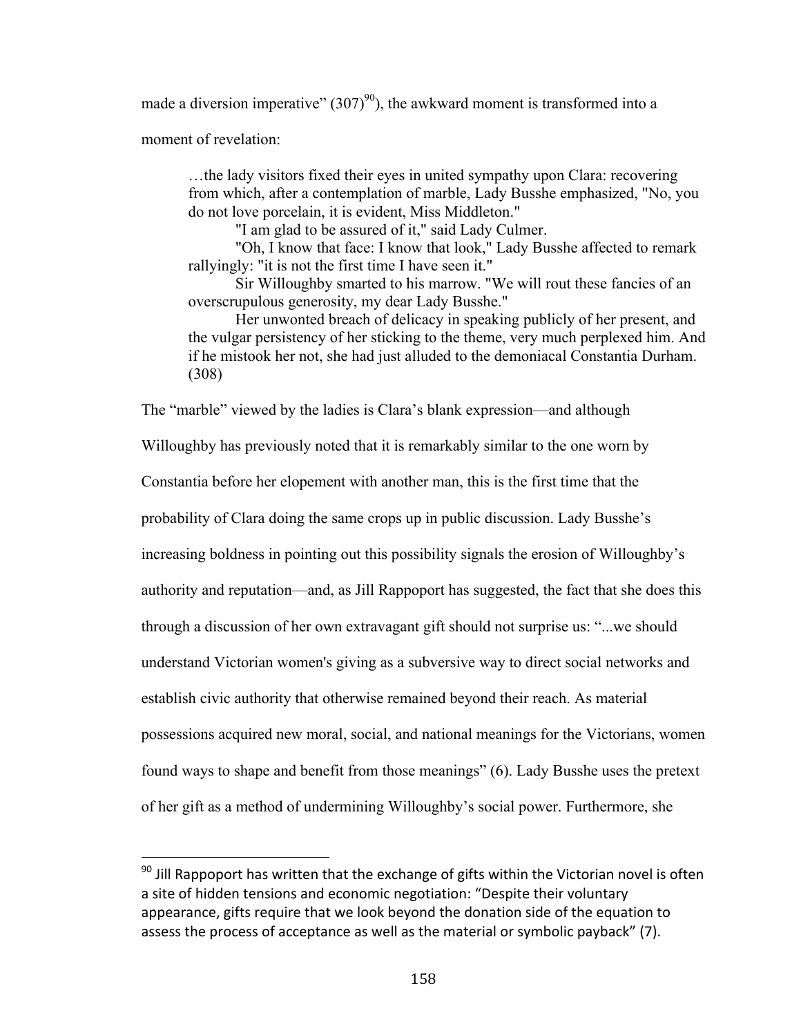made a diversion imperative" (307)[90]), the awkward moment is transformed into a moment of revelation:

> …the lady visitors fixed their eyes in united sympathy upon Clara: recovering from which, after a contemplation of marble, Lady Busshe emphasized, "No, you do not love porcelain, it is evident, Miss Middleton."
>
> "I am glad to be assured of it," said Lady Culmer.
>
> "Oh, I know that face: I know that look," Lady Busshe affected to remark rallyingly: "it is not the first time I have seen it."
>
> Sir Willoughby smarted to his marrow. "We will rout these fancies of an overscrupulous generosity, my dear Lady Busshe."
>
> Her unwonted breach of delicacy in speaking publicly of her present, and the vulgar persistency of her sticking to the theme, very much perplexed him. And if he mistook her not, she had just alluded to the demoniacal Constantia Durham. (308)

The "marble" viewed by the ladies is Clara's blank expression—and although Willoughby has previously noted that it is remarkably similar to the one worn by Constantia before her elopement with another man, this is the first time that the probability of Clara doing the same crops up in public discussion. Lady Busshe's increasing boldness in pointing out this possibility signals the erosion of Willoughby's authority and reputation—and, as Jill Rappoport has suggested, the fact that she does this through a discussion of her own extravagant gift should not surprise us: "...we should understand Victorian women's giving as a subversive way to direct social networks and establish civic authority that otherwise remained beyond their reach. As material possessions acquired new moral, social, and national meanings for the Victorians, women found ways to shape and benefit from those meanings" (6). Lady Busshe uses the pretext of her gift as a method of undermining Willoughby's social power. Furthermore, she

---

[90] Jill Rappoport has written that the exchange of gifts within the Victorian novel is often a site of hidden tensions and economic negotiation: "Despite their voluntary appearance, gifts require that we look beyond the donation side of the equation to assess the process of acceptance as well as the material or symbolic payback" (7).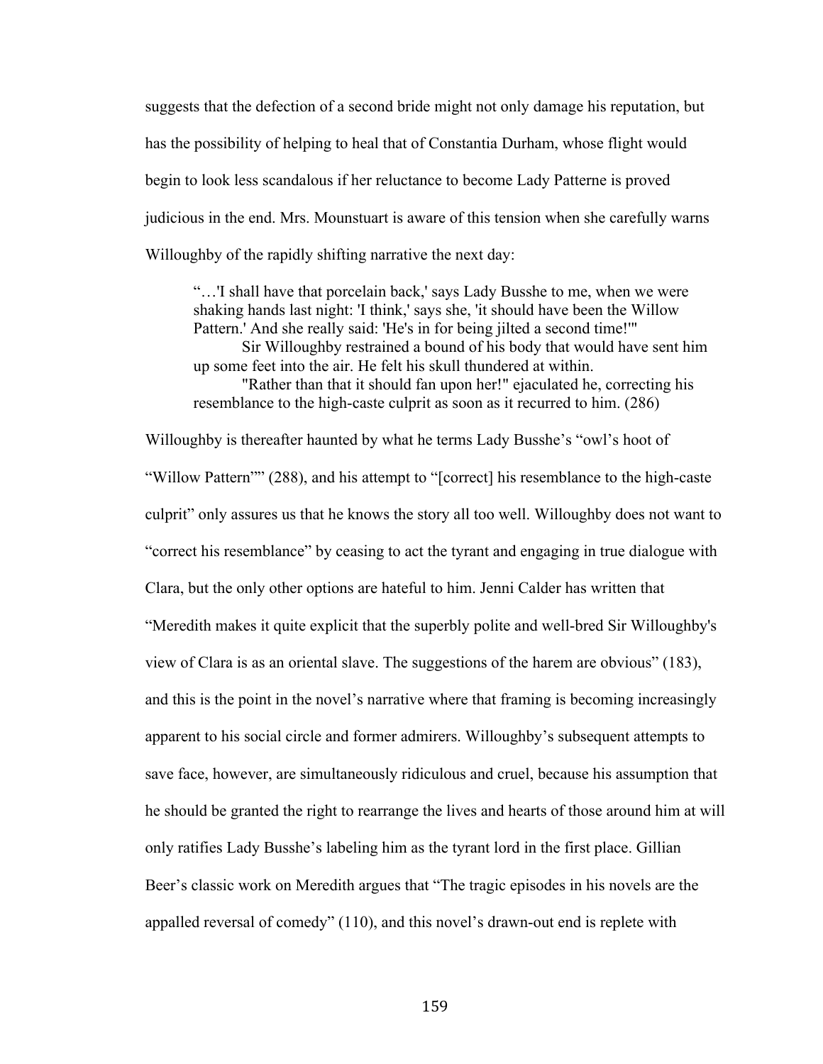suggests that the defection of a second bride might not only damage his reputation, but has the possibility of helping to heal that of Constantia Durham, whose flight would begin to look less scandalous if her reluctance to become Lady Patterne is proved judicious in the end. Mrs. Mounstuart is aware of this tension when she carefully warns Willoughby of the rapidly shifting narrative the next day:

> "…'I shall have that porcelain back,' says Lady Busshe to me, when we were shaking hands last night: 'I think,' says she, 'it should have been the Willow Pattern.' And she really said: 'He's in for being jilted a second time!'"
>
> Sir Willoughby restrained a bound of his body that would have sent him up some feet into the air. He felt his skull thundered at within.
>
> "Rather than that it should fan upon her!" ejaculated he, correcting his resemblance to the high-caste culprit as soon as it recurred to him. (286)

Willoughby is thereafter haunted by what he terms Lady Busshe's "owl's hoot of "Willow Pattern"" (288), and his attempt to "[correct] his resemblance to the high-caste culprit" only assures us that he knows the story all too well. Willoughby does not want to "correct his resemblance" by ceasing to act the tyrant and engaging in true dialogue with Clara, but the only other options are hateful to him. Jenni Calder has written that "Meredith makes it quite explicit that the superbly polite and well-bred Sir Willoughby's view of Clara is as an oriental slave. The suggestions of the harem are obvious" (183), and this is the point in the novel's narrative where that framing is becoming increasingly apparent to his social circle and former admirers. Willoughby's subsequent attempts to save face, however, are simultaneously ridiculous and cruel, because his assumption that he should be granted the right to rearrange the lives and hearts of those around him at will only ratifies Lady Busshe's labeling him as the tyrant lord in the first place. Gillian Beer's classic work on Meredith argues that "The tragic episodes in his novels are the appalled reversal of comedy" (110), and this novel's drawn-out end is replete with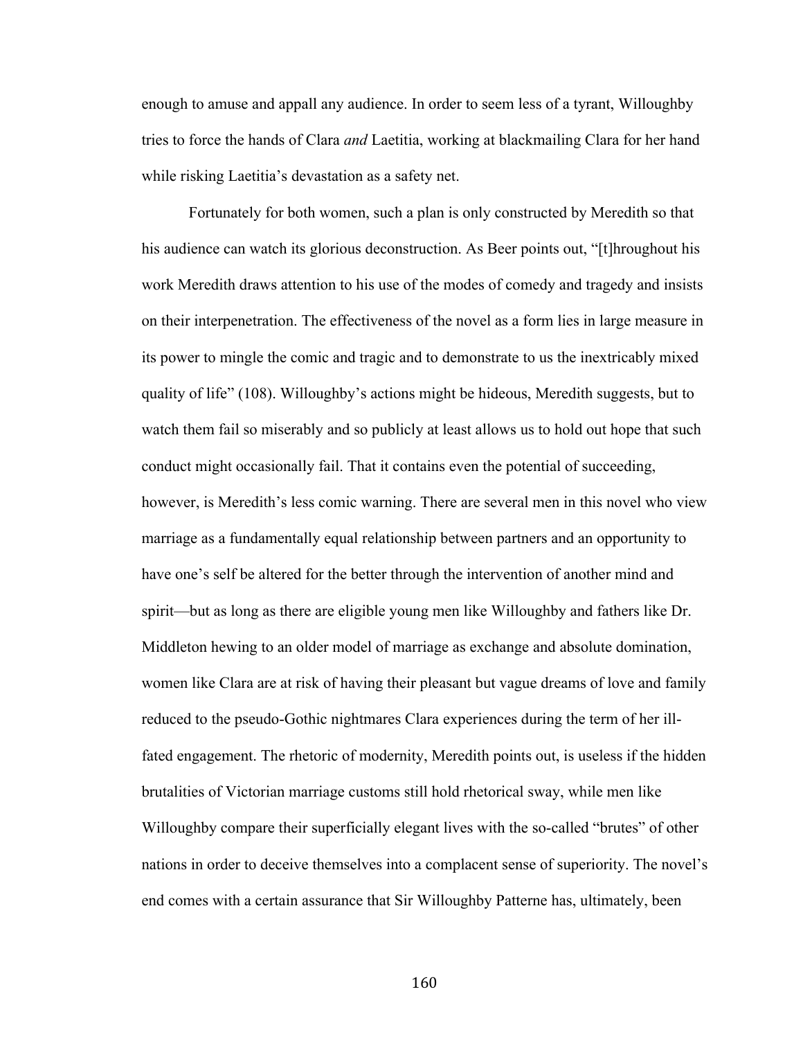enough to amuse and appall any audience. In order to seem less of a tyrant, Willoughby tries to force the hands of Clara *and* Laetitia, working at blackmailing Clara for her hand while risking Laetitia's devastation as a safety net.

Fortunately for both women, such a plan is only constructed by Meredith so that his audience can watch its glorious deconstruction. As Beer points out, "[t]hroughout his work Meredith draws attention to his use of the modes of comedy and tragedy and insists on their interpenetration. The effectiveness of the novel as a form lies in large measure in its power to mingle the comic and tragic and to demonstrate to us the inextricably mixed quality of life" (108). Willoughby's actions might be hideous, Meredith suggests, but to watch them fail so miserably and so publicly at least allows us to hold out hope that such conduct might occasionally fail. That it contains even the potential of succeeding, however, is Meredith's less comic warning. There are several men in this novel who view marriage as a fundamentally equal relationship between partners and an opportunity to have one's self be altered for the better through the intervention of another mind and spirit—but as long as there are eligible young men like Willoughby and fathers like Dr. Middleton hewing to an older model of marriage as exchange and absolute domination, women like Clara are at risk of having their pleasant but vague dreams of love and family reduced to the pseudo-Gothic nightmares Clara experiences during the term of her ill-fated engagement. The rhetoric of modernity, Meredith points out, is useless if the hidden brutalities of Victorian marriage customs still hold rhetorical sway, while men like Willoughby compare their superficially elegant lives with the so-called "brutes" of other nations in order to deceive themselves into a complacent sense of superiority. The novel's end comes with a certain assurance that Sir Willoughby Patterne has, ultimately, been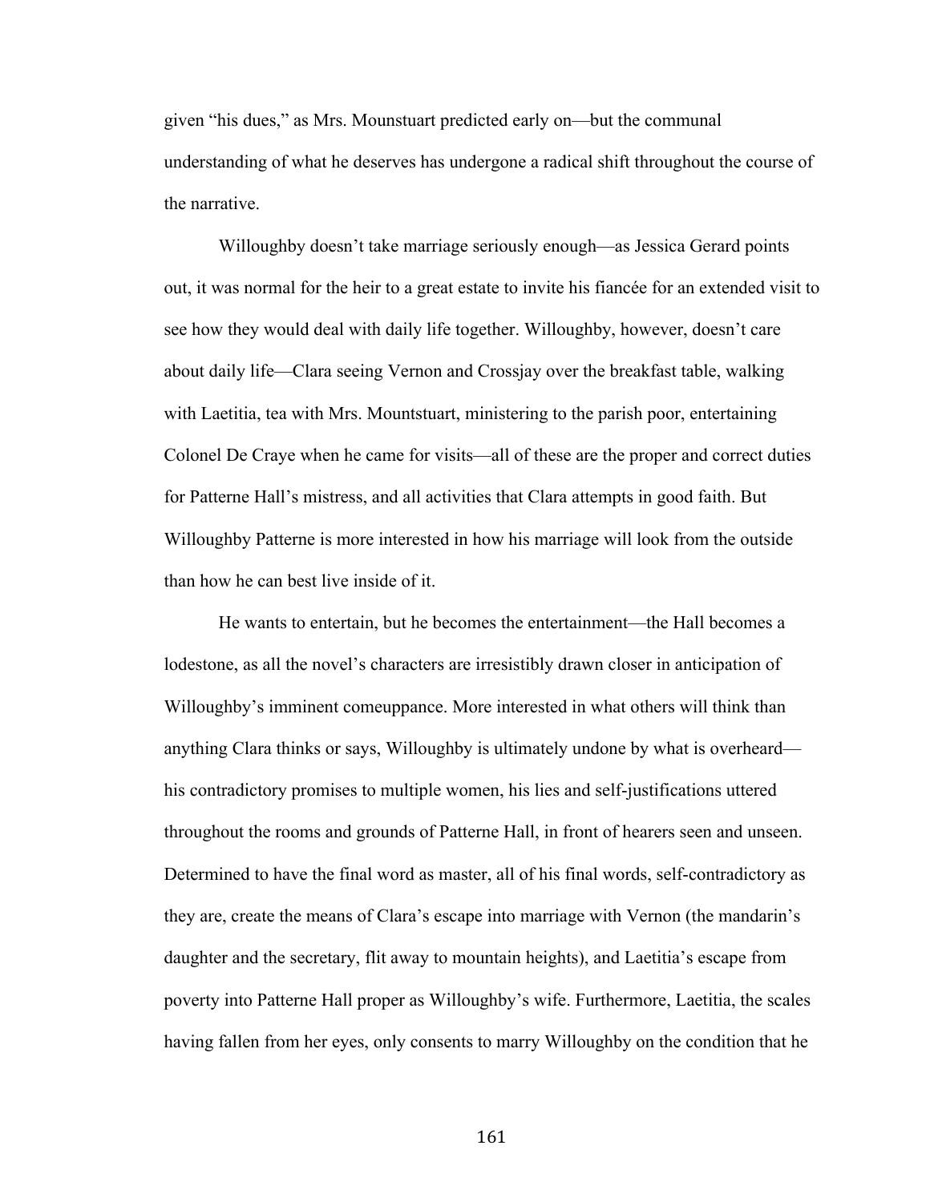given "his dues," as Mrs. Mounstuart predicted early on—but the communal understanding of what he deserves has undergone a radical shift throughout the course of the narrative.

Willoughby doesn't take marriage seriously enough—as Jessica Gerard points out, it was normal for the heir to a great estate to invite his fiancée for an extended visit to see how they would deal with daily life together. Willoughby, however, doesn't care about daily life—Clara seeing Vernon and Crossjay over the breakfast table, walking with Laetitia, tea with Mrs. Mountstuart, ministering to the parish poor, entertaining Colonel De Craye when he came for visits—all of these are the proper and correct duties for Patterne Hall's mistress, and all activities that Clara attempts in good faith. But Willoughby Patterne is more interested in how his marriage will look from the outside than how he can best live inside of it.

He wants to entertain, but he becomes the entertainment—the Hall becomes a lodestone, as all the novel's characters are irresistibly drawn closer in anticipation of Willoughby's imminent comeuppance. More interested in what others will think than anything Clara thinks or says, Willoughby is ultimately undone by what is overheard—his contradictory promises to multiple women, his lies and self-justifications uttered throughout the rooms and grounds of Patterne Hall, in front of hearers seen and unseen. Determined to have the final word as master, all of his final words, self-contradictory as they are, create the means of Clara's escape into marriage with Vernon (the mandarin's daughter and the secretary, flit away to mountain heights), and Laetitia's escape from poverty into Patterne Hall proper as Willoughby's wife. Furthermore, Laetitia, the scales having fallen from her eyes, only consents to marry Willoughby on the condition that he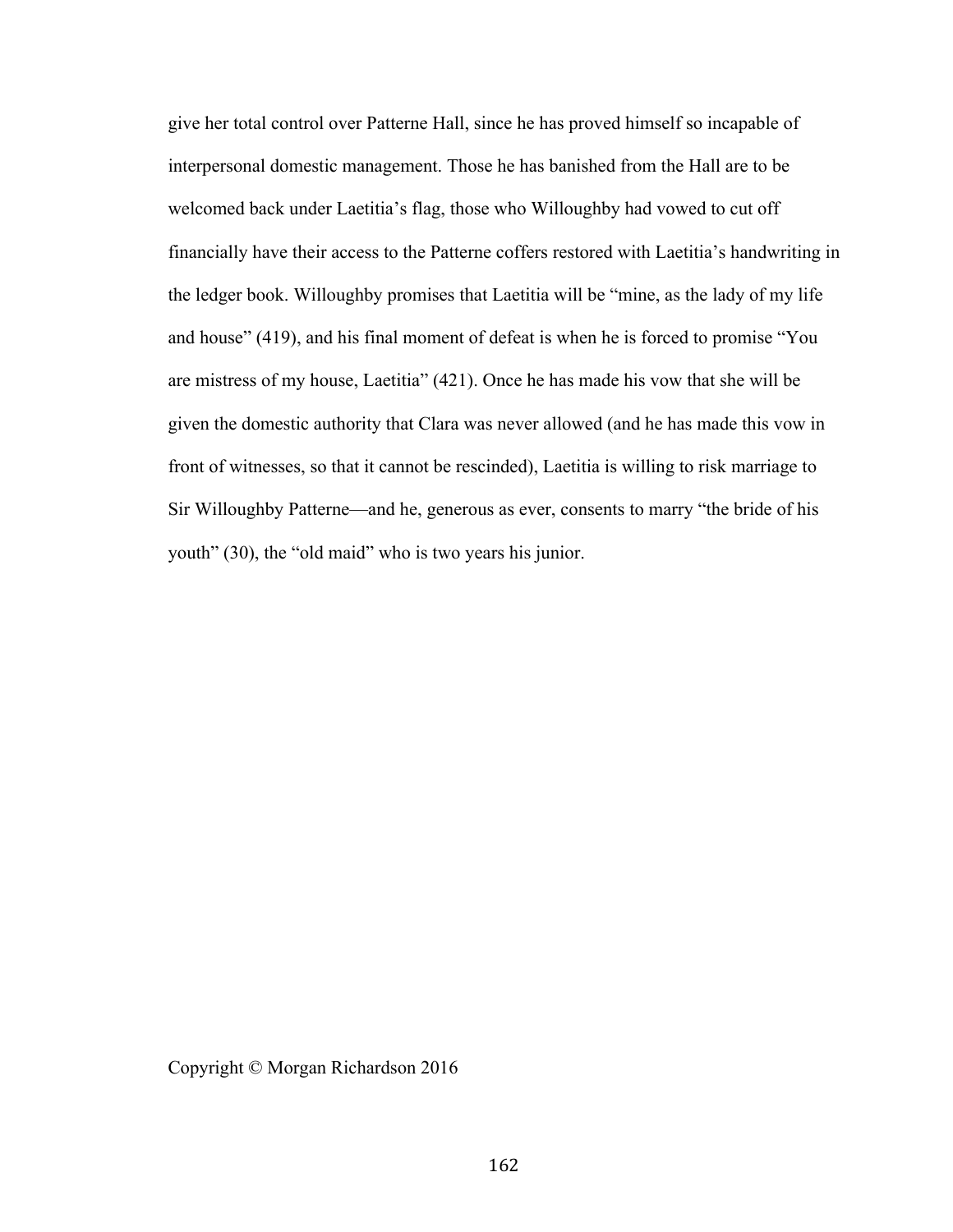give her total control over Patterne Hall, since he has proved himself so incapable of interpersonal domestic management. Those he has banished from the Hall are to be welcomed back under Laetitia's flag, those who Willoughby had vowed to cut off financially have their access to the Patterne coffers restored with Laetitia's handwriting in the ledger book. Willoughby promises that Laetitia will be "mine, as the lady of my life and house" (419), and his final moment of defeat is when he is forced to promise "You are mistress of my house, Laetitia" (421). Once he has made his vow that she will be given the domestic authority that Clara was never allowed (and he has made this vow in front of witnesses, so that it cannot be rescinded), Laetitia is willing to risk marriage to Sir Willoughby Patterne—and he, generous as ever, consents to marry "the bride of his youth" (30), the "old maid" who is two years his junior.

Copyright © Morgan Richardson 2016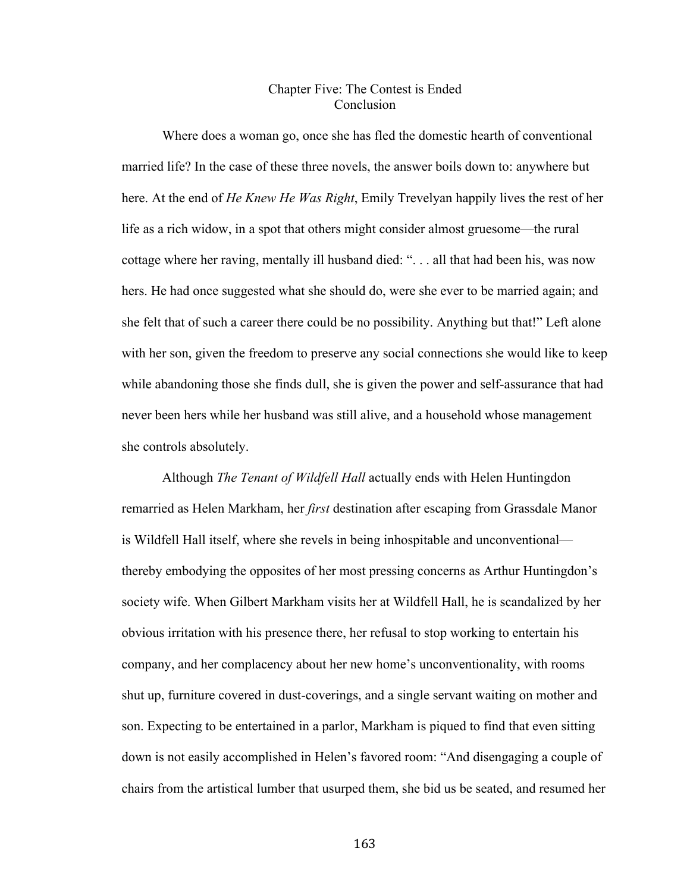# Chapter Five: The Contest is Ended
## Conclusion

Where does a woman go, once she has fled the domestic hearth of conventional married life? In the case of these three novels, the answer boils down to: anywhere but here. At the end of *He Knew He Was Right*, Emily Trevelyan happily lives the rest of her life as a rich widow, in a spot that others might consider almost gruesome—the rural cottage where her raving, mentally ill husband died: ". . . all that had been his, was now hers. He had once suggested what she should do, were she ever to be married again; and she felt that of such a career there could be no possibility. Anything but that!" Left alone with her son, given the freedom to preserve any social connections she would like to keep while abandoning those she finds dull, she is given the power and self-assurance that had never been hers while her husband was still alive, and a household whose management she controls absolutely.

Although *The Tenant of Wildfell Hall* actually ends with Helen Huntingdon remarried as Helen Markham, her *first* destination after escaping from Grassdale Manor is Wildfell Hall itself, where she revels in being inhospitable and unconventional—thereby embodying the opposites of her most pressing concerns as Arthur Huntingdon's society wife. When Gilbert Markham visits her at Wildfell Hall, he is scandalized by her obvious irritation with his presence there, her refusal to stop working to entertain his company, and her complacency about her new home's unconventionality, with rooms shut up, furniture covered in dust-coverings, and a single servant waiting on mother and son. Expecting to be entertained in a parlor, Markham is piqued to find that even sitting down is not easily accomplished in Helen's favored room: "And disengaging a couple of chairs from the artistical lumber that usurped them, she bid us be seated, and resumed her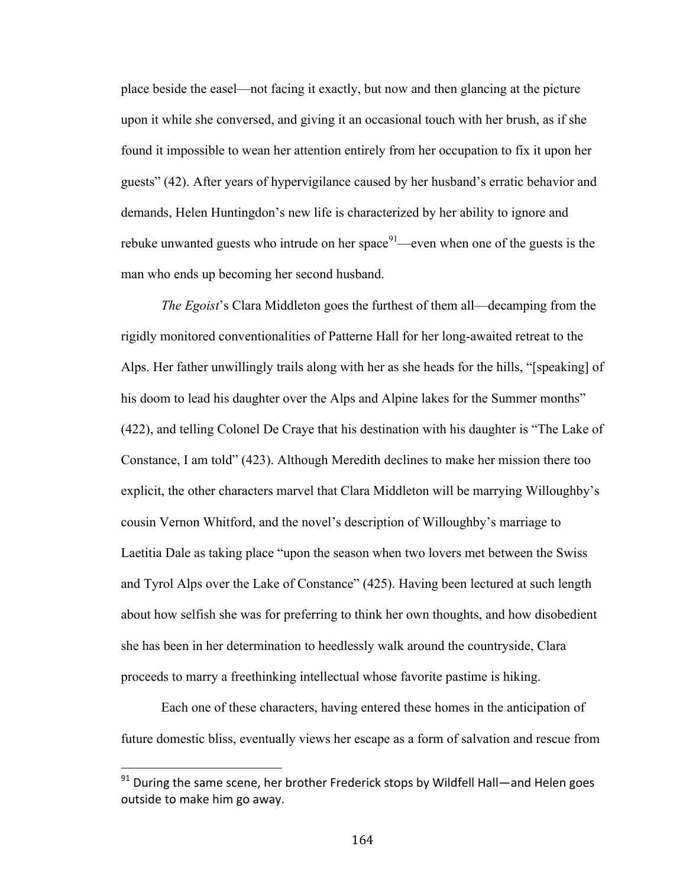place beside the easel—not facing it exactly, but now and then glancing at the picture upon it while she conversed, and giving it an occasional touch with her brush, as if she found it impossible to wean her attention entirely from her occupation to fix it upon her guests" (42). After years of hypervigilance caused by her husband's erratic behavior and demands, Helen Huntingdon's new life is characterized by her ability to ignore and rebuke unwanted guests who intrude on her space[91]—even when one of the guests is the man who ends up becoming her second husband.

*The Egoist*'s Clara Middleton goes the furthest of them all—decamping from the rigidly monitored conventionalities of Patterne Hall for her long-awaited retreat to the Alps. Her father unwillingly trails along with her as she heads for the hills, "[speaking] of his doom to lead his daughter over the Alps and Alpine lakes for the Summer months" (422), and telling Colonel De Craye that his destination with his daughter is "The Lake of Constance, I am told" (423). Although Meredith declines to make her mission there too explicit, the other characters marvel that Clara Middleton will be marrying Willoughby's cousin Vernon Whitford, and the novel's description of Willoughby's marriage to Laetitia Dale as taking place "upon the season when two lovers met between the Swiss and Tyrol Alps over the Lake of Constance" (425). Having been lectured at such length about how selfish she was for preferring to think her own thoughts, and how disobedient she has been in her determination to heedlessly walk around the countryside, Clara proceeds to marry a freethinking intellectual whose favorite pastime is hiking.

Each one of these characters, having entered these homes in the anticipation of future domestic bliss, eventually views her escape as a form of salvation and rescue from

[91] During the same scene, her brother Frederick stops by Wildfell Hall—and Helen goes outside to make him go away.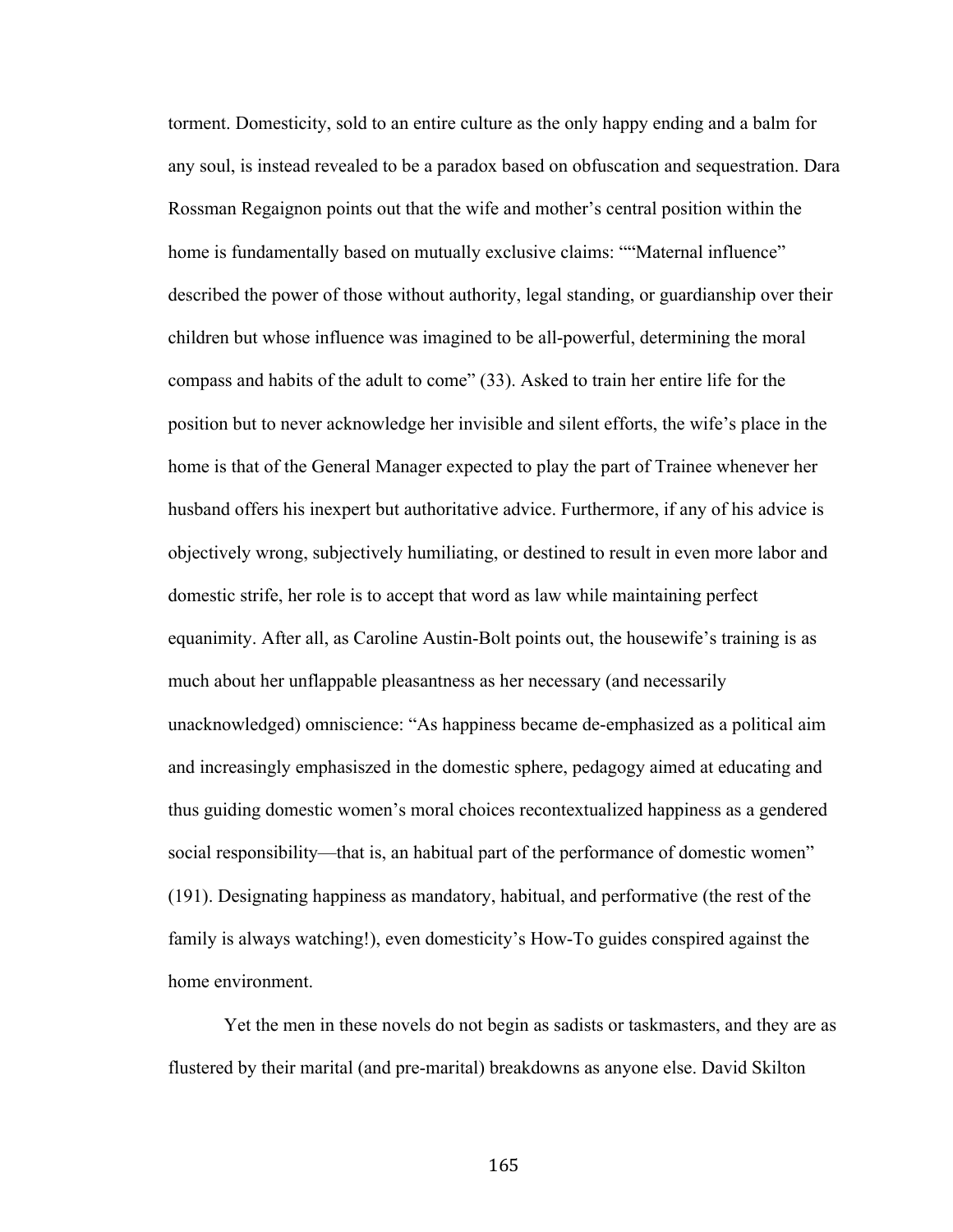torment. Domesticity, sold to an entire culture as the only happy ending and a balm for any soul, is instead revealed to be a paradox based on obfuscation and sequestration. Dara Rossman Regaignon points out that the wife and mother's central position within the home is fundamentally based on mutually exclusive claims: ""Maternal influence" described the power of those without authority, legal standing, or guardianship over their children but whose influence was imagined to be all-powerful, determining the moral compass and habits of the adult to come" (33). Asked to train her entire life for the position but to never acknowledge her invisible and silent efforts, the wife's place in the home is that of the General Manager expected to play the part of Trainee whenever her husband offers his inexpert but authoritative advice. Furthermore, if any of his advice is objectively wrong, subjectively humiliating, or destined to result in even more labor and domestic strife, her role is to accept that word as law while maintaining perfect equanimity. After all, as Caroline Austin-Bolt points out, the housewife's training is as much about her unflappable pleasantness as her necessary (and necessarily unacknowledged) omniscience: "As happiness became de-emphasized as a political aim and increasingly emphasiszed in the domestic sphere, pedagogy aimed at educating and thus guiding domestic women's moral choices recontextualized happiness as a gendered social responsibility—that is, an habitual part of the performance of domestic women" (191). Designating happiness as mandatory, habitual, and performative (the rest of the family is always watching!), even domesticity's How-To guides conspired against the home environment.

Yet the men in these novels do not begin as sadists or taskmasters, and they are as flustered by their marital (and pre-marital) breakdowns as anyone else. David Skilton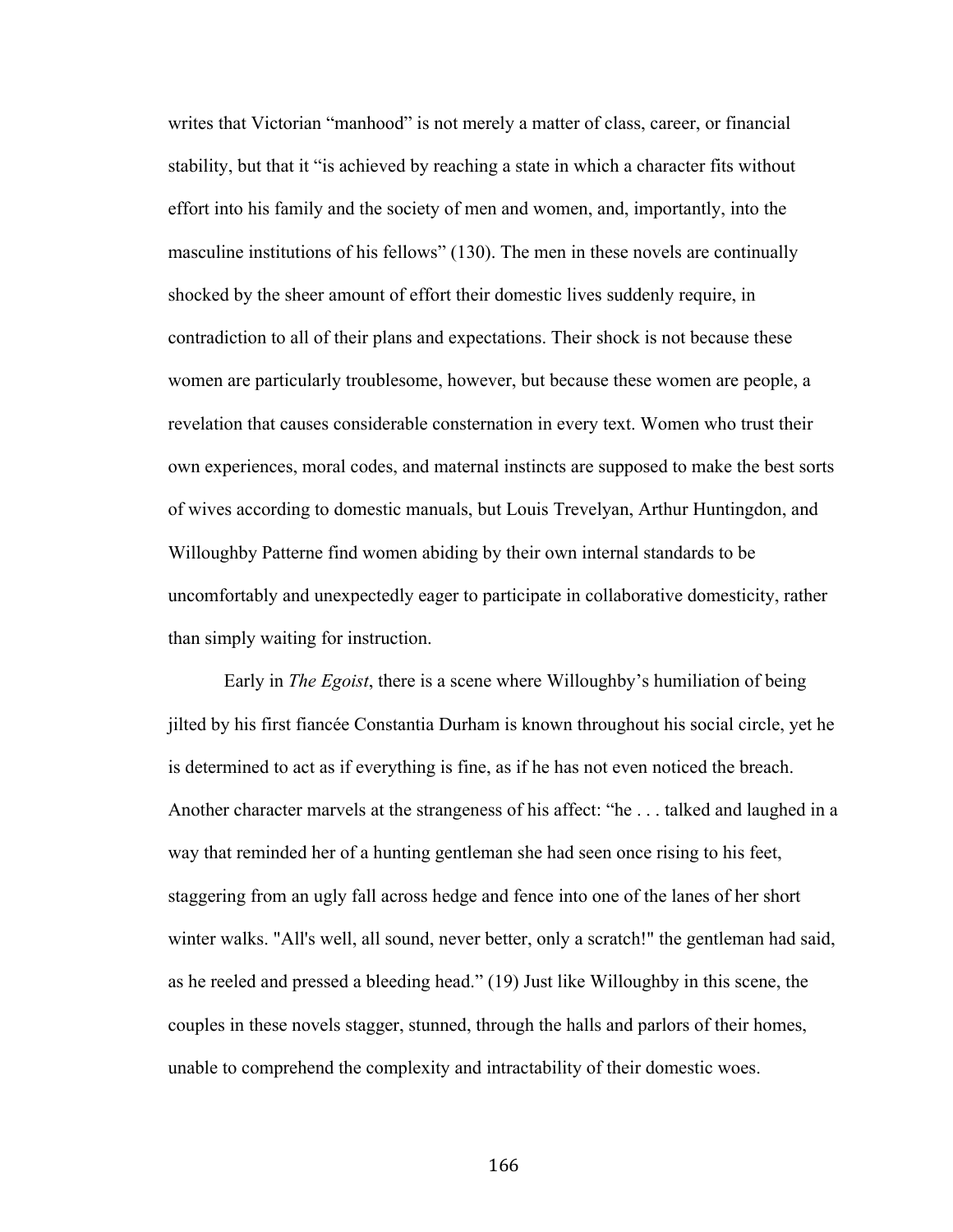writes that Victorian "manhood" is not merely a matter of class, career, or financial stability, but that it "is achieved by reaching a state in which a character fits without effort into his family and the society of men and women, and, importantly, into the masculine institutions of his fellows" (130). The men in these novels are continually shocked by the sheer amount of effort their domestic lives suddenly require, in contradiction to all of their plans and expectations. Their shock is not because these women are particularly troublesome, however, but because these women are people, a revelation that causes considerable consternation in every text. Women who trust their own experiences, moral codes, and maternal instincts are supposed to make the best sorts of wives according to domestic manuals, but Louis Trevelyan, Arthur Huntingdon, and Willoughby Patterne find women abiding by their own internal standards to be uncomfortably and unexpectedly eager to participate in collaborative domesticity, rather than simply waiting for instruction.

Early in *The Egoist*, there is a scene where Willoughby's humiliation of being jilted by his first fiancée Constantia Durham is known throughout his social circle, yet he is determined to act as if everything is fine, as if he has not even noticed the breach. Another character marvels at the strangeness of his affect: "he . . . talked and laughed in a way that reminded her of a hunting gentleman she had seen once rising to his feet, staggering from an ugly fall across hedge and fence into one of the lanes of her short winter walks. "All's well, all sound, never better, only a scratch!" the gentleman had said, as he reeled and pressed a bleeding head." (19) Just like Willoughby in this scene, the couples in these novels stagger, stunned, through the halls and parlors of their homes, unable to comprehend the complexity and intractability of their domestic woes.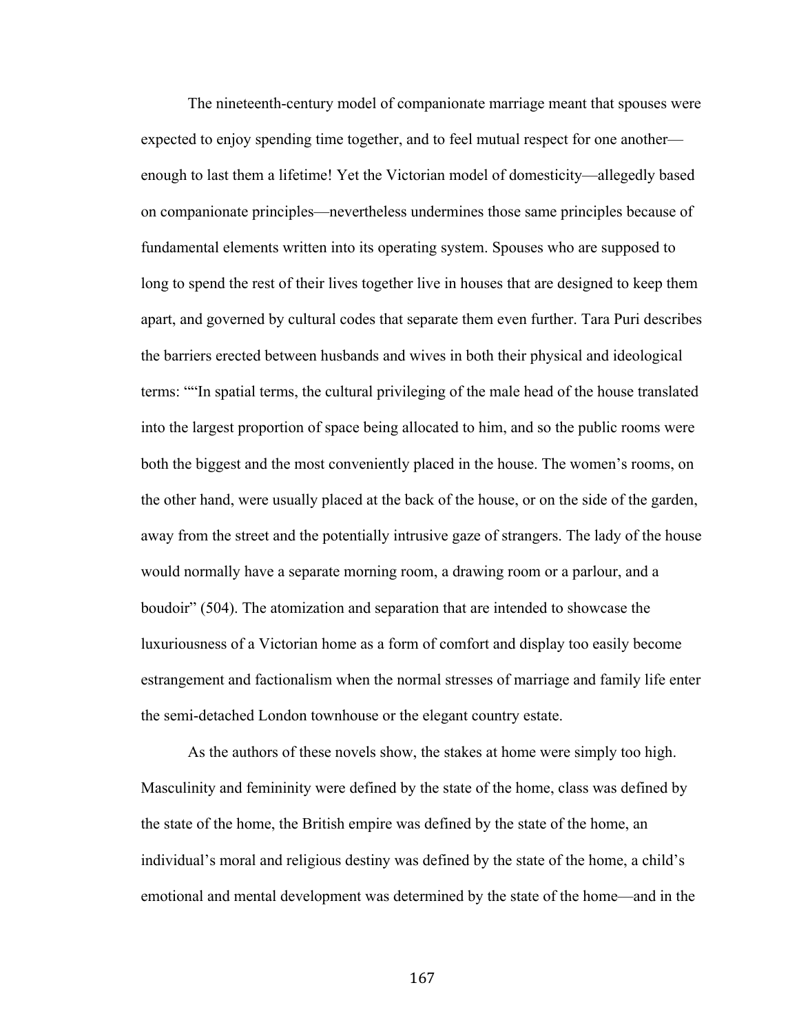The nineteenth-century model of companionate marriage meant that spouses were expected to enjoy spending time together, and to feel mutual respect for one another—enough to last them a lifetime! Yet the Victorian model of domesticity—allegedly based on companionate principles—nevertheless undermines those same principles because of fundamental elements written into its operating system. Spouses who are supposed to long to spend the rest of their lives together live in houses that are designed to keep them apart, and governed by cultural codes that separate them even further. Tara Puri describes the barriers erected between husbands and wives in both their physical and ideological terms: ""In spatial terms, the cultural privileging of the male head of the house translated into the largest proportion of space being allocated to him, and so the public rooms were both the biggest and the most conveniently placed in the house. The women's rooms, on the other hand, were usually placed at the back of the house, or on the side of the garden, away from the street and the potentially intrusive gaze of strangers. The lady of the house would normally have a separate morning room, a drawing room or a parlour, and a boudoir" (504). The atomization and separation that are intended to showcase the luxuriousness of a Victorian home as a form of comfort and display too easily become estrangement and factionalism when the normal stresses of marriage and family life enter the semi-detached London townhouse or the elegant country estate.

As the authors of these novels show, the stakes at home were simply too high. Masculinity and femininity were defined by the state of the home, class was defined by the state of the home, the British empire was defined by the state of the home, an individual's moral and religious destiny was defined by the state of the home, a child's emotional and mental development was determined by the state of the home—and in the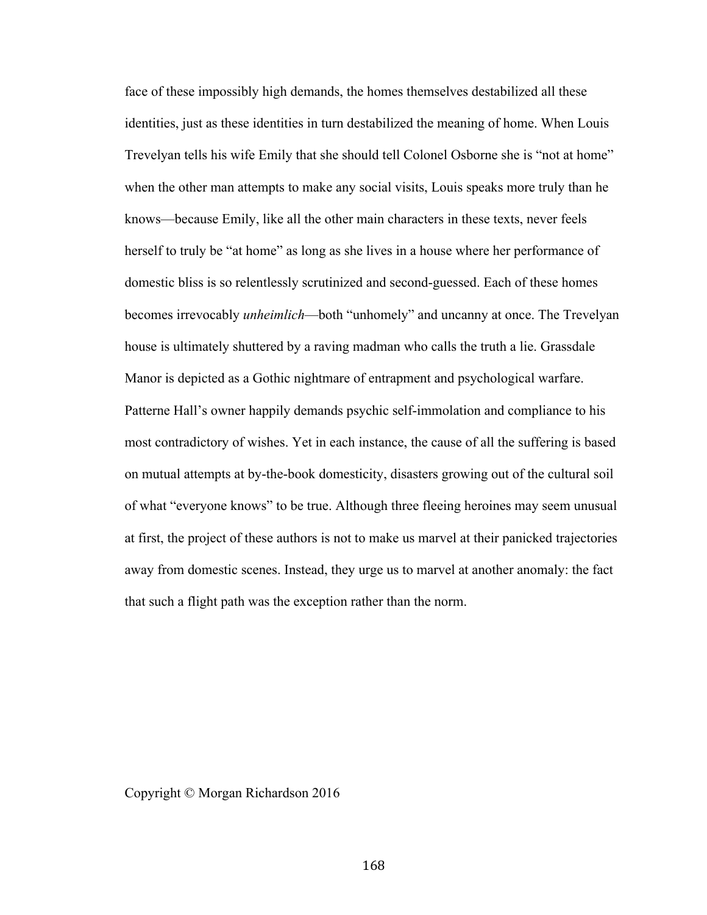face of these impossibly high demands, the homes themselves destabilized all these identities, just as these identities in turn destabilized the meaning of home. When Louis Trevelyan tells his wife Emily that she should tell Colonel Osborne she is "not at home" when the other man attempts to make any social visits, Louis speaks more truly than he knows—because Emily, like all the other main characters in these texts, never feels herself to truly be "at home" as long as she lives in a house where her performance of domestic bliss is so relentlessly scrutinized and second-guessed. Each of these homes becomes irrevocably *unheimlich*—both "unhomely" and uncanny at once. The Trevelyan house is ultimately shuttered by a raving madman who calls the truth a lie. Grassdale Manor is depicted as a Gothic nightmare of entrapment and psychological warfare. Patterne Hall's owner happily demands psychic self-immolation and compliance to his most contradictory of wishes. Yet in each instance, the cause of all the suffering is based on mutual attempts at by-the-book domesticity, disasters growing out of the cultural soil of what "everyone knows" to be true. Although three fleeing heroines may seem unusual at first, the project of these authors is not to make us marvel at their panicked trajectories away from domestic scenes. Instead, they urge us to marvel at another anomaly: the fact that such a flight path was the exception rather than the norm.

Copyright © Morgan Richardson 2016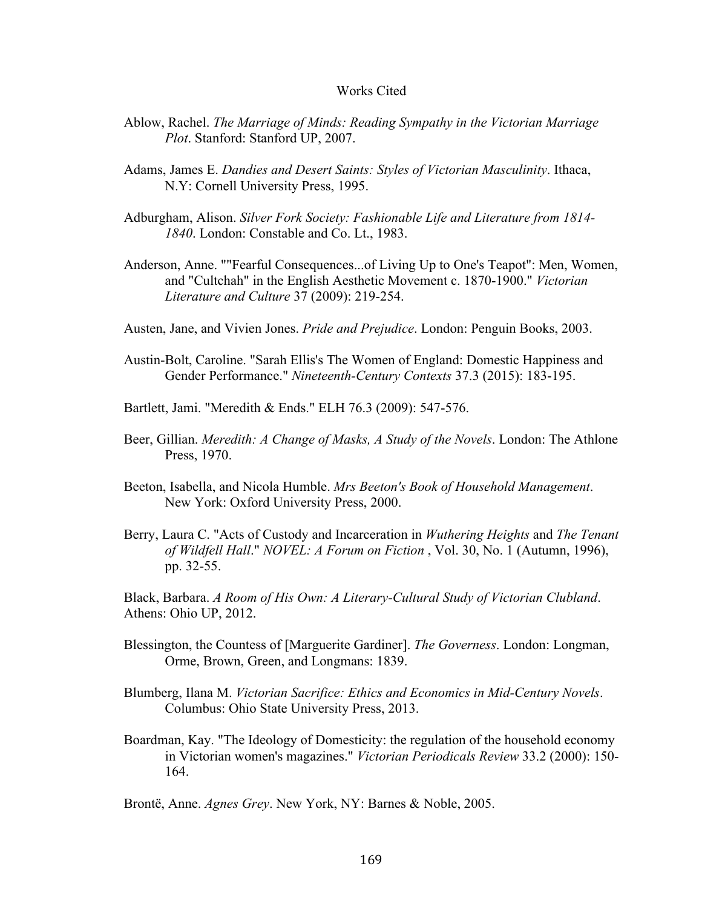# Works Cited

Ablow, Rachel. *The Marriage of Minds: Reading Sympathy in the Victorian Marriage Plot*. Stanford: Stanford UP, 2007.

Adams, James E. *Dandies and Desert Saints: Styles of Victorian Masculinity*. Ithaca, N.Y: Cornell University Press, 1995.

Adburgham, Alison. *Silver Fork Society: Fashionable Life and Literature from 1814-1840*. London: Constable and Co. Lt., 1983.

Anderson, Anne. ""Fearful Consequences...of Living Up to One's Teapot": Men, Women, and "Cultchah" in the English Aesthetic Movement c. 1870-1900." *Victorian Literature and Culture* 37 (2009): 219-254.

Austen, Jane, and Vivien Jones. *Pride and Prejudice*. London: Penguin Books, 2003.

Austin-Bolt, Caroline. "Sarah Ellis's The Women of England: Domestic Happiness and Gender Performance." *Nineteenth-Century Contexts* 37.3 (2015): 183-195.

Bartlett, Jami. "Meredith & Ends." ELH 76.3 (2009): 547-576.

Beer, Gillian. *Meredith: A Change of Masks, A Study of the Novels*. London: The Athlone Press, 1970.

Beeton, Isabella, and Nicola Humble. *Mrs Beeton's Book of Household Management*. New York: Oxford University Press, 2000.

Berry, Laura C. "Acts of Custody and Incarceration in *Wuthering Heights* and *The Tenant of Wildfell Hall*." *NOVEL: A Forum on Fiction* , Vol. 30, No. 1 (Autumn, 1996), pp. 32-55.

Black, Barbara. *A Room of His Own: A Literary-Cultural Study of Victorian Clubland*. Athens: Ohio UP, 2012.

Blessington, the Countess of [Marguerite Gardiner]. *The Governess*. London: Longman, Orme, Brown, Green, and Longmans: 1839.

Blumberg, Ilana M. *Victorian Sacrifice: Ethics and Economics in Mid-Century Novels*. Columbus: Ohio State University Press, 2013.

Boardman, Kay. "The Ideology of Domesticity: the regulation of the household economy in Victorian women's magazines." *Victorian Periodicals Review* 33.2 (2000): 150-164.

Brontë, Anne. *Agnes Grey*. New York, NY: Barnes & Noble, 2005.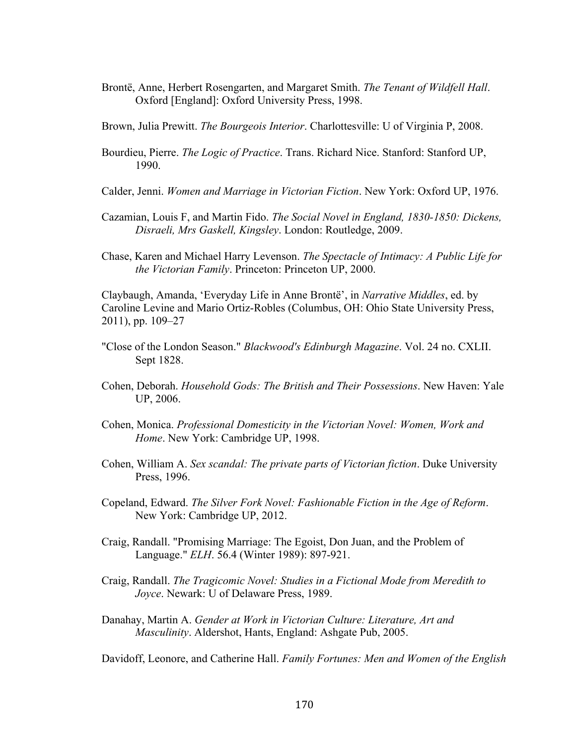Brontë, Anne, Herbert Rosengarten, and Margaret Smith. *The Tenant of Wildfell Hall*. Oxford [England]: Oxford University Press, 1998.

Brown, Julia Prewitt. *The Bourgeois Interior*. Charlottesville: U of Virginia P, 2008.

Bourdieu, Pierre. *The Logic of Practice*. Trans. Richard Nice. Stanford: Stanford UP, 1990.

Calder, Jenni. *Women and Marriage in Victorian Fiction*. New York: Oxford UP, 1976.

Cazamian, Louis F, and Martin Fido. *The Social Novel in England, 1830-1850: Dickens, Disraeli, Mrs Gaskell, Kingsley*. London: Routledge, 2009.

Chase, Karen and Michael Harry Levenson. *The Spectacle of Intimacy: A Public Life for the Victorian Family*. Princeton: Princeton UP, 2000.

Claybaugh, Amanda, 'Everyday Life in Anne Brontë', in *Narrative Middles*, ed. by Caroline Levine and Mario Ortiz-Robles (Columbus, OH: Ohio State University Press, 2011), pp. 109–27

"Close of the London Season." *Blackwood's Edinburgh Magazine*. Vol. 24 no. CXLII. Sept 1828.

Cohen, Deborah. *Household Gods: The British and Their Possessions*. New Haven: Yale UP, 2006.

Cohen, Monica. *Professional Domesticity in the Victorian Novel: Women, Work and Home*. New York: Cambridge UP, 1998.

Cohen, William A. *Sex scandal: The private parts of Victorian fiction*. Duke University Press, 1996.

Copeland, Edward. *The Silver Fork Novel: Fashionable Fiction in the Age of Reform*. New York: Cambridge UP, 2012.

Craig, Randall. "Promising Marriage: The Egoist, Don Juan, and the Problem of Language." *ELH*. 56.4 (Winter 1989): 897-921.

Craig, Randall. *The Tragicomic Novel: Studies in a Fictional Mode from Meredith to Joyce*. Newark: U of Delaware Press, 1989.

Danahay, Martin A. *Gender at Work in Victorian Culture: Literature, Art and Masculinity*. Aldershot, Hants, England: Ashgate Pub, 2005.

Davidoff, Leonore, and Catherine Hall. *Family Fortunes: Men and Women of the English*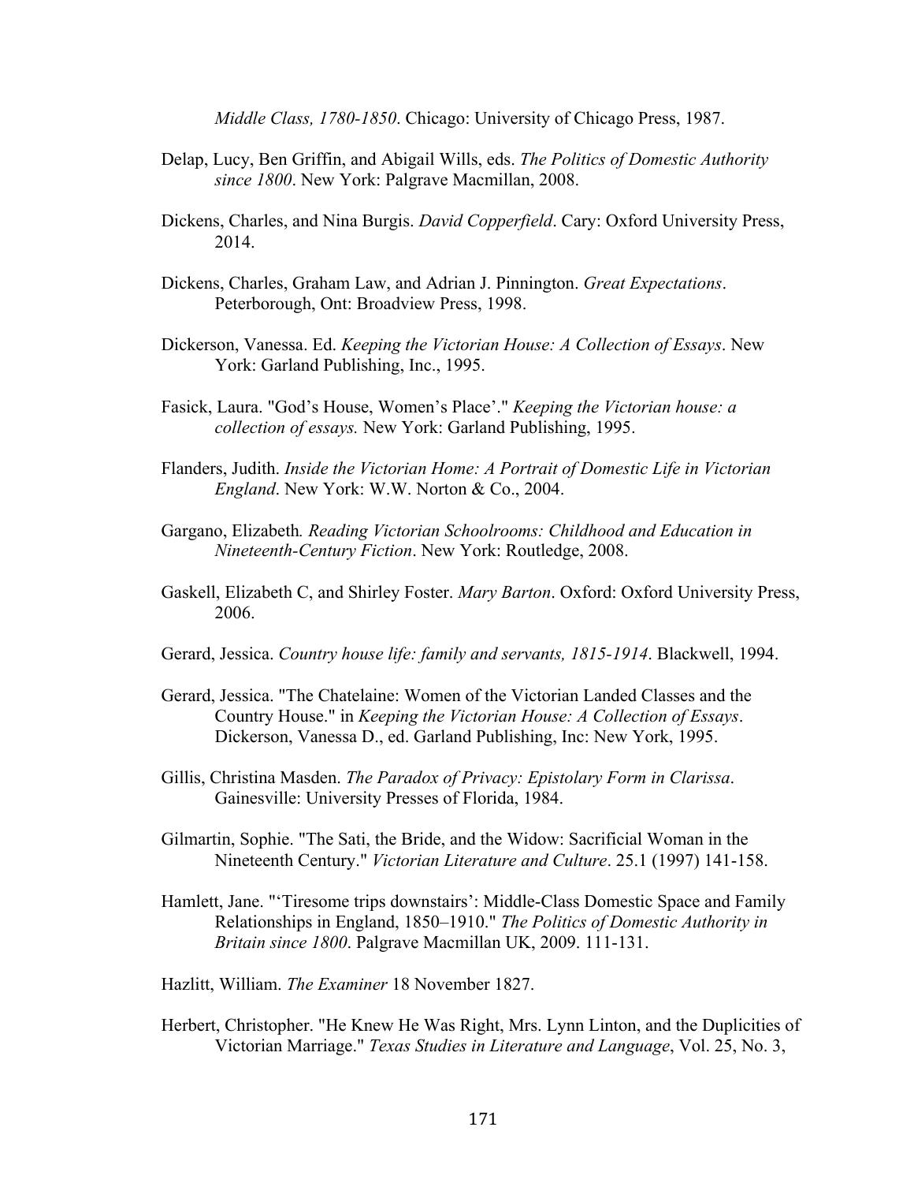*Middle Class, 1780-1850*. Chicago: University of Chicago Press, 1987.

Delap, Lucy, Ben Griffin, and Abigail Wills, eds. *The Politics of Domestic Authority since 1800*. New York: Palgrave Macmillan, 2008.

Dickens, Charles, and Nina Burgis. *David Copperfield*. Cary: Oxford University Press, 2014.

Dickens, Charles, Graham Law, and Adrian J. Pinnington. *Great Expectations*. Peterborough, Ont: Broadview Press, 1998.

Dickerson, Vanessa. Ed. *Keeping the Victorian House: A Collection of Essays*. New York: Garland Publishing, Inc., 1995.

Fasick, Laura. "God's House, Women's Place'." *Keeping the Victorian house: a collection of essays.* New York: Garland Publishing, 1995.

Flanders, Judith. *Inside the Victorian Home: A Portrait of Domestic Life in Victorian England*. New York: W.W. Norton & Co., 2004.

Gargano, Elizabeth*. Reading Victorian Schoolrooms: Childhood and Education in Nineteenth-Century Fiction*. New York: Routledge, 2008.

Gaskell, Elizabeth C, and Shirley Foster. *Mary Barton*. Oxford: Oxford University Press, 2006.

Gerard, Jessica. *Country house life: family and servants, 1815-1914*. Blackwell, 1994.

Gerard, Jessica. "The Chatelaine: Women of the Victorian Landed Classes and the Country House." in *Keeping the Victorian House: A Collection of Essays*. Dickerson, Vanessa D., ed. Garland Publishing, Inc: New York, 1995.

Gillis, Christina Masden. *The Paradox of Privacy: Epistolary Form in Clarissa*. Gainesville: University Presses of Florida, 1984.

Gilmartin, Sophie. "The Sati, the Bride, and the Widow: Sacrificial Woman in the Nineteenth Century." *Victorian Literature and Culture*. 25.1 (1997) 141-158.

Hamlett, Jane. "'Tiresome trips downstairs': Middle-Class Domestic Space and Family Relationships in England, 1850–1910." *The Politics of Domestic Authority in Britain since 1800*. Palgrave Macmillan UK, 2009. 111-131.

Hazlitt, William. *The Examiner* 18 November 1827.

Herbert, Christopher. "He Knew He Was Right, Mrs. Lynn Linton, and the Duplicities of Victorian Marriage." *Texas Studies in Literature and Language*, Vol. 25, No. 3,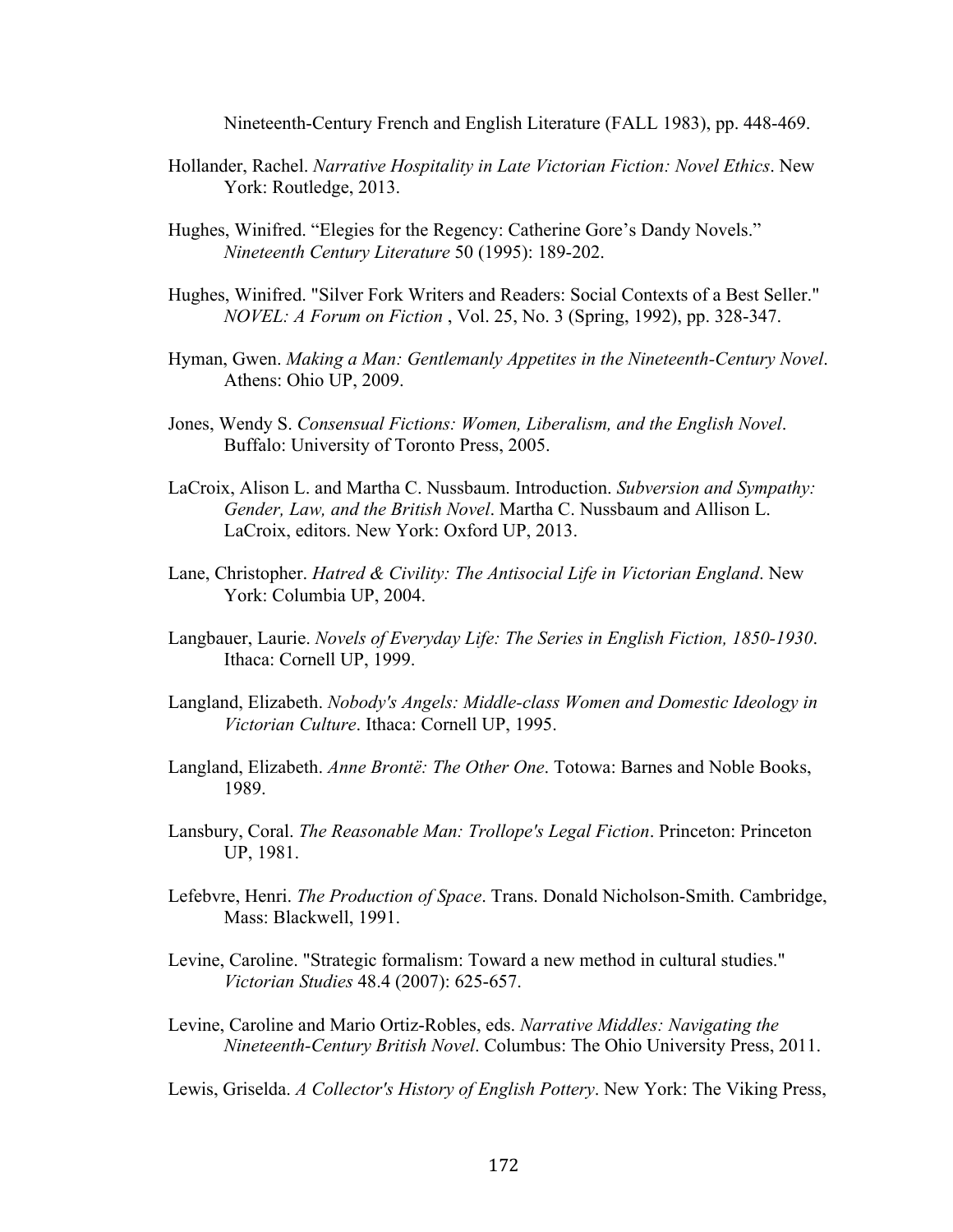Nineteenth-Century French and English Literature (FALL 1983), pp. 448-469.

Hollander, Rachel. *Narrative Hospitality in Late Victorian Fiction: Novel Ethics*. New York: Routledge, 2013.

Hughes, Winifred. “Elegies for the Regency: Catherine Gore’s Dandy Novels.” *Nineteenth Century Literature* 50 (1995): 189-202.

Hughes, Winifred. "Silver Fork Writers and Readers: Social Contexts of a Best Seller." *NOVEL: A Forum on Fiction* , Vol. 25, No. 3 (Spring, 1992), pp. 328-347.

Hyman, Gwen. *Making a Man: Gentlemanly Appetites in the Nineteenth-Century Novel*. Athens: Ohio UP, 2009.

Jones, Wendy S. *Consensual Fictions: Women, Liberalism, and the English Novel*. Buffalo: University of Toronto Press, 2005.

LaCroix, Alison L. and Martha C. Nussbaum. Introduction. *Subversion and Sympathy: Gender, Law, and the British Novel*. Martha C. Nussbaum and Allison L. LaCroix, editors. New York: Oxford UP, 2013.

Lane, Christopher. *Hatred & Civility: The Antisocial Life in Victorian England*. New York: Columbia UP, 2004.

Langbauer, Laurie. *Novels of Everyday Life: The Series in English Fiction, 1850-1930*. Ithaca: Cornell UP, 1999.

Langland, Elizabeth. *Nobody's Angels: Middle-class Women and Domestic Ideology in Victorian Culture*. Ithaca: Cornell UP, 1995.

Langland, Elizabeth. *Anne Brontë: The Other One*. Totowa: Barnes and Noble Books, 1989.

Lansbury, Coral. *The Reasonable Man: Trollope's Legal Fiction*. Princeton: Princeton UP, 1981.

Lefebvre, Henri. *The Production of Space*. Trans. Donald Nicholson-Smith. Cambridge, Mass: Blackwell, 1991.

Levine, Caroline. "Strategic formalism: Toward a new method in cultural studies." *Victorian Studies* 48.4 (2007): 625-657.

Levine, Caroline and Mario Ortiz-Robles, eds. *Narrative Middles: Navigating the Nineteenth-Century British Novel*. Columbus: The Ohio University Press, 2011.

Lewis, Griselda. *A Collector's History of English Pottery*. New York: The Viking Press,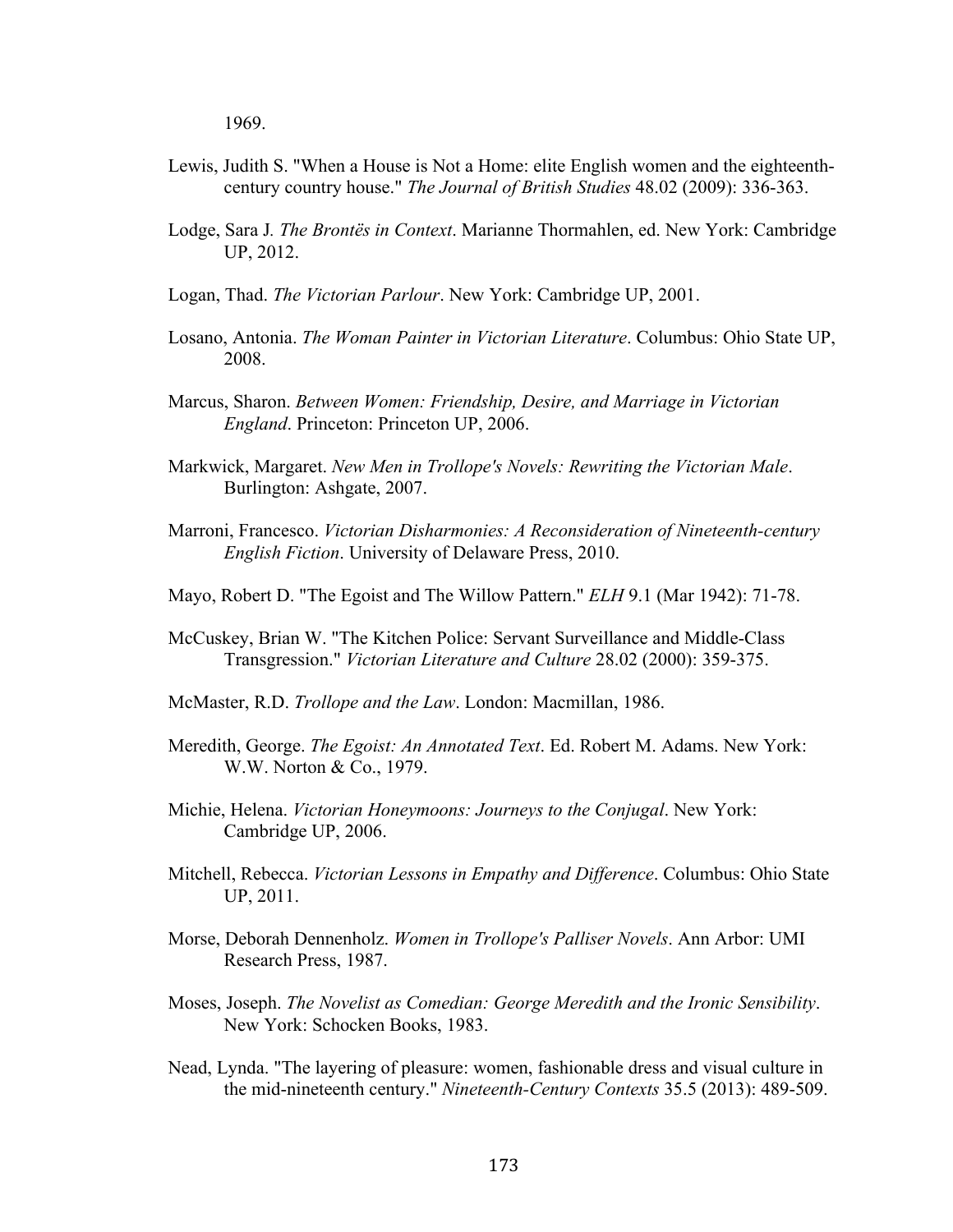1969.

Lewis, Judith S. "When a House is Not a Home: elite English women and the eighteenth-century country house." *The Journal of British Studies* 48.02 (2009): 336-363.

Lodge, Sara J. *The Brontës in Context*. Marianne Thormahlen, ed. New York: Cambridge UP, 2012.

Logan, Thad. *The Victorian Parlour*. New York: Cambridge UP, 2001.

Losano, Antonia. *The Woman Painter in Victorian Literature*. Columbus: Ohio State UP, 2008.

Marcus, Sharon. *Between Women: Friendship, Desire, and Marriage in Victorian England*. Princeton: Princeton UP, 2006.

Markwick, Margaret. *New Men in Trollope's Novels: Rewriting the Victorian Male*. Burlington: Ashgate, 2007.

Marroni, Francesco. *Victorian Disharmonies: A Reconsideration of Nineteenth-century English Fiction*. University of Delaware Press, 2010.

Mayo, Robert D. "The Egoist and The Willow Pattern." *ELH* 9.1 (Mar 1942): 71-78.

McCuskey, Brian W. "The Kitchen Police: Servant Surveillance and Middle-Class Transgression." *Victorian Literature and Culture* 28.02 (2000): 359-375.

McMaster, R.D. *Trollope and the Law*. London: Macmillan, 1986.

Meredith, George. *The Egoist: An Annotated Text*. Ed. Robert M. Adams. New York: W.W. Norton & Co., 1979.

Michie, Helena. *Victorian Honeymoons: Journeys to the Conjugal*. New York: Cambridge UP, 2006.

Mitchell, Rebecca. *Victorian Lessons in Empathy and Difference*. Columbus: Ohio State UP, 2011.

Morse, Deborah Dennenholz. *Women in Trollope's Palliser Novels*. Ann Arbor: UMI Research Press, 1987.

Moses, Joseph. *The Novelist as Comedian: George Meredith and the Ironic Sensibility*. New York: Schocken Books, 1983.

Nead, Lynda. "The layering of pleasure: women, fashionable dress and visual culture in the mid-nineteenth century." *Nineteenth-Century Contexts* 35.5 (2013): 489-509.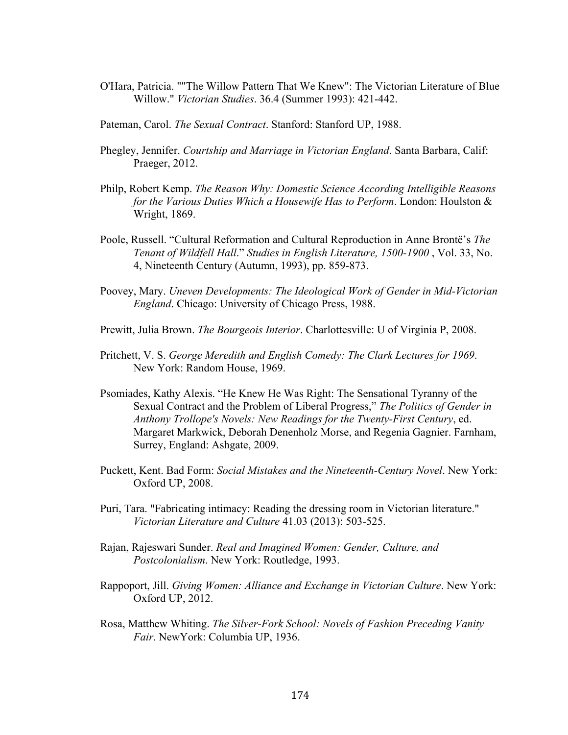O'Hara, Patricia. ""The Willow Pattern That We Knew": The Victorian Literature of Blue Willow." *Victorian Studies*. 36.4 (Summer 1993): 421-442.

Pateman, Carol. *The Sexual Contract*. Stanford: Stanford UP, 1988.

Phegley, Jennifer. *Courtship and Marriage in Victorian England*. Santa Barbara, Calif: Praeger, 2012.

Philp, Robert Kemp. *The Reason Why: Domestic Science According Intelligible Reasons for the Various Duties Which a Housewife Has to Perform*. London: Houlston & Wright, 1869.

Poole, Russell. "Cultural Reformation and Cultural Reproduction in Anne Brontë's *The Tenant of Wildfell Hall*." *Studies in English Literature, 1500-1900* , Vol. 33, No. 4, Nineteenth Century (Autumn, 1993), pp. 859-873.

Poovey, Mary. *Uneven Developments: The Ideological Work of Gender in Mid-Victorian England*. Chicago: University of Chicago Press, 1988.

Prewitt, Julia Brown. *The Bourgeois Interior*. Charlottesville: U of Virginia P, 2008.

Pritchett, V. S. *George Meredith and English Comedy: The Clark Lectures for 1969*. New York: Random House, 1969.

Psomiades, Kathy Alexis. "He Knew He Was Right: The Sensational Tyranny of the Sexual Contract and the Problem of Liberal Progress," *The Politics of Gender in Anthony Trollope's Novels: New Readings for the Twenty-First Century*, ed. Margaret Markwick, Deborah Denenholz Morse, and Regenia Gagnier. Farnham, Surrey, England: Ashgate, 2009.

Puckett, Kent. Bad Form: *Social Mistakes and the Nineteenth-Century Novel*. New York: Oxford UP, 2008.

Puri, Tara. "Fabricating intimacy: Reading the dressing room in Victorian literature." *Victorian Literature and Culture* 41.03 (2013): 503-525.

Rajan, Rajeswari Sunder. *Real and Imagined Women: Gender, Culture, and Postcolonialism*. New York: Routledge, 1993.

Rappoport, Jill. *Giving Women: Alliance and Exchange in Victorian Culture*. New York: Oxford UP, 2012.

Rosa, Matthew Whiting. *The Silver-Fork School: Novels of Fashion Preceding Vanity Fair*. NewYork: Columbia UP, 1936.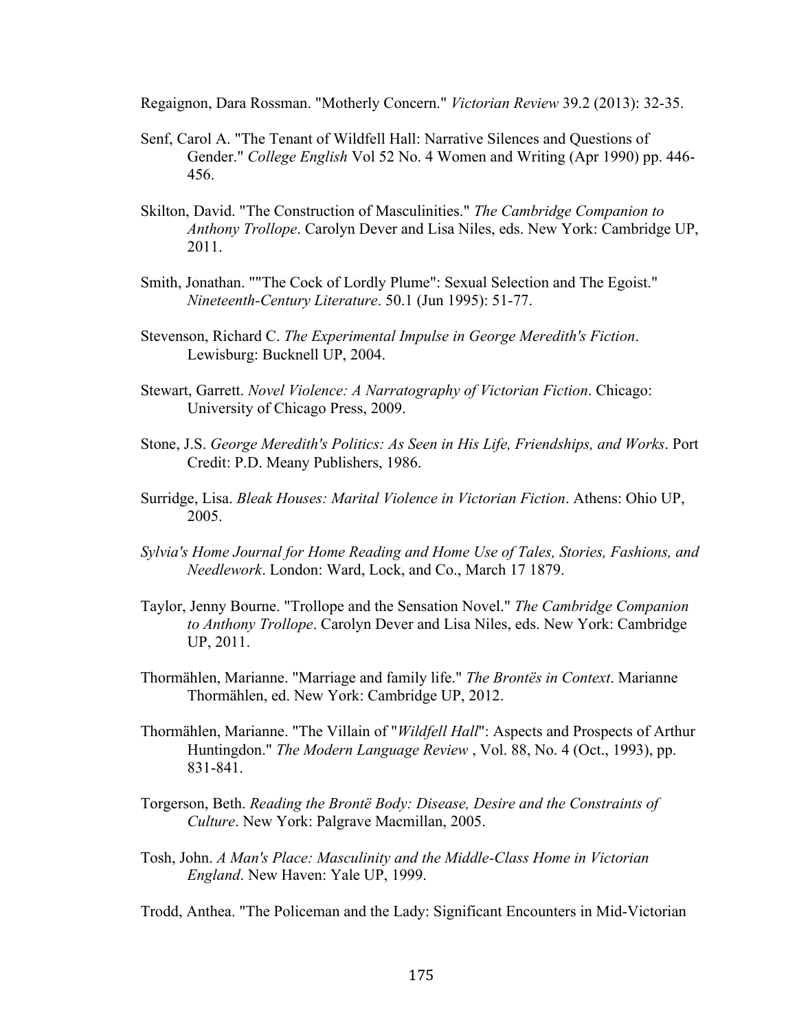Regaignon, Dara Rossman. "Motherly Concern." *Victorian Review* 39.2 (2013): 32-35.

Senf, Carol A. "The Tenant of Wildfell Hall: Narrative Silences and Questions of Gender." *College English* Vol 52 No. 4 Women and Writing (Apr 1990) pp. 446-456.

Skilton, David. "The Construction of Masculinities." *The Cambridge Companion to Anthony Trollope*. Carolyn Dever and Lisa Niles, eds. New York: Cambridge UP, 2011.

Smith, Jonathan. ""The Cock of Lordly Plume": Sexual Selection and The Egoist." *Nineteenth-Century Literature*. 50.1 (Jun 1995): 51-77.

Stevenson, Richard C. *The Experimental Impulse in George Meredith's Fiction*. Lewisburg: Bucknell UP, 2004.

Stewart, Garrett. *Novel Violence: A Narratography of Victorian Fiction*. Chicago: University of Chicago Press, 2009.

Stone, J.S. *George Meredith's Politics: As Seen in His Life, Friendships, and Works*. Port Credit: P.D. Meany Publishers, 1986.

Surridge, Lisa. *Bleak Houses: Marital Violence in Victorian Fiction*. Athens: Ohio UP, 2005.

*Sylvia's Home Journal for Home Reading and Home Use of Tales, Stories, Fashions, and Needlework*. London: Ward, Lock, and Co., March 17 1879.

Taylor, Jenny Bourne. "Trollope and the Sensation Novel." *The Cambridge Companion to Anthony Trollope*. Carolyn Dever and Lisa Niles, eds. New York: Cambridge UP, 2011.

Thormählen, Marianne. "Marriage and family life." *The Brontës in Context*. Marianne Thormählen, ed. New York: Cambridge UP, 2012.

Thormählen, Marianne. "The Villain of "*Wildfell Hall*": Aspects and Prospects of Arthur Huntingdon." *The Modern Language Review* , Vol. 88, No. 4 (Oct., 1993), pp. 831-841.

Torgerson, Beth. *Reading the Brontë Body: Disease, Desire and the Constraints of Culture*. New York: Palgrave Macmillan, 2005.

Tosh, John. *A Man's Place: Masculinity and the Middle-Class Home in Victorian England*. New Haven: Yale UP, 1999.

Trodd, Anthea. "The Policeman and the Lady: Significant Encounters in Mid-Victorian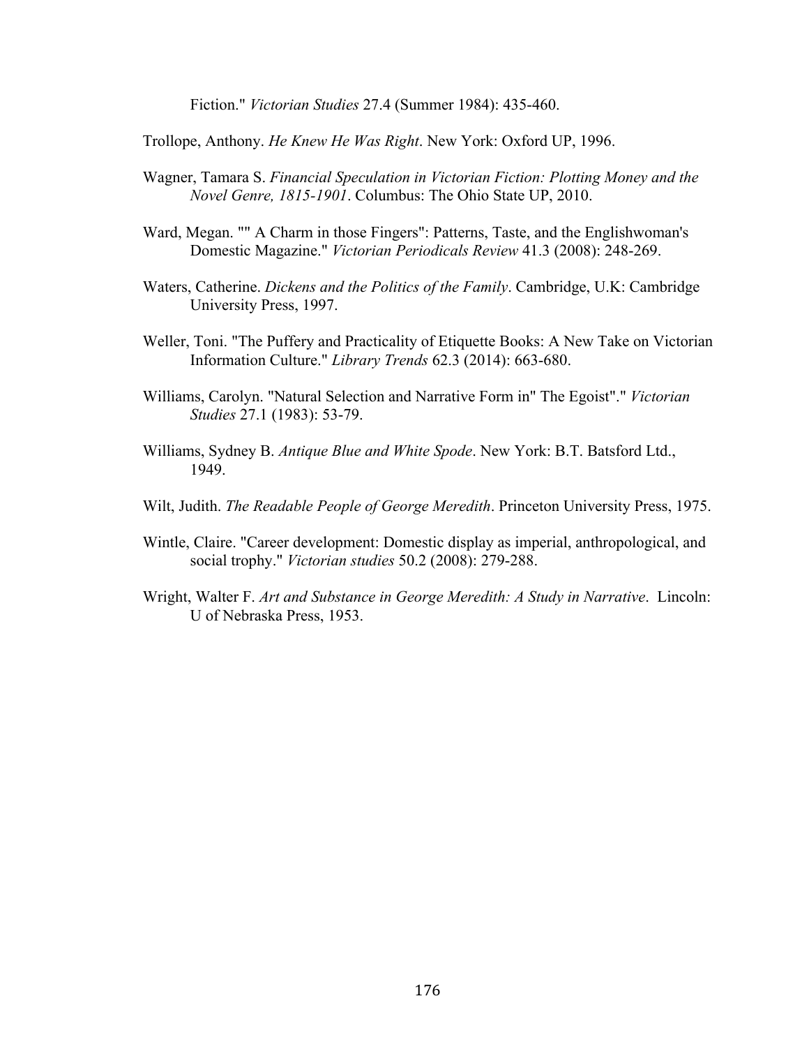Fiction." *Victorian Studies* 27.4 (Summer 1984): 435-460.

Trollope, Anthony. *He Knew He Was Right*. New York: Oxford UP, 1996.

Wagner, Tamara S. *Financial Speculation in Victorian Fiction: Plotting Money and the Novel Genre, 1815-1901*. Columbus: The Ohio State UP, 2010.

Ward, Megan. "" A Charm in those Fingers": Patterns, Taste, and the Englishwoman's Domestic Magazine." *Victorian Periodicals Review* 41.3 (2008): 248-269.

Waters, Catherine. *Dickens and the Politics of the Family*. Cambridge, U.K: Cambridge University Press, 1997.

Weller, Toni. "The Puffery and Practicality of Etiquette Books: A New Take on Victorian Information Culture." *Library Trends* 62.3 (2014): 663-680.

Williams, Carolyn. "Natural Selection and Narrative Form in" The Egoist"." *Victorian Studies* 27.1 (1983): 53-79.

Williams, Sydney B. *Antique Blue and White Spode*. New York: B.T. Batsford Ltd., 1949.

Wilt, Judith. *The Readable People of George Meredith*. Princeton University Press, 1975.

Wintle, Claire. "Career development: Domestic display as imperial, anthropological, and social trophy." *Victorian studies* 50.2 (2008): 279-288.

Wright, Walter F. *Art and Substance in George Meredith: A Study in Narrative*. Lincoln: U of Nebraska Press, 1953.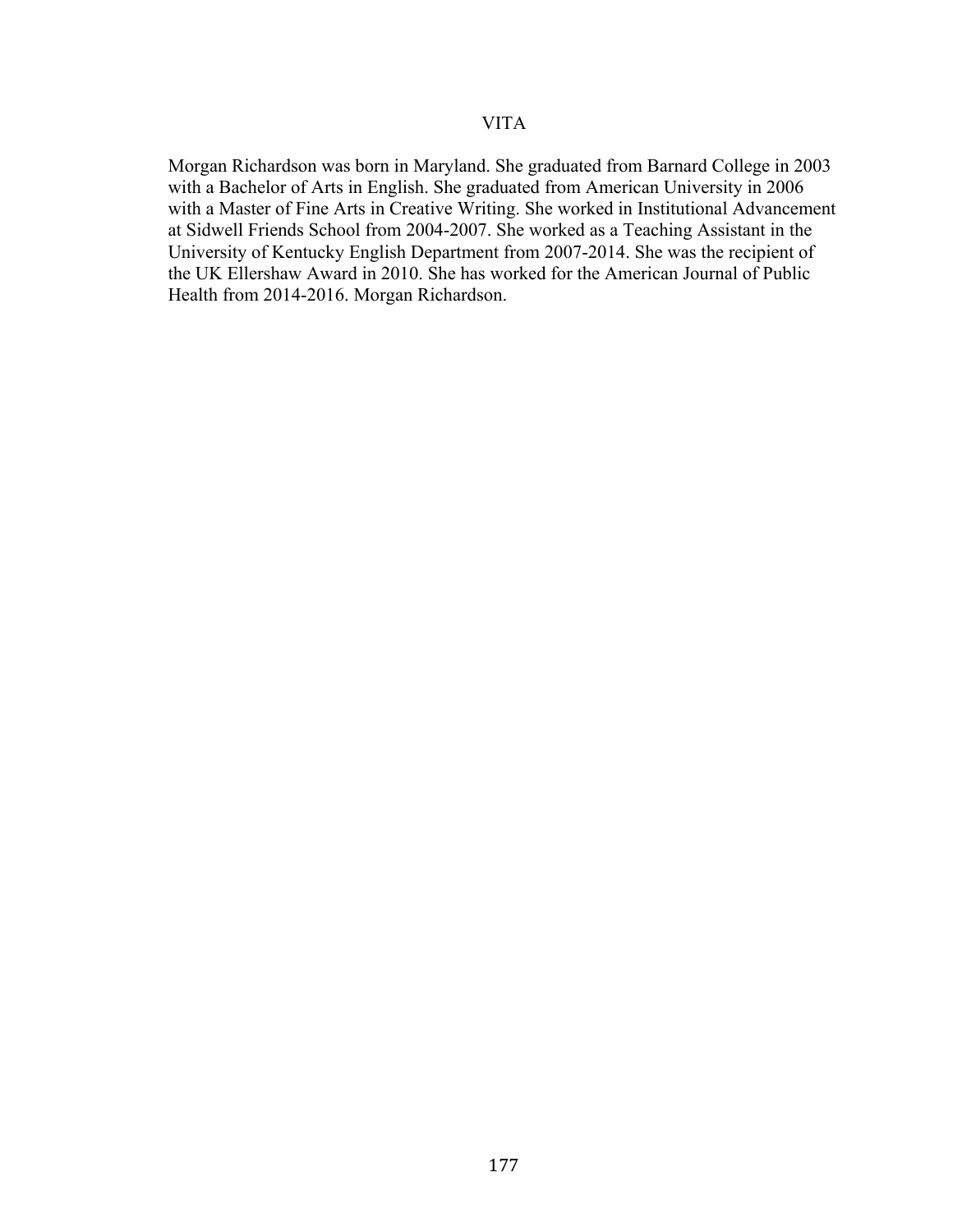# VITA

Morgan Richardson was born in Maryland. She graduated from Barnard College in 2003 with a Bachelor of Arts in English. She graduated from American University in 2006 with a Master of Fine Arts in Creative Writing. She worked in Institutional Advancement at Sidwell Friends School from 2004-2007. She worked as a Teaching Assistant in the University of Kentucky English Department from 2007-2014. She was the recipient of the UK Ellershaw Award in 2010. She has worked for the American Journal of Public Health from 2014-2016. Morgan Richardson.